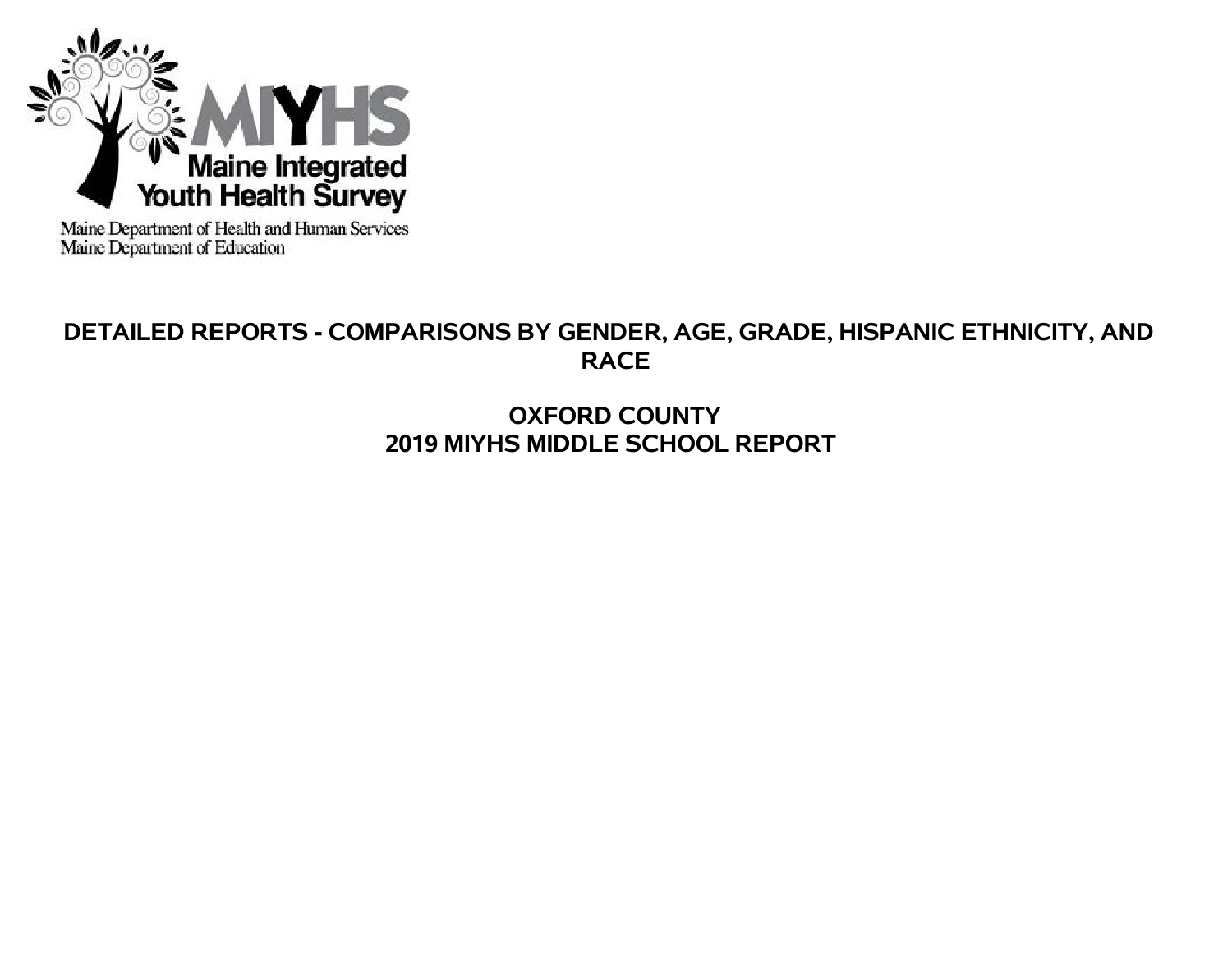MIYHS

Maine Integrated Youth Health Survey

Maine Department of Health and Human Services
Maine Department of Education

# DETAILED REPORTS - COMPARISONS BY GENDER, AGE, GRADE, HISPANIC ETHNICITY, AND RACE

## OXFORD COUNTY
## 2019 MIYHS MIDDLE SCHOOL REPORT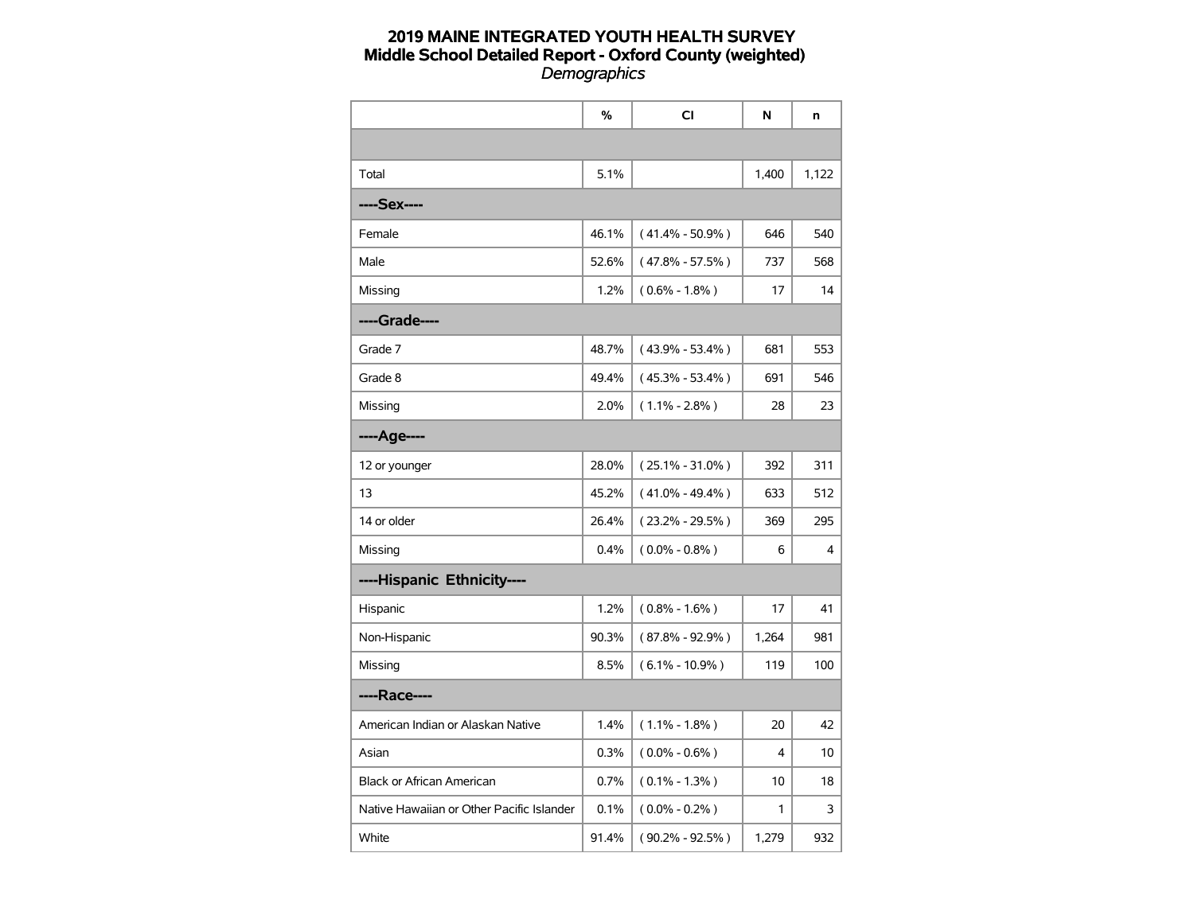# 2019 MAINE INTEGRATED YOUTH HEALTH SURVEY
## Middle School Detailed Report - Oxford County (weighted)
*Demographics*

| | % | CI | N | n |
|---|---|---|---|---|
| | | | | |
| Total | 5.1% | | 1,400 | 1,122 |
| **----Sex----** | | | | |
| Female | 46.1% | ( 41.4% - 50.9% ) | 646 | 540 |
| Male | 52.6% | ( 47.8% - 57.5% ) | 737 | 568 |
| Missing | 1.2% | ( 0.6% - 1.8% ) | 17 | 14 |
| **----Grade----** | | | | |
| Grade 7 | 48.7% | ( 43.9% - 53.4% ) | 681 | 553 |
| Grade 8 | 49.4% | ( 45.3% - 53.4% ) | 691 | 546 |
| Missing | 2.0% | ( 1.1% - 2.8% ) | 28 | 23 |
| **----Age----** | | | | |
| 12 or younger | 28.0% | ( 25.1% - 31.0% ) | 392 | 311 |
| 13 | 45.2% | ( 41.0% - 49.4% ) | 633 | 512 |
| 14 or older | 26.4% | ( 23.2% - 29.5% ) | 369 | 295 |
| Missing | 0.4% | ( 0.0% - 0.8% ) | 6 | 4 |
| **----Hispanic Ethnicity----** | | | | |
| Hispanic | 1.2% | ( 0.8% - 1.6% ) | 17 | 41 |
| Non-Hispanic | 90.3% | ( 87.8% - 92.9% ) | 1,264 | 981 |
| Missing | 8.5% | ( 6.1% - 10.9% ) | 119 | 100 |
| **----Race----** | | | | |
| American Indian or Alaskan Native | 1.4% | ( 1.1% - 1.8% ) | 20 | 42 |
| Asian | 0.3% | ( 0.0% - 0.6% ) | 4 | 10 |
| Black or African American | 0.7% | ( 0.1% - 1.3% ) | 10 | 18 |
| Native Hawaiian or Other Pacific Islander | 0.1% | ( 0.0% - 0.2% ) | 1 | 3 |
| White | 91.4% | ( 90.2% - 92.5% ) | 1,279 | 932 |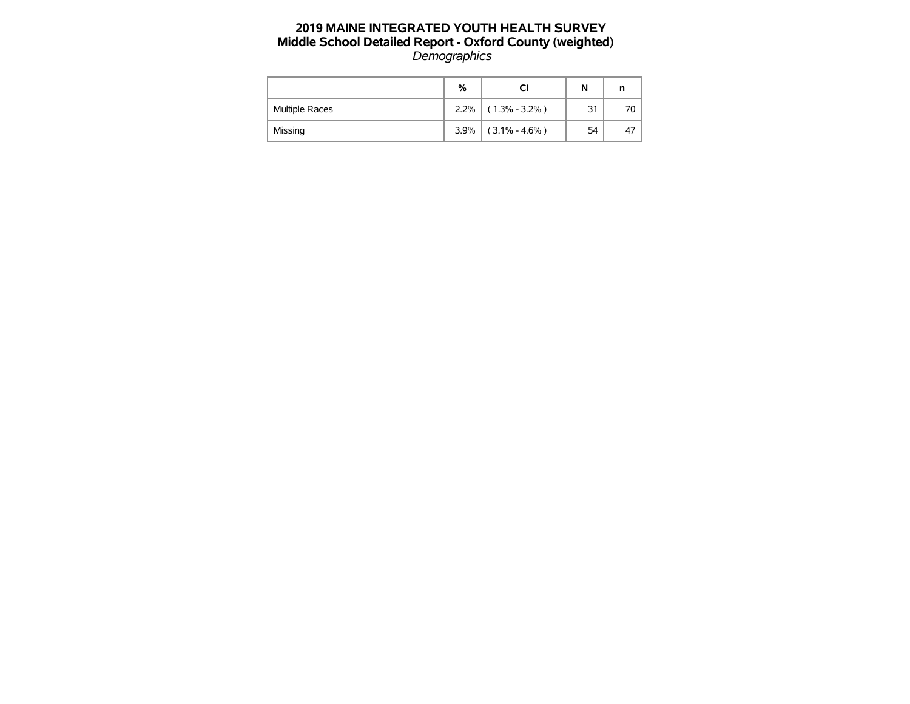# 2019 MAINE INTEGRATED YOUTH HEALTH SURVEY
## Middle School Detailed Report - Oxford County (weighted)
*Demographics*

| | % | CI | N | n |
|---|---|---|---|---|
| Multiple Races | 2.2% | ( 1.3% - 3.2% ) | 31 | 70 |
| Missing | 3.9% | ( 3.1% - 4.6% ) | 54 | 47 |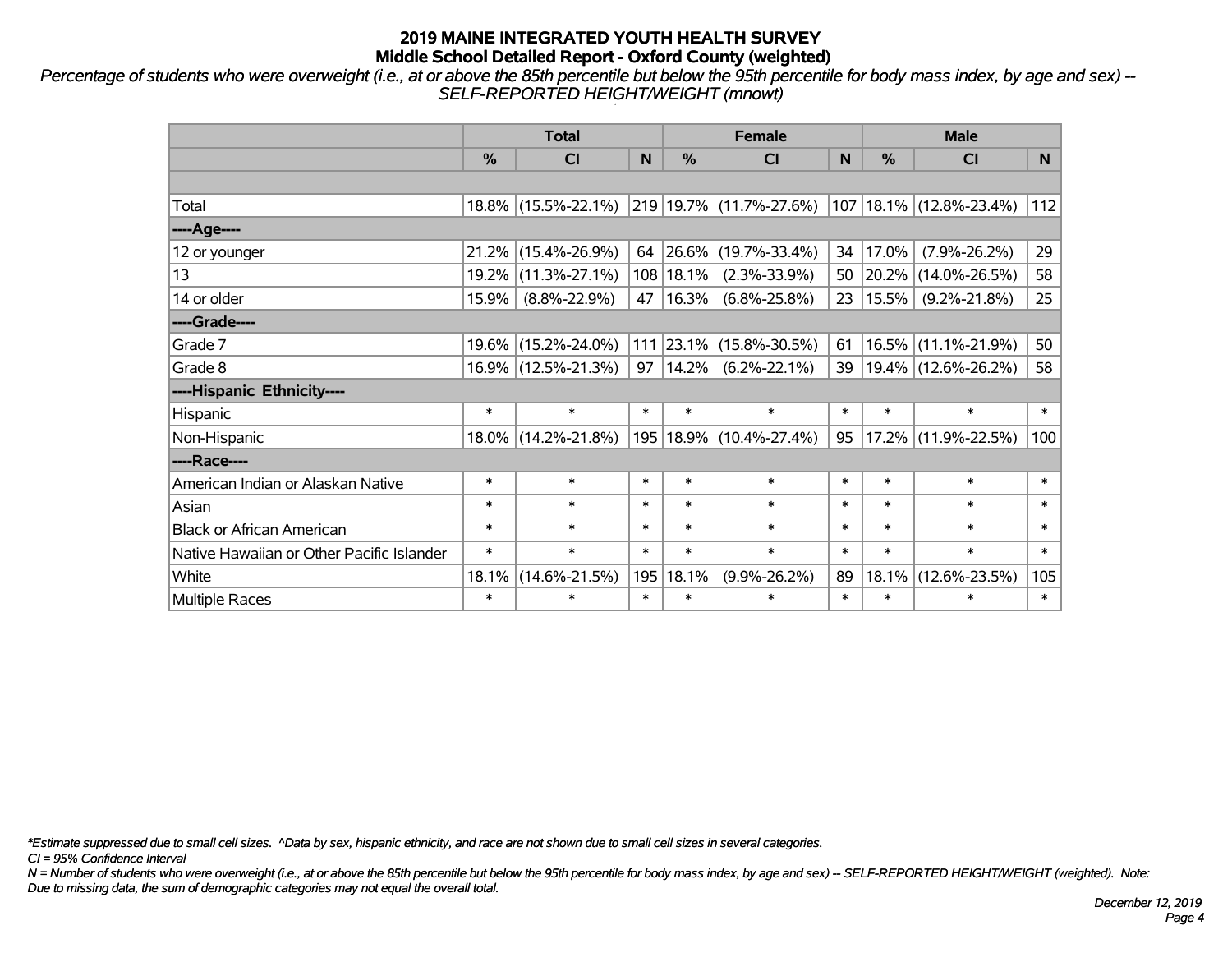# 2019 MAINE INTEGRATED YOUTH HEALTH SURVEY
## Middle School Detailed Report - Oxford County (weighted)

*Percentage of students who were overweight (i.e., at or above the 85th percentile but below the 95th percentile for body mass index, by age and sex) -- SELF-REPORTED HEIGHT/WEIGHT (mnowt)*

| | Total | | | Female | | | Male | | |
|---|---|---|---|---|---|---|---|---|---|
| | % | CI | N | % | CI | N | % | CI | N |
| Total | 18.8% | (15.5%-22.1%) | 219 | 19.7% | (11.7%-27.6%) | 107 | 18.1% | (12.8%-23.4%) | 112 |
| ----Age---- | | | | | | | | | |
| 12 or younger | 21.2% | (15.4%-26.9%) | 64 | 26.6% | (19.7%-33.4%) | 34 | 17.0% | (7.9%-26.2%) | 29 |
| 13 | 19.2% | (11.3%-27.1%) | 108 | 18.1% | (2.3%-33.9%) | 50 | 20.2% | (14.0%-26.5%) | 58 |
| 14 or older | 15.9% | (8.8%-22.9%) | 47 | 16.3% | (6.8%-25.8%) | 23 | 15.5% | (9.2%-21.8%) | 25 |
| ----Grade---- | | | | | | | | | |
| Grade 7 | 19.6% | (15.2%-24.0%) | 111 | 23.1% | (15.8%-30.5%) | 61 | 16.5% | (11.1%-21.9%) | 50 |
| Grade 8 | 16.9% | (12.5%-21.3%) | 97 | 14.2% | (6.2%-22.1%) | 39 | 19.4% | (12.6%-26.2%) | 58 |
| ----Hispanic Ethnicity---- | | | | | | | | | |
| Hispanic | * | * | * | * | * | * | * | * | * |
| Non-Hispanic | 18.0% | (14.2%-21.8%) | 195 | 18.9% | (10.4%-27.4%) | 95 | 17.2% | (11.9%-22.5%) | 100 |
| ----Race---- | | | | | | | | | |
| American Indian or Alaskan Native | * | * | * | * | * | * | * | * | * |
| Asian | * | * | * | * | * | * | * | * | * |
| Black or African American | * | * | * | * | * | * | * | * | * |
| Native Hawaiian or Other Pacific Islander | * | * | * | * | * | * | * | * | * |
| White | 18.1% | (14.6%-21.5%) | 195 | 18.1% | (9.9%-26.2%) | 89 | 18.1% | (12.6%-23.5%) | 105 |
| Multiple Races | * | * | * | * | * | * | * | * | * |

*\*Estimate suppressed due to small cell sizes. ^Data by sex, hispanic ethnicity, and race are not shown due to small cell sizes in several categories.*

*CI = 95% Confidence Interval*

*N = Number of students who were overweight (i.e., at or above the 85th percentile but below the 95th percentile for body mass index, by age and sex) -- SELF-REPORTED HEIGHT/WEIGHT (weighted). Note: Due to missing data, the sum of demographic categories may not equal the overall total.*

*December 12, 2019*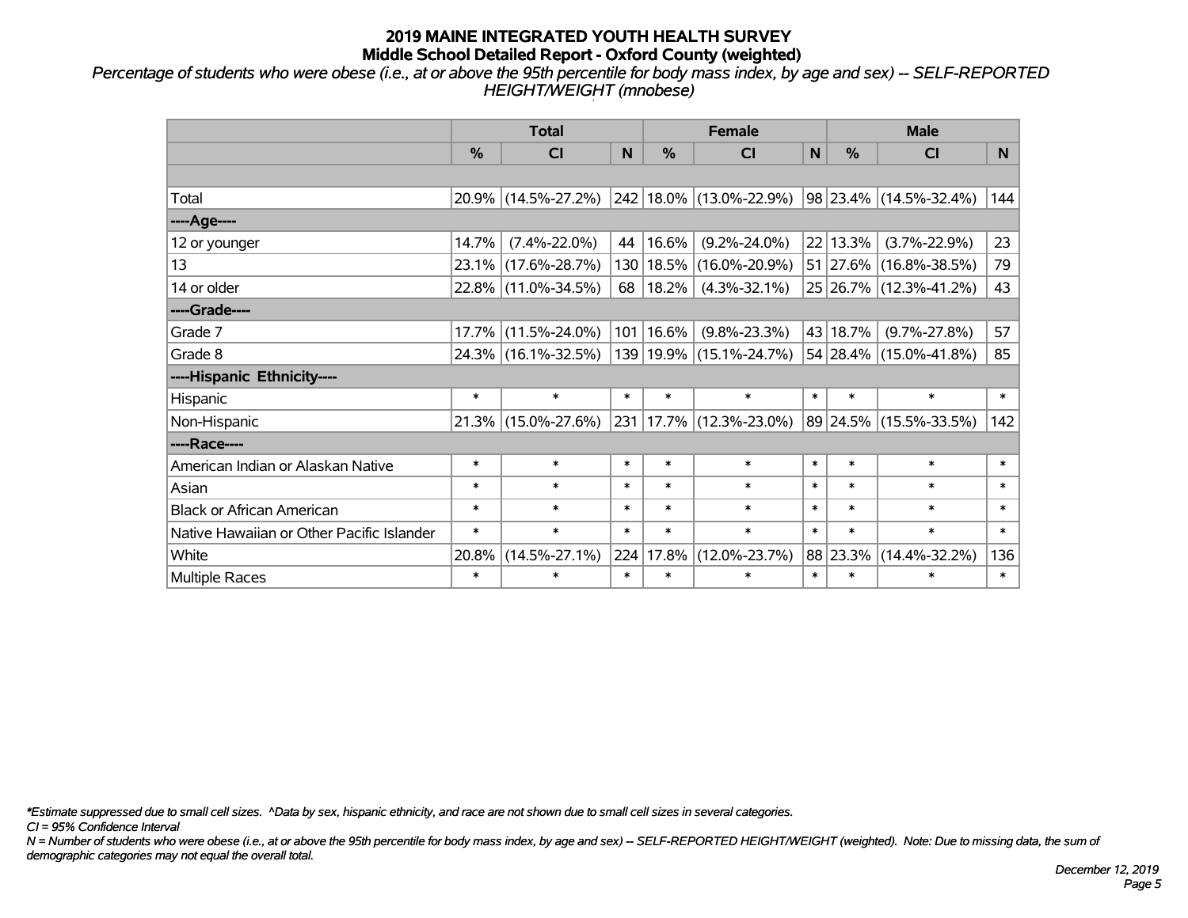**2019 MAINE INTEGRATED YOUTH HEALTH SURVEY**
**Middle School Detailed Report - Oxford County (weighted)**

*Percentage of students who were obese (i.e., at or above the 95th percentile for body mass index, by age and sex) -- SELF-REPORTED HEIGHT/WEIGHT (mnobese)*

| | Total | | | Female | | | Male | | |
|---|---|---|---|---|---|---|---|---|---|
| | % | CI | N | % | CI | N | % | CI | N |
| | | | | | | | | | |
| Total | 20.9% | (14.5%-27.2%) | 242 | 18.0% | (13.0%-22.9%) | 98 | 23.4% | (14.5%-32.4%) | 144 |
| ----Age---- | | | | | | | | | |
| 12 or younger | 14.7% | (7.4%-22.0%) | 44 | 16.6% | (9.2%-24.0%) | 22 | 13.3% | (3.7%-22.9%) | 23 |
| 13 | 23.1% | (17.6%-28.7%) | 130 | 18.5% | (16.0%-20.9%) | 51 | 27.6% | (16.8%-38.5%) | 79 |
| 14 or older | 22.8% | (11.0%-34.5%) | 68 | 18.2% | (4.3%-32.1%) | 25 | 26.7% | (12.3%-41.2%) | 43 |
| ----Grade---- | | | | | | | | | |
| Grade 7 | 17.7% | (11.5%-24.0%) | 101 | 16.6% | (9.8%-23.3%) | 43 | 18.7% | (9.7%-27.8%) | 57 |
| Grade 8 | 24.3% | (16.1%-32.5%) | 139 | 19.9% | (15.1%-24.7%) | 54 | 28.4% | (15.0%-41.8%) | 85 |
| ----Hispanic Ethnicity---- | | | | | | | | | |
| Hispanic | * | * | * | * | * | * | * | * | * |
| Non-Hispanic | 21.3% | (15.0%-27.6%) | 231 | 17.7% | (12.3%-23.0%) | 89 | 24.5% | (15.5%-33.5%) | 142 |
| ----Race---- | | | | | | | | | |
| American Indian or Alaskan Native | * | * | * | * | * | * | * | * | * |
| Asian | * | * | * | * | * | * | * | * | * |
| Black or African American | * | * | * | * | * | * | * | * | * |
| Native Hawaiian or Other Pacific Islander | * | * | * | * | * | * | * | * | * |
| White | 20.8% | (14.5%-27.1%) | 224 | 17.8% | (12.0%-23.7%) | 88 | 23.3% | (14.4%-32.2%) | 136 |
| Multiple Races | * | * | * | * | * | * | * | * | * |

*\*Estimate suppressed due to small cell sizes. ^Data by sex, hispanic ethnicity, and race are not shown due to small cell sizes in several categories.*

*CI = 95% Confidence Interval*

*N = Number of students who were obese (i.e., at or above the 95th percentile for body mass index, by age and sex) -- SELF-REPORTED HEIGHT/WEIGHT (weighted). Note: Due to missing data, the sum of demographic categories may not equal the overall total.*

*December 12, 2019*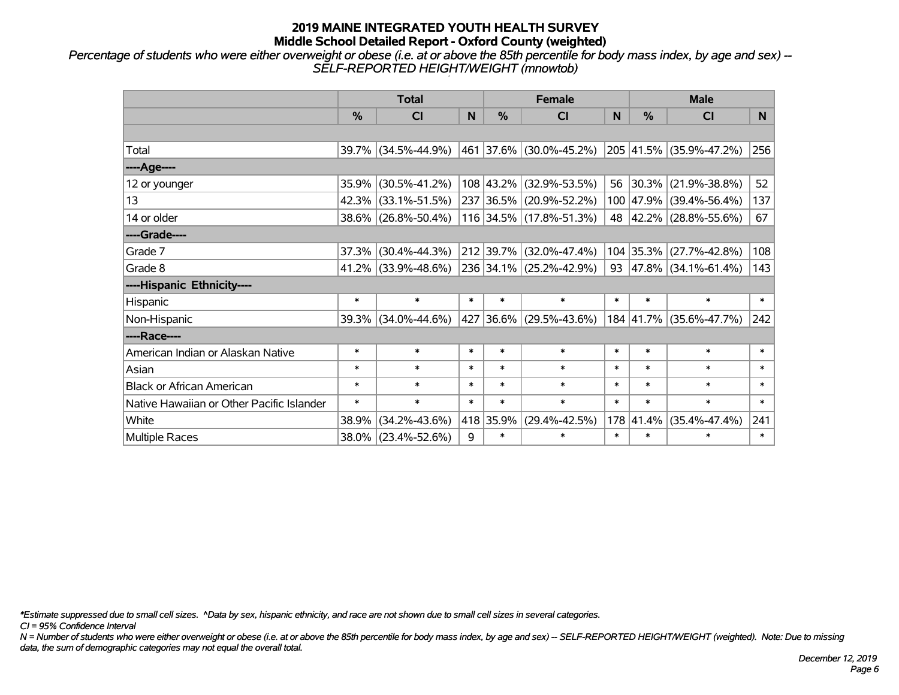# 2019 MAINE INTEGRATED YOUTH HEALTH SURVEY
## Middle School Detailed Report - Oxford County (weighted)

*Percentage of students who were either overweight or obese (i.e. at or above the 85th percentile for body mass index, by age and sex) -- SELF-REPORTED HEIGHT/WEIGHT (mnowtob)*

| | Total | | | Female | | | Male | | |
|---|---|---|---|---|---|---|---|---|---|
| | % | CI | N | % | CI | N | % | CI | N |
| | | | | | | | | | |
| Total | 39.7% | (34.5%-44.9%) | 461 | 37.6% | (30.0%-45.2%) | 205 | 41.5% | (35.9%-47.2%) | 256 |
| ----Age---- | | | | | | | | | |
| 12 or younger | 35.9% | (30.5%-41.2%) | 108 | 43.2% | (32.9%-53.5%) | 56 | 30.3% | (21.9%-38.8%) | 52 |
| 13 | 42.3% | (33.1%-51.5%) | 237 | 36.5% | (20.9%-52.2%) | 100 | 47.9% | (39.4%-56.4%) | 137 |
| 14 or older | 38.6% | (26.8%-50.4%) | 116 | 34.5% | (17.8%-51.3%) | 48 | 42.2% | (28.8%-55.6%) | 67 |
| ----Grade---- | | | | | | | | | |
| Grade 7 | 37.3% | (30.4%-44.3%) | 212 | 39.7% | (32.0%-47.4%) | 104 | 35.3% | (27.7%-42.8%) | 108 |
| Grade 8 | 41.2% | (33.9%-48.6%) | 236 | 34.1% | (25.2%-42.9%) | 93 | 47.8% | (34.1%-61.4%) | 143 |
| ----Hispanic Ethnicity---- | | | | | | | | | |
| Hispanic | * | * | * | * | * | * | * | * | * |
| Non-Hispanic | 39.3% | (34.0%-44.6%) | 427 | 36.6% | (29.5%-43.6%) | 184 | 41.7% | (35.6%-47.7%) | 242 |
| ----Race---- | | | | | | | | | |
| American Indian or Alaskan Native | * | * | * | * | * | * | * | * | * |
| Asian | * | * | * | * | * | * | * | * | * |
| Black or African American | * | * | * | * | * | * | * | * | * |
| Native Hawaiian or Other Pacific Islander | * | * | * | * | * | * | * | * | * |
| White | 38.9% | (34.2%-43.6%) | 418 | 35.9% | (29.4%-42.5%) | 178 | 41.4% | (35.4%-47.4%) | 241 |
| Multiple Races | 38.0% | (23.4%-52.6%) | 9 | * | * | * | * | * | * |

*\*Estimate suppressed due to small cell sizes. ^Data by sex, hispanic ethnicity, and race are not shown due to small cell sizes in several categories.*

*CI = 95% Confidence Interval*

*N = Number of students who were either overweight or obese (i.e. at or above the 85th percentile for body mass index, by age and sex) -- SELF-REPORTED HEIGHT/WEIGHT (weighted). Note: Due to missing data, the sum of demographic categories may not equal the overall total.*

*December 12, 2019*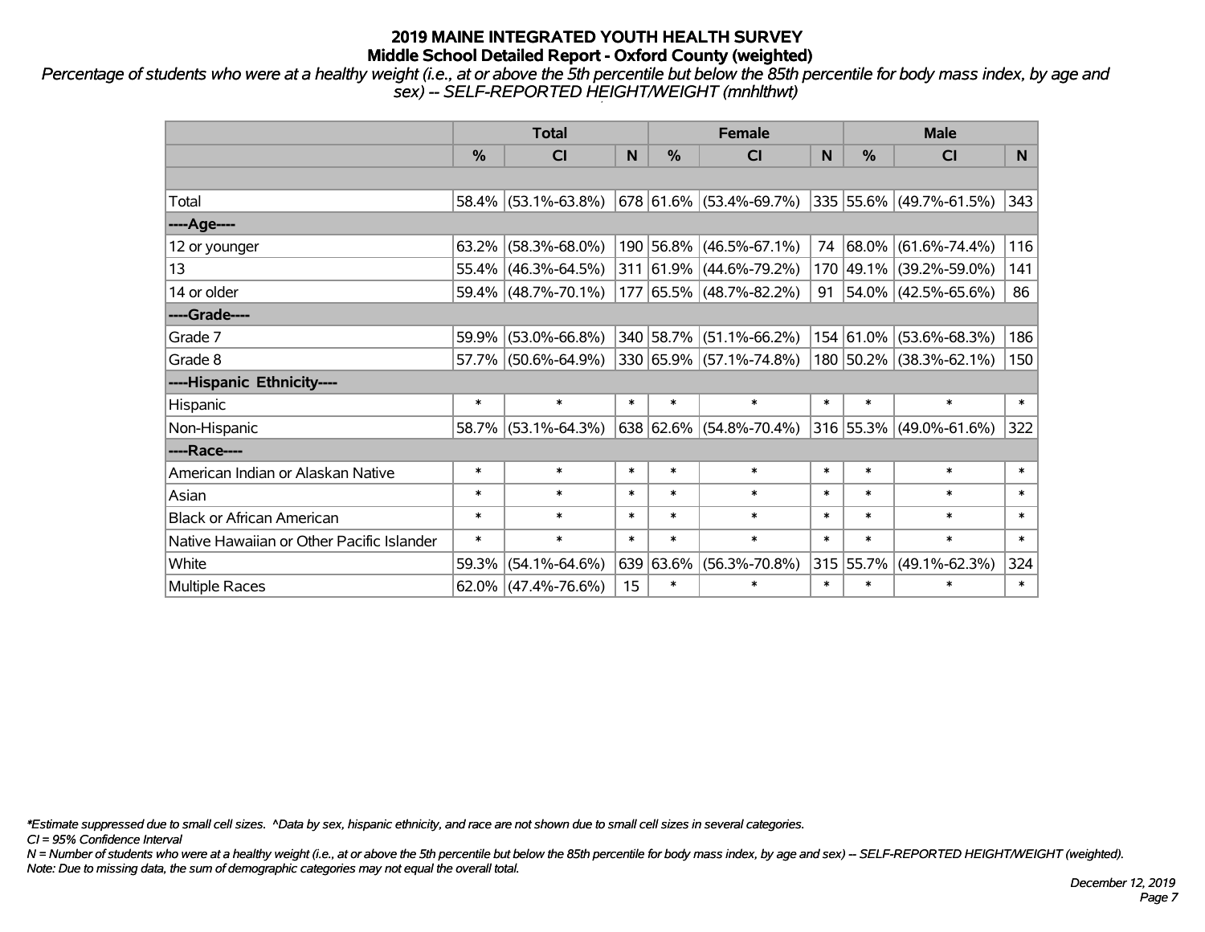# 2019 MAINE INTEGRATED YOUTH HEALTH SURVEY
## Middle School Detailed Report - Oxford County (weighted)

*Percentage of students who were at a healthy weight (i.e., at or above the 5th percentile but below the 85th percentile for body mass index, by age and sex) -- SELF-REPORTED HEIGHT/WEIGHT (mnhlthwt)*

| | Total | | | Female | | | Male | | |
|---|---|---|---|---|---|---|---|---|---|
| | % | CI | N | % | CI | N | % | CI | N |
| | | | | | | | | | |
| Total | 58.4% | (53.1%-63.8%) | 678 | 61.6% | (53.4%-69.7%) | 335 | 55.6% | (49.7%-61.5%) | 343 |
| ----Age---- | | | | | | | | | |
| 12 or younger | 63.2% | (58.3%-68.0%) | 190 | 56.8% | (46.5%-67.1%) | 74 | 68.0% | (61.6%-74.4%) | 116 |
| 13 | 55.4% | (46.3%-64.5%) | 311 | 61.9% | (44.6%-79.2%) | 170 | 49.1% | (39.2%-59.0%) | 141 |
| 14 or older | 59.4% | (48.7%-70.1%) | 177 | 65.5% | (48.7%-82.2%) | 91 | 54.0% | (42.5%-65.6%) | 86 |
| ----Grade---- | | | | | | | | | |
| Grade 7 | 59.9% | (53.0%-66.8%) | 340 | 58.7% | (51.1%-66.2%) | 154 | 61.0% | (53.6%-68.3%) | 186 |
| Grade 8 | 57.7% | (50.6%-64.9%) | 330 | 65.9% | (57.1%-74.8%) | 180 | 50.2% | (38.3%-62.1%) | 150 |
| ----Hispanic Ethnicity---- | | | | | | | | | |
| Hispanic | * | * | * | * | * | * | * | * | * |
| Non-Hispanic | 58.7% | (53.1%-64.3%) | 638 | 62.6% | (54.8%-70.4%) | 316 | 55.3% | (49.0%-61.6%) | 322 |
| ----Race---- | | | | | | | | | |
| American Indian or Alaskan Native | * | * | * | * | * | * | * | * | * |
| Asian | * | * | * | * | * | * | * | * | * |
| Black or African American | * | * | * | * | * | * | * | * | * |
| Native Hawaiian or Other Pacific Islander | * | * | * | * | * | * | * | * | * |
| White | 59.3% | (54.1%-64.6%) | 639 | 63.6% | (56.3%-70.8%) | 315 | 55.7% | (49.1%-62.3%) | 324 |
| Multiple Races | 62.0% | (47.4%-76.6%) | 15 | * | * | * | * | * | * |

*\*Estimate suppressed due to small cell sizes. ^Data by sex, hispanic ethnicity, and race are not shown due to small cell sizes in several categories.*

*CI = 95% Confidence Interval*

*N = Number of students who were at a healthy weight (i.e., at or above the 5th percentile but below the 85th percentile for body mass index, by age and sex) -- SELF-REPORTED HEIGHT/WEIGHT (weighted).*

*Note: Due to missing data, the sum of demographic categories may not equal the overall total.*

*December 12, 2019*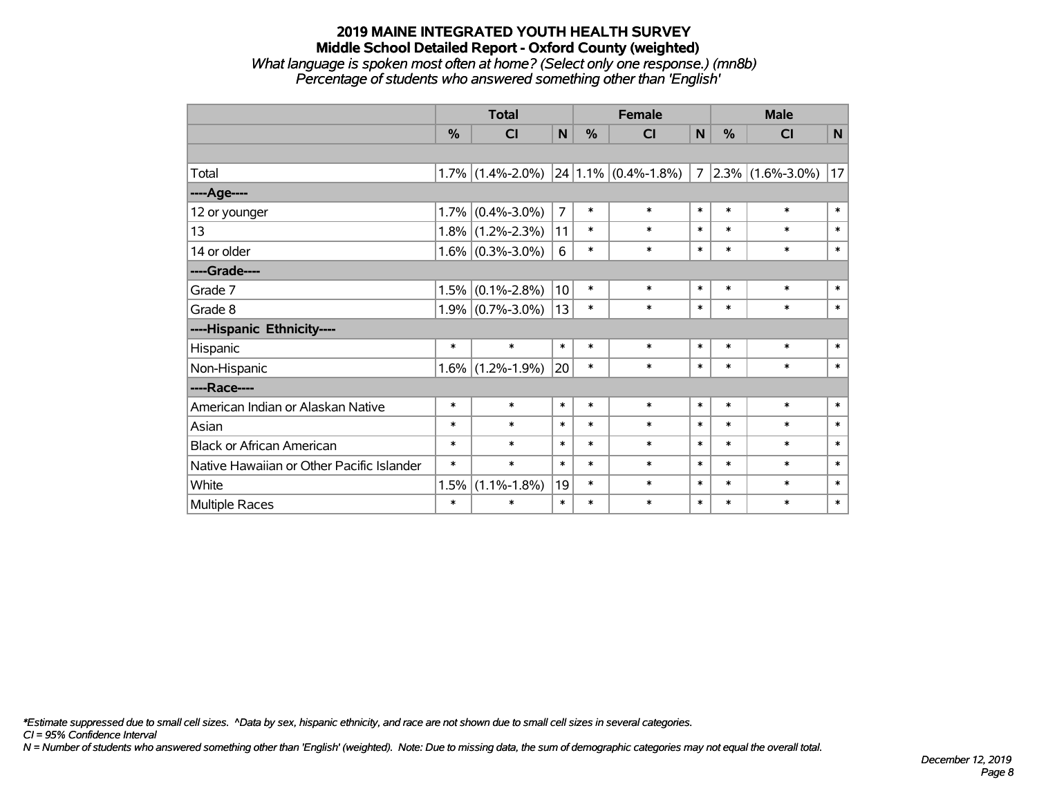**2019 MAINE INTEGRATED YOUTH HEALTH SURVEY**
**Middle School Detailed Report - Oxford County (weighted)**
*What language is spoken most often at home? (Select only one response.) (mn8b)*
*Percentage of students who answered something other than 'English'*

| | Total | | | Female | | | Male | | |
|---|---|---|---|---|---|---|---|---|---|
| | % | CI | N | % | CI | N | % | CI | N |
| | | | | | | | | | |
| Total | 1.7% | (1.4%-2.0%) | 24 | 1.1% | (0.4%-1.8%) | 7 | 2.3% | (1.6%-3.0%) | 17 |
| ----Age---- | | | | | | | | | |
| 12 or younger | 1.7% | (0.4%-3.0%) | 7 | * | * | * | * | * | * |
| 13 | 1.8% | (1.2%-2.3%) | 11 | * | * | * | * | * | * |
| 14 or older | 1.6% | (0.3%-3.0%) | 6 | * | * | * | * | * | * |
| ----Grade---- | | | | | | | | | |
| Grade 7 | 1.5% | (0.1%-2.8%) | 10 | * | * | * | * | * | * |
| Grade 8 | 1.9% | (0.7%-3.0%) | 13 | * | * | * | * | * | * |
| ----Hispanic Ethnicity---- | | | | | | | | | |
| Hispanic | * | * | * | * | * | * | * | * | * |
| Non-Hispanic | 1.6% | (1.2%-1.9%) | 20 | * | * | * | * | * | * |
| ----Race---- | | | | | | | | | |
| American Indian or Alaskan Native | * | * | * | * | * | * | * | * | * |
| Asian | * | * | * | * | * | * | * | * | * |
| Black or African American | * | * | * | * | * | * | * | * | * |
| Native Hawaiian or Other Pacific Islander | * | * | * | * | * | * | * | * | * |
| White | 1.5% | (1.1%-1.8%) | 19 | * | * | * | * | * | * |
| Multiple Races | * | * | * | * | * | * | * | * | * |

*\*Estimate suppressed due to small cell sizes. ^Data by sex, hispanic ethnicity, and race are not shown due to small cell sizes in several categories.*
*CI = 95% Confidence Interval*
*N = Number of students who answered something other than 'English' (weighted). Note: Due to missing data, the sum of demographic categories may not equal the overall total.*

*December 12, 2019*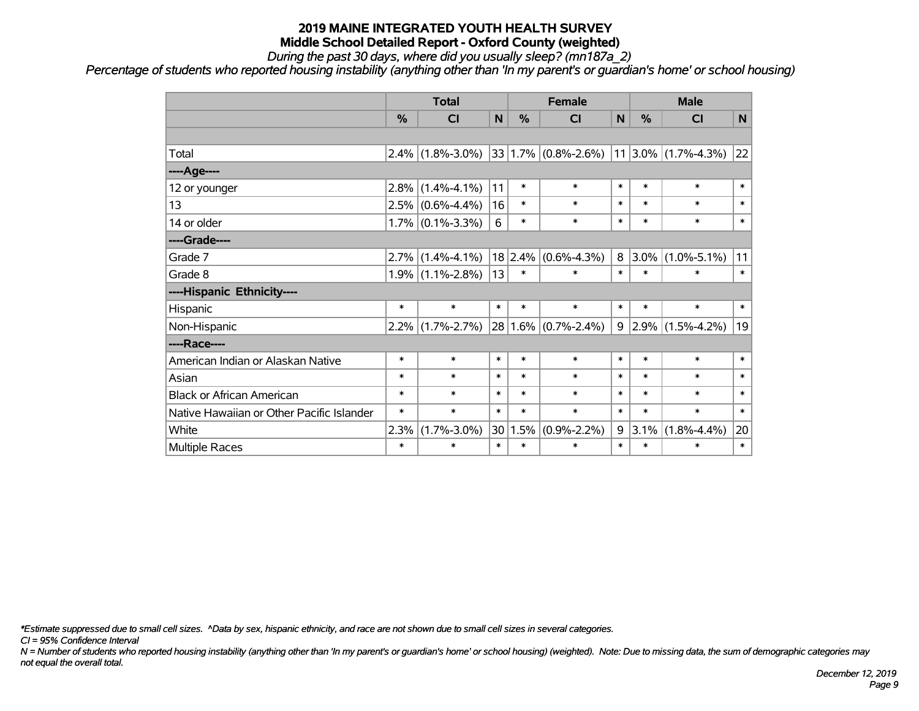# 2019 MAINE INTEGRATED YOUTH HEALTH SURVEY
## Middle School Detailed Report - Oxford County (weighted)
*During the past 30 days, where did you usually sleep? (mn187a_2)*
*Percentage of students who reported housing instability (anything other than 'In my parent's or guardian's home' or school housing)*

| | Total | | | Female | | | Male | | |
|---|---|---|---|---|---|---|---|---|---|
| | % | CI | N | % | CI | N | % | CI | N |
| Total | 2.4% | (1.8%-3.0%) | 33 | 1.7% | (0.8%-2.6%) | 11 | 3.0% | (1.7%-4.3%) | 22 |
| ----Age---- | | | | | | | | | |
| 12 or younger | 2.8% | (1.4%-4.1%) | 11 | * | * | * | * | * | * |
| 13 | 2.5% | (0.6%-4.4%) | 16 | * | * | * | * | * | * |
| 14 or older | 1.7% | (0.1%-3.3%) | 6 | * | * | * | * | * | * |
| ----Grade---- | | | | | | | | | |
| Grade 7 | 2.7% | (1.4%-4.1%) | 18 | 2.4% | (0.6%-4.3%) | 8 | 3.0% | (1.0%-5.1%) | 11 |
| Grade 8 | 1.9% | (1.1%-2.8%) | 13 | * | * | * | * | * | * |
| ----Hispanic Ethnicity---- | | | | | | | | | |
| Hispanic | * | * | * | * | * | * | * | * | * |
| Non-Hispanic | 2.2% | (1.7%-2.7%) | 28 | 1.6% | (0.7%-2.4%) | 9 | 2.9% | (1.5%-4.2%) | 19 |
| ----Race---- | | | | | | | | | |
| American Indian or Alaskan Native | * | * | * | * | * | * | * | * | * |
| Asian | * | * | * | * | * | * | * | * | * |
| Black or African American | * | * | * | * | * | * | * | * | * |
| Native Hawaiian or Other Pacific Islander | * | * | * | * | * | * | * | * | * |
| White | 2.3% | (1.7%-3.0%) | 30 | 1.5% | (0.9%-2.2%) | 9 | 3.1% | (1.8%-4.4%) | 20 |
| Multiple Races | * | * | * | * | * | * | * | * | * |

*\*Estimate suppressed due to small cell sizes. ^Data by sex, hispanic ethnicity, and race are not shown due to small cell sizes in several categories.*

*CI = 95% Confidence Interval*

*N = Number of students who reported housing instability (anything other than 'In my parent's or guardian's home' or school housing) (weighted). Note: Due to missing data, the sum of demographic categories may not equal the overall total.*

*December 12, 2019*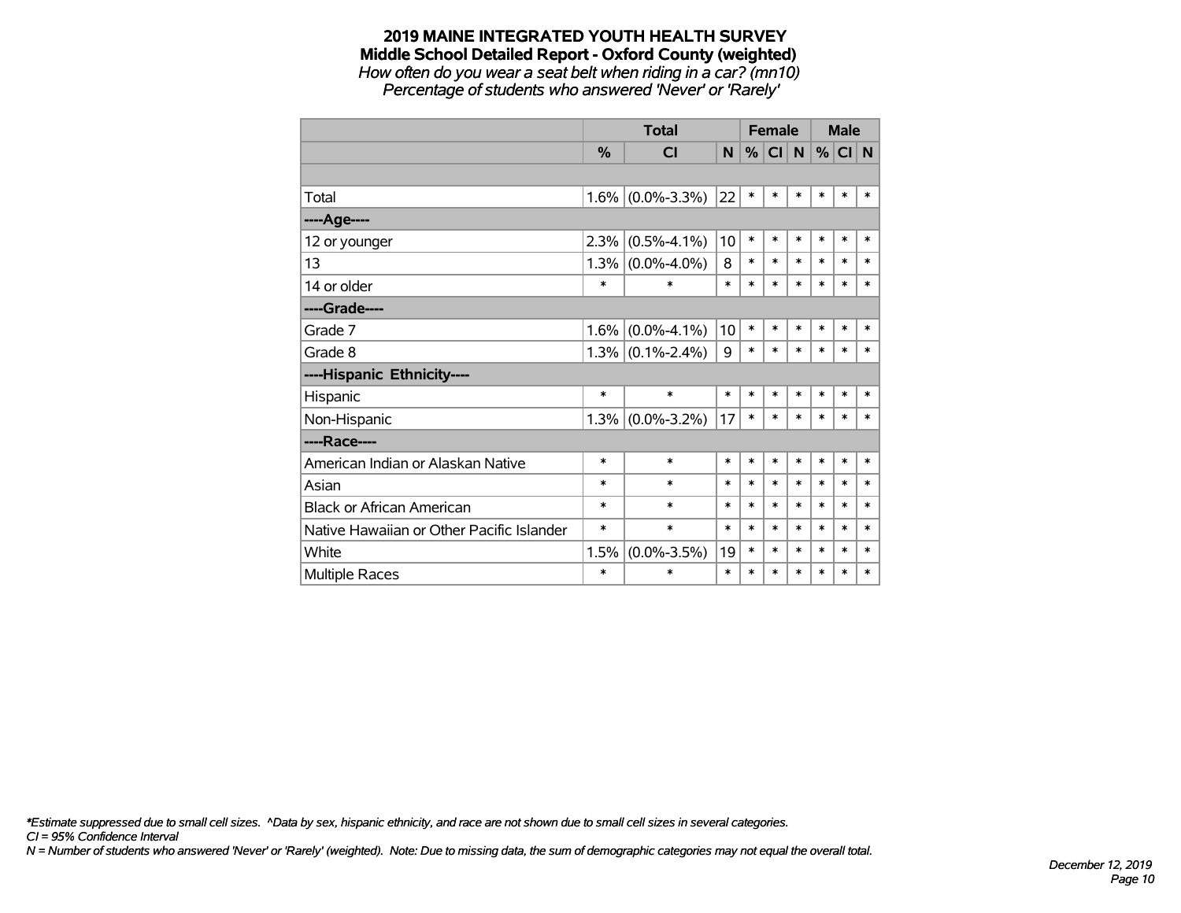# 2019 MAINE INTEGRATED YOUTH HEALTH SURVEY

## Middle School Detailed Report - Oxford County (weighted)

*How often do you wear a seat belt when riding in a car? (mn10)*

*Percentage of students who answered 'Never' or 'Rarely'*

| | Total | | | Female | | | Male | | |
|---|---|---|---|---|---|---|---|---|---|
| | % | CI | N | % | CI | N | % | CI | N |
| | | | | | | | | | |
| Total | 1.6% | (0.0%-3.3%) | 22 | * | * | * | * | * | * |
| ----Age---- | | | | | | | | | |
| 12 or younger | 2.3% | (0.5%-4.1%) | 10 | * | * | * | * | * | * |
| 13 | 1.3% | (0.0%-4.0%) | 8 | * | * | * | * | * | * |
| 14 or older | * | * | * | * | * | * | * | * | * |
| ----Grade---- | | | | | | | | | |
| Grade 7 | 1.6% | (0.0%-4.1%) | 10 | * | * | * | * | * | * |
| Grade 8 | 1.3% | (0.1%-2.4%) | 9 | * | * | * | * | * | * |
| ----Hispanic Ethnicity---- | | | | | | | | | |
| Hispanic | * | * | * | * | * | * | * | * | * |
| Non-Hispanic | 1.3% | (0.0%-3.2%) | 17 | * | * | * | * | * | * |
| ----Race---- | | | | | | | | | |
| American Indian or Alaskan Native | * | * | * | * | * | * | * | * | * |
| Asian | * | * | * | * | * | * | * | * | * |
| Black or African American | * | * | * | * | * | * | * | * | * |
| Native Hawaiian or Other Pacific Islander | * | * | * | * | * | * | * | * | * |
| White | 1.5% | (0.0%-3.5%) | 19 | * | * | * | * | * | * |
| Multiple Races | * | * | * | * | * | * | * | * | * |

*\*Estimate suppressed due to small cell sizes. ^Data by sex, hispanic ethnicity, and race are not shown due to small cell sizes in several categories.*

*CI = 95% Confidence Interval*

*N = Number of students who answered 'Never' or 'Rarely' (weighted). Note: Due to missing data, the sum of demographic categories may not equal the overall total.*

*December 12, 2019*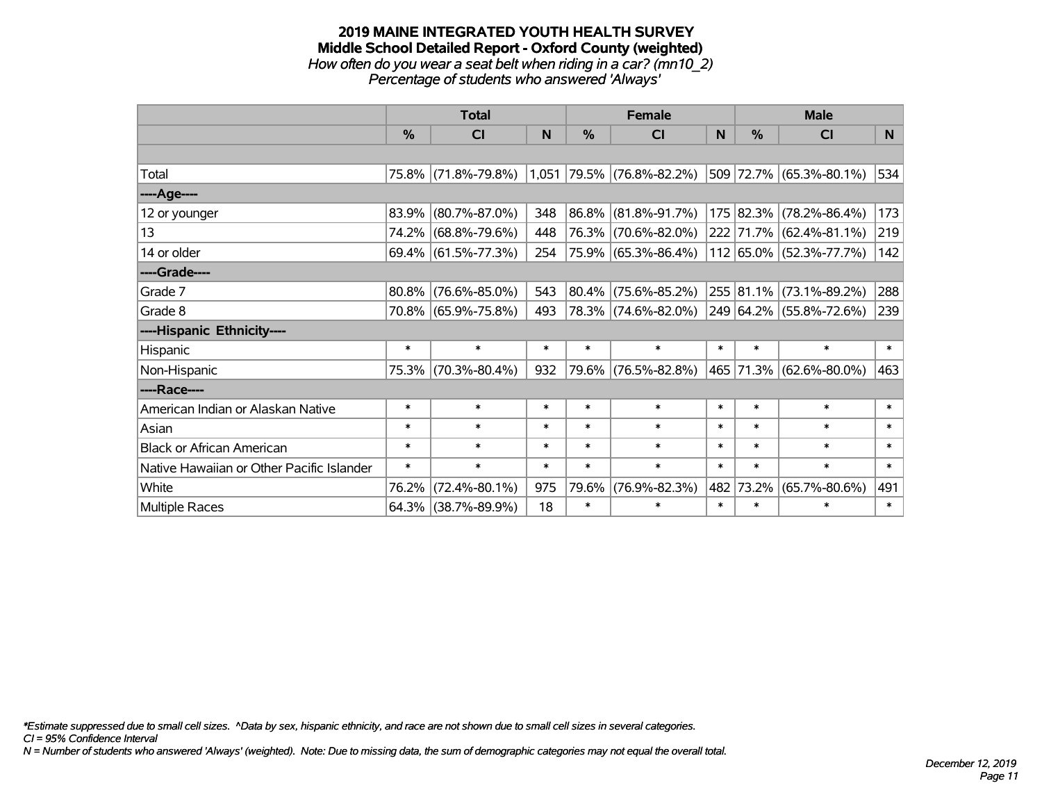# 2019 MAINE INTEGRATED YOUTH HEALTH SURVEY
## Middle School Detailed Report - Oxford County (weighted)
*How often do you wear a seat belt when riding in a car? (mn10_2)*
*Percentage of students who answered 'Always'*

| | Total | | | Female | | | Male | | |
|---|---|---|---|---|---|---|---|---|---|
| | % | CI | N | % | CI | N | % | CI | N |
| Total | 75.8% | (71.8%-79.8%) | 1,051 | 79.5% | (76.8%-82.2%) | 509 | 72.7% | (65.3%-80.1%) | 534 |
| ----Age---- | | | | | | | | | |
| 12 or younger | 83.9% | (80.7%-87.0%) | 348 | 86.8% | (81.8%-91.7%) | 175 | 82.3% | (78.2%-86.4%) | 173 |
| 13 | 74.2% | (68.8%-79.6%) | 448 | 76.3% | (70.6%-82.0%) | 222 | 71.7% | (62.4%-81.1%) | 219 |
| 14 or older | 69.4% | (61.5%-77.3%) | 254 | 75.9% | (65.3%-86.4%) | 112 | 65.0% | (52.3%-77.7%) | 142 |
| ----Grade---- | | | | | | | | | |
| Grade 7 | 80.8% | (76.6%-85.0%) | 543 | 80.4% | (75.6%-85.2%) | 255 | 81.1% | (73.1%-89.2%) | 288 |
| Grade 8 | 70.8% | (65.9%-75.8%) | 493 | 78.3% | (74.6%-82.0%) | 249 | 64.2% | (55.8%-72.6%) | 239 |
| ----Hispanic Ethnicity---- | | | | | | | | | |
| Hispanic | * | * | * | * | * | * | * | * | * |
| Non-Hispanic | 75.3% | (70.3%-80.4%) | 932 | 79.6% | (76.5%-82.8%) | 465 | 71.3% | (62.6%-80.0%) | 463 |
| ----Race---- | | | | | | | | | |
| American Indian or Alaskan Native | * | * | * | * | * | * | * | * | * |
| Asian | * | * | * | * | * | * | * | * | * |
| Black or African American | * | * | * | * | * | * | * | * | * |
| Native Hawaiian or Other Pacific Islander | * | * | * | * | * | * | * | * | * |
| White | 76.2% | (72.4%-80.1%) | 975 | 79.6% | (76.9%-82.3%) | 482 | 73.2% | (65.7%-80.6%) | 491 |
| Multiple Races | 64.3% | (38.7%-89.9%) | 18 | * | * | * | * | * | * |

*Estimate suppressed due to small cell sizes. ^Data by sex, hispanic ethnicity, and race are not shown due to small cell sizes in several categories.
CI = 95% Confidence Interval
N = Number of students who answered 'Always' (weighted). Note: Due to missing data, the sum of demographic categories may not equal the overall total.

December 12, 2019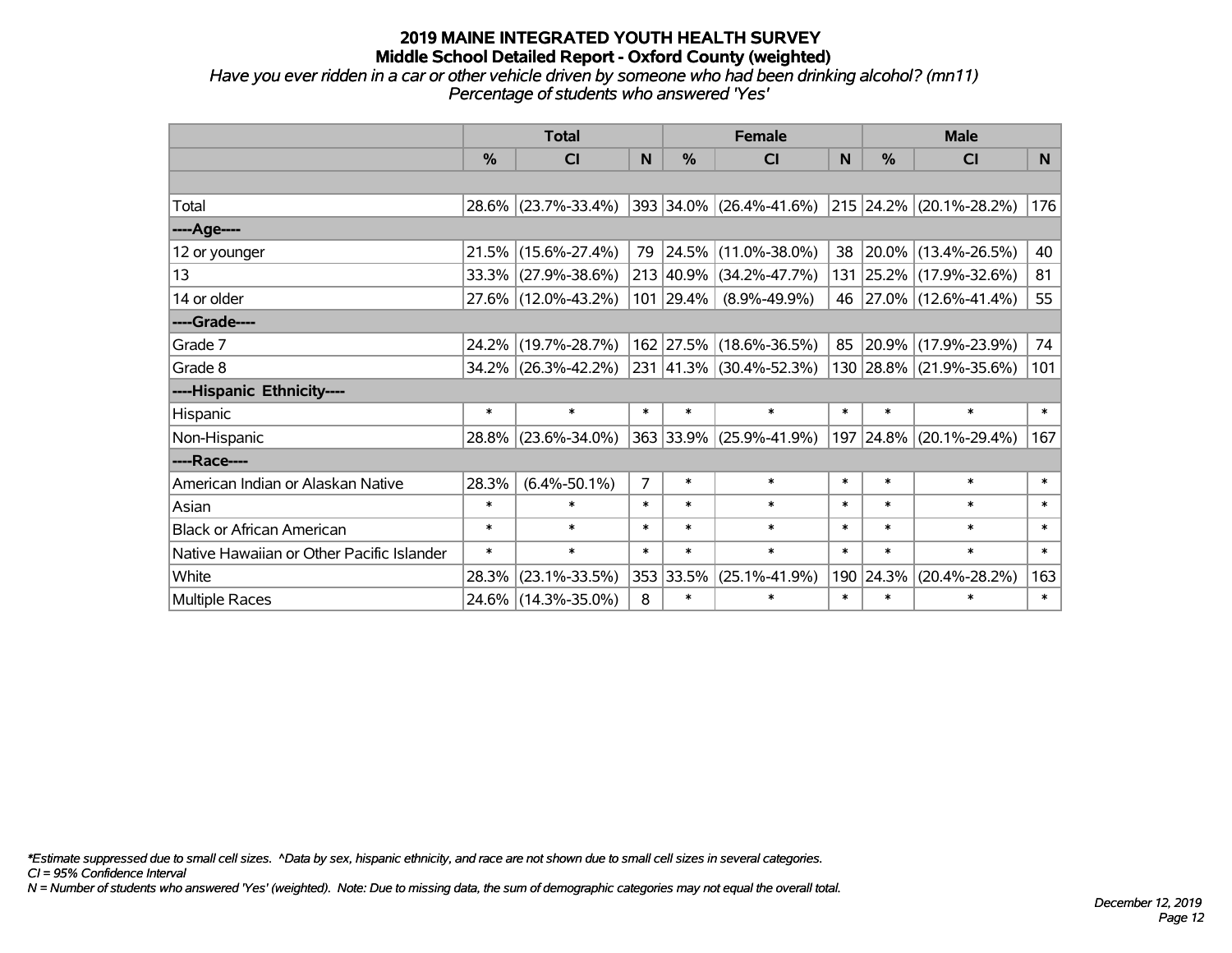# 2019 MAINE INTEGRATED YOUTH HEALTH SURVEY
## Middle School Detailed Report - Oxford County (weighted)
*Have you ever ridden in a car or other vehicle driven by someone who had been drinking alcohol? (mn11)*
*Percentage of students who answered 'Yes'*

| | Total | | | Female | | | Male | | |
|---|---|---|---|---|---|---|---|---|---|
| | % | CI | N | % | CI | N | % | CI | N |
| Total | 28.6% | (23.7%-33.4%) | 393 | 34.0% | (26.4%-41.6%) | 215 | 24.2% | (20.1%-28.2%) | 176 |
| ----Age---- | | | | | | | | | |
| 12 or younger | 21.5% | (15.6%-27.4%) | 79 | 24.5% | (11.0%-38.0%) | 38 | 20.0% | (13.4%-26.5%) | 40 |
| 13 | 33.3% | (27.9%-38.6%) | 213 | 40.9% | (34.2%-47.7%) | 131 | 25.2% | (17.9%-32.6%) | 81 |
| 14 or older | 27.6% | (12.0%-43.2%) | 101 | 29.4% | (8.9%-49.9%) | 46 | 27.0% | (12.6%-41.4%) | 55 |
| ----Grade---- | | | | | | | | | |
| Grade 7 | 24.2% | (19.7%-28.7%) | 162 | 27.5% | (18.6%-36.5%) | 85 | 20.9% | (17.9%-23.9%) | 74 |
| Grade 8 | 34.2% | (26.3%-42.2%) | 231 | 41.3% | (30.4%-52.3%) | 130 | 28.8% | (21.9%-35.6%) | 101 |
| ----Hispanic Ethnicity---- | | | | | | | | | |
| Hispanic | * | * | * | * | * | * | * | * | * |
| Non-Hispanic | 28.8% | (23.6%-34.0%) | 363 | 33.9% | (25.9%-41.9%) | 197 | 24.8% | (20.1%-29.4%) | 167 |
| ----Race---- | | | | | | | | | |
| American Indian or Alaskan Native | 28.3% | (6.4%-50.1%) | 7 | * | * | * | * | * | * |
| Asian | * | * | * | * | * | * | * | * | * |
| Black or African American | * | * | * | * | * | * | * | * | * |
| Native Hawaiian or Other Pacific Islander | * | * | * | * | * | * | * | * | * |
| White | 28.3% | (23.1%-33.5%) | 353 | 33.5% | (25.1%-41.9%) | 190 | 24.3% | (20.4%-28.2%) | 163 |
| Multiple Races | 24.6% | (14.3%-35.0%) | 8 | * | * | * | * | * | * |

*\*Estimate suppressed due to small cell sizes. ^Data by sex, hispanic ethnicity, and race are not shown due to small cell sizes in several categories.*
*CI = 95% Confidence Interval*
*N = Number of students who answered 'Yes' (weighted). Note: Due to missing data, the sum of demographic categories may not equal the overall total.*

*December 12, 2019*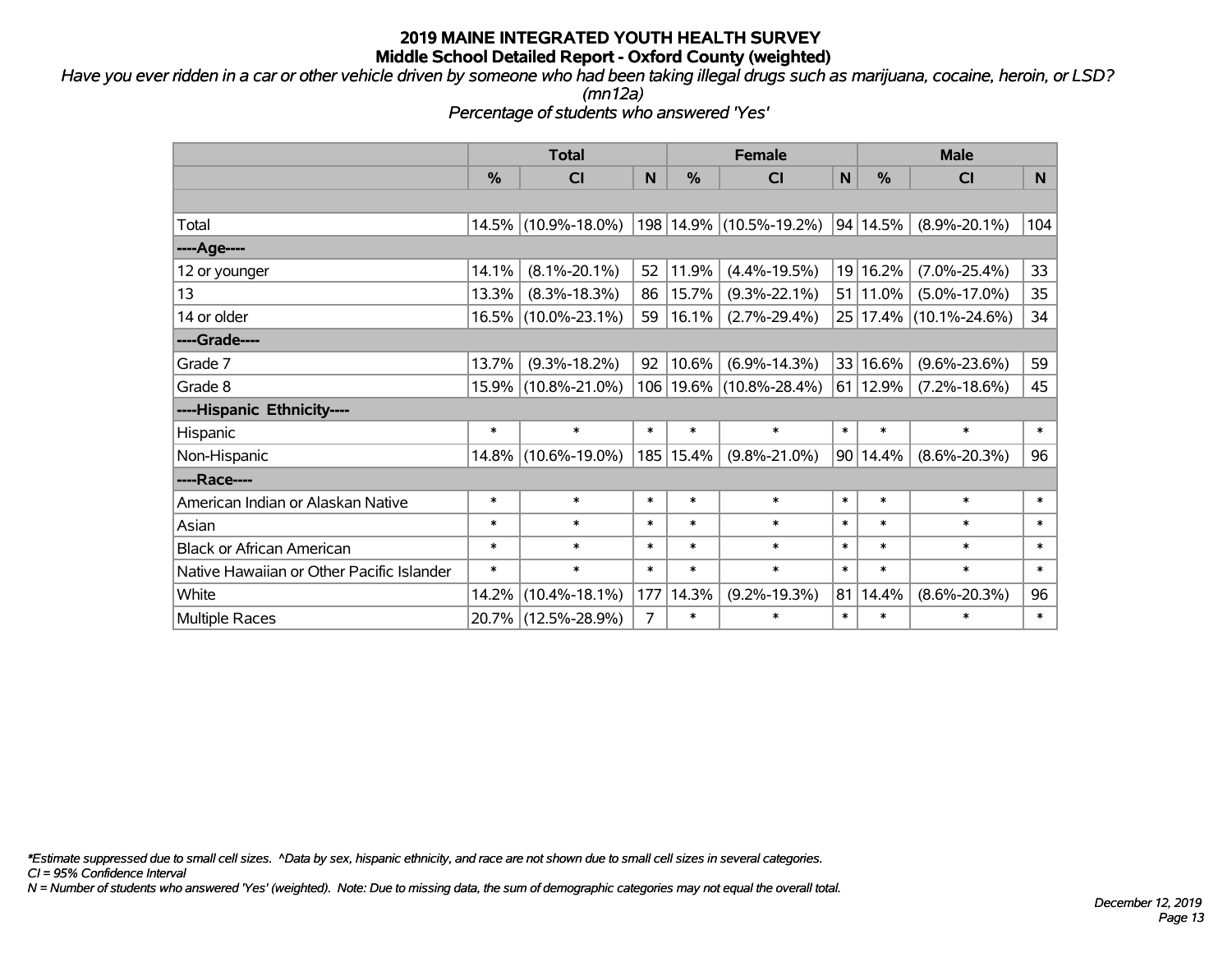# 2019 MAINE INTEGRATED YOUTH HEALTH SURVEY
## Middle School Detailed Report - Oxford County (weighted)

*Have you ever ridden in a car or other vehicle driven by someone who had been taking illegal drugs such as marijuana, cocaine, heroin, or LSD? (mn12a)*

*Percentage of students who answered 'Yes'*

| | Total | | | Female | | | Male | | |
|---|---|---|---|---|---|---|---|---|---|
| | % | CI | N | % | CI | N | % | CI | N |
| | | | | | | | | | |
| Total | 14.5% | (10.9%-18.0%) | 198 | 14.9% | (10.5%-19.2%) | 94 | 14.5% | (8.9%-20.1%) | 104 |
| ----Age---- | | | | | | | | | |
| 12 or younger | 14.1% | (8.1%-20.1%) | 52 | 11.9% | (4.4%-19.5%) | 19 | 16.2% | (7.0%-25.4%) | 33 |
| 13 | 13.3% | (8.3%-18.3%) | 86 | 15.7% | (9.3%-22.1%) | 51 | 11.0% | (5.0%-17.0%) | 35 |
| 14 or older | 16.5% | (10.0%-23.1%) | 59 | 16.1% | (2.7%-29.4%) | 25 | 17.4% | (10.1%-24.6%) | 34 |
| ----Grade---- | | | | | | | | | |
| Grade 7 | 13.7% | (9.3%-18.2%) | 92 | 10.6% | (6.9%-14.3%) | 33 | 16.6% | (9.6%-23.6%) | 59 |
| Grade 8 | 15.9% | (10.8%-21.0%) | 106 | 19.6% | (10.8%-28.4%) | 61 | 12.9% | (7.2%-18.6%) | 45 |
| ----Hispanic Ethnicity---- | | | | | | | | | |
| Hispanic | * | * | * | * | * | * | * | * | * |
| Non-Hispanic | 14.8% | (10.6%-19.0%) | 185 | 15.4% | (9.8%-21.0%) | 90 | 14.4% | (8.6%-20.3%) | 96 |
| ----Race---- | | | | | | | | | |
| American Indian or Alaskan Native | * | * | * | * | * | * | * | * | * |
| Asian | * | * | * | * | * | * | * | * | * |
| Black or African American | * | * | * | * | * | * | * | * | * |
| Native Hawaiian or Other Pacific Islander | * | * | * | * | * | * | * | * | * |
| White | 14.2% | (10.4%-18.1%) | 177 | 14.3% | (9.2%-19.3%) | 81 | 14.4% | (8.6%-20.3%) | 96 |
| Multiple Races | 20.7% | (12.5%-28.9%) | 7 | * | * | * | * | * | * |

*\*Estimate suppressed due to small cell sizes. ^Data by sex, hispanic ethnicity, and race are not shown due to small cell sizes in several categories.*
*CI = 95% Confidence Interval*
*N = Number of students who answered 'Yes' (weighted). Note: Due to missing data, the sum of demographic categories may not equal the overall total.*

*December 12, 2019*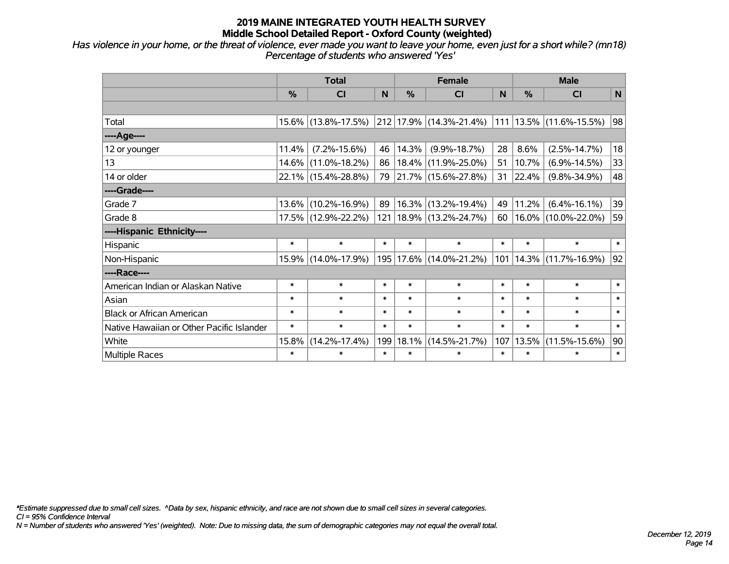# 2019 MAINE INTEGRATED YOUTH HEALTH SURVEY
## Middle School Detailed Report - Oxford County (weighted)

*Has violence in your home, or the threat of violence, ever made you want to leave your home, even just for a short while? (mn18)*
*Percentage of students who answered 'Yes'*

| | Total | | | Female | | | Male | | |
|---|---|---|---|---|---|---|---|---|---|
| | % | CI | N | % | CI | N | % | CI | N |
| | | | | | | | | | |
| Total | 15.6% | (13.8%-17.5%) | 212 | 17.9% | (14.3%-21.4%) | 111 | 13.5% | (11.6%-15.5%) | 98 |
| ----Age---- | | | | | | | | | |
| 12 or younger | 11.4% | (7.2%-15.6%) | 46 | 14.3% | (9.9%-18.7%) | 28 | 8.6% | (2.5%-14.7%) | 18 |
| 13 | 14.6% | (11.0%-18.2%) | 86 | 18.4% | (11.9%-25.0%) | 51 | 10.7% | (6.9%-14.5%) | 33 |
| 14 or older | 22.1% | (15.4%-28.8%) | 79 | 21.7% | (15.6%-27.8%) | 31 | 22.4% | (9.8%-34.9%) | 48 |
| ----Grade---- | | | | | | | | | |
| Grade 7 | 13.6% | (10.2%-16.9%) | 89 | 16.3% | (13.2%-19.4%) | 49 | 11.2% | (6.4%-16.1%) | 39 |
| Grade 8 | 17.5% | (12.9%-22.2%) | 121 | 18.9% | (13.2%-24.7%) | 60 | 16.0% | (10.0%-22.0%) | 59 |
| ----Hispanic Ethnicity---- | | | | | | | | | |
| Hispanic | * | * | * | * | * | * | * | * | * |
| Non-Hispanic | 15.9% | (14.0%-17.9%) | 195 | 17.6% | (14.0%-21.2%) | 101 | 14.3% | (11.7%-16.9%) | 92 |
| ----Race---- | | | | | | | | | |
| American Indian or Alaskan Native | * | * | * | * | * | * | * | * | * |
| Asian | * | * | * | * | * | * | * | * | * |
| Black or African American | * | * | * | * | * | * | * | * | * |
| Native Hawaiian or Other Pacific Islander | * | * | * | * | * | * | * | * | * |
| White | 15.8% | (14.2%-17.4%) | 199 | 18.1% | (14.5%-21.7%) | 107 | 13.5% | (11.5%-15.6%) | 90 |
| Multiple Races | * | * | * | * | * | * | * | * | * |

*\*Estimate suppressed due to small cell sizes. ^Data by sex, hispanic ethnicity, and race are not shown due to small cell sizes in several categories.*
*CI = 95% Confidence Interval*
*N = Number of students who answered 'Yes' (weighted). Note: Due to missing data, the sum of demographic categories may not equal the overall total.*

*December 12, 2019*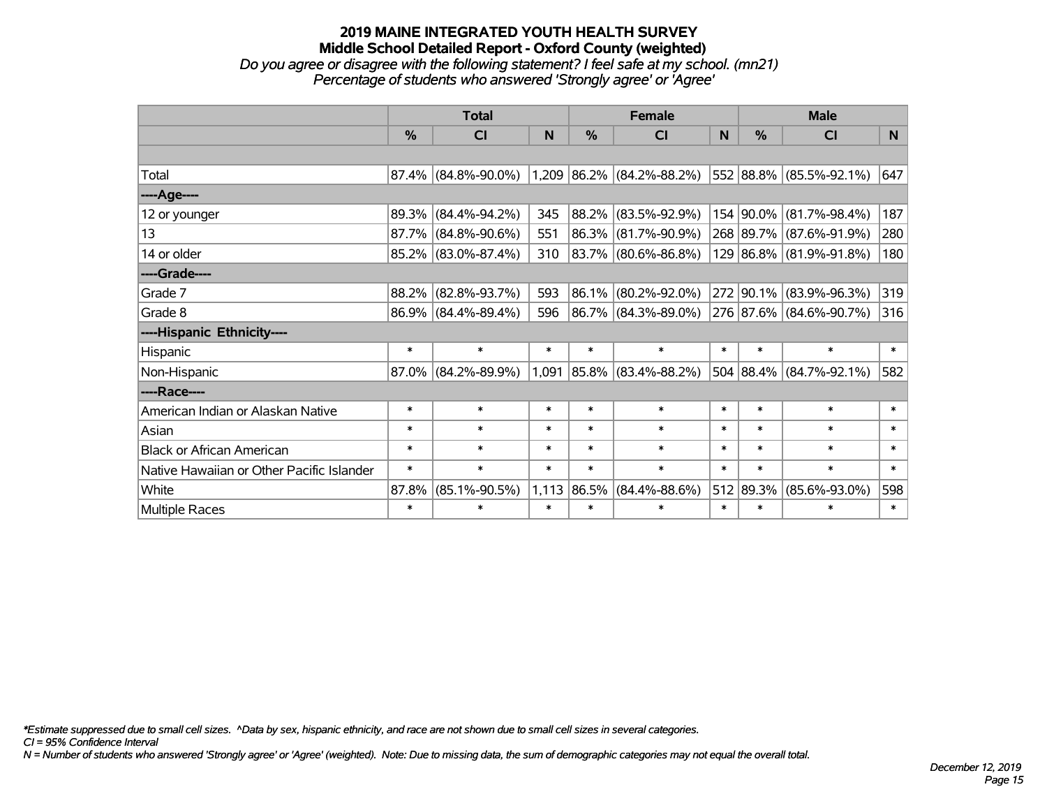# 2019 MAINE INTEGRATED YOUTH HEALTH SURVEY

## Middle School Detailed Report - Oxford County (weighted)

*Do you agree or disagree with the following statement? I feel safe at my school. (mn21)*
*Percentage of students who answered 'Strongly agree' or 'Agree'*

| | Total | | | Female | | | Male | | |
|---|---|---|---|---|---|---|---|---|---|
| | % | CI | N | % | CI | N | % | CI | N |
| Total | 87.4% | (84.8%-90.0%) | 1,209 | 86.2% | (84.2%-88.2%) | 552 | 88.8% | (85.5%-92.1%) | 647 |
| ----Age---- | | | | | | | | | |
| 12 or younger | 89.3% | (84.4%-94.2%) | 345 | 88.2% | (83.5%-92.9%) | 154 | 90.0% | (81.7%-98.4%) | 187 |
| 13 | 87.7% | (84.8%-90.6%) | 551 | 86.3% | (81.7%-90.9%) | 268 | 89.7% | (87.6%-91.9%) | 280 |
| 14 or older | 85.2% | (83.0%-87.4%) | 310 | 83.7% | (80.6%-86.8%) | 129 | 86.8% | (81.9%-91.8%) | 180 |
| ----Grade---- | | | | | | | | | |
| Grade 7 | 88.2% | (82.8%-93.7%) | 593 | 86.1% | (80.2%-92.0%) | 272 | 90.1% | (83.9%-96.3%) | 319 |
| Grade 8 | 86.9% | (84.4%-89.4%) | 596 | 86.7% | (84.3%-89.0%) | 276 | 87.6% | (84.6%-90.7%) | 316 |
| ----Hispanic Ethnicity---- | | | | | | | | | |
| Hispanic | * | * | * | * | * | * | * | * | * |
| Non-Hispanic | 87.0% | (84.2%-89.9%) | 1,091 | 85.8% | (83.4%-88.2%) | 504 | 88.4% | (84.7%-92.1%) | 582 |
| ----Race---- | | | | | | | | | |
| American Indian or Alaskan Native | * | * | * | * | * | * | * | * | * |
| Asian | * | * | * | * | * | * | * | * | * |
| Black or African American | * | * | * | * | * | * | * | * | * |
| Native Hawaiian or Other Pacific Islander | * | * | * | * | * | * | * | * | * |
| White | 87.8% | (85.1%-90.5%) | 1,113 | 86.5% | (84.4%-88.6%) | 512 | 89.3% | (85.6%-93.0%) | 598 |
| Multiple Races | * | * | * | * | * | * | * | * | * |

*\*Estimate suppressed due to small cell sizes. ^Data by sex, hispanic ethnicity, and race are not shown due to small cell sizes in several categories.*
*CI = 95% Confidence Interval*
*N = Number of students who answered 'Strongly agree' or 'Agree' (weighted). Note: Due to missing data, the sum of demographic categories may not equal the overall total.*

*December 12, 2019*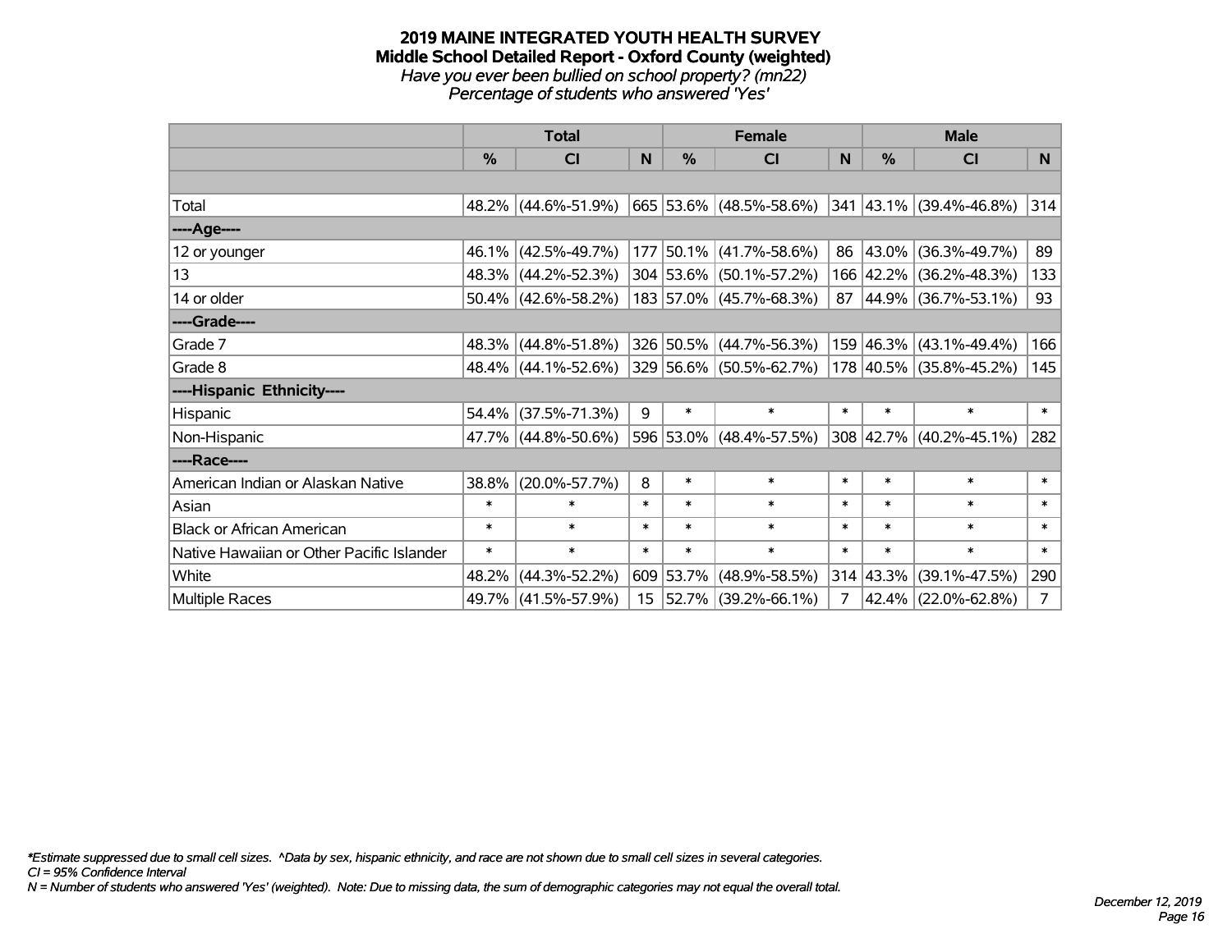# 2019 MAINE INTEGRATED YOUTH HEALTH SURVEY
## Middle School Detailed Report - Oxford County (weighted)
*Have you ever been bullied on school property? (mn22)*
*Percentage of students who answered 'Yes'*

| | Total | | | Female | | | Male | | |
|---|---|---|---|---|---|---|---|---|---|
| | % | CI | N | % | CI | N | % | CI | N |
| | | | | | | | | | |
| Total | 48.2% | (44.6%-51.9%) | 665 | 53.6% | (48.5%-58.6%) | 341 | 43.1% | (39.4%-46.8%) | 314 |
| ----Age---- | | | | | | | | | |
| 12 or younger | 46.1% | (42.5%-49.7%) | 177 | 50.1% | (41.7%-58.6%) | 86 | 43.0% | (36.3%-49.7%) | 89 |
| 13 | 48.3% | (44.2%-52.3%) | 304 | 53.6% | (50.1%-57.2%) | 166 | 42.2% | (36.2%-48.3%) | 133 |
| 14 or older | 50.4% | (42.6%-58.2%) | 183 | 57.0% | (45.7%-68.3%) | 87 | 44.9% | (36.7%-53.1%) | 93 |
| ----Grade---- | | | | | | | | | |
| Grade 7 | 48.3% | (44.8%-51.8%) | 326 | 50.5% | (44.7%-56.3%) | 159 | 46.3% | (43.1%-49.4%) | 166 |
| Grade 8 | 48.4% | (44.1%-52.6%) | 329 | 56.6% | (50.5%-62.7%) | 178 | 40.5% | (35.8%-45.2%) | 145 |
| ----Hispanic Ethnicity---- | | | | | | | | | |
| Hispanic | 54.4% | (37.5%-71.3%) | 9 | * | * | * | * | * | * |
| Non-Hispanic | 47.7% | (44.8%-50.6%) | 596 | 53.0% | (48.4%-57.5%) | 308 | 42.7% | (40.2%-45.1%) | 282 |
| ----Race---- | | | | | | | | | |
| American Indian or Alaskan Native | 38.8% | (20.0%-57.7%) | 8 | * | * | * | * | * | * |
| Asian | * | * | * | * | * | * | * | * | * |
| Black or African American | * | * | * | * | * | * | * | * | * |
| Native Hawaiian or Other Pacific Islander | * | * | * | * | * | * | * | * | * |
| White | 48.2% | (44.3%-52.2%) | 609 | 53.7% | (48.9%-58.5%) | 314 | 43.3% | (39.1%-47.5%) | 290 |
| Multiple Races | 49.7% | (41.5%-57.9%) | 15 | 52.7% | (39.2%-66.1%) | 7 | 42.4% | (22.0%-62.8%) | 7 |

*Estimate suppressed due to small cell sizes. ^Data by sex, hispanic ethnicity, and race are not shown due to small cell sizes in several categories.
CI = 95% Confidence Interval
N = Number of students who answered 'Yes' (weighted). Note: Due to missing data, the sum of demographic categories may not equal the overall total.

*December 12, 2019*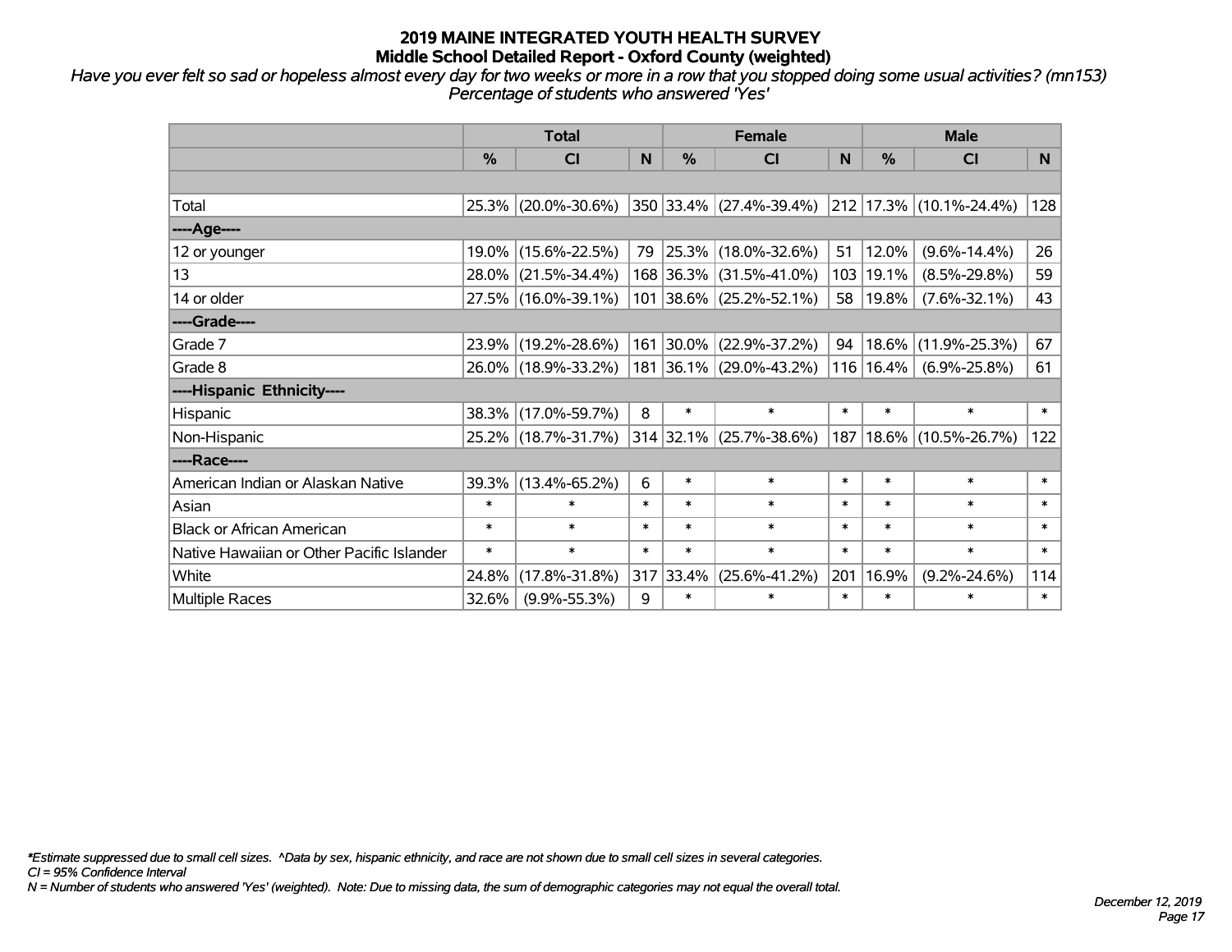# 2019 MAINE INTEGRATED YOUTH HEALTH SURVEY
## Middle School Detailed Report - Oxford County (weighted)

*Have you ever felt so sad or hopeless almost every day for two weeks or more in a row that you stopped doing some usual activities? (mn153) Percentage of students who answered 'Yes'*

| | Total | | | Female | | | Male | | |
|---|---|---|---|---|---|---|---|---|---|
| | % | CI | N | % | CI | N | % | CI | N |
| | | | | | | | | | |
| Total | 25.3% | (20.0%-30.6%) | 350 | 33.4% | (27.4%-39.4%) | 212 | 17.3% | (10.1%-24.4%) | 128 |
| ----Age---- | | | | | | | | | |
| 12 or younger | 19.0% | (15.6%-22.5%) | 79 | 25.3% | (18.0%-32.6%) | 51 | 12.0% | (9.6%-14.4%) | 26 |
| 13 | 28.0% | (21.5%-34.4%) | 168 | 36.3% | (31.5%-41.0%) | 103 | 19.1% | (8.5%-29.8%) | 59 |
| 14 or older | 27.5% | (16.0%-39.1%) | 101 | 38.6% | (25.2%-52.1%) | 58 | 19.8% | (7.6%-32.1%) | 43 |
| ----Grade---- | | | | | | | | | |
| Grade 7 | 23.9% | (19.2%-28.6%) | 161 | 30.0% | (22.9%-37.2%) | 94 | 18.6% | (11.9%-25.3%) | 67 |
| Grade 8 | 26.0% | (18.9%-33.2%) | 181 | 36.1% | (29.0%-43.2%) | 116 | 16.4% | (6.9%-25.8%) | 61 |
| ----Hispanic Ethnicity---- | | | | | | | | | |
| Hispanic | 38.3% | (17.0%-59.7%) | 8 | * | * | * | * | * | * |
| Non-Hispanic | 25.2% | (18.7%-31.7%) | 314 | 32.1% | (25.7%-38.6%) | 187 | 18.6% | (10.5%-26.7%) | 122 |
| ----Race---- | | | | | | | | | |
| American Indian or Alaskan Native | 39.3% | (13.4%-65.2%) | 6 | * | * | * | * | * | * |
| Asian | * | * | * | * | * | * | * | * | * |
| Black or African American | * | * | * | * | * | * | * | * | * |
| Native Hawaiian or Other Pacific Islander | * | * | * | * | * | * | * | * | * |
| White | 24.8% | (17.8%-31.8%) | 317 | 33.4% | (25.6%-41.2%) | 201 | 16.9% | (9.2%-24.6%) | 114 |
| Multiple Races | 32.6% | (9.9%-55.3%) | 9 | * | * | * | * | * | * |

*Estimate suppressed due to small cell sizes. ^Data by sex, hispanic ethnicity, and race are not shown due to small cell sizes in several categories.
CI = 95% Confidence Interval
N = Number of students who answered 'Yes' (weighted). Note: Due to missing data, the sum of demographic categories may not equal the overall total.

December 12, 2019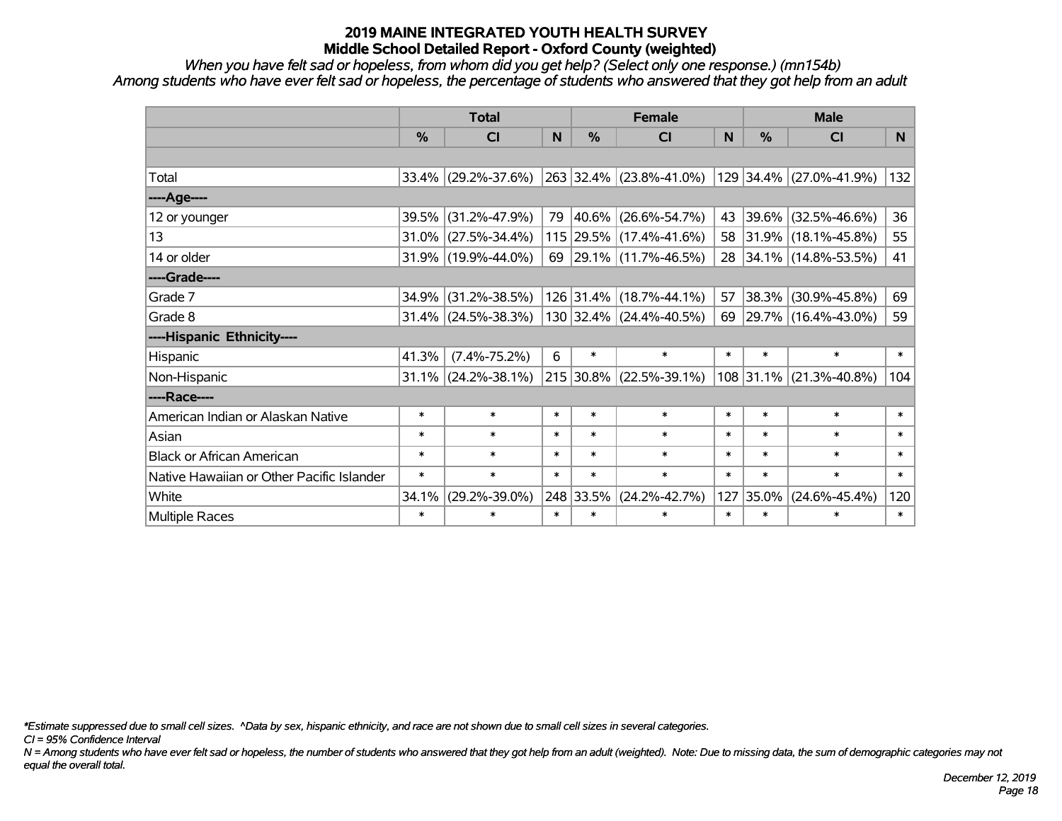# 2019 MAINE INTEGRATED YOUTH HEALTH SURVEY
## Middle School Detailed Report - Oxford County (weighted)

*When you have felt sad or hopeless, from whom did you get help? (Select only one response.) (mn154b)*
*Among students who have ever felt sad or hopeless, the percentage of students who answered that they got help from an adult*

| | Total | | | Female | | | Male | | |
|---|---|---|---|---|---|---|---|---|---|
| | % | CI | N | % | CI | N | % | CI | N |
| Total | 33.4% | (29.2%-37.6%) | 263 | 32.4% | (23.8%-41.0%) | 129 | 34.4% | (27.0%-41.9%) | 132 |
| ----Age---- | | | | | | | | | |
| 12 or younger | 39.5% | (31.2%-47.9%) | 79 | 40.6% | (26.6%-54.7%) | 43 | 39.6% | (32.5%-46.6%) | 36 |
| 13 | 31.0% | (27.5%-34.4%) | 115 | 29.5% | (17.4%-41.6%) | 58 | 31.9% | (18.1%-45.8%) | 55 |
| 14 or older | 31.9% | (19.9%-44.0%) | 69 | 29.1% | (11.7%-46.5%) | 28 | 34.1% | (14.8%-53.5%) | 41 |
| ----Grade---- | | | | | | | | | |
| Grade 7 | 34.9% | (31.2%-38.5%) | 126 | 31.4% | (18.7%-44.1%) | 57 | 38.3% | (30.9%-45.8%) | 69 |
| Grade 8 | 31.4% | (24.5%-38.3%) | 130 | 32.4% | (24.4%-40.5%) | 69 | 29.7% | (16.4%-43.0%) | 59 |
| ----Hispanic Ethnicity---- | | | | | | | | | |
| Hispanic | 41.3% | (7.4%-75.2%) | 6 | * | * | * | * | * | * |
| Non-Hispanic | 31.1% | (24.2%-38.1%) | 215 | 30.8% | (22.5%-39.1%) | 108 | 31.1% | (21.3%-40.8%) | 104 |
| ----Race---- | | | | | | | | | |
| American Indian or Alaskan Native | * | * | * | * | * | * | * | * | * |
| Asian | * | * | * | * | * | * | * | * | * |
| Black or African American | * | * | * | * | * | * | * | * | * |
| Native Hawaiian or Other Pacific Islander | * | * | * | * | * | * | * | * | * |
| White | 34.1% | (29.2%-39.0%) | 248 | 33.5% | (24.2%-42.7%) | 127 | 35.0% | (24.6%-45.4%) | 120 |
| Multiple Races | * | * | * | * | * | * | * | * | * |

*\*Estimate suppressed due to small cell sizes. ^Data by sex, hispanic ethnicity, and race are not shown due to small cell sizes in several categories.*

*CI = 95% Confidence Interval*

*N = Among students who have ever felt sad or hopeless, the number of students who answered that they got help from an adult (weighted). Note: Due to missing data, the sum of demographic categories may not equal the overall total.*

*December 12, 2019*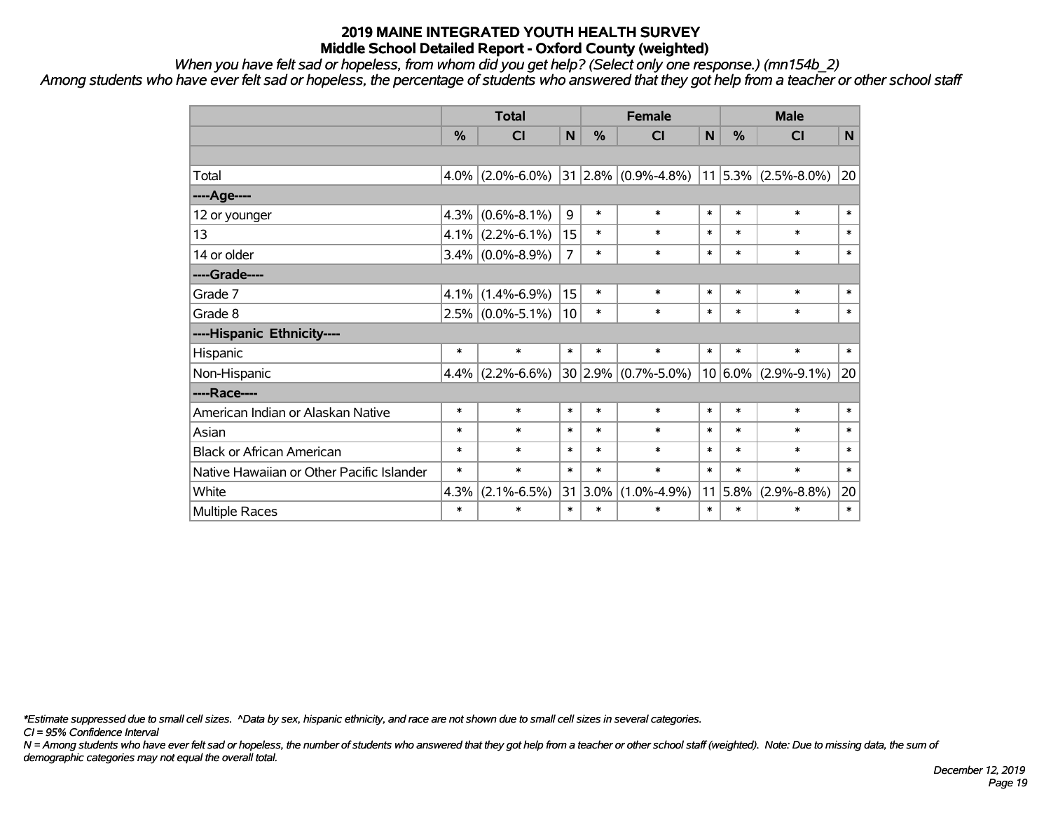# 2019 MAINE INTEGRATED YOUTH HEALTH SURVEY
## Middle School Detailed Report - Oxford County (weighted)

*When you have felt sad or hopeless, from whom did you get help? (Select only one response.) (mn154b_2)*

*Among students who have ever felt sad or hopeless, the percentage of students who answered that they got help from a teacher or other school staff*

| | Total | | | Female | | | Male | | |
|---|---|---|---|---|---|---|---|---|---|
| | % | CI | N | % | CI | N | % | CI | N |
| | | | | | | | | | |
| Total | 4.0% | (2.0%-6.0%) | 31 | 2.8% | (0.9%-4.8%) | 11 | 5.3% | (2.5%-8.0%) | 20 |
| ----Age---- | | | | | | | | | |
| 12 or younger | 4.3% | (0.6%-8.1%) | 9 | * | * | * | * | * | * |
| 13 | 4.1% | (2.2%-6.1%) | 15 | * | * | * | * | * | * |
| 14 or older | 3.4% | (0.0%-8.9%) | 7 | * | * | * | * | * | * |
| ----Grade---- | | | | | | | | | |
| Grade 7 | 4.1% | (1.4%-6.9%) | 15 | * | * | * | * | * | * |
| Grade 8 | 2.5% | (0.0%-5.1%) | 10 | * | * | * | * | * | * |
| ----Hispanic Ethnicity---- | | | | | | | | | |
| Hispanic | * | * | * | * | * | * | * | * | * |
| Non-Hispanic | 4.4% | (2.2%-6.6%) | 30 | 2.9% | (0.7%-5.0%) | 10 | 6.0% | (2.9%-9.1%) | 20 |
| ----Race---- | | | | | | | | | |
| American Indian or Alaskan Native | * | * | * | * | * | * | * | * | * |
| Asian | * | * | * | * | * | * | * | * | * |
| Black or African American | * | * | * | * | * | * | * | * | * |
| Native Hawaiian or Other Pacific Islander | * | * | * | * | * | * | * | * | * |
| White | 4.3% | (2.1%-6.5%) | 31 | 3.0% | (1.0%-4.9%) | 11 | 5.8% | (2.9%-8.8%) | 20 |
| Multiple Races | * | * | * | * | * | * | * | * | * |

*\*Estimate suppressed due to small cell sizes. ^Data by sex, hispanic ethnicity, and race are not shown due to small cell sizes in several categories.*

*CI = 95% Confidence Interval*

*N = Among students who have ever felt sad or hopeless, the number of students who answered that they got help from a teacher or other school staff (weighted). Note: Due to missing data, the sum of demographic categories may not equal the overall total.*

*December 12, 2019*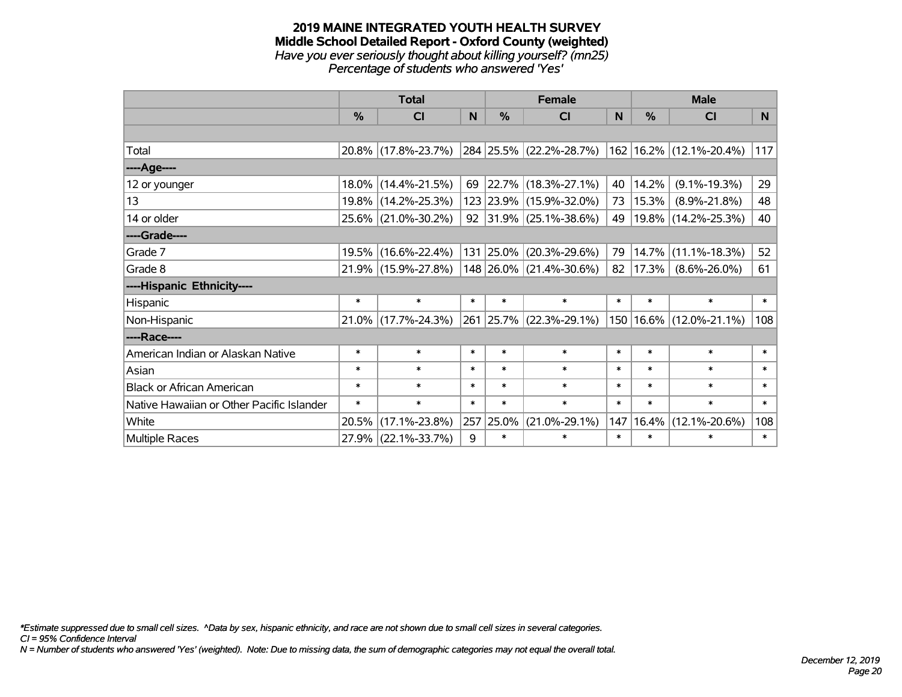# 2019 MAINE INTEGRATED YOUTH HEALTH SURVEY

## Middle School Detailed Report - Oxford County (weighted)

*Have you ever seriously thought about killing yourself? (mn25)*

*Percentage of students who answered 'Yes'*

| | Total | | | Female | | | Male | | |
|---|---|---|---|---|---|---|---|---|---|
| | % | CI | N | % | CI | N | % | CI | N |
| | | | | | | | | | |
| Total | 20.8% | (17.8%-23.7%) | 284 | 25.5% | (22.2%-28.7%) | 162 | 16.2% | (12.1%-20.4%) | 117 |
| ----Age---- | | | | | | | | | |
| 12 or younger | 18.0% | (14.4%-21.5%) | 69 | 22.7% | (18.3%-27.1%) | 40 | 14.2% | (9.1%-19.3%) | 29 |
| 13 | 19.8% | (14.2%-25.3%) | 123 | 23.9% | (15.9%-32.0%) | 73 | 15.3% | (8.9%-21.8%) | 48 |
| 14 or older | 25.6% | (21.0%-30.2%) | 92 | 31.9% | (25.1%-38.6%) | 49 | 19.8% | (14.2%-25.3%) | 40 |
| ----Grade---- | | | | | | | | | |
| Grade 7 | 19.5% | (16.6%-22.4%) | 131 | 25.0% | (20.3%-29.6%) | 79 | 14.7% | (11.1%-18.3%) | 52 |
| Grade 8 | 21.9% | (15.9%-27.8%) | 148 | 26.0% | (21.4%-30.6%) | 82 | 17.3% | (8.6%-26.0%) | 61 |
| ----Hispanic Ethnicity---- | | | | | | | | | |
| Hispanic | * | * | * | * | * | * | * | * | * |
| Non-Hispanic | 21.0% | (17.7%-24.3%) | 261 | 25.7% | (22.3%-29.1%) | 150 | 16.6% | (12.0%-21.1%) | 108 |
| ----Race---- | | | | | | | | | |
| American Indian or Alaskan Native | * | * | * | * | * | * | * | * | * |
| Asian | * | * | * | * | * | * | * | * | * |
| Black or African American | * | * | * | * | * | * | * | * | * |
| Native Hawaiian or Other Pacific Islander | * | * | * | * | * | * | * | * | * |
| White | 20.5% | (17.1%-23.8%) | 257 | 25.0% | (21.0%-29.1%) | 147 | 16.4% | (12.1%-20.6%) | 108 |
| Multiple Races | 27.9% | (22.1%-33.7%) | 9 | * | * | * | * | * | * |

*\*Estimate suppressed due to small cell sizes. ^Data by sex, hispanic ethnicity, and race are not shown due to small cell sizes in several categories.*

*CI = 95% Confidence Interval*

*N = Number of students who answered 'Yes' (weighted). Note: Due to missing data, the sum of demographic categories may not equal the overall total.*

*December 12, 2019*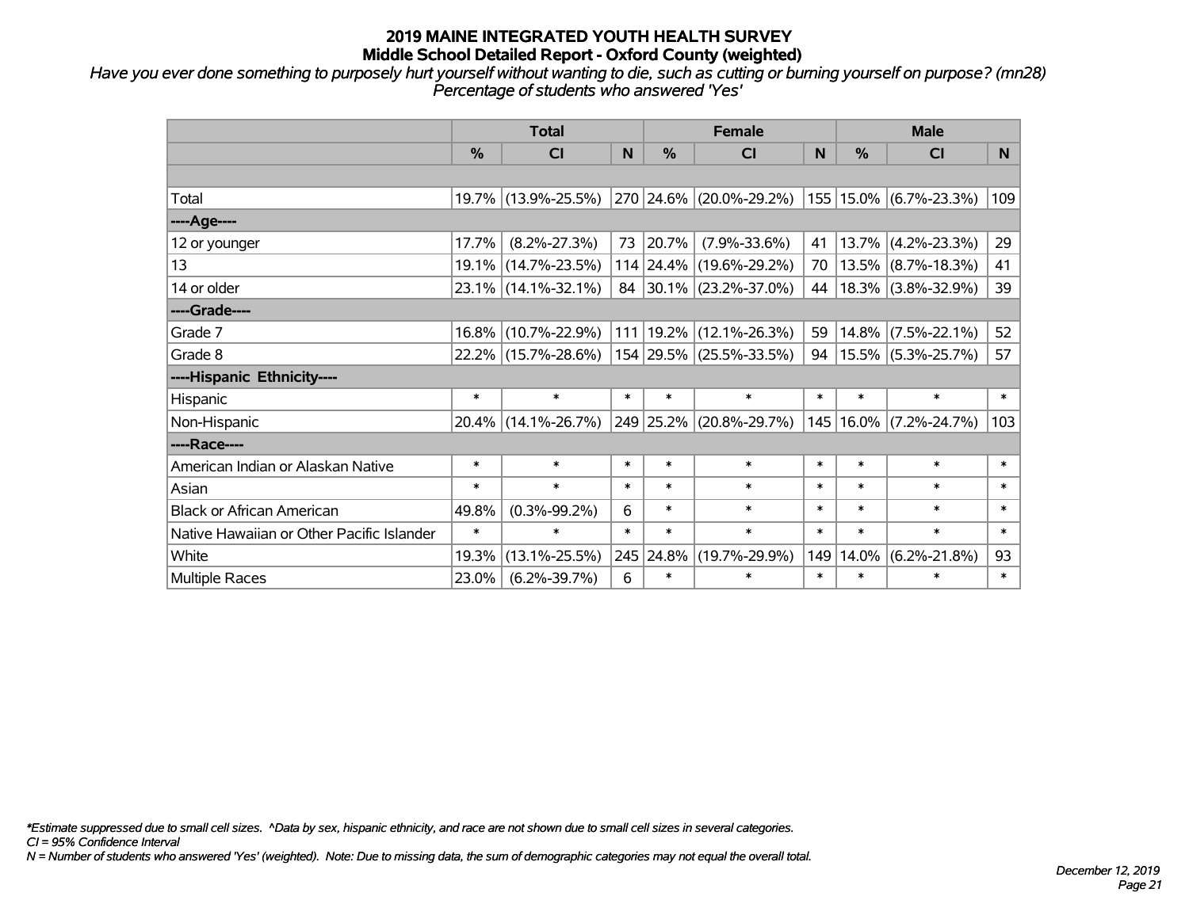# 2019 MAINE INTEGRATED YOUTH HEALTH SURVEY
## Middle School Detailed Report - Oxford County (weighted)

*Have you ever done something to purposely hurt yourself without wanting to die, such as cutting or burning yourself on purpose? (mn28)*
*Percentage of students who answered 'Yes'*

| | Total | | | Female | | | Male | | |
|---|---|---|---|---|---|---|---|---|---|
| | % | CI | N | % | CI | N | % | CI | N |
| | | | | | | | | | |
| Total | 19.7% | (13.9%-25.5%) | 270 | 24.6% | (20.0%-29.2%) | 155 | 15.0% | (6.7%-23.3%) | 109 |
| ----Age---- | | | | | | | | | |
| 12 or younger | 17.7% | (8.2%-27.3%) | 73 | 20.7% | (7.9%-33.6%) | 41 | 13.7% | (4.2%-23.3%) | 29 |
| 13 | 19.1% | (14.7%-23.5%) | 114 | 24.4% | (19.6%-29.2%) | 70 | 13.5% | (8.7%-18.3%) | 41 |
| 14 or older | 23.1% | (14.1%-32.1%) | 84 | 30.1% | (23.2%-37.0%) | 44 | 18.3% | (3.8%-32.9%) | 39 |
| ----Grade---- | | | | | | | | | |
| Grade 7 | 16.8% | (10.7%-22.9%) | 111 | 19.2% | (12.1%-26.3%) | 59 | 14.8% | (7.5%-22.1%) | 52 |
| Grade 8 | 22.2% | (15.7%-28.6%) | 154 | 29.5% | (25.5%-33.5%) | 94 | 15.5% | (5.3%-25.7%) | 57 |
| ----Hispanic Ethnicity---- | | | | | | | | | |
| Hispanic | * | * | * | * | * | * | * | * | * |
| Non-Hispanic | 20.4% | (14.1%-26.7%) | 249 | 25.2% | (20.8%-29.7%) | 145 | 16.0% | (7.2%-24.7%) | 103 |
| ----Race---- | | | | | | | | | |
| American Indian or Alaskan Native | * | * | * | * | * | * | * | * | * |
| Asian | * | * | * | * | * | * | * | * | * |
| Black or African American | 49.8% | (0.3%-99.2%) | 6 | * | * | * | * | * | * |
| Native Hawaiian or Other Pacific Islander | * | * | * | * | * | * | * | * | * |
| White | 19.3% | (13.1%-25.5%) | 245 | 24.8% | (19.7%-29.9%) | 149 | 14.0% | (6.2%-21.8%) | 93 |
| Multiple Races | 23.0% | (6.2%-39.7%) | 6 | * | * | * | * | * | * |

*\*Estimate suppressed due to small cell sizes. ^Data by sex, hispanic ethnicity, and race are not shown due to small cell sizes in several categories.*
*CI = 95% Confidence Interval*
*N = Number of students who answered 'Yes' (weighted). Note: Due to missing data, the sum of demographic categories may not equal the overall total.*

*December 12, 2019*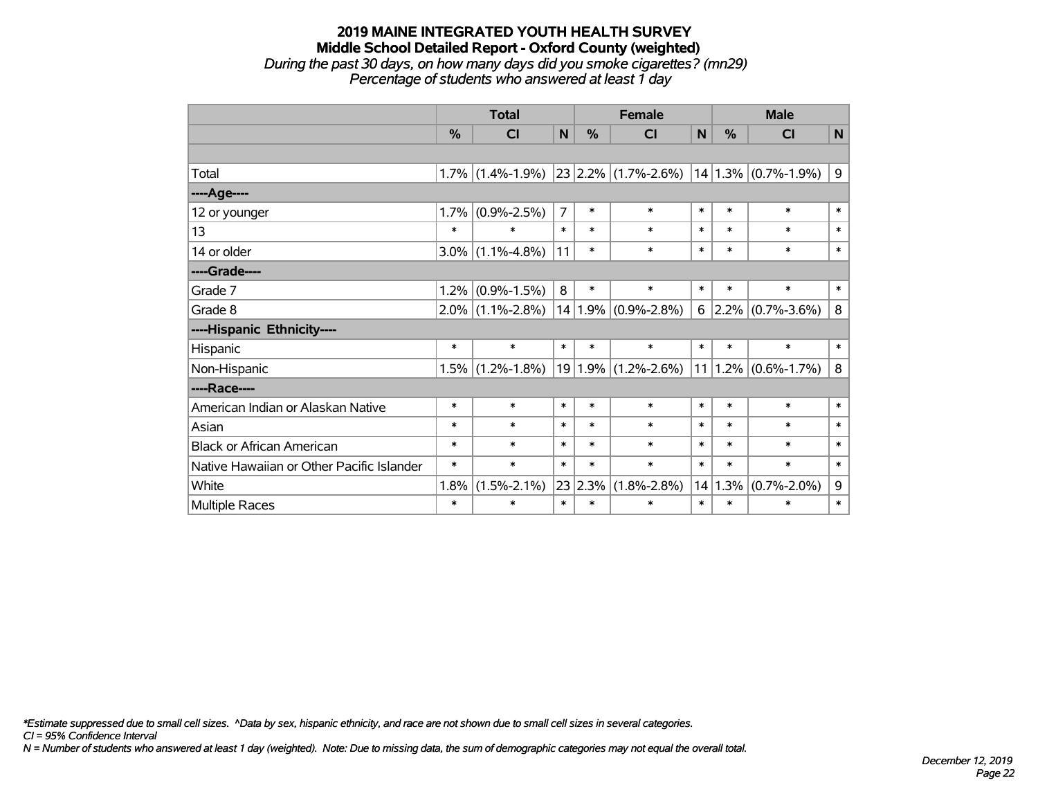# 2019 MAINE INTEGRATED YOUTH HEALTH SURVEY

## Middle School Detailed Report - Oxford County (weighted)

*During the past 30 days, on how many days did you smoke cigarettes? (mn29)*

*Percentage of students who answered at least 1 day*

| | Total | | | Female | | | Male | | |
|---|---|---|---|---|---|---|---|---|---|
| | % | CI | N | % | CI | N | % | CI | N |
| | | | | | | | | | |
| Total | 1.7% | (1.4%-1.9%) | 23 | 2.2% | (1.7%-2.6%) | 14 | 1.3% | (0.7%-1.9%) | 9 |
| ----Age---- | | | | | | | | | |
| 12 or younger | 1.7% | (0.9%-2.5%) | 7 | * | * | * | * | * | * |
| 13 | * | * | * | * | * | * | * | * | * |
| 14 or older | 3.0% | (1.1%-4.8%) | 11 | * | * | * | * | * | * |
| ----Grade---- | | | | | | | | | |
| Grade 7 | 1.2% | (0.9%-1.5%) | 8 | * | * | * | * | * | * |
| Grade 8 | 2.0% | (1.1%-2.8%) | 14 | 1.9% | (0.9%-2.8%) | 6 | 2.2% | (0.7%-3.6%) | 8 |
| ----Hispanic Ethnicity---- | | | | | | | | | |
| Hispanic | * | * | * | * | * | * | * | * | * |
| Non-Hispanic | 1.5% | (1.2%-1.8%) | 19 | 1.9% | (1.2%-2.6%) | 11 | 1.2% | (0.6%-1.7%) | 8 |
| ----Race---- | | | | | | | | | |
| American Indian or Alaskan Native | * | * | * | * | * | * | * | * | * |
| Asian | * | * | * | * | * | * | * | * | * |
| Black or African American | * | * | * | * | * | * | * | * | * |
| Native Hawaiian or Other Pacific Islander | * | * | * | * | * | * | * | * | * |
| White | 1.8% | (1.5%-2.1%) | 23 | 2.3% | (1.8%-2.8%) | 14 | 1.3% | (0.7%-2.0%) | 9 |
| Multiple Races | * | * | * | * | * | * | * | * | * |

*\*Estimate suppressed due to small cell sizes. ^Data by sex, hispanic ethnicity, and race are not shown due to small cell sizes in several categories.*

*CI = 95% Confidence Interval*

*N = Number of students who answered at least 1 day (weighted). Note: Due to missing data, the sum of demographic categories may not equal the overall total.*

*December 12, 2019*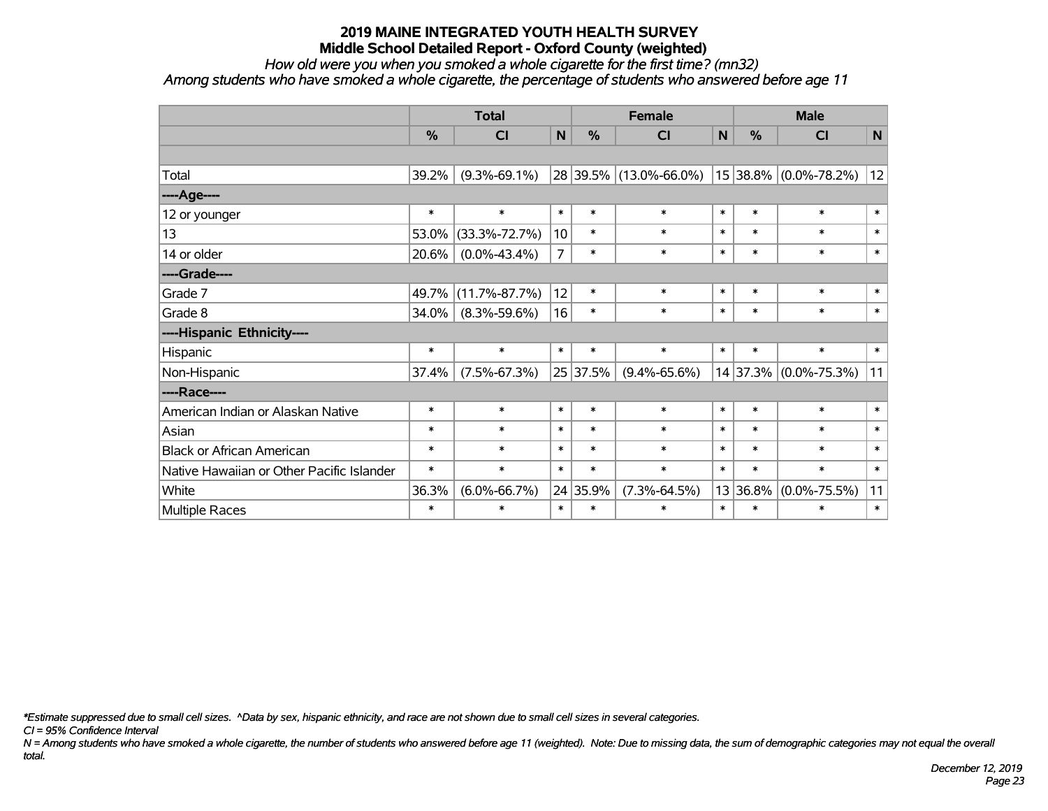# 2019 MAINE INTEGRATED YOUTH HEALTH SURVEY
## Middle School Detailed Report - Oxford County (weighted)

*How old were you when you smoked a whole cigarette for the first time? (mn32)*
*Among students who have smoked a whole cigarette, the percentage of students who answered before age 11*

| | Total | | | Female | | | Male | | |
|---|---|---|---|---|---|---|---|---|---|
| | % | CI | N | % | CI | N | % | CI | N |
| | | | | | | | | | |
| Total | 39.2% | (9.3%-69.1%) | 28 | 39.5% | (13.0%-66.0%) | 15 | 38.8% | (0.0%-78.2%) | 12 |
| ----Age---- | | | | | | | | | |
| 12 or younger | * | * | * | * | * | * | * | * | * |
| 13 | 53.0% | (33.3%-72.7%) | 10 | * | * | * | * | * | * |
| 14 or older | 20.6% | (0.0%-43.4%) | 7 | * | * | * | * | * | * |
| ----Grade---- | | | | | | | | | |
| Grade 7 | 49.7% | (11.7%-87.7%) | 12 | * | * | * | * | * | * |
| Grade 8 | 34.0% | (8.3%-59.6%) | 16 | * | * | * | * | * | * |
| ----Hispanic Ethnicity---- | | | | | | | | | |
| Hispanic | * | * | * | * | * | * | * | * | * |
| Non-Hispanic | 37.4% | (7.5%-67.3%) | 25 | 37.5% | (9.4%-65.6%) | 14 | 37.3% | (0.0%-75.3%) | 11 |
| ----Race---- | | | | | | | | | |
| American Indian or Alaskan Native | * | * | * | * | * | * | * | * | * |
| Asian | * | * | * | * | * | * | * | * | * |
| Black or African American | * | * | * | * | * | * | * | * | * |
| Native Hawaiian or Other Pacific Islander | * | * | * | * | * | * | * | * | * |
| White | 36.3% | (6.0%-66.7%) | 24 | 35.9% | (7.3%-64.5%) | 13 | 36.8% | (0.0%-75.5%) | 11 |
| Multiple Races | * | * | * | * | * | * | * | * | * |

*\*Estimate suppressed due to small cell sizes. ^Data by sex, hispanic ethnicity, and race are not shown due to small cell sizes in several categories.*

*CI = 95% Confidence Interval*

*N = Among students who have smoked a whole cigarette, the number of students who answered before age 11 (weighted). Note: Due to missing data, the sum of demographic categories may not equal the overall total.*

*December 12, 2019*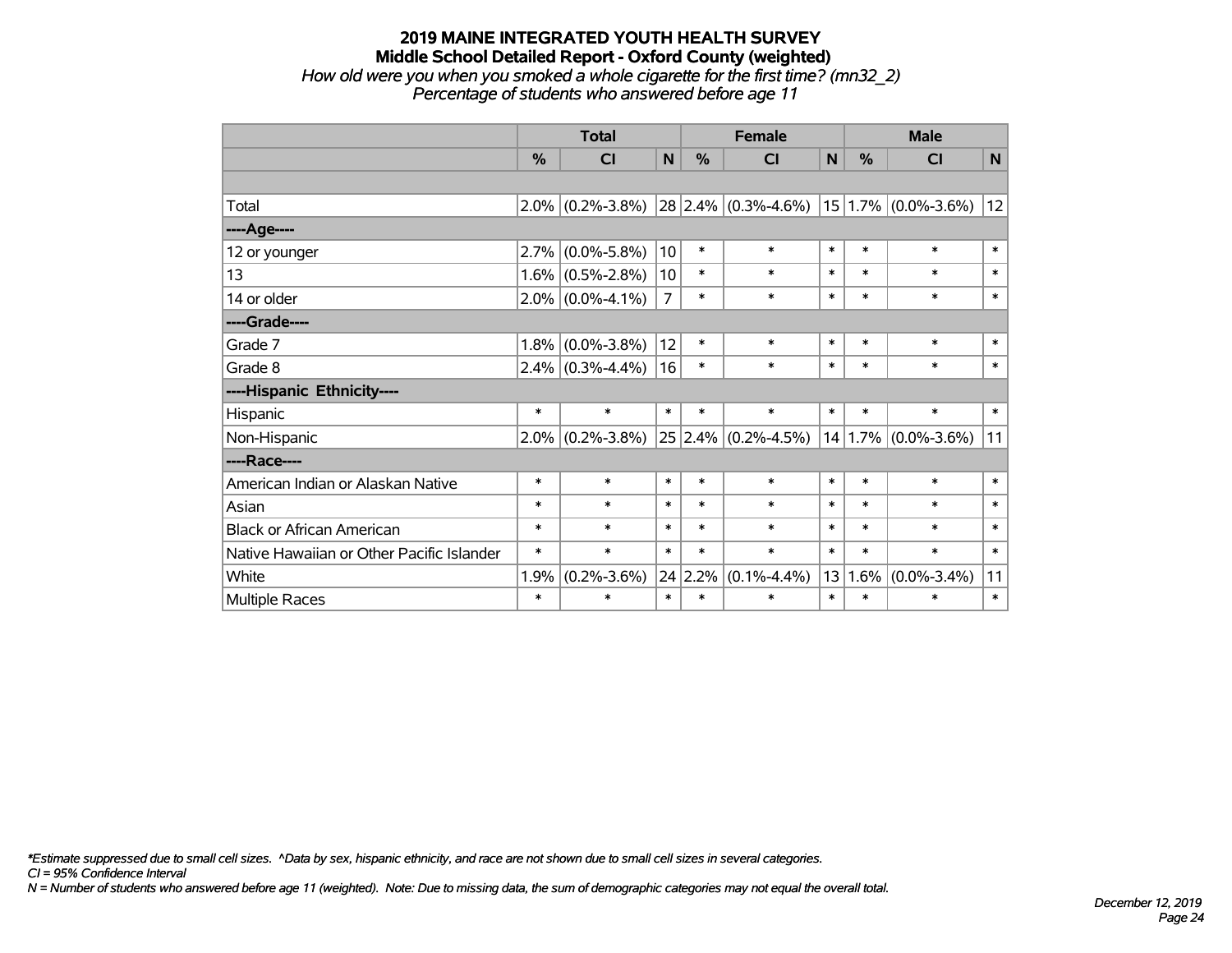# 2019 MAINE INTEGRATED YOUTH HEALTH SURVEY
## Middle School Detailed Report - Oxford County (weighted)
*How old were you when you smoked a whole cigarette for the first time? (mn32_2)*
*Percentage of students who answered before age 11*

| | Total | | | Female | | | Male | | |
|---|---|---|---|---|---|---|---|---|---|
| | % | CI | N | % | CI | N | % | CI | N |
| | | | | | | | | | |
| Total | 2.0% | (0.2%-3.8%) | 28 | 2.4% | (0.3%-4.6%) | 15 | 1.7% | (0.0%-3.6%) | 12 |
| ----Age---- | | | | | | | | | |
| 12 or younger | 2.7% | (0.0%-5.8%) | 10 | * | * | * | * | * | * |
| 13 | 1.6% | (0.5%-2.8%) | 10 | * | * | * | * | * | * |
| 14 or older | 2.0% | (0.0%-4.1%) | 7 | * | * | * | * | * | * |
| ----Grade---- | | | | | | | | | |
| Grade 7 | 1.8% | (0.0%-3.8%) | 12 | * | * | * | * | * | * |
| Grade 8 | 2.4% | (0.3%-4.4%) | 16 | * | * | * | * | * | * |
| ----Hispanic Ethnicity---- | | | | | | | | | |
| Hispanic | * | * | * | * | * | * | * | * | * |
| Non-Hispanic | 2.0% | (0.2%-3.8%) | 25 | 2.4% | (0.2%-4.5%) | 14 | 1.7% | (0.0%-3.6%) | 11 |
| ----Race---- | | | | | | | | | |
| American Indian or Alaskan Native | * | * | * | * | * | * | * | * | * |
| Asian | * | * | * | * | * | * | * | * | * |
| Black or African American | * | * | * | * | * | * | * | * | * |
| Native Hawaiian or Other Pacific Islander | * | * | * | * | * | * | * | * | * |
| White | 1.9% | (0.2%-3.6%) | 24 | 2.2% | (0.1%-4.4%) | 13 | 1.6% | (0.0%-3.4%) | 11 |
| Multiple Races | * | * | * | * | * | * | * | * | * |

*\*Estimate suppressed due to small cell sizes. ^Data by sex, hispanic ethnicity, and race are not shown due to small cell sizes in several categories.*
*CI = 95% Confidence Interval*
*N = Number of students who answered before age 11 (weighted). Note: Due to missing data, the sum of demographic categories may not equal the overall total.*

*December 12, 2019*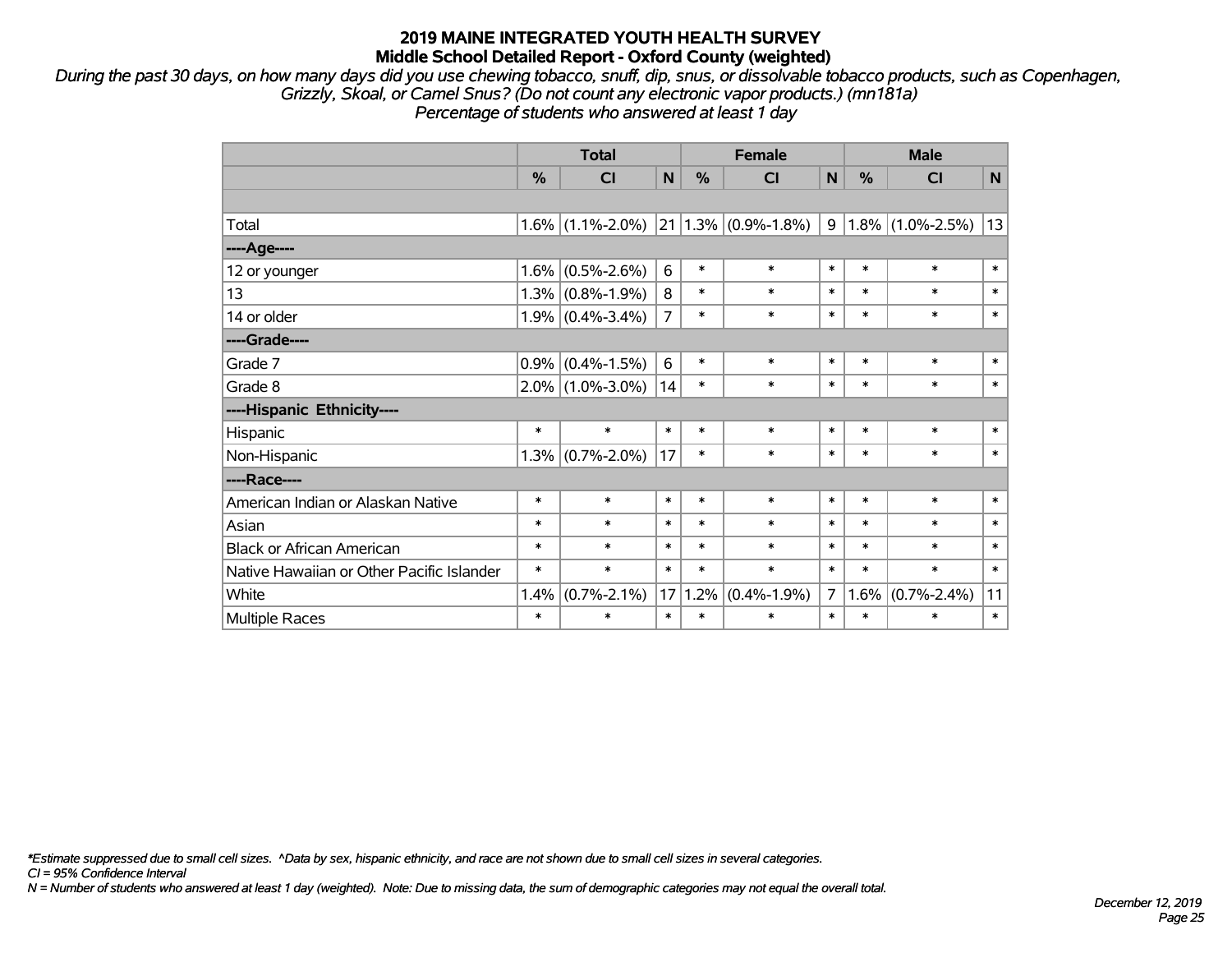# 2019 MAINE INTEGRATED YOUTH HEALTH SURVEY
## Middle School Detailed Report - Oxford County (weighted)

*During the past 30 days, on how many days did you use chewing tobacco, snuff, dip, snus, or dissolvable tobacco products, such as Copenhagen, Grizzly, Skoal, or Camel Snus? (Do not count any electronic vapor products.) (mn181a)*
*Percentage of students who answered at least 1 day*

| | Total | | | Female | | | Male | | |
|---|---|---|---|---|---|---|---|---|---|
| | % | CI | N | % | CI | N | % | CI | N |
| Total | 1.6% | (1.1%-2.0%) | 21 | 1.3% | (0.9%-1.8%) | 9 | 1.8% | (1.0%-2.5%) | 13 |
| ----Age---- | | | | | | | | | |
| 12 or younger | 1.6% | (0.5%-2.6%) | 6 | * | * | * | * | * | * |
| 13 | 1.3% | (0.8%-1.9%) | 8 | * | * | * | * | * | * |
| 14 or older | 1.9% | (0.4%-3.4%) | 7 | * | * | * | * | * | * |
| ----Grade---- | | | | | | | | | |
| Grade 7 | 0.9% | (0.4%-1.5%) | 6 | * | * | * | * | * | * |
| Grade 8 | 2.0% | (1.0%-3.0%) | 14 | * | * | * | * | * | * |
| ----Hispanic Ethnicity---- | | | | | | | | | |
| Hispanic | * | * | * | * | * | * | * | * | * |
| Non-Hispanic | 1.3% | (0.7%-2.0%) | 17 | * | * | * | * | * | * |
| ----Race---- | | | | | | | | | |
| American Indian or Alaskan Native | * | * | * | * | * | * | * | * | * |
| Asian | * | * | * | * | * | * | * | * | * |
| Black or African American | * | * | * | * | * | * | * | * | * |
| Native Hawaiian or Other Pacific Islander | * | * | * | * | * | * | * | * | * |
| White | 1.4% | (0.7%-2.1%) | 17 | 1.2% | (0.4%-1.9%) | 7 | 1.6% | (0.7%-2.4%) | 11 |
| Multiple Races | * | * | * | * | * | * | * | * | * |

*\*Estimate suppressed due to small cell sizes. ^Data by sex, hispanic ethnicity, and race are not shown due to small cell sizes in several categories.*
*CI = 95% Confidence Interval*
*N = Number of students who answered at least 1 day (weighted). Note: Due to missing data, the sum of demographic categories may not equal the overall total.*

*December 12, 2019*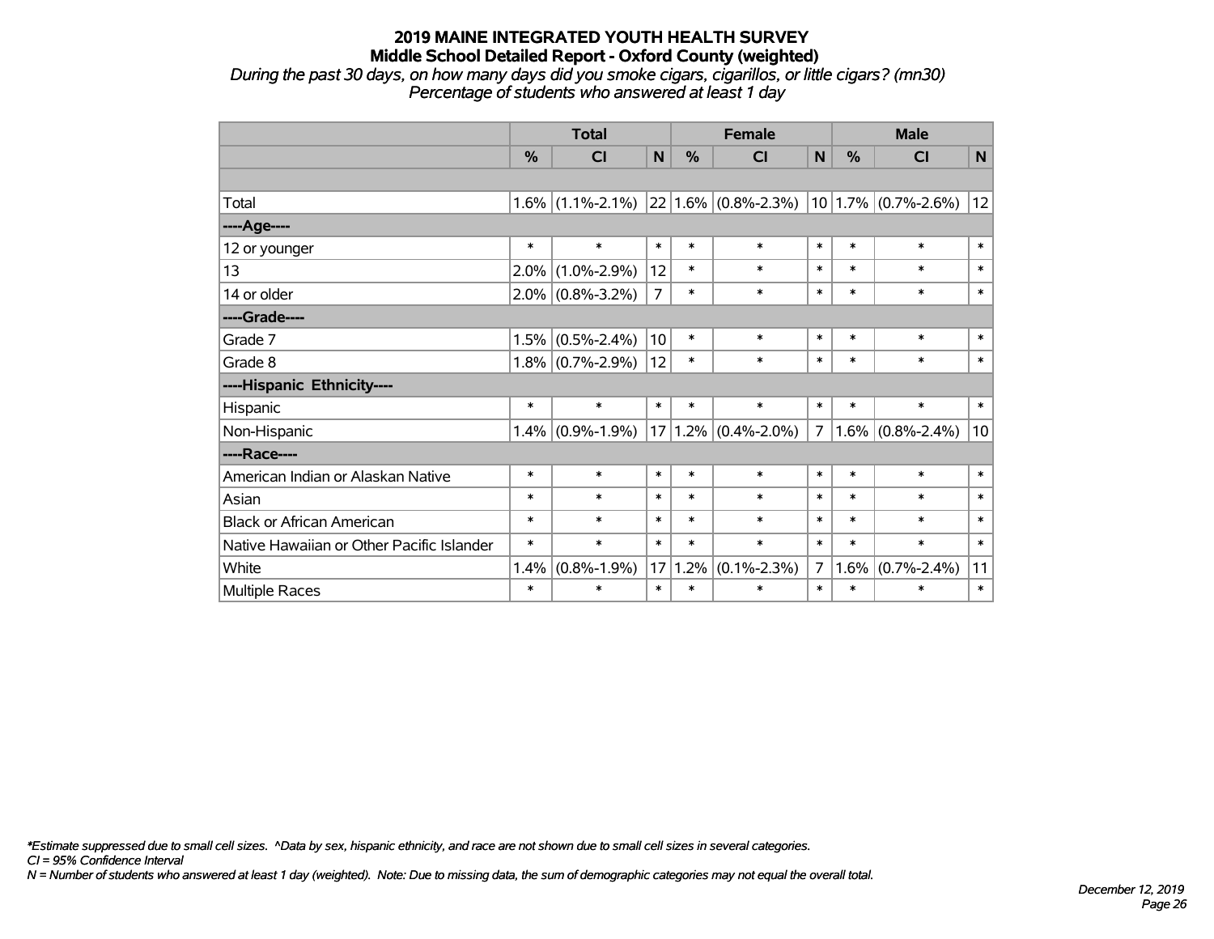# 2019 MAINE INTEGRATED YOUTH HEALTH SURVEY
## Middle School Detailed Report - Oxford County (weighted)

*During the past 30 days, on how many days did you smoke cigars, cigarillos, or little cigars? (mn30)*
*Percentage of students who answered at least 1 day*

| | Total | | | Female | | | Male | | |
|---|---|---|---|---|---|---|---|---|---|
| | % | CI | N | % | CI | N | % | CI | N |
| | | | | | | | | | |
| Total | 1.6% | (1.1%-2.1%) | 22 | 1.6% | (0.8%-2.3%) | 10 | 1.7% | (0.7%-2.6%) | 12 |
| ----Age---- | | | | | | | | | |
| 12 or younger | * | * | * | * | * | * | * | * | * |
| 13 | 2.0% | (1.0%-2.9%) | 12 | * | * | * | * | * | * |
| 14 or older | 2.0% | (0.8%-3.2%) | 7 | * | * | * | * | * | * |
| ----Grade---- | | | | | | | | | |
| Grade 7 | 1.5% | (0.5%-2.4%) | 10 | * | * | * | * | * | * |
| Grade 8 | 1.8% | (0.7%-2.9%) | 12 | * | * | * | * | * | * |
| ----Hispanic Ethnicity---- | | | | | | | | | |
| Hispanic | * | * | * | * | * | * | * | * | * |
| Non-Hispanic | 1.4% | (0.9%-1.9%) | 17 | 1.2% | (0.4%-2.0%) | 7 | 1.6% | (0.8%-2.4%) | 10 |
| ----Race---- | | | | | | | | | |
| American Indian or Alaskan Native | * | * | * | * | * | * | * | * | * |
| Asian | * | * | * | * | * | * | * | * | * |
| Black or African American | * | * | * | * | * | * | * | * | * |
| Native Hawaiian or Other Pacific Islander | * | * | * | * | * | * | * | * | * |
| White | 1.4% | (0.8%-1.9%) | 17 | 1.2% | (0.1%-2.3%) | 7 | 1.6% | (0.7%-2.4%) | 11 |
| Multiple Races | * | * | * | * | * | * | * | * | * |

*\*Estimate suppressed due to small cell sizes. ^Data by sex, hispanic ethnicity, and race are not shown due to small cell sizes in several categories.*
*CI = 95% Confidence Interval*
*N = Number of students who answered at least 1 day (weighted). Note: Due to missing data, the sum of demographic categories may not equal the overall total.*

*December 12, 2019*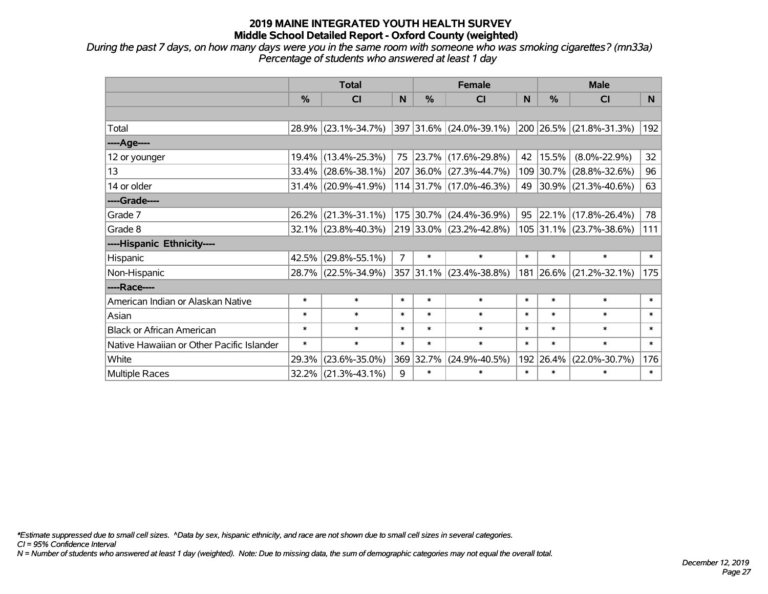# 2019 MAINE INTEGRATED YOUTH HEALTH SURVEY
## Middle School Detailed Report - Oxford County (weighted)

*During the past 7 days, on how many days were you in the same room with someone who was smoking cigarettes? (mn33a)*
*Percentage of students who answered at least 1 day*

| | Total | | | Female | | | Male | | |
|---|---|---|---|---|---|---|---|---|---|
| | % | CI | N | % | CI | N | % | CI | N |
| Total | 28.9% | (23.1%-34.7%) | 397 | 31.6% | (24.0%-39.1%) | 200 | 26.5% | (21.8%-31.3%) | 192 |
| ----Age---- | | | | | | | | | |
| 12 or younger | 19.4% | (13.4%-25.3%) | 75 | 23.7% | (17.6%-29.8%) | 42 | 15.5% | (8.0%-22.9%) | 32 |
| 13 | 33.4% | (28.6%-38.1%) | 207 | 36.0% | (27.3%-44.7%) | 109 | 30.7% | (28.8%-32.6%) | 96 |
| 14 or older | 31.4% | (20.9%-41.9%) | 114 | 31.7% | (17.0%-46.3%) | 49 | 30.9% | (21.3%-40.6%) | 63 |
| ----Grade---- | | | | | | | | | |
| Grade 7 | 26.2% | (21.3%-31.1%) | 175 | 30.7% | (24.4%-36.9%) | 95 | 22.1% | (17.8%-26.4%) | 78 |
| Grade 8 | 32.1% | (23.8%-40.3%) | 219 | 33.0% | (23.2%-42.8%) | 105 | 31.1% | (23.7%-38.6%) | 111 |
| ----Hispanic Ethnicity---- | | | | | | | | | |
| Hispanic | 42.5% | (29.8%-55.1%) | 7 | * | * | * | * | * | * |
| Non-Hispanic | 28.7% | (22.5%-34.9%) | 357 | 31.1% | (23.4%-38.8%) | 181 | 26.6% | (21.2%-32.1%) | 175 |
| ----Race---- | | | | | | | | | |
| American Indian or Alaskan Native | * | * | * | * | * | * | * | * | * |
| Asian | * | * | * | * | * | * | * | * | * |
| Black or African American | * | * | * | * | * | * | * | * | * |
| Native Hawaiian or Other Pacific Islander | * | * | * | * | * | * | * | * | * |
| White | 29.3% | (23.6%-35.0%) | 369 | 32.7% | (24.9%-40.5%) | 192 | 26.4% | (22.0%-30.7%) | 176 |
| Multiple Races | 32.2% | (21.3%-43.1%) | 9 | * | * | * | * | * | * |

*\*Estimate suppressed due to small cell sizes. ^Data by sex, hispanic ethnicity, and race are not shown due to small cell sizes in several categories.*
*CI = 95% Confidence Interval*
*N = Number of students who answered at least 1 day (weighted). Note: Due to missing data, the sum of demographic categories may not equal the overall total.*

*December 12, 2019*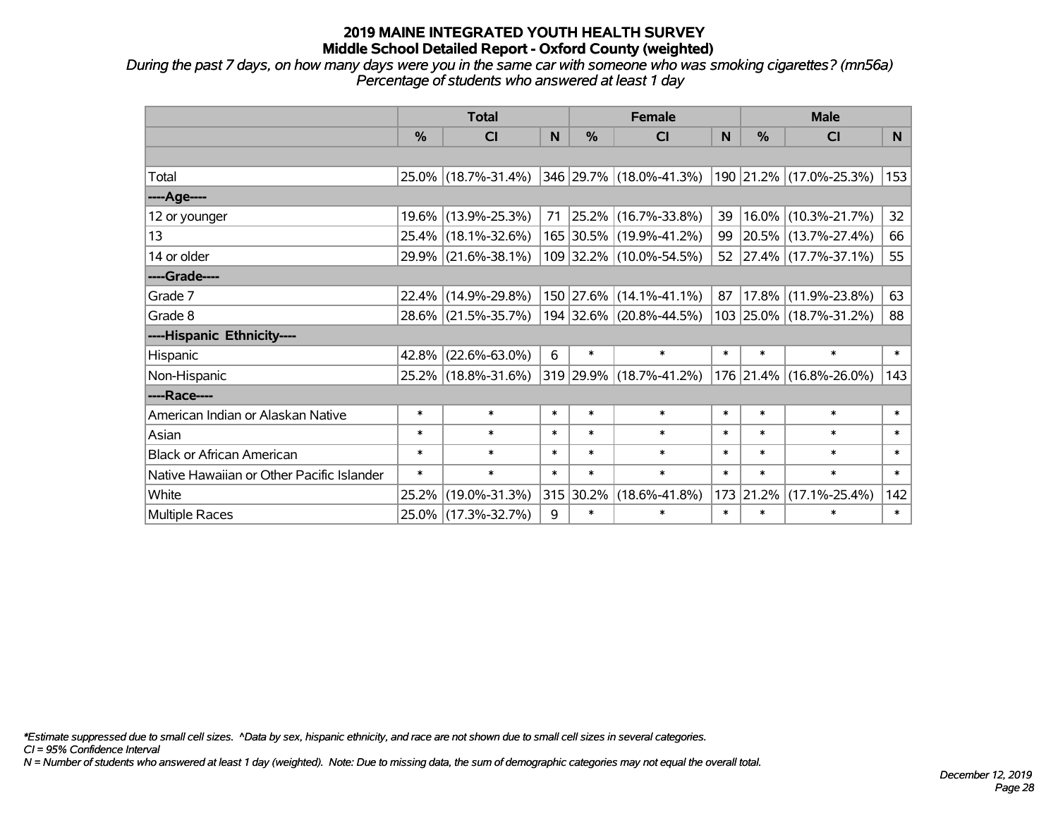# 2019 MAINE INTEGRATED YOUTH HEALTH SURVEY
## Middle School Detailed Report - Oxford County (weighted)

*During the past 7 days, on how many days were you in the same car with someone who was smoking cigarettes? (mn56a)*
*Percentage of students who answered at least 1 day*

| | Total | | | Female | | | Male | | |
|---|---|---|---|---|---|---|---|---|---|
| | % | CI | N | % | CI | N | % | CI | N |
| Total | 25.0% | (18.7%-31.4%) | 346 | 29.7% | (18.0%-41.3%) | 190 | 21.2% | (17.0%-25.3%) | 153 |
| ----Age---- | | | | | | | | | |
| 12 or younger | 19.6% | (13.9%-25.3%) | 71 | 25.2% | (16.7%-33.8%) | 39 | 16.0% | (10.3%-21.7%) | 32 |
| 13 | 25.4% | (18.1%-32.6%) | 165 | 30.5% | (19.9%-41.2%) | 99 | 20.5% | (13.7%-27.4%) | 66 |
| 14 or older | 29.9% | (21.6%-38.1%) | 109 | 32.2% | (10.0%-54.5%) | 52 | 27.4% | (17.7%-37.1%) | 55 |
| ----Grade---- | | | | | | | | | |
| Grade 7 | 22.4% | (14.9%-29.8%) | 150 | 27.6% | (14.1%-41.1%) | 87 | 17.8% | (11.9%-23.8%) | 63 |
| Grade 8 | 28.6% | (21.5%-35.7%) | 194 | 32.6% | (20.8%-44.5%) | 103 | 25.0% | (18.7%-31.2%) | 88 |
| ----Hispanic Ethnicity---- | | | | | | | | | |
| Hispanic | 42.8% | (22.6%-63.0%) | 6 | * | * | * | * | * | * |
| Non-Hispanic | 25.2% | (18.8%-31.6%) | 319 | 29.9% | (18.7%-41.2%) | 176 | 21.4% | (16.8%-26.0%) | 143 |
| ----Race---- | | | | | | | | | |
| American Indian or Alaskan Native | * | * | * | * | * | * | * | * | * |
| Asian | * | * | * | * | * | * | * | * | * |
| Black or African American | * | * | * | * | * | * | * | * | * |
| Native Hawaiian or Other Pacific Islander | * | * | * | * | * | * | * | * | * |
| White | 25.2% | (19.0%-31.3%) | 315 | 30.2% | (18.6%-41.8%) | 173 | 21.2% | (17.1%-25.4%) | 142 |
| Multiple Races | 25.0% | (17.3%-32.7%) | 9 | * | * | * | * | * | * |

*\*Estimate suppressed due to small cell sizes. ^Data by sex, hispanic ethnicity, and race are not shown due to small cell sizes in several categories.*
*CI = 95% Confidence Interval*
*N = Number of students who answered at least 1 day (weighted). Note: Due to missing data, the sum of demographic categories may not equal the overall total.*

*December 12, 2019*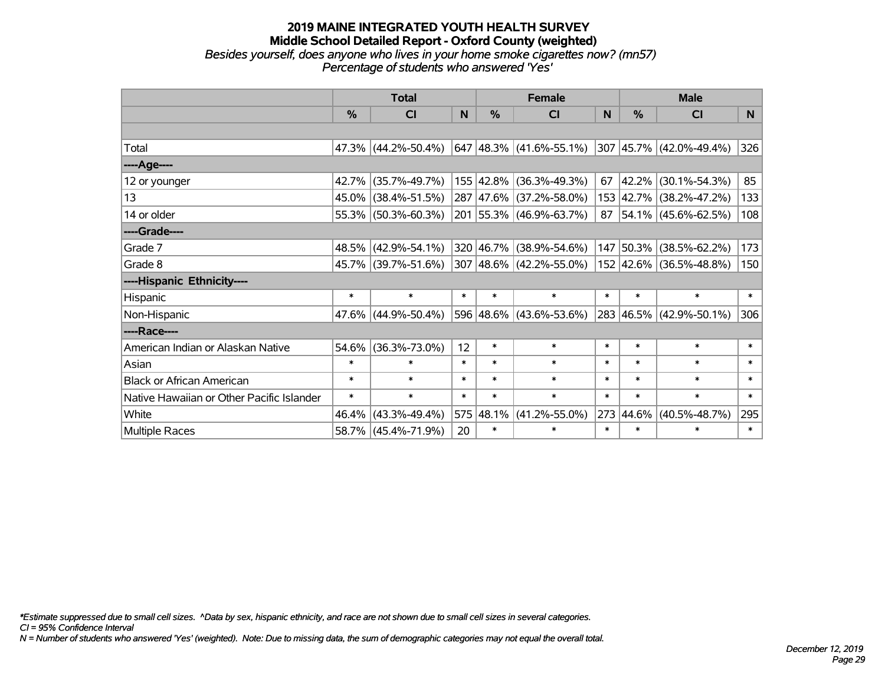# 2019 MAINE INTEGRATED YOUTH HEALTH SURVEY
## Middle School Detailed Report - Oxford County (weighted)
*Besides yourself, does anyone who lives in your home smoke cigarettes now? (mn57)*
*Percentage of students who answered 'Yes'*

| | Total | | | Female | | | Male | | |
|---|---|---|---|---|---|---|---|---|---|
| | % | CI | N | % | CI | N | % | CI | N |
| Total | 47.3% | (44.2%-50.4%) | 647 | 48.3% | (41.6%-55.1%) | 307 | 45.7% | (42.0%-49.4%) | 326 |
| ----Age---- | | | | | | | | | |
| 12 or younger | 42.7% | (35.7%-49.7%) | 155 | 42.8% | (36.3%-49.3%) | 67 | 42.2% | (30.1%-54.3%) | 85 |
| 13 | 45.0% | (38.4%-51.5%) | 287 | 47.6% | (37.2%-58.0%) | 153 | 42.7% | (38.2%-47.2%) | 133 |
| 14 or older | 55.3% | (50.3%-60.3%) | 201 | 55.3% | (46.9%-63.7%) | 87 | 54.1% | (45.6%-62.5%) | 108 |
| ----Grade---- | | | | | | | | | |
| Grade 7 | 48.5% | (42.9%-54.1%) | 320 | 46.7% | (38.9%-54.6%) | 147 | 50.3% | (38.5%-62.2%) | 173 |
| Grade 8 | 45.7% | (39.7%-51.6%) | 307 | 48.6% | (42.2%-55.0%) | 152 | 42.6% | (36.5%-48.8%) | 150 |
| ----Hispanic Ethnicity---- | | | | | | | | | |
| Hispanic | * | * | * | * | * | * | * | * | * |
| Non-Hispanic | 47.6% | (44.9%-50.4%) | 596 | 48.6% | (43.6%-53.6%) | 283 | 46.5% | (42.9%-50.1%) | 306 |
| ----Race---- | | | | | | | | | |
| American Indian or Alaskan Native | 54.6% | (36.3%-73.0%) | 12 | * | * | * | * | * | * |
| Asian | * | * | * | * | * | * | * | * | * |
| Black or African American | * | * | * | * | * | * | * | * | * |
| Native Hawaiian or Other Pacific Islander | * | * | * | * | * | * | * | * | * |
| White | 46.4% | (43.3%-49.4%) | 575 | 48.1% | (41.2%-55.0%) | 273 | 44.6% | (40.5%-48.7%) | 295 |
| Multiple Races | 58.7% | (45.4%-71.9%) | 20 | * | * | * | * | * | * |

*Estimate suppressed due to small cell sizes. ^Data by sex, hispanic ethnicity, and race are not shown due to small cell sizes in several categories.
CI = 95% Confidence Interval
N = Number of students who answered 'Yes' (weighted). Note: Due to missing data, the sum of demographic categories may not equal the overall total.

December 12, 2019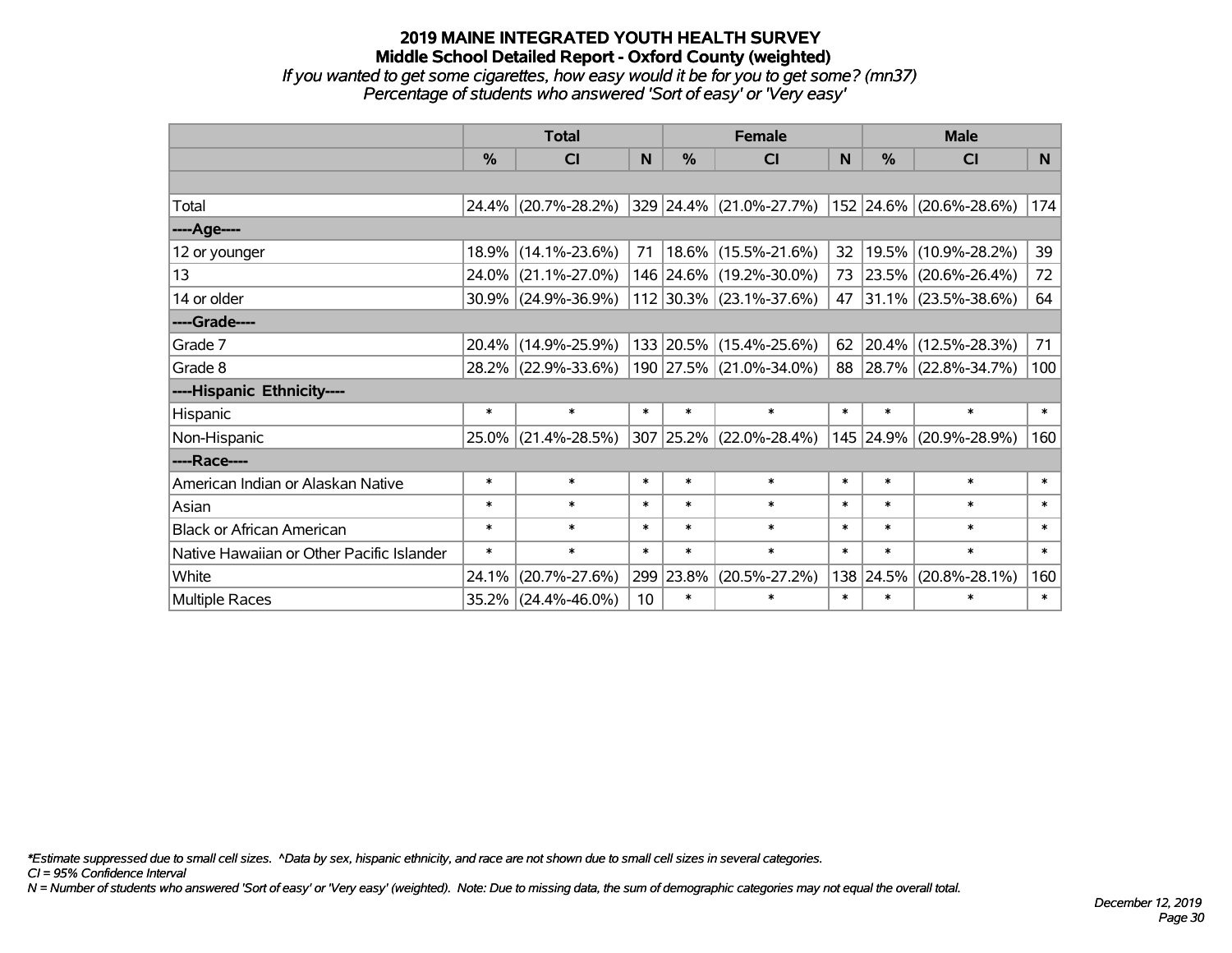# 2019 MAINE INTEGRATED YOUTH HEALTH SURVEY
## Middle School Detailed Report - Oxford County (weighted)
*If you wanted to get some cigarettes, how easy would it be for you to get some? (mn37)*
*Percentage of students who answered 'Sort of easy' or 'Very easy'*

| | Total | | | Female | | | Male | | |
|---|---|---|---|---|---|---|---|---|---|
| | % | CI | N | % | CI | N | % | CI | N |
| Total | 24.4% | (20.7%-28.2%) | 329 | 24.4% | (21.0%-27.7%) | 152 | 24.6% | (20.6%-28.6%) | 174 |
| ----Age---- | | | | | | | | | |
| 12 or younger | 18.9% | (14.1%-23.6%) | 71 | 18.6% | (15.5%-21.6%) | 32 | 19.5% | (10.9%-28.2%) | 39 |
| 13 | 24.0% | (21.1%-27.0%) | 146 | 24.6% | (19.2%-30.0%) | 73 | 23.5% | (20.6%-26.4%) | 72 |
| 14 or older | 30.9% | (24.9%-36.9%) | 112 | 30.3% | (23.1%-37.6%) | 47 | 31.1% | (23.5%-38.6%) | 64 |
| ----Grade---- | | | | | | | | | |
| Grade 7 | 20.4% | (14.9%-25.9%) | 133 | 20.5% | (15.4%-25.6%) | 62 | 20.4% | (12.5%-28.3%) | 71 |
| Grade 8 | 28.2% | (22.9%-33.6%) | 190 | 27.5% | (21.0%-34.0%) | 88 | 28.7% | (22.8%-34.7%) | 100 |
| ----Hispanic Ethnicity---- | | | | | | | | | |
| Hispanic | * | * | * | * | * | * | * | * | * |
| Non-Hispanic | 25.0% | (21.4%-28.5%) | 307 | 25.2% | (22.0%-28.4%) | 145 | 24.9% | (20.9%-28.9%) | 160 |
| ----Race---- | | | | | | | | | |
| American Indian or Alaskan Native | * | * | * | * | * | * | * | * | * |
| Asian | * | * | * | * | * | * | * | * | * |
| Black or African American | * | * | * | * | * | * | * | * | * |
| Native Hawaiian or Other Pacific Islander | * | * | * | * | * | * | * | * | * |
| White | 24.1% | (20.7%-27.6%) | 299 | 23.8% | (20.5%-27.2%) | 138 | 24.5% | (20.8%-28.1%) | 160 |
| Multiple Races | 35.2% | (24.4%-46.0%) | 10 | * | * | * | * | * | * |

*Estimate suppressed due to small cell sizes. ^Data by sex, hispanic ethnicity, and race are not shown due to small cell sizes in several categories.
*CI = 95% Confidence Interval*
*N = Number of students who answered 'Sort of easy' or 'Very easy' (weighted). Note: Due to missing data, the sum of demographic categories may not equal the overall total.*

*December 12, 2019*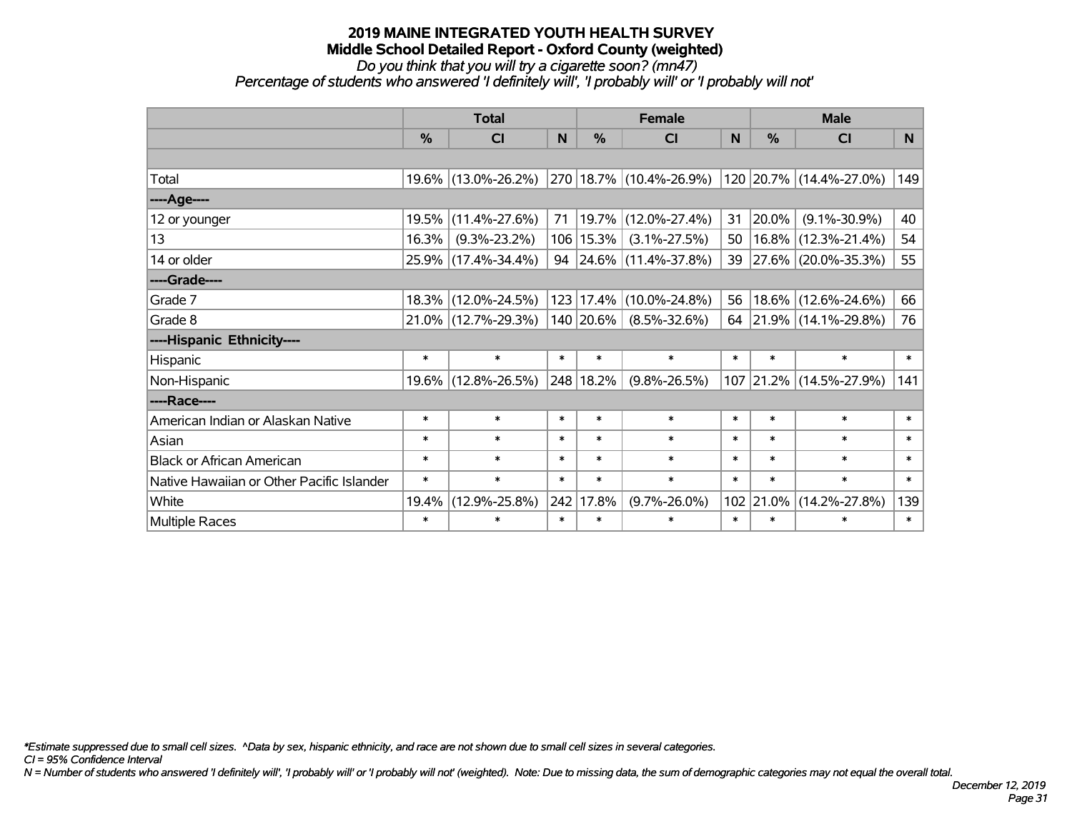# 2019 MAINE INTEGRATED YOUTH HEALTH SURVEY
## Middle School Detailed Report - Oxford County (weighted)
*Do you think that you will try a cigarette soon? (mn47)*
*Percentage of students who answered 'I definitely will', 'I probably will' or 'I probably will not'*

| | Total | | | Female | | | Male | | |
|---|---|---|---|---|---|---|---|---|---|
| | % | CI | N | % | CI | N | % | CI | N |
| Total | 19.6% | (13.0%-26.2%) | 270 | 18.7% | (10.4%-26.9%) | 120 | 20.7% | (14.4%-27.0%) | 149 |
| ----Age---- | | | | | | | | | |
| 12 or younger | 19.5% | (11.4%-27.6%) | 71 | 19.7% | (12.0%-27.4%) | 31 | 20.0% | (9.1%-30.9%) | 40 |
| 13 | 16.3% | (9.3%-23.2%) | 106 | 15.3% | (3.1%-27.5%) | 50 | 16.8% | (12.3%-21.4%) | 54 |
| 14 or older | 25.9% | (17.4%-34.4%) | 94 | 24.6% | (11.4%-37.8%) | 39 | 27.6% | (20.0%-35.3%) | 55 |
| ----Grade---- | | | | | | | | | |
| Grade 7 | 18.3% | (12.0%-24.5%) | 123 | 17.4% | (10.0%-24.8%) | 56 | 18.6% | (12.6%-24.6%) | 66 |
| Grade 8 | 21.0% | (12.7%-29.3%) | 140 | 20.6% | (8.5%-32.6%) | 64 | 21.9% | (14.1%-29.8%) | 76 |
| ----Hispanic Ethnicity---- | | | | | | | | | |
| Hispanic | * | * | * | * | * | * | * | * | * |
| Non-Hispanic | 19.6% | (12.8%-26.5%) | 248 | 18.2% | (9.8%-26.5%) | 107 | 21.2% | (14.5%-27.9%) | 141 |
| ----Race---- | | | | | | | | | |
| American Indian or Alaskan Native | * | * | * | * | * | * | * | * | * |
| Asian | * | * | * | * | * | * | * | * | * |
| Black or African American | * | * | * | * | * | * | * | * | * |
| Native Hawaiian or Other Pacific Islander | * | * | * | * | * | * | * | * | * |
| White | 19.4% | (12.9%-25.8%) | 242 | 17.8% | (9.7%-26.0%) | 102 | 21.0% | (14.2%-27.8%) | 139 |
| Multiple Races | * | * | * | * | * | * | * | * | * |

*\*Estimate suppressed due to small cell sizes. ^Data by sex, hispanic ethnicity, and race are not shown due to small cell sizes in several categories.*

*CI = 95% Confidence Interval*

*N = Number of students who answered 'I definitely will', 'I probably will' or 'I probably will not' (weighted). Note: Due to missing data, the sum of demographic categories may not equal the overall total.*

*December 12, 2019*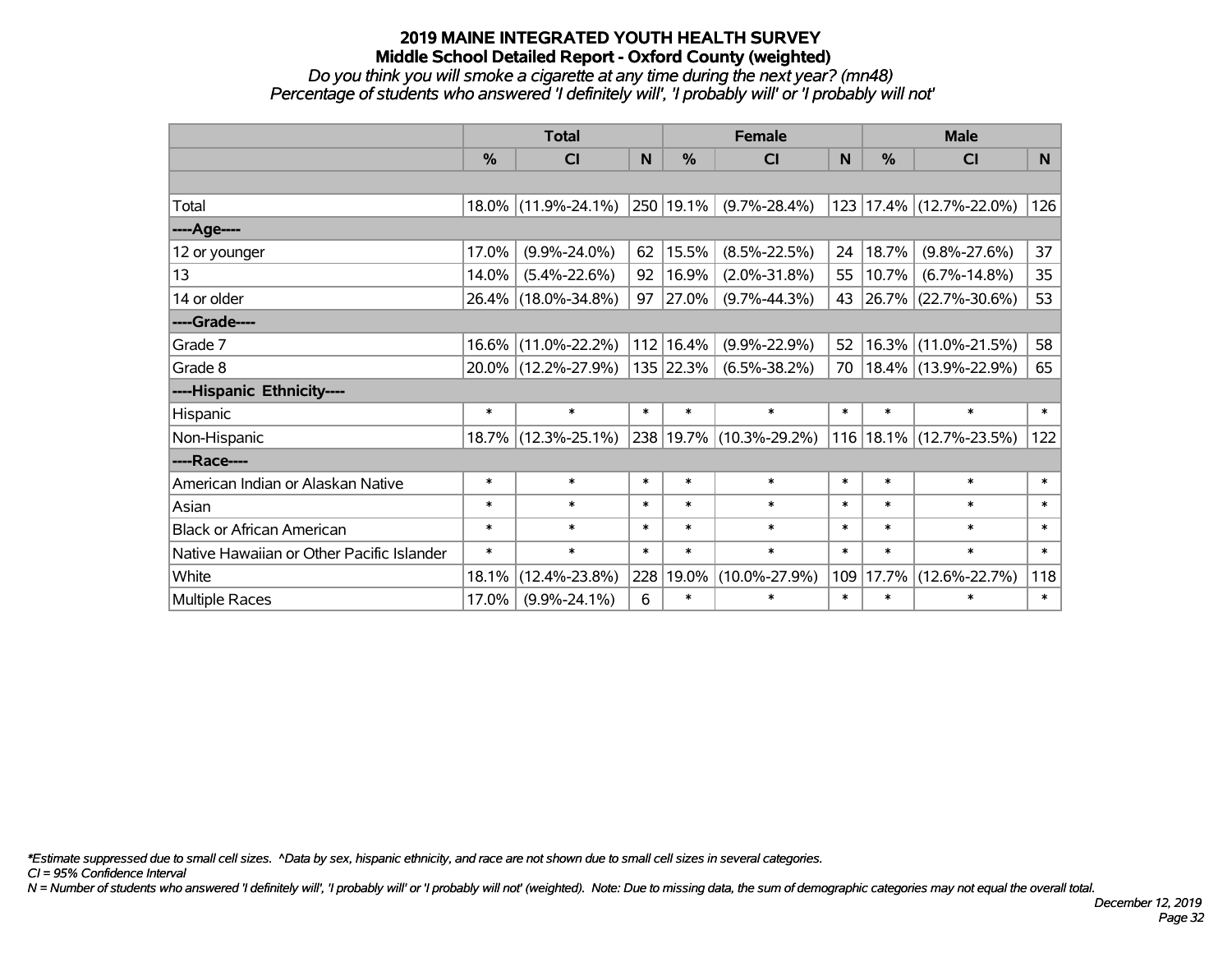# 2019 MAINE INTEGRATED YOUTH HEALTH SURVEY
## Middle School Detailed Report - Oxford County (weighted)
*Do you think you will smoke a cigarette at any time during the next year? (mn48)*
*Percentage of students who answered 'I definitely will', 'I probably will' or 'I probably will not'*

| | Total | | | Female | | | Male | | |
|---|---|---|---|---|---|---|---|---|---|
| | % | CI | N | % | CI | N | % | CI | N |
| Total | 18.0% | (11.9%-24.1%) | 250 | 19.1% | (9.7%-28.4%) | 123 | 17.4% | (12.7%-22.0%) | 126 |
| ----Age---- | | | | | | | | | |
| 12 or younger | 17.0% | (9.9%-24.0%) | 62 | 15.5% | (8.5%-22.5%) | 24 | 18.7% | (9.8%-27.6%) | 37 |
| 13 | 14.0% | (5.4%-22.6%) | 92 | 16.9% | (2.0%-31.8%) | 55 | 10.7% | (6.7%-14.8%) | 35 |
| 14 or older | 26.4% | (18.0%-34.8%) | 97 | 27.0% | (9.7%-44.3%) | 43 | 26.7% | (22.7%-30.6%) | 53 |
| ----Grade---- | | | | | | | | | |
| Grade 7 | 16.6% | (11.0%-22.2%) | 112 | 16.4% | (9.9%-22.9%) | 52 | 16.3% | (11.0%-21.5%) | 58 |
| Grade 8 | 20.0% | (12.2%-27.9%) | 135 | 22.3% | (6.5%-38.2%) | 70 | 18.4% | (13.9%-22.9%) | 65 |
| ----Hispanic Ethnicity---- | | | | | | | | | |
| Hispanic | * | * | * | * | * | * | * | * | * |
| Non-Hispanic | 18.7% | (12.3%-25.1%) | 238 | 19.7% | (10.3%-29.2%) | 116 | 18.1% | (12.7%-23.5%) | 122 |
| ----Race---- | | | | | | | | | |
| American Indian or Alaskan Native | * | * | * | * | * | * | * | * | * |
| Asian | * | * | * | * | * | * | * | * | * |
| Black or African American | * | * | * | * | * | * | * | * | * |
| Native Hawaiian or Other Pacific Islander | * | * | * | * | * | * | * | * | * |
| White | 18.1% | (12.4%-23.8%) | 228 | 19.0% | (10.0%-27.9%) | 109 | 17.7% | (12.6%-22.7%) | 118 |
| Multiple Races | 17.0% | (9.9%-24.1%) | 6 | * | * | * | * | * | * |

*\*Estimate suppressed due to small cell sizes. ^Data by sex, hispanic ethnicity, and race are not shown due to small cell sizes in several categories.*
*CI = 95% Confidence Interval*
*N = Number of students who answered 'I definitely will', 'I probably will' or 'I probably will not' (weighted). Note: Due to missing data, the sum of demographic categories may not equal the overall total.*

*December 12, 2019*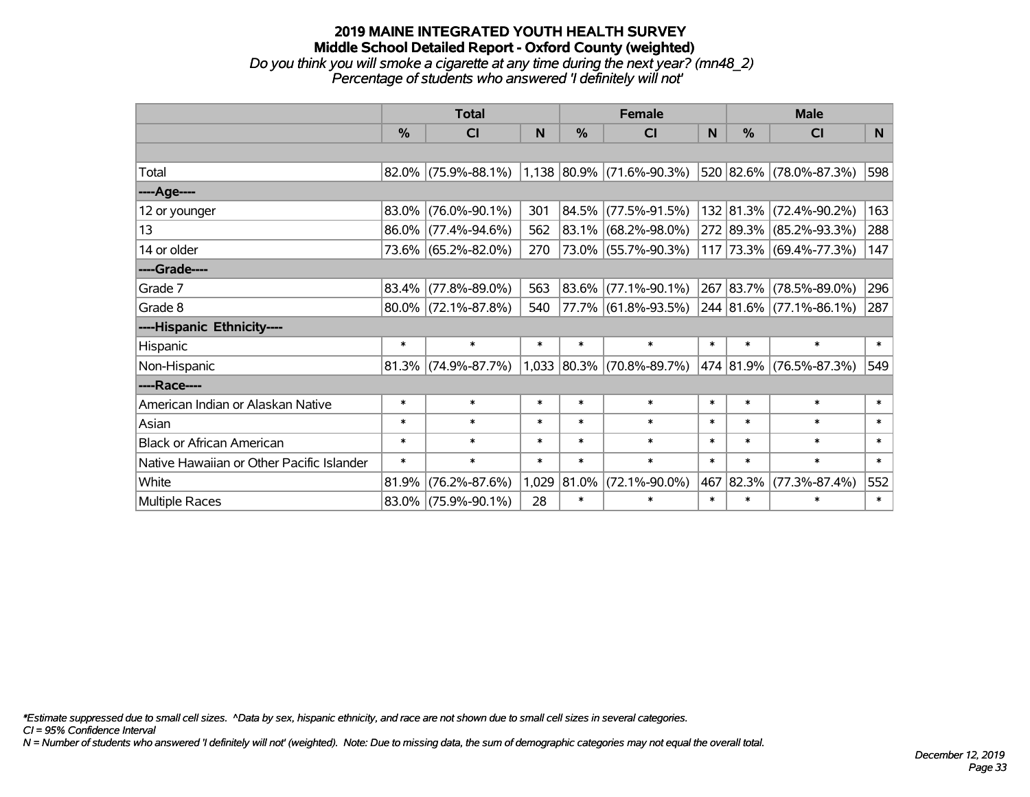# 2019 MAINE INTEGRATED YOUTH HEALTH SURVEY
## Middle School Detailed Report - Oxford County (weighted)
*Do you think you will smoke a cigarette at any time during the next year? (mn48_2)*
*Percentage of students who answered 'I definitely will not'*

| | Total | | | Female | | | Male | | |
|---|---|---|---|---|---|---|---|---|---|
| | % | CI | N | % | CI | N | % | CI | N |
| Total | 82.0% | (75.9%-88.1%) | 1,138 | 80.9% | (71.6%-90.3%) | 520 | 82.6% | (78.0%-87.3%) | 598 |
| ----Age---- | | | | | | | | | |
| 12 or younger | 83.0% | (76.0%-90.1%) | 301 | 84.5% | (77.5%-91.5%) | 132 | 81.3% | (72.4%-90.2%) | 163 |
| 13 | 86.0% | (77.4%-94.6%) | 562 | 83.1% | (68.2%-98.0%) | 272 | 89.3% | (85.2%-93.3%) | 288 |
| 14 or older | 73.6% | (65.2%-82.0%) | 270 | 73.0% | (55.7%-90.3%) | 117 | 73.3% | (69.4%-77.3%) | 147 |
| ----Grade---- | | | | | | | | | |
| Grade 7 | 83.4% | (77.8%-89.0%) | 563 | 83.6% | (77.1%-90.1%) | 267 | 83.7% | (78.5%-89.0%) | 296 |
| Grade 8 | 80.0% | (72.1%-87.8%) | 540 | 77.7% | (61.8%-93.5%) | 244 | 81.6% | (77.1%-86.1%) | 287 |
| ----Hispanic Ethnicity---- | | | | | | | | | |
| Hispanic | * | * | * | * | * | * | * | * | * |
| Non-Hispanic | 81.3% | (74.9%-87.7%) | 1,033 | 80.3% | (70.8%-89.7%) | 474 | 81.9% | (76.5%-87.3%) | 549 |
| ----Race---- | | | | | | | | | |
| American Indian or Alaskan Native | * | * | * | * | * | * | * | * | * |
| Asian | * | * | * | * | * | * | * | * | * |
| Black or African American | * | * | * | * | * | * | * | * | * |
| Native Hawaiian or Other Pacific Islander | * | * | * | * | * | * | * | * | * |
| White | 81.9% | (76.2%-87.6%) | 1,029 | 81.0% | (72.1%-90.0%) | 467 | 82.3% | (77.3%-87.4%) | 552 |
| Multiple Races | 83.0% | (75.9%-90.1%) | 28 | * | * | * | * | * | * |

*Estimate suppressed due to small cell sizes. ^Data by sex, hispanic ethnicity, and race are not shown due to small cell sizes in several categories.
CI = 95% Confidence Interval
N = Number of students who answered 'I definitely will not' (weighted). Note: Due to missing data, the sum of demographic categories may not equal the overall total.

December 12, 2019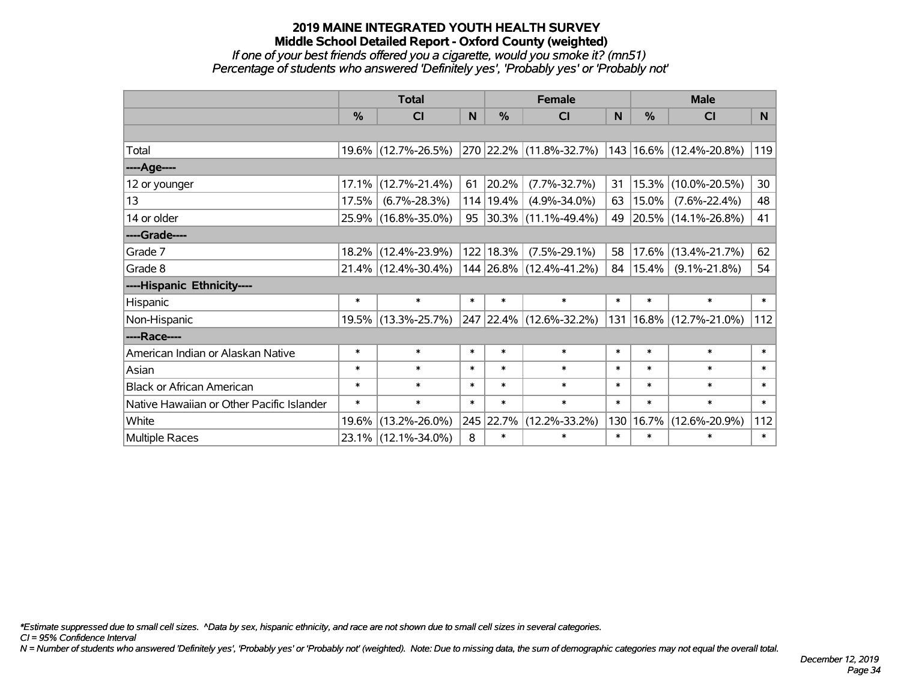# 2019 MAINE INTEGRATED YOUTH HEALTH SURVEY
## Middle School Detailed Report - Oxford County (weighted)
*If one of your best friends offered you a cigarette, would you smoke it? (mn51)*
*Percentage of students who answered 'Definitely yes', 'Probably yes' or 'Probably not'*

| | Total | | | Female | | | Male | | |
|---|---|---|---|---|---|---|---|---|---|
| | % | CI | N | % | CI | N | % | CI | N |
| | | | | | | | | | |
| Total | 19.6% | (12.7%-26.5%) | 270 | 22.2% | (11.8%-32.7%) | 143 | 16.6% | (12.4%-20.8%) | 119 |
| ----Age---- | | | | | | | | | |
| 12 or younger | 17.1% | (12.7%-21.4%) | 61 | 20.2% | (7.7%-32.7%) | 31 | 15.3% | (10.0%-20.5%) | 30 |
| 13 | 17.5% | (6.7%-28.3%) | 114 | 19.4% | (4.9%-34.0%) | 63 | 15.0% | (7.6%-22.4%) | 48 |
| 14 or older | 25.9% | (16.8%-35.0%) | 95 | 30.3% | (11.1%-49.4%) | 49 | 20.5% | (14.1%-26.8%) | 41 |
| ----Grade---- | | | | | | | | | |
| Grade 7 | 18.2% | (12.4%-23.9%) | 122 | 18.3% | (7.5%-29.1%) | 58 | 17.6% | (13.4%-21.7%) | 62 |
| Grade 8 | 21.4% | (12.4%-30.4%) | 144 | 26.8% | (12.4%-41.2%) | 84 | 15.4% | (9.1%-21.8%) | 54 |
| ----Hispanic Ethnicity---- | | | | | | | | | |
| Hispanic | * | * | * | * | * | * | * | * | * |
| Non-Hispanic | 19.5% | (13.3%-25.7%) | 247 | 22.4% | (12.6%-32.2%) | 131 | 16.8% | (12.7%-21.0%) | 112 |
| ----Race---- | | | | | | | | | |
| American Indian or Alaskan Native | * | * | * | * | * | * | * | * | * |
| Asian | * | * | * | * | * | * | * | * | * |
| Black or African American | * | * | * | * | * | * | * | * | * |
| Native Hawaiian or Other Pacific Islander | * | * | * | * | * | * | * | * | * |
| White | 19.6% | (13.2%-26.0%) | 245 | 22.7% | (12.2%-33.2%) | 130 | 16.7% | (12.6%-20.9%) | 112 |
| Multiple Races | 23.1% | (12.1%-34.0%) | 8 | * | * | * | * | * | * |

*\*Estimate suppressed due to small cell sizes. ^Data by sex, hispanic ethnicity, and race are not shown due to small cell sizes in several categories.*
*CI = 95% Confidence Interval*
*N = Number of students who answered 'Definitely yes', 'Probably yes' or 'Probably not' (weighted). Note: Due to missing data, the sum of demographic categories may not equal the overall total.*

*December 12, 2019*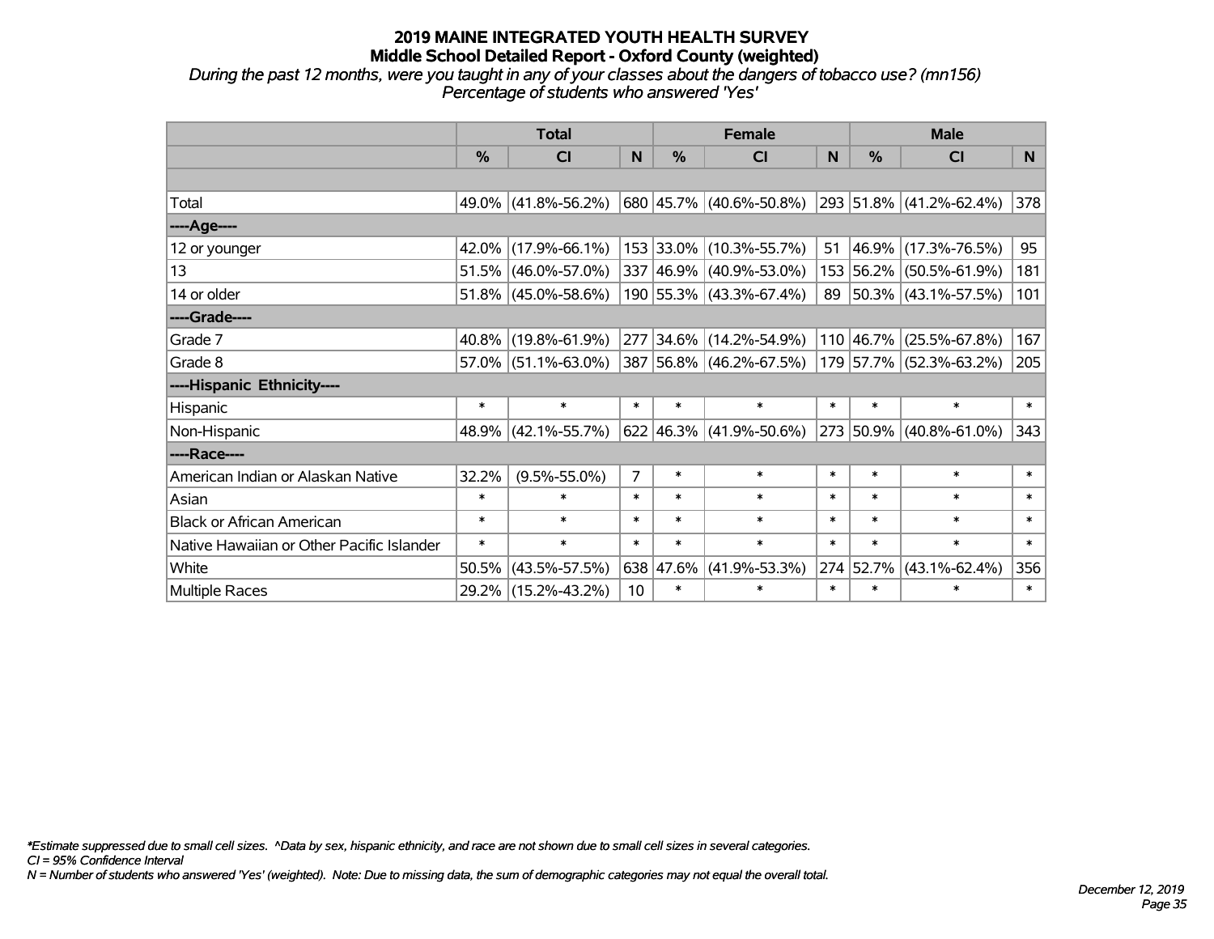# 2019 MAINE INTEGRATED YOUTH HEALTH SURVEY
## Middle School Detailed Report - Oxford County (weighted)
*During the past 12 months, were you taught in any of your classes about the dangers of tobacco use? (mn156)*
*Percentage of students who answered 'Yes'*

| | Total | | | Female | | | Male | | |
|---|---|---|---|---|---|---|---|---|---|
| | % | CI | N | % | CI | N | % | CI | N |
| | | | | | | | | | |
| Total | 49.0% | (41.8%-56.2%) | 680 | 45.7% | (40.6%-50.8%) | 293 | 51.8% | (41.2%-62.4%) | 378 |
| ----Age---- | | | | | | | | | |
| 12 or younger | 42.0% | (17.9%-66.1%) | 153 | 33.0% | (10.3%-55.7%) | 51 | 46.9% | (17.3%-76.5%) | 95 |
| 13 | 51.5% | (46.0%-57.0%) | 337 | 46.9% | (40.9%-53.0%) | 153 | 56.2% | (50.5%-61.9%) | 181 |
| 14 or older | 51.8% | (45.0%-58.6%) | 190 | 55.3% | (43.3%-67.4%) | 89 | 50.3% | (43.1%-57.5%) | 101 |
| ----Grade---- | | | | | | | | | |
| Grade 7 | 40.8% | (19.8%-61.9%) | 277 | 34.6% | (14.2%-54.9%) | 110 | 46.7% | (25.5%-67.8%) | 167 |
| Grade 8 | 57.0% | (51.1%-63.0%) | 387 | 56.8% | (46.2%-67.5%) | 179 | 57.7% | (52.3%-63.2%) | 205 |
| ----Hispanic Ethnicity---- | | | | | | | | | |
| Hispanic | * | * | * | * | * | * | * | * | * |
| Non-Hispanic | 48.9% | (42.1%-55.7%) | 622 | 46.3% | (41.9%-50.6%) | 273 | 50.9% | (40.8%-61.0%) | 343 |
| ----Race---- | | | | | | | | | |
| American Indian or Alaskan Native | 32.2% | (9.5%-55.0%) | 7 | * | * | * | * | * | * |
| Asian | * | * | * | * | * | * | * | * | * |
| Black or African American | * | * | * | * | * | * | * | * | * |
| Native Hawaiian or Other Pacific Islander | * | * | * | * | * | * | * | * | * |
| White | 50.5% | (43.5%-57.5%) | 638 | 47.6% | (41.9%-53.3%) | 274 | 52.7% | (43.1%-62.4%) | 356 |
| Multiple Races | 29.2% | (15.2%-43.2%) | 10 | * | * | * | * | * | * |

*\*Estimate suppressed due to small cell sizes. ^Data by sex, hispanic ethnicity, and race are not shown due to small cell sizes in several categories.*
*CI = 95% Confidence Interval*
*N = Number of students who answered 'Yes' (weighted). Note: Due to missing data, the sum of demographic categories may not equal the overall total.*

*December 12, 2019*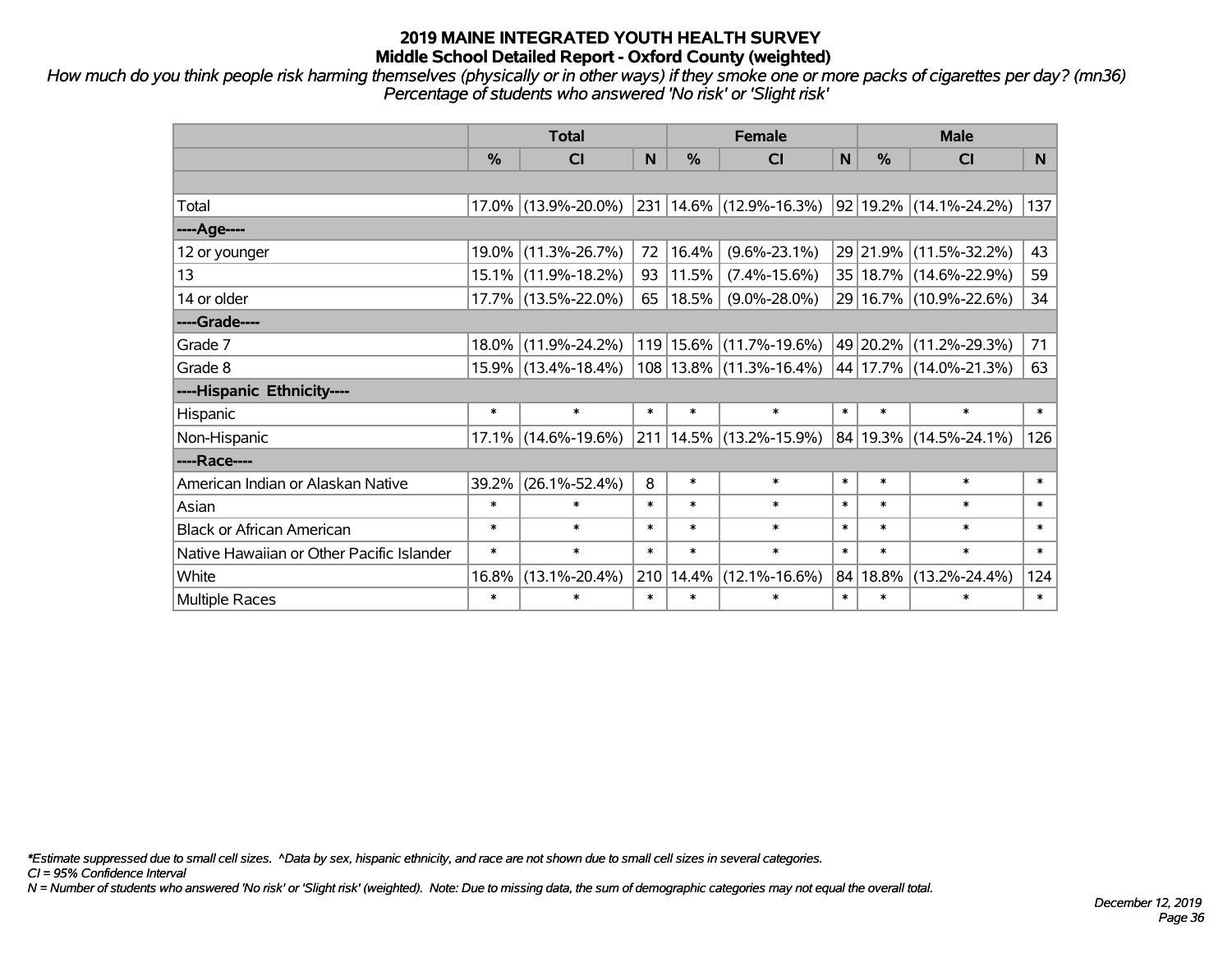# 2019 MAINE INTEGRATED YOUTH HEALTH SURVEY
## Middle School Detailed Report - Oxford County (weighted)

*How much do you think people risk harming themselves (physically or in other ways) if they smoke one or more packs of cigarettes per day? (mn36)*
*Percentage of students who answered 'No risk' or 'Slight risk'*

| | Total | | | Female | | | Male | | |
|---|---|---|---|---|---|---|---|---|---|
| | % | CI | N | % | CI | N | % | CI | N |
| | | | | | | | | | |
| Total | 17.0% | (13.9%-20.0%) | 231 | 14.6% | (12.9%-16.3%) | 92 | 19.2% | (14.1%-24.2%) | 137 |
| ----Age---- | | | | | | | | | |
| 12 or younger | 19.0% | (11.3%-26.7%) | 72 | 16.4% | (9.6%-23.1%) | 29 | 21.9% | (11.5%-32.2%) | 43 |
| 13 | 15.1% | (11.9%-18.2%) | 93 | 11.5% | (7.4%-15.6%) | 35 | 18.7% | (14.6%-22.9%) | 59 |
| 14 or older | 17.7% | (13.5%-22.0%) | 65 | 18.5% | (9.0%-28.0%) | 29 | 16.7% | (10.9%-22.6%) | 34 |
| ----Grade---- | | | | | | | | | |
| Grade 7 | 18.0% | (11.9%-24.2%) | 119 | 15.6% | (11.7%-19.6%) | 49 | 20.2% | (11.2%-29.3%) | 71 |
| Grade 8 | 15.9% | (13.4%-18.4%) | 108 | 13.8% | (11.3%-16.4%) | 44 | 17.7% | (14.0%-21.3%) | 63 |
| ----Hispanic Ethnicity---- | | | | | | | | | |
| Hispanic | * | * | * | * | * | * | * | * | * |
| Non-Hispanic | 17.1% | (14.6%-19.6%) | 211 | 14.5% | (13.2%-15.9%) | 84 | 19.3% | (14.5%-24.1%) | 126 |
| ----Race---- | | | | | | | | | |
| American Indian or Alaskan Native | 39.2% | (26.1%-52.4%) | 8 | * | * | * | * | * | * |
| Asian | * | * | * | * | * | * | * | * | * |
| Black or African American | * | * | * | * | * | * | * | * | * |
| Native Hawaiian or Other Pacific Islander | * | * | * | * | * | * | * | * | * |
| White | 16.8% | (13.1%-20.4%) | 210 | 14.4% | (12.1%-16.6%) | 84 | 18.8% | (13.2%-24.4%) | 124 |
| Multiple Races | * | * | * | * | * | * | * | * | * |

*\*Estimate suppressed due to small cell sizes. ^Data by sex, hispanic ethnicity, and race are not shown due to small cell sizes in several categories.*
*CI = 95% Confidence Interval*
*N = Number of students who answered 'No risk' or 'Slight risk' (weighted). Note: Due to missing data, the sum of demographic categories may not equal the overall total.*

*December 12, 2019*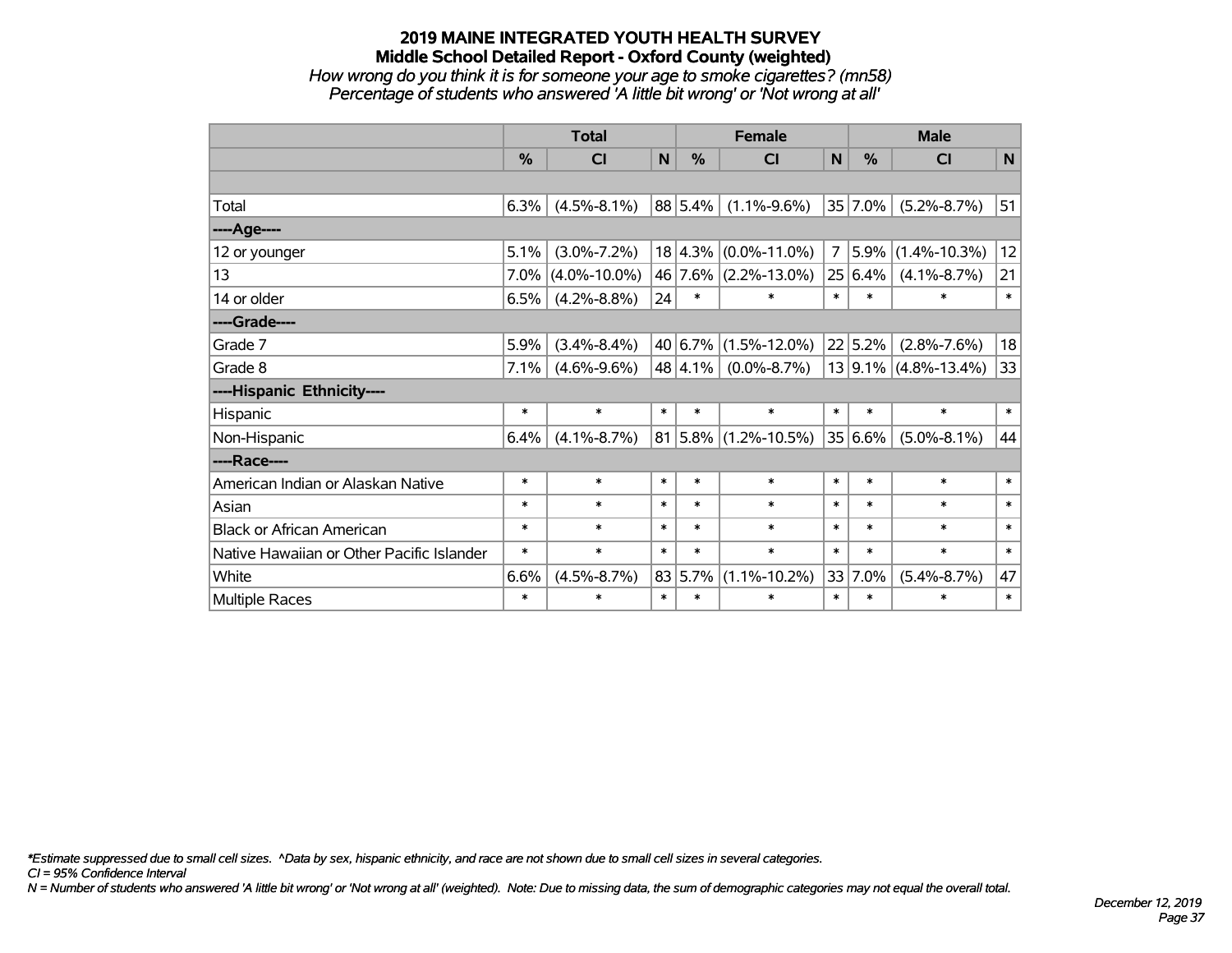# 2019 MAINE INTEGRATED YOUTH HEALTH SURVEY
## Middle School Detailed Report - Oxford County (weighted)
*How wrong do you think it is for someone your age to smoke cigarettes? (mn58)*
*Percentage of students who answered 'A little bit wrong' or 'Not wrong at all'*

| | Total | | | Female | | | Male | | |
|---|---|---|---|---|---|---|---|---|---|
| | % | CI | N | % | CI | N | % | CI | N |
| Total | 6.3% | (4.5%-8.1%) | 88 | 5.4% | (1.1%-9.6%) | 35 | 7.0% | (5.2%-8.7%) | 51 |
| ----Age---- | | | | | | | | | |
| 12 or younger | 5.1% | (3.0%-7.2%) | 18 | 4.3% | (0.0%-11.0%) | 7 | 5.9% | (1.4%-10.3%) | 12 |
| 13 | 7.0% | (4.0%-10.0%) | 46 | 7.6% | (2.2%-13.0%) | 25 | 6.4% | (4.1%-8.7%) | 21 |
| 14 or older | 6.5% | (4.2%-8.8%) | 24 | * | * | * | * | * | * |
| ----Grade---- | | | | | | | | | |
| Grade 7 | 5.9% | (3.4%-8.4%) | 40 | 6.7% | (1.5%-12.0%) | 22 | 5.2% | (2.8%-7.6%) | 18 |
| Grade 8 | 7.1% | (4.6%-9.6%) | 48 | 4.1% | (0.0%-8.7%) | 13 | 9.1% | (4.8%-13.4%) | 33 |
| ----Hispanic Ethnicity---- | | | | | | | | | |
| Hispanic | * | * | * | * | * | * | * | * | * |
| Non-Hispanic | 6.4% | (4.1%-8.7%) | 81 | 5.8% | (1.2%-10.5%) | 35 | 6.6% | (5.0%-8.1%) | 44 |
| ----Race---- | | | | | | | | | |
| American Indian or Alaskan Native | * | * | * | * | * | * | * | * | * |
| Asian | * | * | * | * | * | * | * | * | * |
| Black or African American | * | * | * | * | * | * | * | * | * |
| Native Hawaiian or Other Pacific Islander | * | * | * | * | * | * | * | * | * |
| White | 6.6% | (4.5%-8.7%) | 83 | 5.7% | (1.1%-10.2%) | 33 | 7.0% | (5.4%-8.7%) | 47 |
| Multiple Races | * | * | * | * | * | * | * | * | * |

*\*Estimate suppressed due to small cell sizes. ^Data by sex, hispanic ethnicity, and race are not shown due to small cell sizes in several categories.*
*CI = 95% Confidence Interval*
*N = Number of students who answered 'A little bit wrong' or 'Not wrong at all' (weighted). Note: Due to missing data, the sum of demographic categories may not equal the overall total.*

*December 12, 2019*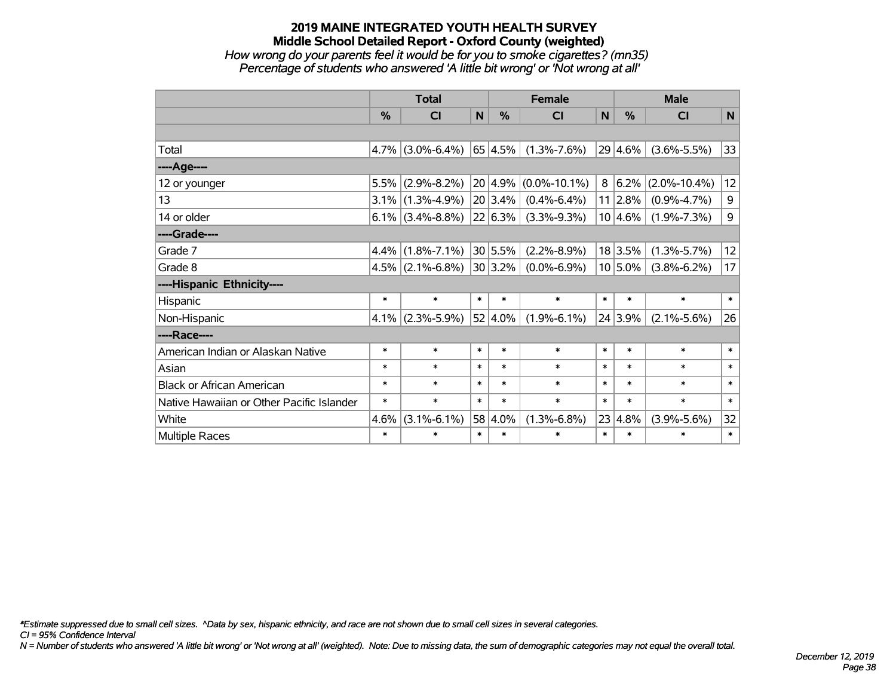# 2019 MAINE INTEGRATED YOUTH HEALTH SURVEY
## Middle School Detailed Report - Oxford County (weighted)
*How wrong do your parents feel it would be for you to smoke cigarettes? (mn35)*
*Percentage of students who answered 'A little bit wrong' or 'Not wrong at all'*

| | Total | | | Female | | | Male | | |
|---|---|---|---|---|---|---|---|---|---|
| | % | CI | N | % | CI | N | % | CI | N |
| Total | 4.7% | (3.0%-6.4%) | 65 | 4.5% | (1.3%-7.6%) | 29 | 4.6% | (3.6%-5.5%) | 33 |
| ----Age---- | | | | | | | | | |
| 12 or younger | 5.5% | (2.9%-8.2%) | 20 | 4.9% | (0.0%-10.1%) | 8 | 6.2% | (2.0%-10.4%) | 12 |
| 13 | 3.1% | (1.3%-4.9%) | 20 | 3.4% | (0.4%-6.4%) | 11 | 2.8% | (0.9%-4.7%) | 9 |
| 14 or older | 6.1% | (3.4%-8.8%) | 22 | 6.3% | (3.3%-9.3%) | 10 | 4.6% | (1.9%-7.3%) | 9 |
| ----Grade---- | | | | | | | | | |
| Grade 7 | 4.4% | (1.8%-7.1%) | 30 | 5.5% | (2.2%-8.9%) | 18 | 3.5% | (1.3%-5.7%) | 12 |
| Grade 8 | 4.5% | (2.1%-6.8%) | 30 | 3.2% | (0.0%-6.9%) | 10 | 5.0% | (3.8%-6.2%) | 17 |
| ----Hispanic Ethnicity---- | | | | | | | | | |
| Hispanic | * | * | * | * | * | * | * | * | * |
| Non-Hispanic | 4.1% | (2.3%-5.9%) | 52 | 4.0% | (1.9%-6.1%) | 24 | 3.9% | (2.1%-5.6%) | 26 |
| ----Race---- | | | | | | | | | |
| American Indian or Alaskan Native | * | * | * | * | * | * | * | * | * |
| Asian | * | * | * | * | * | * | * | * | * |
| Black or African American | * | * | * | * | * | * | * | * | * |
| Native Hawaiian or Other Pacific Islander | * | * | * | * | * | * | * | * | * |
| White | 4.6% | (3.1%-6.1%) | 58 | 4.0% | (1.3%-6.8%) | 23 | 4.8% | (3.9%-5.6%) | 32 |
| Multiple Races | * | * | * | * | * | * | * | * | * |

*\*Estimate suppressed due to small cell sizes. ^Data by sex, hispanic ethnicity, and race are not shown due to small cell sizes in several categories.*
*CI = 95% Confidence Interval*
*N = Number of students who answered 'A little bit wrong' or 'Not wrong at all' (weighted). Note: Due to missing data, the sum of demographic categories may not equal the overall total.*

*December 12, 2019*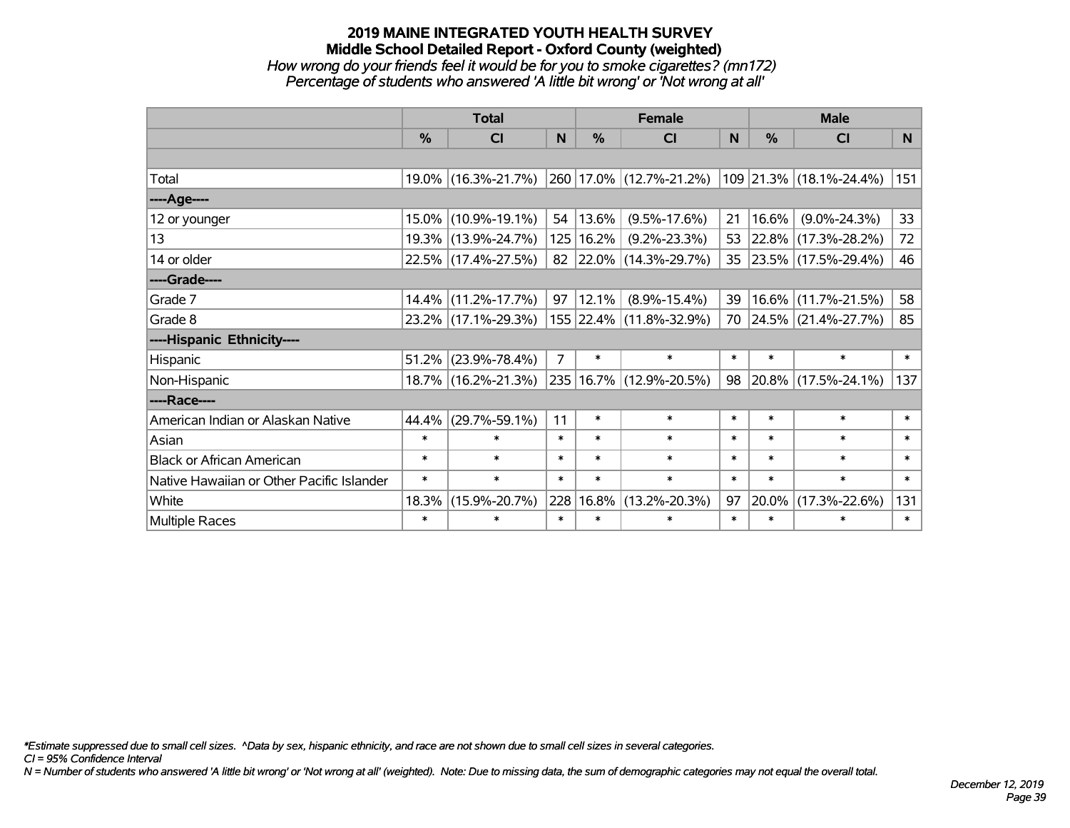# 2019 MAINE INTEGRATED YOUTH HEALTH SURVEY
## Middle School Detailed Report - Oxford County (weighted)
*How wrong do your friends feel it would be for you to smoke cigarettes? (mn172)*
*Percentage of students who answered 'A little bit wrong' or 'Not wrong at all'*

| | Total | | | Female | | | Male | | |
|---|---|---|---|---|---|---|---|---|---|
| | % | CI | N | % | CI | N | % | CI | N |
| Total | 19.0% | (16.3%-21.7%) | 260 | 17.0% | (12.7%-21.2%) | 109 | 21.3% | (18.1%-24.4%) | 151 |
| ----Age---- | | | | | | | | | |
| 12 or younger | 15.0% | (10.9%-19.1%) | 54 | 13.6% | (9.5%-17.6%) | 21 | 16.6% | (9.0%-24.3%) | 33 |
| 13 | 19.3% | (13.9%-24.7%) | 125 | 16.2% | (9.2%-23.3%) | 53 | 22.8% | (17.3%-28.2%) | 72 |
| 14 or older | 22.5% | (17.4%-27.5%) | 82 | 22.0% | (14.3%-29.7%) | 35 | 23.5% | (17.5%-29.4%) | 46 |
| ----Grade---- | | | | | | | | | |
| Grade 7 | 14.4% | (11.2%-17.7%) | 97 | 12.1% | (8.9%-15.4%) | 39 | 16.6% | (11.7%-21.5%) | 58 |
| Grade 8 | 23.2% | (17.1%-29.3%) | 155 | 22.4% | (11.8%-32.9%) | 70 | 24.5% | (21.4%-27.7%) | 85 |
| ----Hispanic Ethnicity---- | | | | | | | | | |
| Hispanic | 51.2% | (23.9%-78.4%) | 7 | * | * | * | * | * | * |
| Non-Hispanic | 18.7% | (16.2%-21.3%) | 235 | 16.7% | (12.9%-20.5%) | 98 | 20.8% | (17.5%-24.1%) | 137 |
| ----Race---- | | | | | | | | | |
| American Indian or Alaskan Native | 44.4% | (29.7%-59.1%) | 11 | * | * | * | * | * | * |
| Asian | * | * | * | * | * | * | * | * | * |
| Black or African American | * | * | * | * | * | * | * | * | * |
| Native Hawaiian or Other Pacific Islander | * | * | * | * | * | * | * | * | * |
| White | 18.3% | (15.9%-20.7%) | 228 | 16.8% | (13.2%-20.3%) | 97 | 20.0% | (17.3%-22.6%) | 131 |
| Multiple Races | * | * | * | * | * | * | * | * | * |

*\*Estimate suppressed due to small cell sizes. ^Data by sex, hispanic ethnicity, and race are not shown due to small cell sizes in several categories.*
*CI = 95% Confidence Interval*
*N = Number of students who answered 'A little bit wrong' or 'Not wrong at all' (weighted). Note: Due to missing data, the sum of demographic categories may not equal the overall total.*

*December 12, 2019*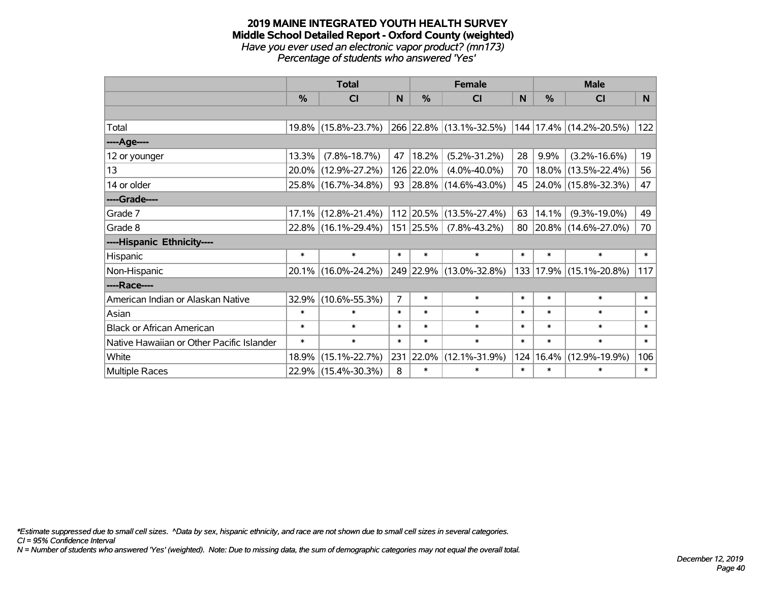# 2019 MAINE INTEGRATED YOUTH HEALTH SURVEY
## Middle School Detailed Report - Oxford County (weighted)
*Have you ever used an electronic vapor product? (mn173)*
*Percentage of students who answered 'Yes'*

| | Total | | | Female | | | Male | | |
|---|---|---|---|---|---|---|---|---|---|
| | % | CI | N | % | CI | N | % | CI | N |
| | | | | | | | | | |
| Total | 19.8% | (15.8%-23.7%) | 266 | 22.8% | (13.1%-32.5%) | 144 | 17.4% | (14.2%-20.5%) | 122 |
| ----Age---- | | | | | | | | | |
| 12 or younger | 13.3% | (7.8%-18.7%) | 47 | 18.2% | (5.2%-31.2%) | 28 | 9.9% | (3.2%-16.6%) | 19 |
| 13 | 20.0% | (12.9%-27.2%) | 126 | 22.0% | (4.0%-40.0%) | 70 | 18.0% | (13.5%-22.4%) | 56 |
| 14 or older | 25.8% | (16.7%-34.8%) | 93 | 28.8% | (14.6%-43.0%) | 45 | 24.0% | (15.8%-32.3%) | 47 |
| ----Grade---- | | | | | | | | | |
| Grade 7 | 17.1% | (12.8%-21.4%) | 112 | 20.5% | (13.5%-27.4%) | 63 | 14.1% | (9.3%-19.0%) | 49 |
| Grade 8 | 22.8% | (16.1%-29.4%) | 151 | 25.5% | (7.8%-43.2%) | 80 | 20.8% | (14.6%-27.0%) | 70 |
| ----Hispanic Ethnicity---- | | | | | | | | | |
| Hispanic | * | * | * | * | * | * | * | * | * |
| Non-Hispanic | 20.1% | (16.0%-24.2%) | 249 | 22.9% | (13.0%-32.8%) | 133 | 17.9% | (15.1%-20.8%) | 117 |
| ----Race---- | | | | | | | | | |
| American Indian or Alaskan Native | 32.9% | (10.6%-55.3%) | 7 | * | * | * | * | * | * |
| Asian | * | * | * | * | * | * | * | * | * |
| Black or African American | * | * | * | * | * | * | * | * | * |
| Native Hawaiian or Other Pacific Islander | * | * | * | * | * | * | * | * | * |
| White | 18.9% | (15.1%-22.7%) | 231 | 22.0% | (12.1%-31.9%) | 124 | 16.4% | (12.9%-19.9%) | 106 |
| Multiple Races | 22.9% | (15.4%-30.3%) | 8 | * | * | * | * | * | * |

*\*Estimate suppressed due to small cell sizes. ^Data by sex, hispanic ethnicity, and race are not shown due to small cell sizes in several categories.*
*CI = 95% Confidence Interval*
*N = Number of students who answered 'Yes' (weighted). Note: Due to missing data, the sum of demographic categories may not equal the overall total.*

*December 12, 2019*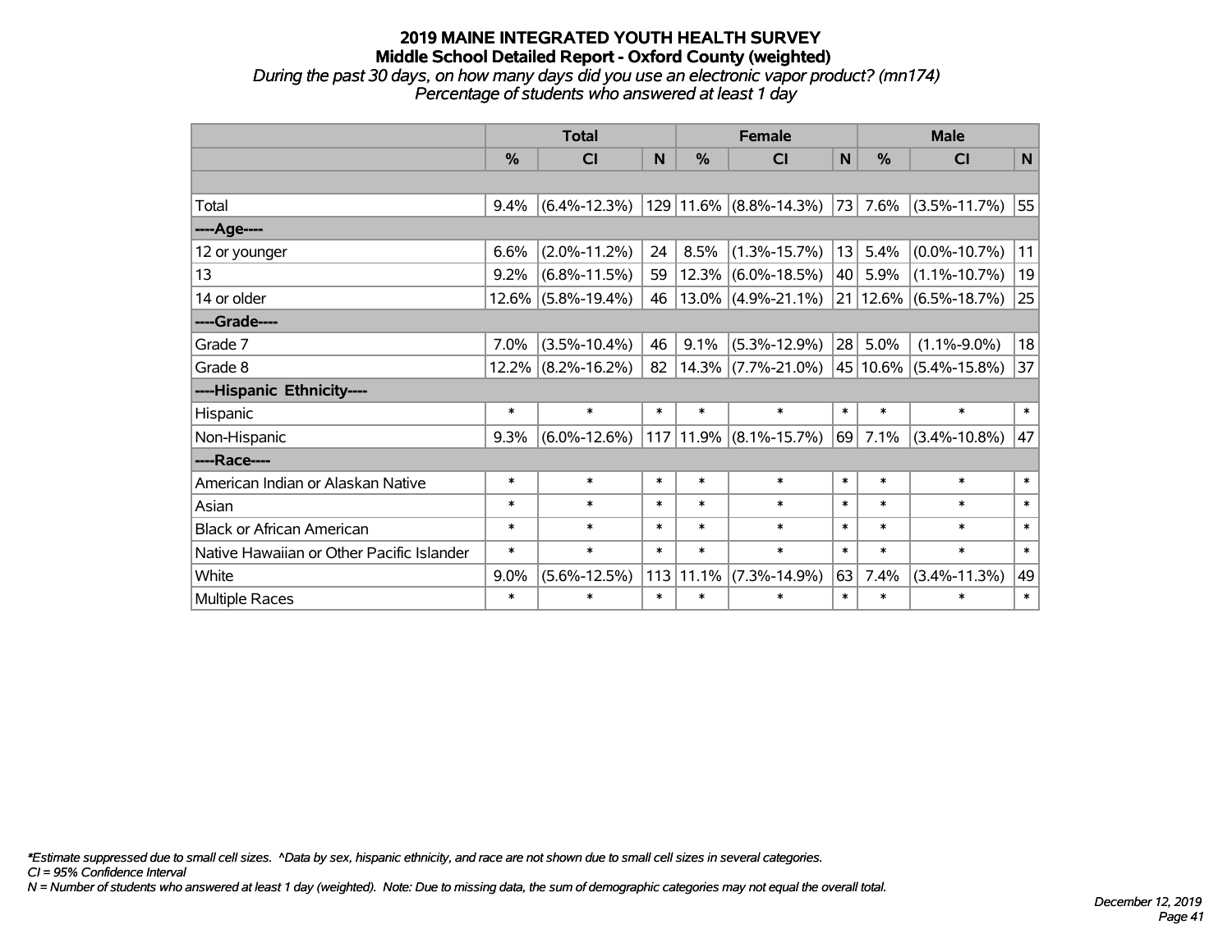# 2019 MAINE INTEGRATED YOUTH HEALTH SURVEY
## Middle School Detailed Report - Oxford County (weighted)
*During the past 30 days, on how many days did you use an electronic vapor product? (mn174)*
*Percentage of students who answered at least 1 day*

| | Total | | | Female | | | Male | | |
|---|---|---|---|---|---|---|---|---|---|
| | % | CI | N | % | CI | N | % | CI | N |
| | | | | | | | | | |
| Total | 9.4% | (6.4%-12.3%) | 129 | 11.6% | (8.8%-14.3%) | 73 | 7.6% | (3.5%-11.7%) | 55 |
| ----Age---- | | | | | | | | | |
| 12 or younger | 6.6% | (2.0%-11.2%) | 24 | 8.5% | (1.3%-15.7%) | 13 | 5.4% | (0.0%-10.7%) | 11 |
| 13 | 9.2% | (6.8%-11.5%) | 59 | 12.3% | (6.0%-18.5%) | 40 | 5.9% | (1.1%-10.7%) | 19 |
| 14 or older | 12.6% | (5.8%-19.4%) | 46 | 13.0% | (4.9%-21.1%) | 21 | 12.6% | (6.5%-18.7%) | 25 |
| ----Grade---- | | | | | | | | | |
| Grade 7 | 7.0% | (3.5%-10.4%) | 46 | 9.1% | (5.3%-12.9%) | 28 | 5.0% | (1.1%-9.0%) | 18 |
| Grade 8 | 12.2% | (8.2%-16.2%) | 82 | 14.3% | (7.7%-21.0%) | 45 | 10.6% | (5.4%-15.8%) | 37 |
| ----Hispanic Ethnicity---- | | | | | | | | | |
| Hispanic | * | * | * | * | * | * | * | * | * |
| Non-Hispanic | 9.3% | (6.0%-12.6%) | 117 | 11.9% | (8.1%-15.7%) | 69 | 7.1% | (3.4%-10.8%) | 47 |
| ----Race---- | | | | | | | | | |
| American Indian or Alaskan Native | * | * | * | * | * | * | * | * | * |
| Asian | * | * | * | * | * | * | * | * | * |
| Black or African American | * | * | * | * | * | * | * | * | * |
| Native Hawaiian or Other Pacific Islander | * | * | * | * | * | * | * | * | * |
| White | 9.0% | (5.6%-12.5%) | 113 | 11.1% | (7.3%-14.9%) | 63 | 7.4% | (3.4%-11.3%) | 49 |
| Multiple Races | * | * | * | * | * | * | * | * | * |

*\*Estimate suppressed due to small cell sizes. ^Data by sex, hispanic ethnicity, and race are not shown due to small cell sizes in several categories.*
*CI = 95% Confidence Interval*
*N = Number of students who answered at least 1 day (weighted). Note: Due to missing data, the sum of demographic categories may not equal the overall total.*

*December 12, 2019*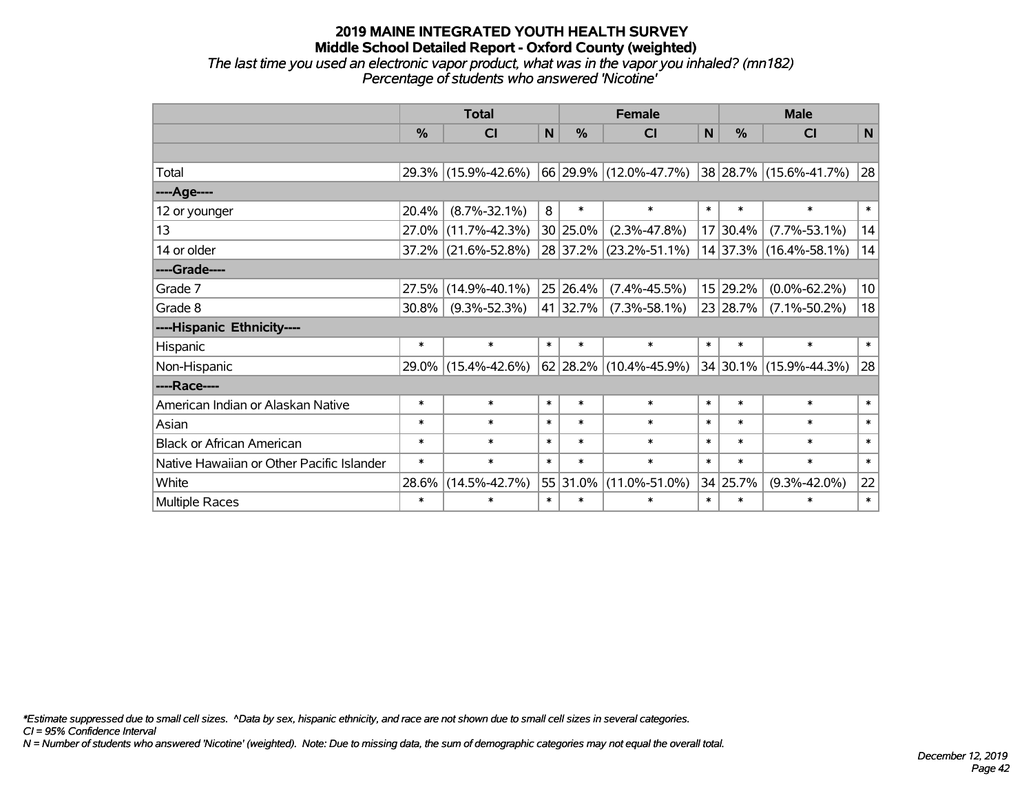# 2019 MAINE INTEGRATED YOUTH HEALTH SURVEY
## Middle School Detailed Report - Oxford County (weighted)
*The last time you used an electronic vapor product, what was in the vapor you inhaled? (mn182)*
*Percentage of students who answered 'Nicotine'*

| | Total | | | Female | | | Male | | |
|---|---|---|---|---|---|---|---|---|---|
| | % | CI | N | % | CI | N | % | CI | N |
| Total | 29.3% | (15.9%-42.6%) | 66 | 29.9% | (12.0%-47.7%) | 38 | 28.7% | (15.6%-41.7%) | 28 |
| ----Age---- | | | | | | | | | |
| 12 or younger | 20.4% | (8.7%-32.1%) | 8 | * | * | * | * | * | * |
| 13 | 27.0% | (11.7%-42.3%) | 30 | 25.0% | (2.3%-47.8%) | 17 | 30.4% | (7.7%-53.1%) | 14 |
| 14 or older | 37.2% | (21.6%-52.8%) | 28 | 37.2% | (23.2%-51.1%) | 14 | 37.3% | (16.4%-58.1%) | 14 |
| ----Grade---- | | | | | | | | | |
| Grade 7 | 27.5% | (14.9%-40.1%) | 25 | 26.4% | (7.4%-45.5%) | 15 | 29.2% | (0.0%-62.2%) | 10 |
| Grade 8 | 30.8% | (9.3%-52.3%) | 41 | 32.7% | (7.3%-58.1%) | 23 | 28.7% | (7.1%-50.2%) | 18 |
| ----Hispanic Ethnicity---- | | | | | | | | | |
| Hispanic | * | * | * | * | * | * | * | * | * |
| Non-Hispanic | 29.0% | (15.4%-42.6%) | 62 | 28.2% | (10.4%-45.9%) | 34 | 30.1% | (15.9%-44.3%) | 28 |
| ----Race---- | | | | | | | | | |
| American Indian or Alaskan Native | * | * | * | * | * | * | * | * | * |
| Asian | * | * | * | * | * | * | * | * | * |
| Black or African American | * | * | * | * | * | * | * | * | * |
| Native Hawaiian or Other Pacific Islander | * | * | * | * | * | * | * | * | * |
| White | 28.6% | (14.5%-42.7%) | 55 | 31.0% | (11.0%-51.0%) | 34 | 25.7% | (9.3%-42.0%) | 22 |
| Multiple Races | * | * | * | * | * | * | * | * | * |

*\*Estimate suppressed due to small cell sizes. ^Data by sex, hispanic ethnicity, and race are not shown due to small cell sizes in several categories.*
*CI = 95% Confidence Interval*
*N = Number of students who answered 'Nicotine' (weighted). Note: Due to missing data, the sum of demographic categories may not equal the overall total.*

*December 12, 2019*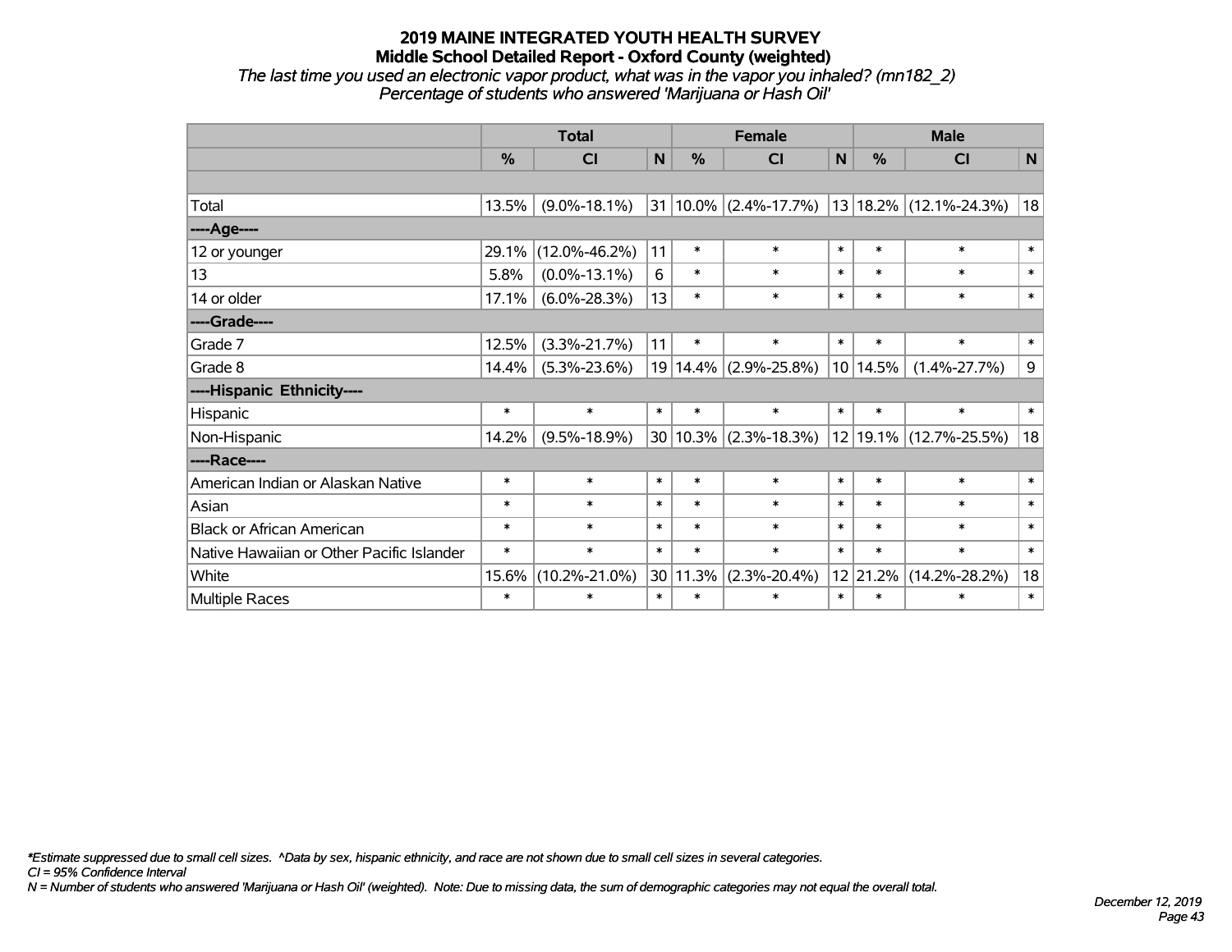# 2019 MAINE INTEGRATED YOUTH HEALTH SURVEY
## Middle School Detailed Report - Oxford County (weighted)
*The last time you used an electronic vapor product, what was in the vapor you inhaled? (mn182_2)*
*Percentage of students who answered 'Marijuana or Hash Oil'*

| | Total | | | Female | | | Male | | |
|---|---|---|---|---|---|---|---|---|---|
| | % | CI | N | % | CI | N | % | CI | N |
| | | | | | | | | | |
| Total | 13.5% | (9.0%-18.1%) | 31 | 10.0% | (2.4%-17.7%) | 13 | 18.2% | (12.1%-24.3%) | 18 |
| ----Age---- | | | | | | | | | |
| 12 or younger | 29.1% | (12.0%-46.2%) | 11 | * | * | * | * | * | * |
| 13 | 5.8% | (0.0%-13.1%) | 6 | * | * | * | * | * | * |
| 14 or older | 17.1% | (6.0%-28.3%) | 13 | * | * | * | * | * | * |
| ----Grade---- | | | | | | | | | |
| Grade 7 | 12.5% | (3.3%-21.7%) | 11 | * | * | * | * | * | * |
| Grade 8 | 14.4% | (5.3%-23.6%) | 19 | 14.4% | (2.9%-25.8%) | 10 | 14.5% | (1.4%-27.7%) | 9 |
| ----Hispanic Ethnicity---- | | | | | | | | | |
| Hispanic | * | * | * | * | * | * | * | * | * |
| Non-Hispanic | 14.2% | (9.5%-18.9%) | 30 | 10.3% | (2.3%-18.3%) | 12 | 19.1% | (12.7%-25.5%) | 18 |
| ----Race---- | | | | | | | | | |
| American Indian or Alaskan Native | * | * | * | * | * | * | * | * | * |
| Asian | * | * | * | * | * | * | * | * | * |
| Black or African American | * | * | * | * | * | * | * | * | * |
| Native Hawaiian or Other Pacific Islander | * | * | * | * | * | * | * | * | * |
| White | 15.6% | (10.2%-21.0%) | 30 | 11.3% | (2.3%-20.4%) | 12 | 21.2% | (14.2%-28.2%) | 18 |
| Multiple Races | * | * | * | * | * | * | * | * | * |

*\*Estimate suppressed due to small cell sizes. ^Data by sex, hispanic ethnicity, and race are not shown due to small cell sizes in several categories.*
*CI = 95% Confidence Interval*
*N = Number of students who answered 'Marijuana or Hash Oil' (weighted). Note: Due to missing data, the sum of demographic categories may not equal the overall total.*

*December 12, 2019*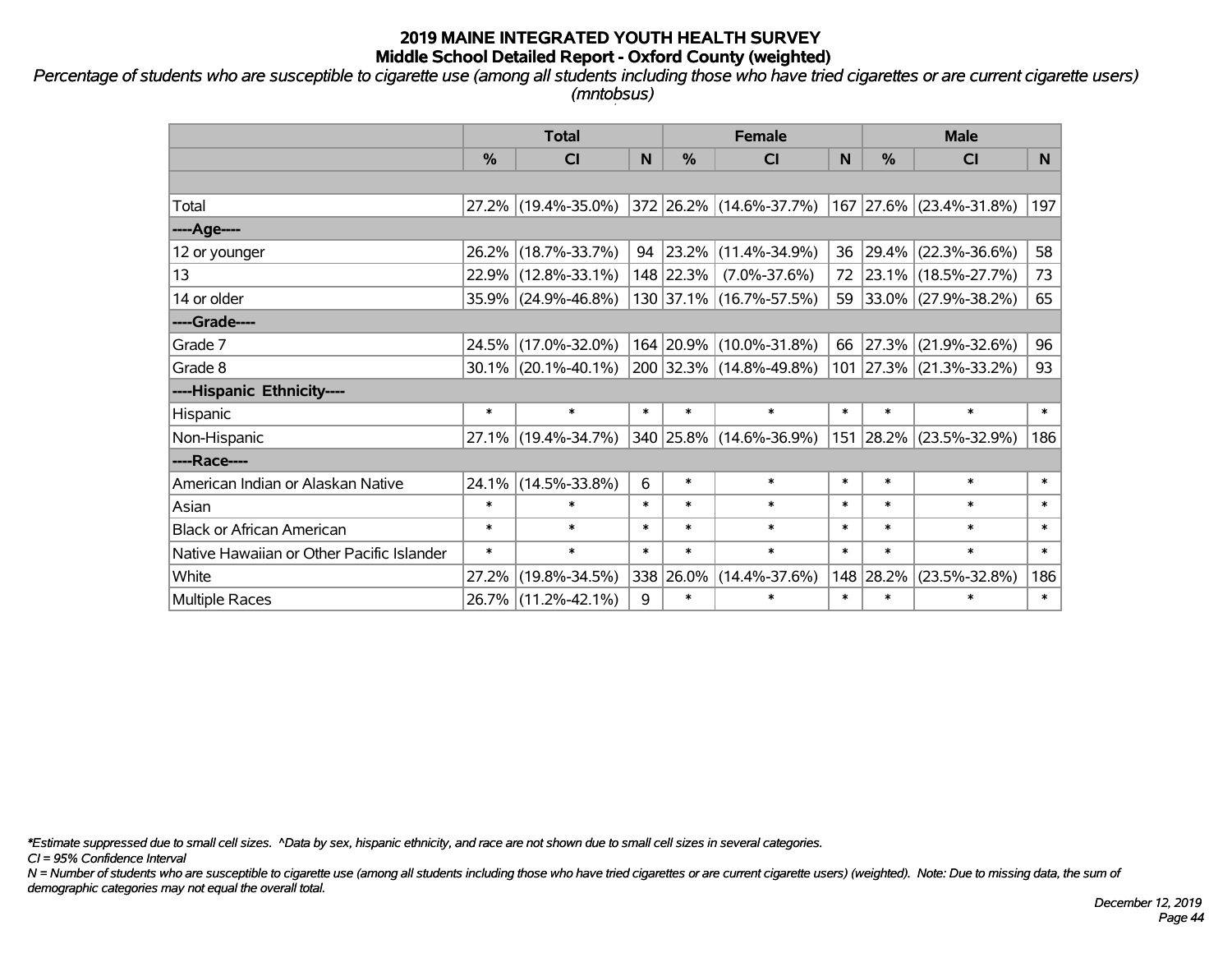# 2019 MAINE INTEGRATED YOUTH HEALTH SURVEY
## Middle School Detailed Report - Oxford County (weighted)

*Percentage of students who are susceptible to cigarette use (among all students including those who have tried cigarettes or are current cigarette users) (mntobsus)*

| | Total | | | Female | | | Male | | |
|---|---|---|---|---|---|---|---|---|---|
| | % | CI | N | % | CI | N | % | CI | N |
| Total | 27.2% | (19.4%-35.0%) | 372 | 26.2% | (14.6%-37.7%) | 167 | 27.6% | (23.4%-31.8%) | 197 |
| ----Age---- | | | | | | | | | |
| 12 or younger | 26.2% | (18.7%-33.7%) | 94 | 23.2% | (11.4%-34.9%) | 36 | 29.4% | (22.3%-36.6%) | 58 |
| 13 | 22.9% | (12.8%-33.1%) | 148 | 22.3% | (7.0%-37.6%) | 72 | 23.1% | (18.5%-27.7%) | 73 |
| 14 or older | 35.9% | (24.9%-46.8%) | 130 | 37.1% | (16.7%-57.5%) | 59 | 33.0% | (27.9%-38.2%) | 65 |
| ----Grade---- | | | | | | | | | |
| Grade 7 | 24.5% | (17.0%-32.0%) | 164 | 20.9% | (10.0%-31.8%) | 66 | 27.3% | (21.9%-32.6%) | 96 |
| Grade 8 | 30.1% | (20.1%-40.1%) | 200 | 32.3% | (14.8%-49.8%) | 101 | 27.3% | (21.3%-33.2%) | 93 |
| ----Hispanic Ethnicity---- | | | | | | | | | |
| Hispanic | * | * | * | * | * | * | * | * | * |
| Non-Hispanic | 27.1% | (19.4%-34.7%) | 340 | 25.8% | (14.6%-36.9%) | 151 | 28.2% | (23.5%-32.9%) | 186 |
| ----Race---- | | | | | | | | | |
| American Indian or Alaskan Native | 24.1% | (14.5%-33.8%) | 6 | * | * | * | * | * | * |
| Asian | * | * | * | * | * | * | * | * | * |
| Black or African American | * | * | * | * | * | * | * | * | * |
| Native Hawaiian or Other Pacific Islander | * | * | * | * | * | * | * | * | * |
| White | 27.2% | (19.8%-34.5%) | 338 | 26.0% | (14.4%-37.6%) | 148 | 28.2% | (23.5%-32.8%) | 186 |
| Multiple Races | 26.7% | (11.2%-42.1%) | 9 | * | * | * | * | * | * |

*\*Estimate suppressed due to small cell sizes. ^Data by sex, hispanic ethnicity, and race are not shown due to small cell sizes in several categories.*

*CI = 95% Confidence Interval*

*N = Number of students who are susceptible to cigarette use (among all students including those who have tried cigarettes or are current cigarette users) (weighted). Note: Due to missing data, the sum of demographic categories may not equal the overall total.*

*December 12, 2019*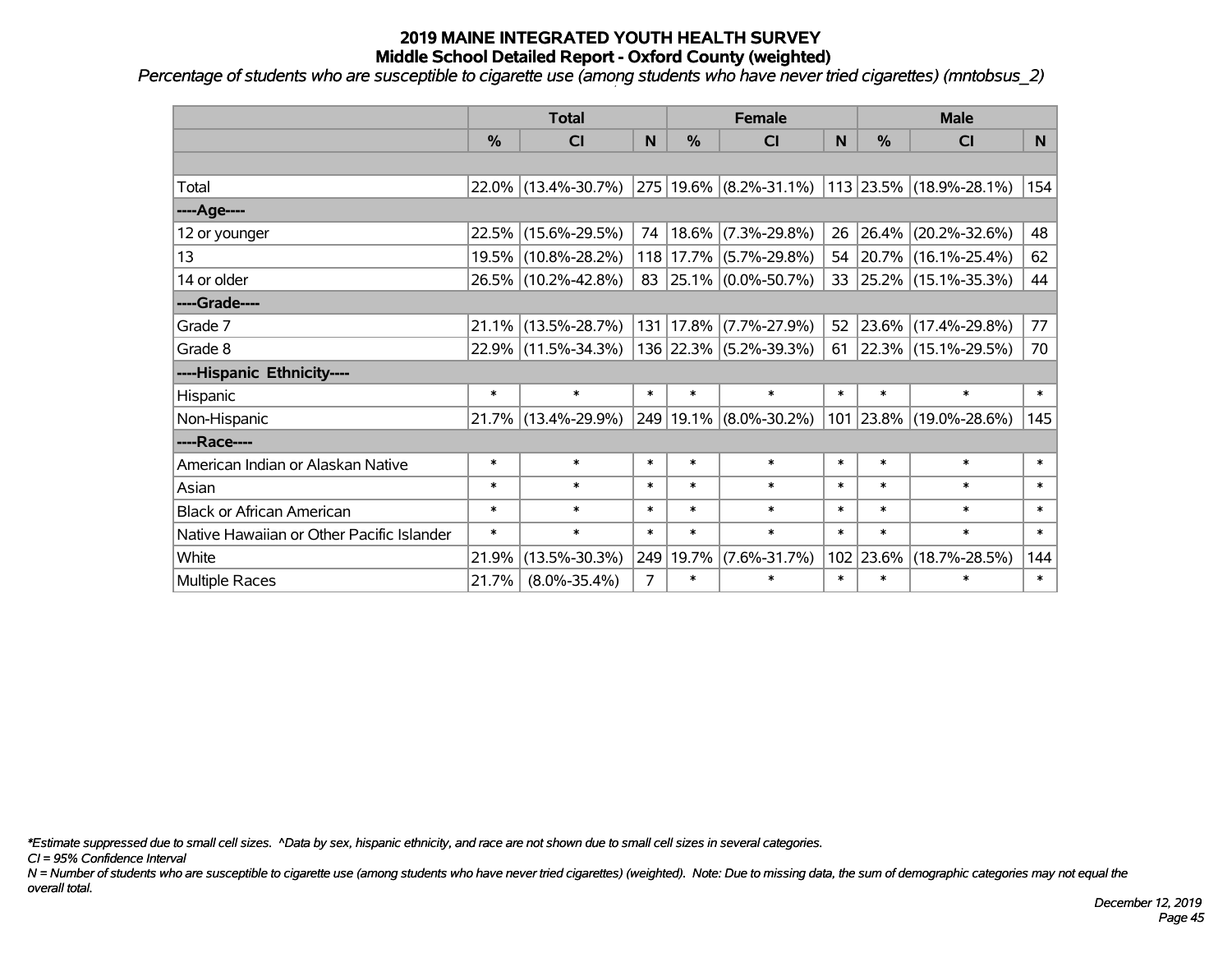# 2019 MAINE INTEGRATED YOUTH HEALTH SURVEY
## Middle School Detailed Report - Oxford County (weighted)

*Percentage of students who are susceptible to cigarette use (among students who have never tried cigarettes) (mntobsus_2)*

| | Total | | | Female | | | Male | | |
|---|---|---|---|---|---|---|---|---|---|
| | % | CI | N | % | CI | N | % | CI | N |
| | | | | | | | | | |
| Total | 22.0% | (13.4%-30.7%) | 275 | 19.6% | (8.2%-31.1%) | 113 | 23.5% | (18.9%-28.1%) | 154 |
| ----Age---- | | | | | | | | | |
| 12 or younger | 22.5% | (15.6%-29.5%) | 74 | 18.6% | (7.3%-29.8%) | 26 | 26.4% | (20.2%-32.6%) | 48 |
| 13 | 19.5% | (10.8%-28.2%) | 118 | 17.7% | (5.7%-29.8%) | 54 | 20.7% | (16.1%-25.4%) | 62 |
| 14 or older | 26.5% | (10.2%-42.8%) | 83 | 25.1% | (0.0%-50.7%) | 33 | 25.2% | (15.1%-35.3%) | 44 |
| ----Grade---- | | | | | | | | | |
| Grade 7 | 21.1% | (13.5%-28.7%) | 131 | 17.8% | (7.7%-27.9%) | 52 | 23.6% | (17.4%-29.8%) | 77 |
| Grade 8 | 22.9% | (11.5%-34.3%) | 136 | 22.3% | (5.2%-39.3%) | 61 | 22.3% | (15.1%-29.5%) | 70 |
| ----Hispanic Ethnicity---- | | | | | | | | | |
| Hispanic | * | * | * | * | * | * | * | * | * |
| Non-Hispanic | 21.7% | (13.4%-29.9%) | 249 | 19.1% | (8.0%-30.2%) | 101 | 23.8% | (19.0%-28.6%) | 145 |
| ----Race---- | | | | | | | | | |
| American Indian or Alaskan Native | * | * | * | * | * | * | * | * | * |
| Asian | * | * | * | * | * | * | * | * | * |
| Black or African American | * | * | * | * | * | * | * | * | * |
| Native Hawaiian or Other Pacific Islander | * | * | * | * | * | * | * | * | * |
| White | 21.9% | (13.5%-30.3%) | 249 | 19.7% | (7.6%-31.7%) | 102 | 23.6% | (18.7%-28.5%) | 144 |
| Multiple Races | 21.7% | (8.0%-35.4%) | 7 | * | * | * | * | * | * |

*\*Estimate suppressed due to small cell sizes. ^Data by sex, hispanic ethnicity, and race are not shown due to small cell sizes in several categories.*

*CI = 95% Confidence Interval*

*N = Number of students who are susceptible to cigarette use (among students who have never tried cigarettes) (weighted). Note: Due to missing data, the sum of demographic categories may not equal the overall total.*

*December 12, 2019*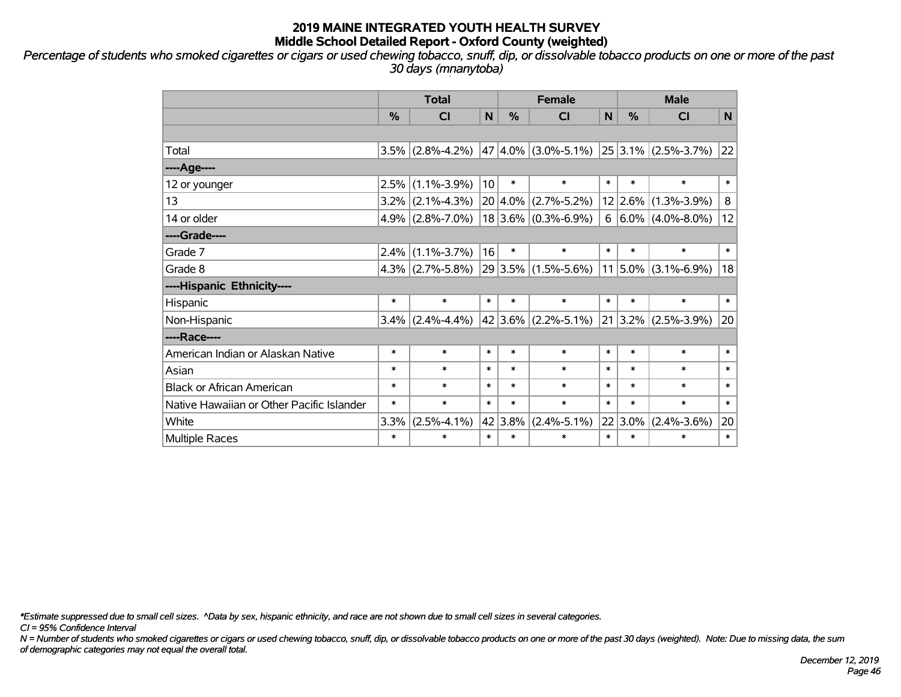# 2019 MAINE INTEGRATED YOUTH HEALTH SURVEY
## Middle School Detailed Report - Oxford County (weighted)

*Percentage of students who smoked cigarettes or cigars or used chewing tobacco, snuff, dip, or dissolvable tobacco products on one or more of the past 30 days (mnanytoba)*

| | Total | | | Female | | | Male | | |
|---|---|---|---|---|---|---|---|---|---|
| | % | CI | N | % | CI | N | % | CI | N |
| | | | | | | | | | |
| Total | 3.5% | (2.8%-4.2%) | 47 | 4.0% | (3.0%-5.1%) | 25 | 3.1% | (2.5%-3.7%) | 22 |
| ----Age---- | | | | | | | | | |
| 12 or younger | 2.5% | (1.1%-3.9%) | 10 | * | * | * | * | * | * |
| 13 | 3.2% | (2.1%-4.3%) | 20 | 4.0% | (2.7%-5.2%) | 12 | 2.6% | (1.3%-3.9%) | 8 |
| 14 or older | 4.9% | (2.8%-7.0%) | 18 | 3.6% | (0.3%-6.9%) | 6 | 6.0% | (4.0%-8.0%) | 12 |
| ----Grade---- | | | | | | | | | |
| Grade 7 | 2.4% | (1.1%-3.7%) | 16 | * | * | * | * | * | * |
| Grade 8 | 4.3% | (2.7%-5.8%) | 29 | 3.5% | (1.5%-5.6%) | 11 | 5.0% | (3.1%-6.9%) | 18 |
| ----Hispanic Ethnicity---- | | | | | | | | | |
| Hispanic | * | * | * | * | * | * | * | * | * |
| Non-Hispanic | 3.4% | (2.4%-4.4%) | 42 | 3.6% | (2.2%-5.1%) | 21 | 3.2% | (2.5%-3.9%) | 20 |
| ----Race---- | | | | | | | | | |
| American Indian or Alaskan Native | * | * | * | * | * | * | * | * | * |
| Asian | * | * | * | * | * | * | * | * | * |
| Black or African American | * | * | * | * | * | * | * | * | * |
| Native Hawaiian or Other Pacific Islander | * | * | * | * | * | * | * | * | * |
| White | 3.3% | (2.5%-4.1%) | 42 | 3.8% | (2.4%-5.1%) | 22 | 3.0% | (2.4%-3.6%) | 20 |
| Multiple Races | * | * | * | * | * | * | * | * | * |

*\*Estimate suppressed due to small cell sizes. ^Data by sex, hispanic ethnicity, and race are not shown due to small cell sizes in several categories.*

*CI = 95% Confidence Interval*

*N = Number of students who smoked cigarettes or cigars or used chewing tobacco, snuff, dip, or dissolvable tobacco products on one or more of the past 30 days (weighted). Note: Due to missing data, the sum of demographic categories may not equal the overall total.*

*December 12, 2019*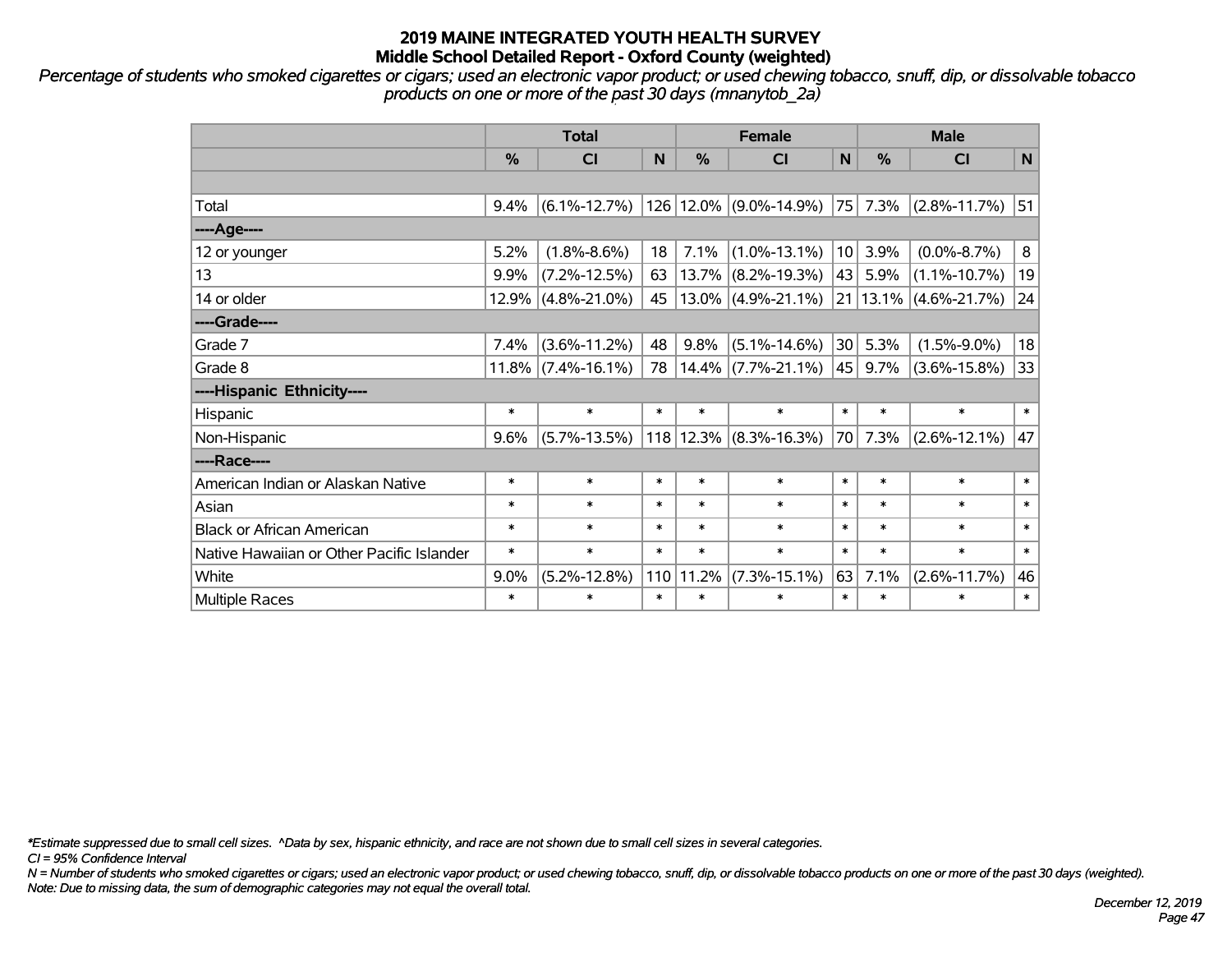# 2019 MAINE INTEGRATED YOUTH HEALTH SURVEY
## Middle School Detailed Report - Oxford County (weighted)

*Percentage of students who smoked cigarettes or cigars; used an electronic vapor product; or used chewing tobacco, snuff, dip, or dissolvable tobacco products on one or more of the past 30 days (mnanytob_2a)*

| | Total | | | Female | | | Male | | |
|---|---|---|---|---|---|---|---|---|---|
| | % | CI | N | % | CI | N | % | CI | N |
| | | | | | | | | | |
| Total | 9.4% | (6.1%-12.7%) | 126 | 12.0% | (9.0%-14.9%) | 75 | 7.3% | (2.8%-11.7%) | 51 |
| ----Age---- | | | | | | | | | |
| 12 or younger | 5.2% | (1.8%-8.6%) | 18 | 7.1% | (1.0%-13.1%) | 10 | 3.9% | (0.0%-8.7%) | 8 |
| 13 | 9.9% | (7.2%-12.5%) | 63 | 13.7% | (8.2%-19.3%) | 43 | 5.9% | (1.1%-10.7%) | 19 |
| 14 or older | 12.9% | (4.8%-21.0%) | 45 | 13.0% | (4.9%-21.1%) | 21 | 13.1% | (4.6%-21.7%) | 24 |
| ----Grade---- | | | | | | | | | |
| Grade 7 | 7.4% | (3.6%-11.2%) | 48 | 9.8% | (5.1%-14.6%) | 30 | 5.3% | (1.5%-9.0%) | 18 |
| Grade 8 | 11.8% | (7.4%-16.1%) | 78 | 14.4% | (7.7%-21.1%) | 45 | 9.7% | (3.6%-15.8%) | 33 |
| ----Hispanic Ethnicity---- | | | | | | | | | |
| Hispanic | * | * | * | * | * | * | * | * | * |
| Non-Hispanic | 9.6% | (5.7%-13.5%) | 118 | 12.3% | (8.3%-16.3%) | 70 | 7.3% | (2.6%-12.1%) | 47 |
| ----Race---- | | | | | | | | | |
| American Indian or Alaskan Native | * | * | * | * | * | * | * | * | * |
| Asian | * | * | * | * | * | * | * | * | * |
| Black or African American | * | * | * | * | * | * | * | * | * |
| Native Hawaiian or Other Pacific Islander | * | * | * | * | * | * | * | * | * |
| White | 9.0% | (5.2%-12.8%) | 110 | 11.2% | (7.3%-15.1%) | 63 | 7.1% | (2.6%-11.7%) | 46 |
| Multiple Races | * | * | * | * | * | * | * | * | * |

*\*Estimate suppressed due to small cell sizes. ^Data by sex, hispanic ethnicity, and race are not shown due to small cell sizes in several categories.*

*CI = 95% Confidence Interval*

*N = Number of students who smoked cigarettes or cigars; used an electronic vapor product; or used chewing tobacco, snuff, dip, or dissolvable tobacco products on one or more of the past 30 days (weighted).*

*Note: Due to missing data, the sum of demographic categories may not equal the overall total.*

*December 12, 2019*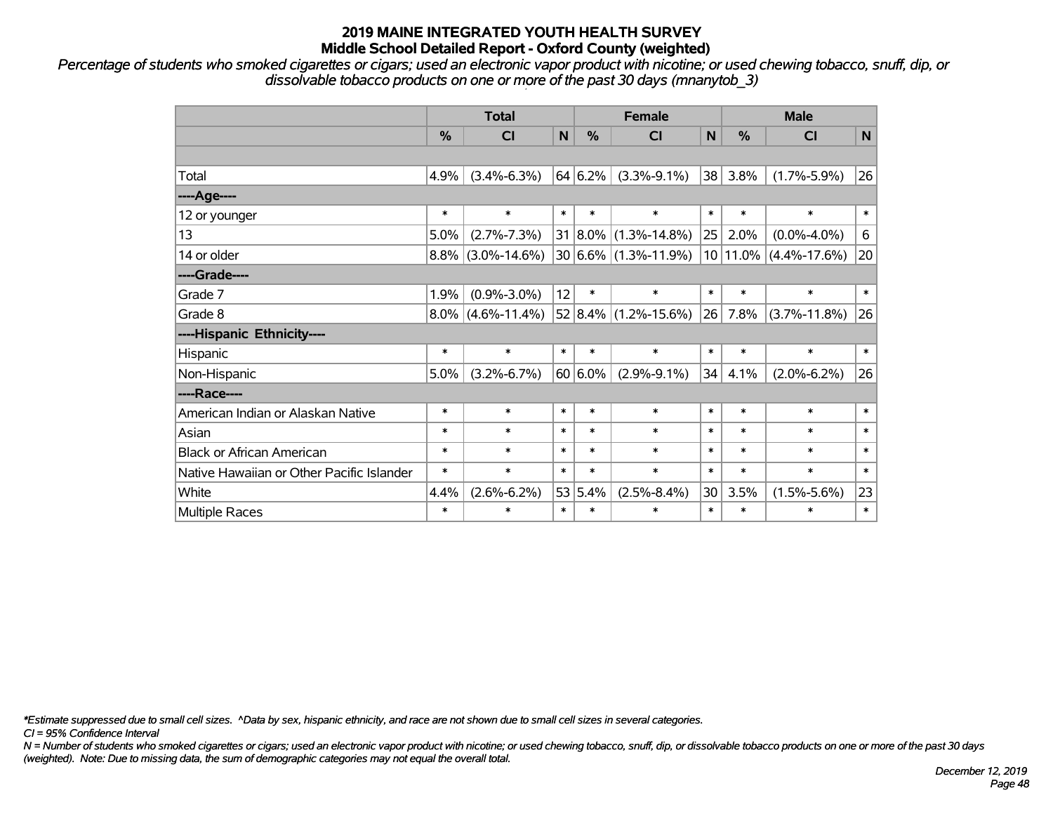# 2019 MAINE INTEGRATED YOUTH HEALTH SURVEY
## Middle School Detailed Report - Oxford County (weighted)

*Percentage of students who smoked cigarettes or cigars; used an electronic vapor product with nicotine; or used chewing tobacco, snuff, dip, or dissolvable tobacco products on one or more of the past 30 days (mnanytob_3)*

| | Total | | | Female | | | Male | | |
|---|---|---|---|---|---|---|---|---|---|
| | % | CI | N | % | CI | N | % | CI | N |
| | | | | | | | | | |
| Total | 4.9% | (3.4%-6.3%) | 64 | 6.2% | (3.3%-9.1%) | 38 | 3.8% | (1.7%-5.9%) | 26 |
| ----Age---- | | | | | | | | | |
| 12 or younger | * | * | * | * | * | * | * | * | * |
| 13 | 5.0% | (2.7%-7.3%) | 31 | 8.0% | (1.3%-14.8%) | 25 | 2.0% | (0.0%-4.0%) | 6 |
| 14 or older | 8.8% | (3.0%-14.6%) | 30 | 6.6% | (1.3%-11.9%) | 10 | 11.0% | (4.4%-17.6%) | 20 |
| ----Grade---- | | | | | | | | | |
| Grade 7 | 1.9% | (0.9%-3.0%) | 12 | * | * | * | * | * | * |
| Grade 8 | 8.0% | (4.6%-11.4%) | 52 | 8.4% | (1.2%-15.6%) | 26 | 7.8% | (3.7%-11.8%) | 26 |
| ----Hispanic Ethnicity---- | | | | | | | | | |
| Hispanic | * | * | * | * | * | * | * | * | * |
| Non-Hispanic | 5.0% | (3.2%-6.7%) | 60 | 6.0% | (2.9%-9.1%) | 34 | 4.1% | (2.0%-6.2%) | 26 |
| ----Race---- | | | | | | | | | |
| American Indian or Alaskan Native | * | * | * | * | * | * | * | * | * |
| Asian | * | * | * | * | * | * | * | * | * |
| Black or African American | * | * | * | * | * | * | * | * | * |
| Native Hawaiian or Other Pacific Islander | * | * | * | * | * | * | * | * | * |
| White | 4.4% | (2.6%-6.2%) | 53 | 5.4% | (2.5%-8.4%) | 30 | 3.5% | (1.5%-5.6%) | 23 |
| Multiple Races | * | * | * | * | * | * | * | * | * |

*\*Estimate suppressed due to small cell sizes. ^Data by sex, hispanic ethnicity, and race are not shown due to small cell sizes in several categories.*

*CI = 95% Confidence Interval*

*N = Number of students who smoked cigarettes or cigars; used an electronic vapor product with nicotine; or used chewing tobacco, snuff, dip, or dissolvable tobacco products on one or more of the past 30 days (weighted). Note: Due to missing data, the sum of demographic categories may not equal the overall total.*

*December 12, 2019*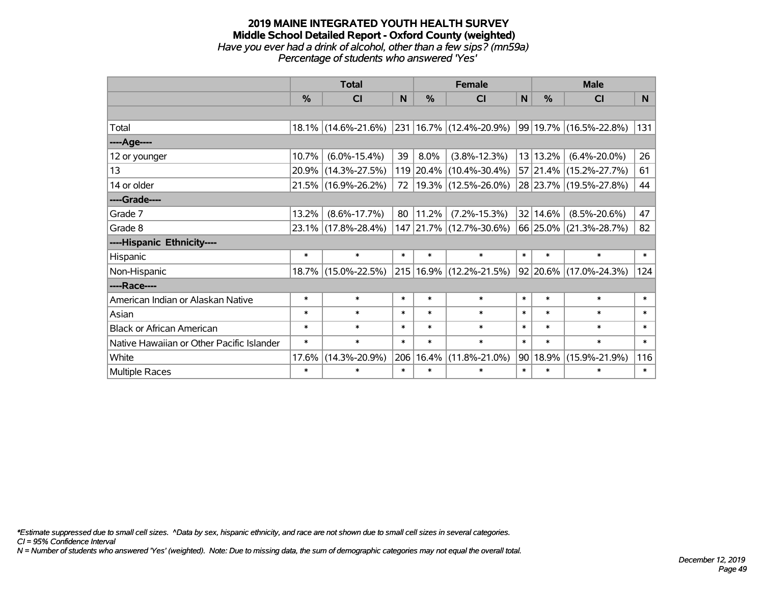# 2019 MAINE INTEGRATED YOUTH HEALTH SURVEY
## Middle School Detailed Report - Oxford County (weighted)
*Have you ever had a drink of alcohol, other than a few sips? (mn59a)*
*Percentage of students who answered 'Yes'*

| | Total | | | Female | | | Male | | |
|---|---|---|---|---|---|---|---|---|---|
| | % | CI | N | % | CI | N | % | CI | N |
| | | | | | | | | | |
| Total | 18.1% | (14.6%-21.6%) | 231 | 16.7% | (12.4%-20.9%) | 99 | 19.7% | (16.5%-22.8%) | 131 |
| ----Age---- | | | | | | | | | |
| 12 or younger | 10.7% | (6.0%-15.4%) | 39 | 8.0% | (3.8%-12.3%) | 13 | 13.2% | (6.4%-20.0%) | 26 |
| 13 | 20.9% | (14.3%-27.5%) | 119 | 20.4% | (10.4%-30.4%) | 57 | 21.4% | (15.2%-27.7%) | 61 |
| 14 or older | 21.5% | (16.9%-26.2%) | 72 | 19.3% | (12.5%-26.0%) | 28 | 23.7% | (19.5%-27.8%) | 44 |
| ----Grade---- | | | | | | | | | |
| Grade 7 | 13.2% | (8.6%-17.7%) | 80 | 11.2% | (7.2%-15.3%) | 32 | 14.6% | (8.5%-20.6%) | 47 |
| Grade 8 | 23.1% | (17.8%-28.4%) | 147 | 21.7% | (12.7%-30.6%) | 66 | 25.0% | (21.3%-28.7%) | 82 |
| ----Hispanic Ethnicity---- | | | | | | | | | |
| Hispanic | * | * | * | * | * | * | * | * | * |
| Non-Hispanic | 18.7% | (15.0%-22.5%) | 215 | 16.9% | (12.2%-21.5%) | 92 | 20.6% | (17.0%-24.3%) | 124 |
| ----Race---- | | | | | | | | | |
| American Indian or Alaskan Native | * | * | * | * | * | * | * | * | * |
| Asian | * | * | * | * | * | * | * | * | * |
| Black or African American | * | * | * | * | * | * | * | * | * |
| Native Hawaiian or Other Pacific Islander | * | * | * | * | * | * | * | * | * |
| White | 17.6% | (14.3%-20.9%) | 206 | 16.4% | (11.8%-21.0%) | 90 | 18.9% | (15.9%-21.9%) | 116 |
| Multiple Races | * | * | * | * | * | * | * | * | * |

*\*Estimate suppressed due to small cell sizes. ^Data by sex, hispanic ethnicity, and race are not shown due to small cell sizes in several categories.*
*CI = 95% Confidence Interval*
*N = Number of students who answered 'Yes' (weighted). Note: Due to missing data, the sum of demographic categories may not equal the overall total.*

*December 12, 2019*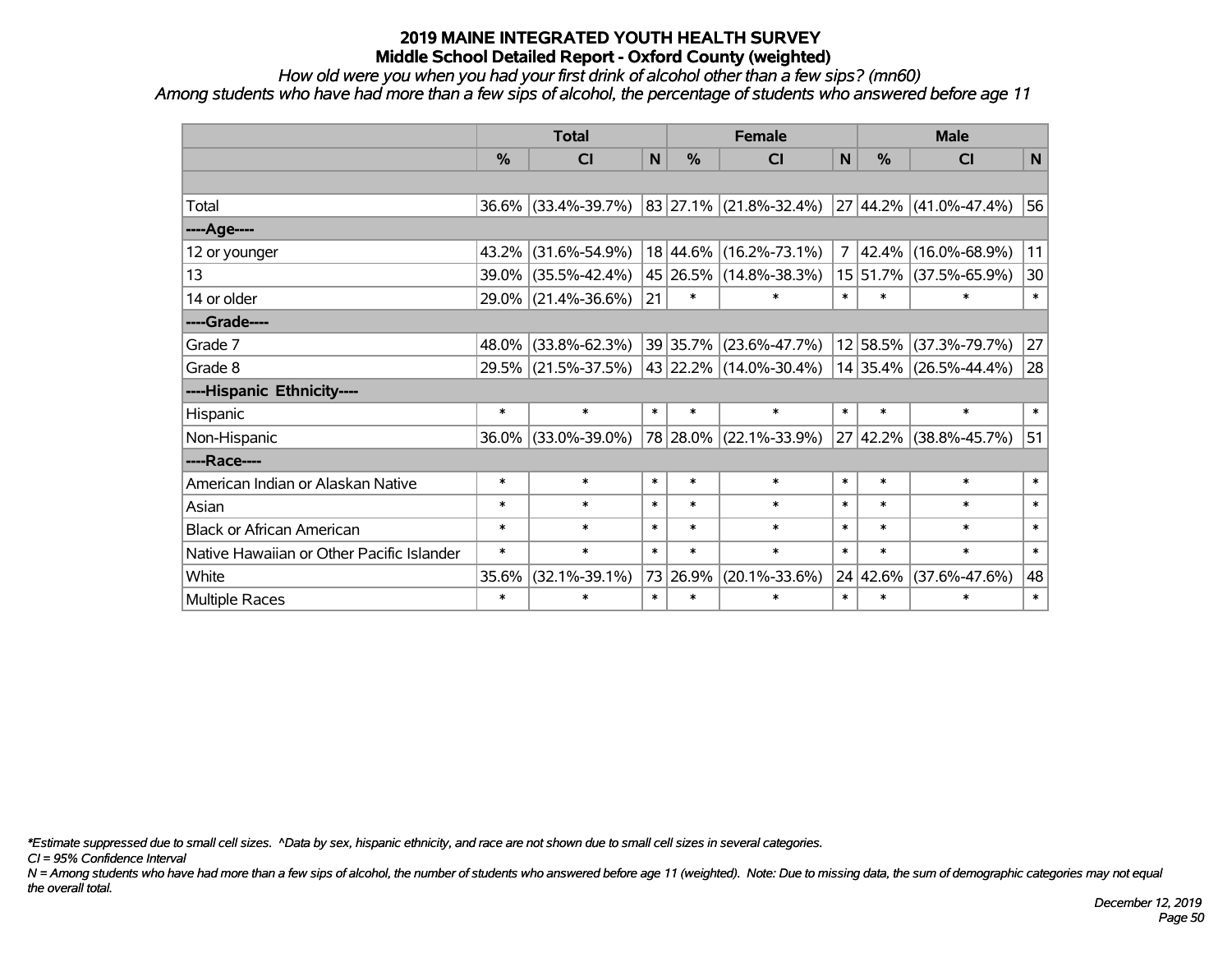# 2019 MAINE INTEGRATED YOUTH HEALTH SURVEY
## Middle School Detailed Report - Oxford County (weighted)

*How old were you when you had your first drink of alcohol other than a few sips? (mn60)*
*Among students who have had more than a few sips of alcohol, the percentage of students who answered before age 11*

| | Total | | | Female | | | Male | | |
|---|---|---|---|---|---|---|---|---|---|
| | % | CI | N | % | CI | N | % | CI | N |
| Total | 36.6% | (33.4%-39.7%) | 83 | 27.1% | (21.8%-32.4%) | 27 | 44.2% | (41.0%-47.4%) | 56 |
| ----Age---- | | | | | | | | | |
| 12 or younger | 43.2% | (31.6%-54.9%) | 18 | 44.6% | (16.2%-73.1%) | 7 | 42.4% | (16.0%-68.9%) | 11 |
| 13 | 39.0% | (35.5%-42.4%) | 45 | 26.5% | (14.8%-38.3%) | 15 | 51.7% | (37.5%-65.9%) | 30 |
| 14 or older | 29.0% | (21.4%-36.6%) | 21 | * | * | * | * | * | * |
| ----Grade---- | | | | | | | | | |
| Grade 7 | 48.0% | (33.8%-62.3%) | 39 | 35.7% | (23.6%-47.7%) | 12 | 58.5% | (37.3%-79.7%) | 27 |
| Grade 8 | 29.5% | (21.5%-37.5%) | 43 | 22.2% | (14.0%-30.4%) | 14 | 35.4% | (26.5%-44.4%) | 28 |
| ----Hispanic Ethnicity---- | | | | | | | | | |
| Hispanic | * | * | * | * | * | * | * | * | * |
| Non-Hispanic | 36.0% | (33.0%-39.0%) | 78 | 28.0% | (22.1%-33.9%) | 27 | 42.2% | (38.8%-45.7%) | 51 |
| ----Race---- | | | | | | | | | |
| American Indian or Alaskan Native | * | * | * | * | * | * | * | * | * |
| Asian | * | * | * | * | * | * | * | * | * |
| Black or African American | * | * | * | * | * | * | * | * | * |
| Native Hawaiian or Other Pacific Islander | * | * | * | * | * | * | * | * | * |
| White | 35.6% | (32.1%-39.1%) | 73 | 26.9% | (20.1%-33.6%) | 24 | 42.6% | (37.6%-47.6%) | 48 |
| Multiple Races | * | * | * | * | * | * | * | * | * |

*Estimate suppressed due to small cell sizes. ^Data by sex, hispanic ethnicity, and race are not shown due to small cell sizes in several categories.

CI = 95% Confidence Interval

N = Among students who have had more than a few sips of alcohol, the number of students who answered before age 11 (weighted). Note: Due to missing data, the sum of demographic categories may not equal the overall total.

December 12, 2019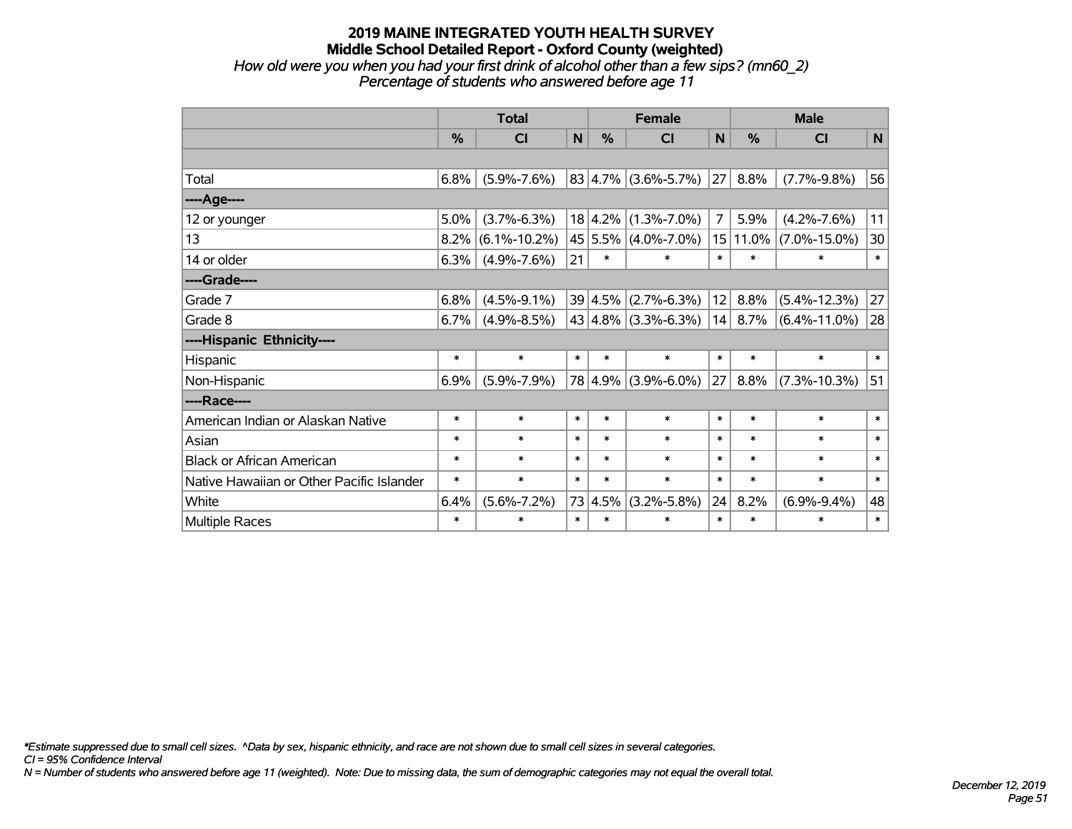# 2019 MAINE INTEGRATED YOUTH HEALTH SURVEY
## Middle School Detailed Report - Oxford County (weighted)
*How old were you when you had your first drink of alcohol other than a few sips? (mn60_2)*
*Percentage of students who answered before age 11*

| | Total | | | Female | | | Male | | |
|---|---|---|---|---|---|---|---|---|---|
| | % | CI | N | % | CI | N | % | CI | N |
| | | | | | | | | | |
| Total | 6.8% | (5.9%-7.6%) | 83 | 4.7% | (3.6%-5.7%) | 27 | 8.8% | (7.7%-9.8%) | 56 |
| ----Age---- | | | | | | | | | |
| 12 or younger | 5.0% | (3.7%-6.3%) | 18 | 4.2% | (1.3%-7.0%) | 7 | 5.9% | (4.2%-7.6%) | 11 |
| 13 | 8.2% | (6.1%-10.2%) | 45 | 5.5% | (4.0%-7.0%) | 15 | 11.0% | (7.0%-15.0%) | 30 |
| 14 or older | 6.3% | (4.9%-7.6%) | 21 | * | * | * | * | * | * |
| ----Grade---- | | | | | | | | | |
| Grade 7 | 6.8% | (4.5%-9.1%) | 39 | 4.5% | (2.7%-6.3%) | 12 | 8.8% | (5.4%-12.3%) | 27 |
| Grade 8 | 6.7% | (4.9%-8.5%) | 43 | 4.8% | (3.3%-6.3%) | 14 | 8.7% | (6.4%-11.0%) | 28 |
| ----Hispanic Ethnicity---- | | | | | | | | | |
| Hispanic | * | * | * | * | * | * | * | * | * |
| Non-Hispanic | 6.9% | (5.9%-7.9%) | 78 | 4.9% | (3.9%-6.0%) | 27 | 8.8% | (7.3%-10.3%) | 51 |
| ----Race---- | | | | | | | | | |
| American Indian or Alaskan Native | * | * | * | * | * | * | * | * | * |
| Asian | * | * | * | * | * | * | * | * | * |
| Black or African American | * | * | * | * | * | * | * | * | * |
| Native Hawaiian or Other Pacific Islander | * | * | * | * | * | * | * | * | * |
| White | 6.4% | (5.6%-7.2%) | 73 | 4.5% | (3.2%-5.8%) | 24 | 8.2% | (6.9%-9.4%) | 48 |
| Multiple Races | * | * | * | * | * | * | * | * | * |

*\*Estimate suppressed due to small cell sizes. ^Data by sex, hispanic ethnicity, and race are not shown due to small cell sizes in several categories.*
*CI = 95% Confidence Interval*
*N = Number of students who answered before age 11 (weighted). Note: Due to missing data, the sum of demographic categories may not equal the overall total.*

*December 12, 2019*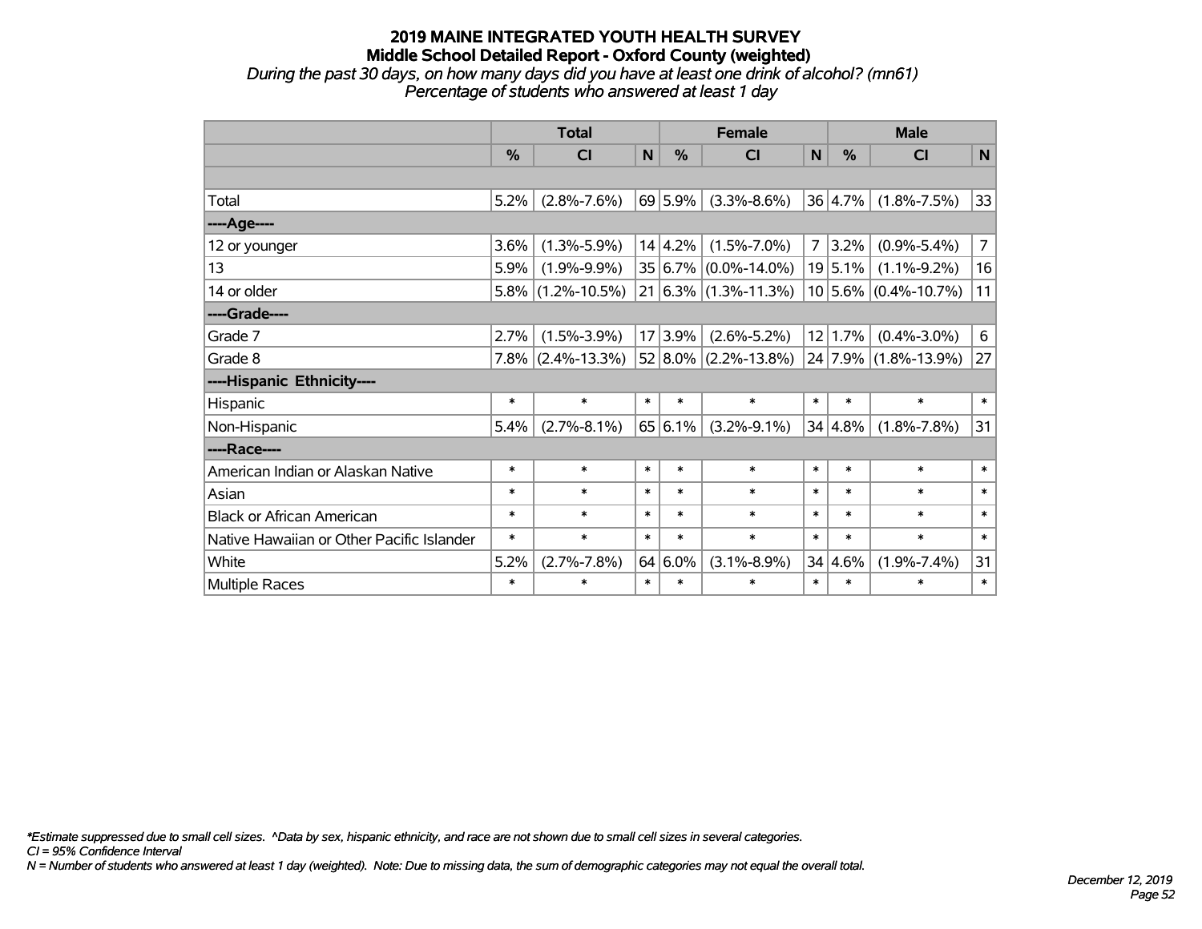# 2019 MAINE INTEGRATED YOUTH HEALTH SURVEY
## Middle School Detailed Report - Oxford County (weighted)

*During the past 30 days, on how many days did you have at least one drink of alcohol? (mn61)*
*Percentage of students who answered at least 1 day*

| | Total | | | Female | | | Male | | |
|---|---|---|---|---|---|---|---|---|---|
| | % | CI | N | % | CI | N | % | CI | N |
| | | | | | | | | | |
| Total | 5.2% | (2.8%-7.6%) | 69 | 5.9% | (3.3%-8.6%) | 36 | 4.7% | (1.8%-7.5%) | 33 |
| ----Age---- | | | | | | | | | |
| 12 or younger | 3.6% | (1.3%-5.9%) | 14 | 4.2% | (1.5%-7.0%) | 7 | 3.2% | (0.9%-5.4%) | 7 |
| 13 | 5.9% | (1.9%-9.9%) | 35 | 6.7% | (0.0%-14.0%) | 19 | 5.1% | (1.1%-9.2%) | 16 |
| 14 or older | 5.8% | (1.2%-10.5%) | 21 | 6.3% | (1.3%-11.3%) | 10 | 5.6% | (0.4%-10.7%) | 11 |
| ----Grade---- | | | | | | | | | |
| Grade 7 | 2.7% | (1.5%-3.9%) | 17 | 3.9% | (2.6%-5.2%) | 12 | 1.7% | (0.4%-3.0%) | 6 |
| Grade 8 | 7.8% | (2.4%-13.3%) | 52 | 8.0% | (2.2%-13.8%) | 24 | 7.9% | (1.8%-13.9%) | 27 |
| ----Hispanic Ethnicity---- | | | | | | | | | |
| Hispanic | * | * | * | * | * | * | * | * | * |
| Non-Hispanic | 5.4% | (2.7%-8.1%) | 65 | 6.1% | (3.2%-9.1%) | 34 | 4.8% | (1.8%-7.8%) | 31 |
| ----Race---- | | | | | | | | | |
| American Indian or Alaskan Native | * | * | * | * | * | * | * | * | * |
| Asian | * | * | * | * | * | * | * | * | * |
| Black or African American | * | * | * | * | * | * | * | * | * |
| Native Hawaiian or Other Pacific Islander | * | * | * | * | * | * | * | * | * |
| White | 5.2% | (2.7%-7.8%) | 64 | 6.0% | (3.1%-8.9%) | 34 | 4.6% | (1.9%-7.4%) | 31 |
| Multiple Races | * | * | * | * | * | * | * | * | * |

*\*Estimate suppressed due to small cell sizes. ^Data by sex, hispanic ethnicity, and race are not shown due to small cell sizes in several categories.*
*CI = 95% Confidence Interval*
*N = Number of students who answered at least 1 day (weighted). Note: Due to missing data, the sum of demographic categories may not equal the overall total.*

*December 12, 2019*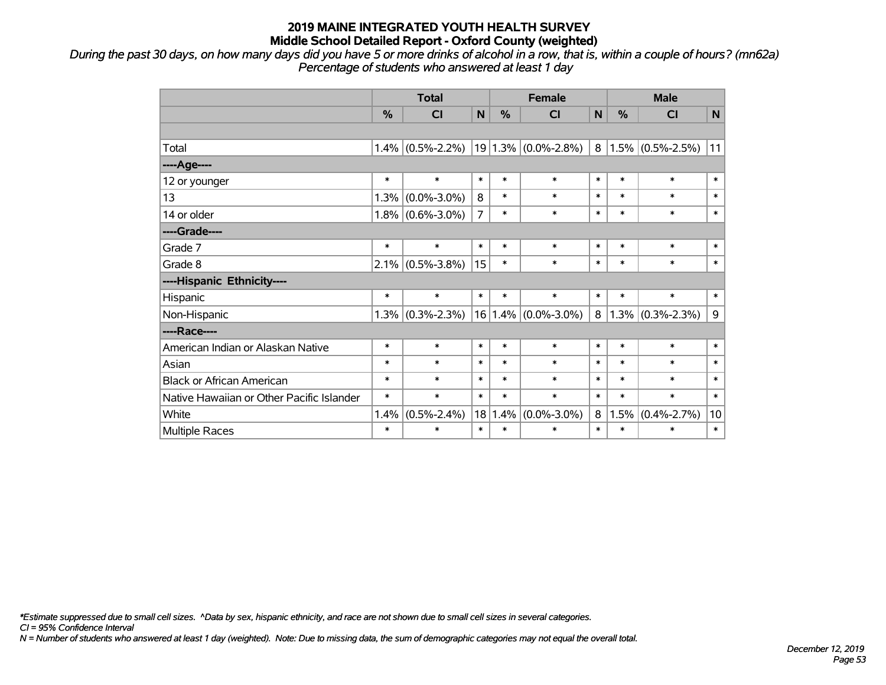# 2019 MAINE INTEGRATED YOUTH HEALTH SURVEY
## Middle School Detailed Report - Oxford County (weighted)

*During the past 30 days, on how many days did you have 5 or more drinks of alcohol in a row, that is, within a couple of hours? (mn62a)*
*Percentage of students who answered at least 1 day*

| | Total | | | Female | | | Male | | |
|---|---|---|---|---|---|---|---|---|---|
| | % | CI | N | % | CI | N | % | CI | N |
| | | | | | | | | | |
| Total | 1.4% | (0.5%-2.2%) | 19 | 1.3% | (0.0%-2.8%) | 8 | 1.5% | (0.5%-2.5%) | 11 |
| ----Age---- | | | | | | | | | |
| 12 or younger | * | * | * | * | * | * | * | * | * |
| 13 | 1.3% | (0.0%-3.0%) | 8 | * | * | * | * | * | * |
| 14 or older | 1.8% | (0.6%-3.0%) | 7 | * | * | * | * | * | * |
| ----Grade---- | | | | | | | | | |
| Grade 7 | * | * | * | * | * | * | * | * | * |
| Grade 8 | 2.1% | (0.5%-3.8%) | 15 | * | * | * | * | * | * |
| ----Hispanic Ethnicity---- | | | | | | | | | |
| Hispanic | * | * | * | * | * | * | * | * | * |
| Non-Hispanic | 1.3% | (0.3%-2.3%) | 16 | 1.4% | (0.0%-3.0%) | 8 | 1.3% | (0.3%-2.3%) | 9 |
| ----Race---- | | | | | | | | | |
| American Indian or Alaskan Native | * | * | * | * | * | * | * | * | * |
| Asian | * | * | * | * | * | * | * | * | * |
| Black or African American | * | * | * | * | * | * | * | * | * |
| Native Hawaiian or Other Pacific Islander | * | * | * | * | * | * | * | * | * |
| White | 1.4% | (0.5%-2.4%) | 18 | 1.4% | (0.0%-3.0%) | 8 | 1.5% | (0.4%-2.7%) | 10 |
| Multiple Races | * | * | * | * | * | * | * | * | * |

*\*Estimate suppressed due to small cell sizes. ^Data by sex, hispanic ethnicity, and race are not shown due to small cell sizes in several categories.*
*CI = 95% Confidence Interval*
*N = Number of students who answered at least 1 day (weighted). Note: Due to missing data, the sum of demographic categories may not equal the overall total.*

*December 12, 2019*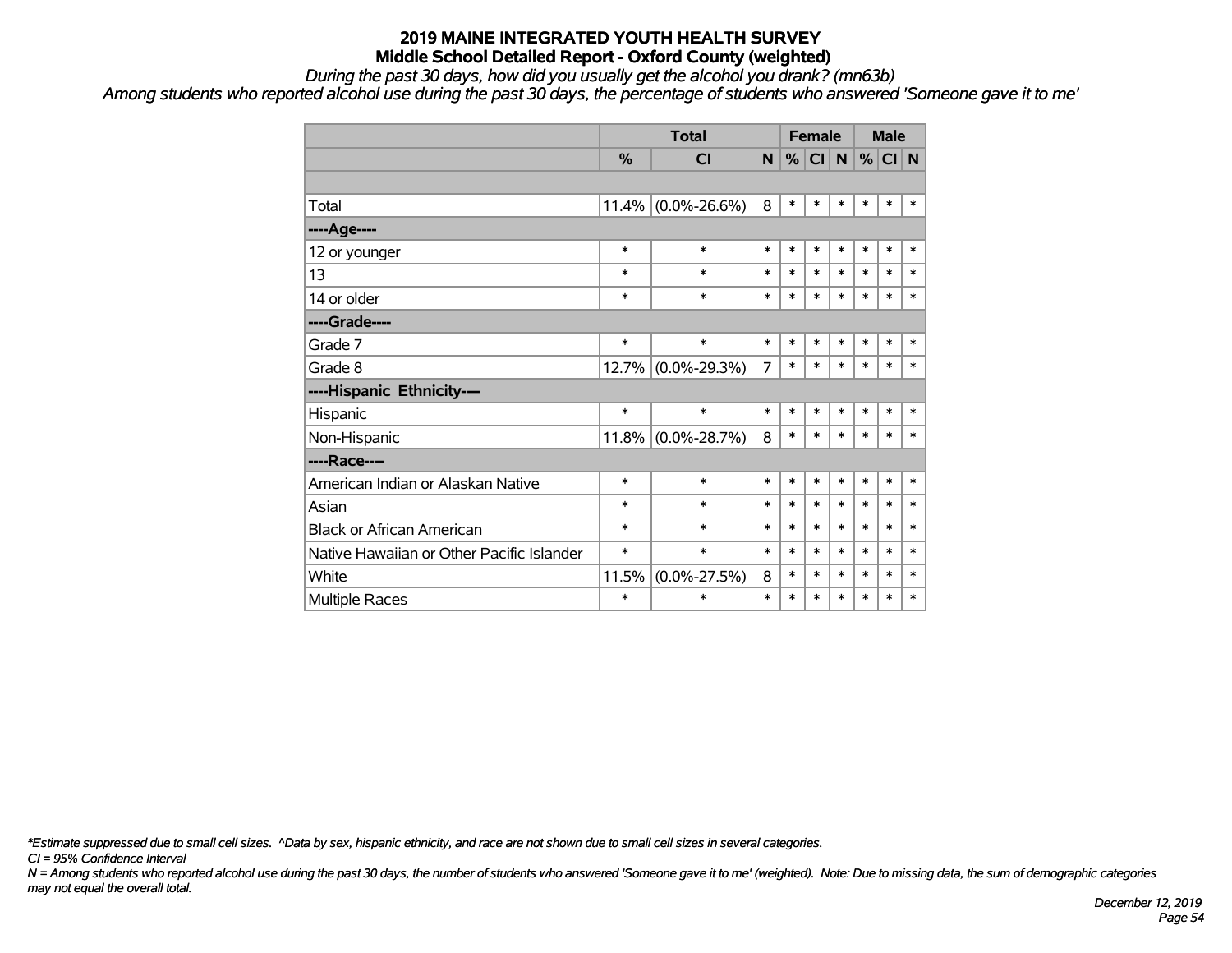# 2019 MAINE INTEGRATED YOUTH HEALTH SURVEY
## Middle School Detailed Report - Oxford County (weighted)

*During the past 30 days, how did you usually get the alcohol you drank? (mn63b)*

*Among students who reported alcohol use during the past 30 days, the percentage of students who answered 'Someone gave it to me'*

| | Total | | | Female | | | Male | | |
|---|---|---|---|---|---|---|---|---|---|
| | % | CI | N | % | CI | N | % | CI | N |
| Total | 11.4% | (0.0%-26.6%) | 8 | * | * | * | * | * | * |
| ----Age---- | | | | | | | | | |
| 12 or younger | * | * | * | * | * | * | * | * | * |
| 13 | * | * | * | * | * | * | * | * | * |
| 14 or older | * | * | * | * | * | * | * | * | * |
| ----Grade---- | | | | | | | | | |
| Grade 7 | * | * | * | * | * | * | * | * | * |
| Grade 8 | 12.7% | (0.0%-29.3%) | 7 | * | * | * | * | * | * |
| ----Hispanic Ethnicity---- | | | | | | | | | |
| Hispanic | * | * | * | * | * | * | * | * | * |
| Non-Hispanic | 11.8% | (0.0%-28.7%) | 8 | * | * | * | * | * | * |
| ----Race---- | | | | | | | | | |
| American Indian or Alaskan Native | * | * | * | * | * | * | * | * | * |
| Asian | * | * | * | * | * | * | * | * | * |
| Black or African American | * | * | * | * | * | * | * | * | * |
| Native Hawaiian or Other Pacific Islander | * | * | * | * | * | * | * | * | * |
| White | 11.5% | (0.0%-27.5%) | 8 | * | * | * | * | * | * |
| Multiple Races | * | * | * | * | * | * | * | * | * |

*\*Estimate suppressed due to small cell sizes. ^Data by sex, hispanic ethnicity, and race are not shown due to small cell sizes in several categories.*

*CI = 95% Confidence Interval*

*N = Among students who reported alcohol use during the past 30 days, the number of students who answered 'Someone gave it to me' (weighted). Note: Due to missing data, the sum of demographic categories may not equal the overall total.*

*December 12, 2019*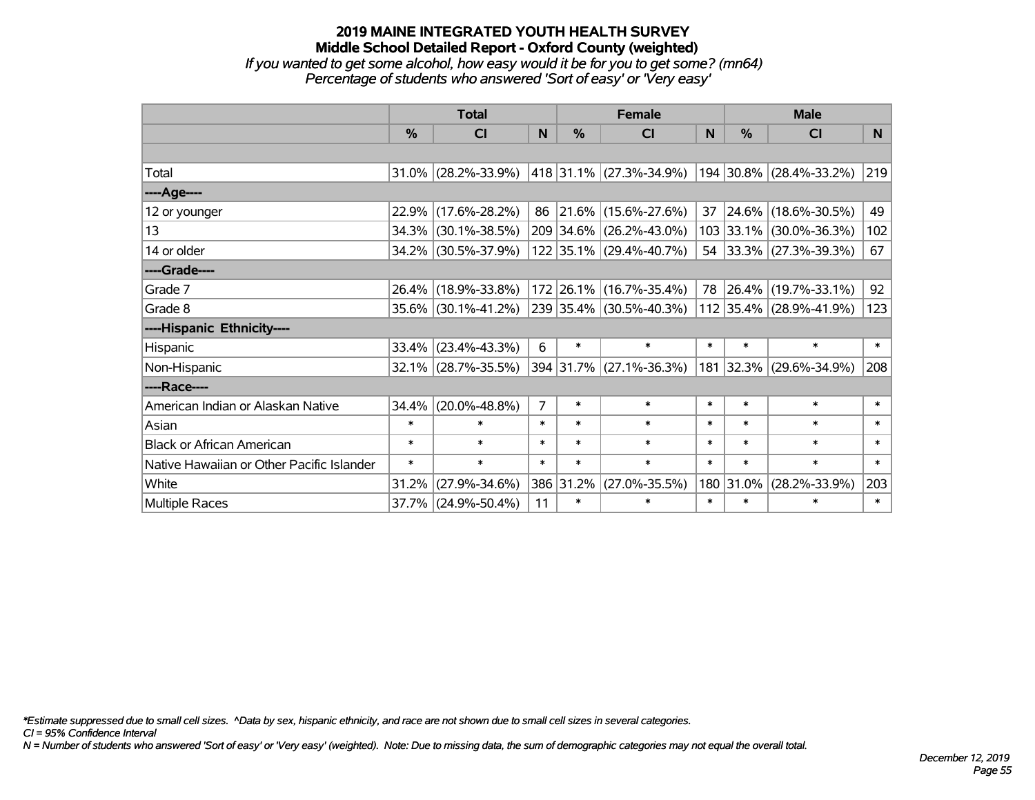# 2019 MAINE INTEGRATED YOUTH HEALTH SURVEY

## Middle School Detailed Report - Oxford County (weighted)

*If you wanted to get some alcohol, how easy would it be for you to get some? (mn64)*

*Percentage of students who answered 'Sort of easy' or 'Very easy'*

| | Total | | | Female | | | Male | | |
|---|---|---|---|---|---|---|---|---|---|
| | % | CI | N | % | CI | N | % | CI | N |
| | | | | | | | | | |
| Total | 31.0% | (28.2%-33.9%) | 418 | 31.1% | (27.3%-34.9%) | 194 | 30.8% | (28.4%-33.2%) | 219 |
| ----Age---- | | | | | | | | | |
| 12 or younger | 22.9% | (17.6%-28.2%) | 86 | 21.6% | (15.6%-27.6%) | 37 | 24.6% | (18.6%-30.5%) | 49 |
| 13 | 34.3% | (30.1%-38.5%) | 209 | 34.6% | (26.2%-43.0%) | 103 | 33.1% | (30.0%-36.3%) | 102 |
| 14 or older | 34.2% | (30.5%-37.9%) | 122 | 35.1% | (29.4%-40.7%) | 54 | 33.3% | (27.3%-39.3%) | 67 |
| ----Grade---- | | | | | | | | | |
| Grade 7 | 26.4% | (18.9%-33.8%) | 172 | 26.1% | (16.7%-35.4%) | 78 | 26.4% | (19.7%-33.1%) | 92 |
| Grade 8 | 35.6% | (30.1%-41.2%) | 239 | 35.4% | (30.5%-40.3%) | 112 | 35.4% | (28.9%-41.9%) | 123 |
| ----Hispanic Ethnicity---- | | | | | | | | | |
| Hispanic | 33.4% | (23.4%-43.3%) | 6 | * | * | * | * | * | * |
| Non-Hispanic | 32.1% | (28.7%-35.5%) | 394 | 31.7% | (27.1%-36.3%) | 181 | 32.3% | (29.6%-34.9%) | 208 |
| ----Race---- | | | | | | | | | |
| American Indian or Alaskan Native | 34.4% | (20.0%-48.8%) | 7 | * | * | * | * | * | * |
| Asian | * | * | * | * | * | * | * | * | * |
| Black or African American | * | * | * | * | * | * | * | * | * |
| Native Hawaiian or Other Pacific Islander | * | * | * | * | * | * | * | * | * |
| White | 31.2% | (27.9%-34.6%) | 386 | 31.2% | (27.0%-35.5%) | 180 | 31.0% | (28.2%-33.9%) | 203 |
| Multiple Races | 37.7% | (24.9%-50.4%) | 11 | * | * | * | * | * | * |

*\*Estimate suppressed due to small cell sizes. ^Data by sex, hispanic ethnicity, and race are not shown due to small cell sizes in several categories.*

*CI = 95% Confidence Interval*

*N = Number of students who answered 'Sort of easy' or 'Very easy' (weighted). Note: Due to missing data, the sum of demographic categories may not equal the overall total.*

*December 12, 2019*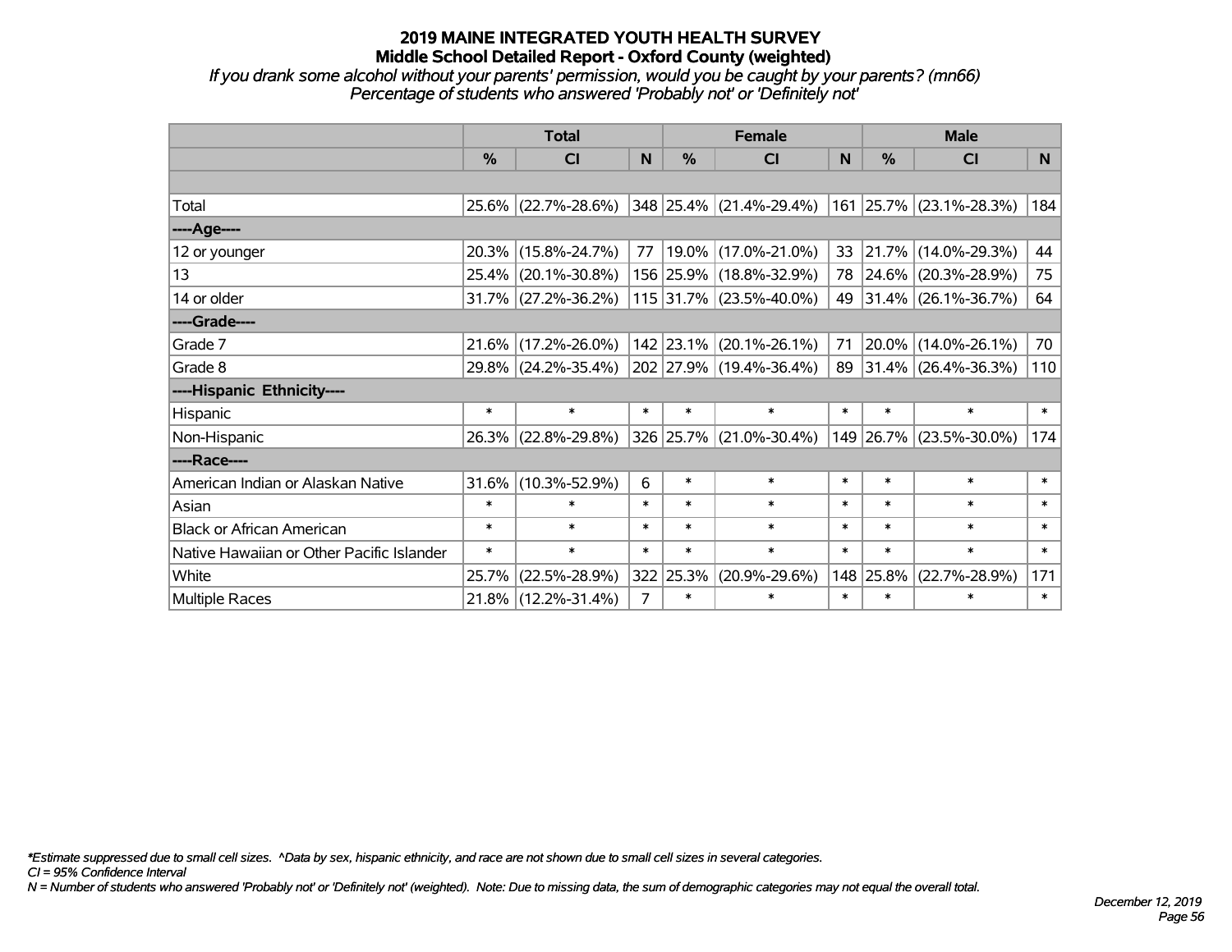# 2019 MAINE INTEGRATED YOUTH HEALTH SURVEY

## Middle School Detailed Report - Oxford County (weighted)

*If you drank some alcohol without your parents' permission, would you be caught by your parents? (mn66)*

*Percentage of students who answered 'Probably not' or 'Definitely not'*

| | Total | | | Female | | | Male | | |
|---|---|---|---|---|---|---|---|---|---|
| | % | CI | N | % | CI | N | % | CI | N |
| | | | | | | | | | |
| Total | 25.6% | (22.7%-28.6%) | 348 | 25.4% | (21.4%-29.4%) | 161 | 25.7% | (23.1%-28.3%) | 184 |
| ----Age---- | | | | | | | | | |
| 12 or younger | 20.3% | (15.8%-24.7%) | 77 | 19.0% | (17.0%-21.0%) | 33 | 21.7% | (14.0%-29.3%) | 44 |
| 13 | 25.4% | (20.1%-30.8%) | 156 | 25.9% | (18.8%-32.9%) | 78 | 24.6% | (20.3%-28.9%) | 75 |
| 14 or older | 31.7% | (27.2%-36.2%) | 115 | 31.7% | (23.5%-40.0%) | 49 | 31.4% | (26.1%-36.7%) | 64 |
| ----Grade---- | | | | | | | | | |
| Grade 7 | 21.6% | (17.2%-26.0%) | 142 | 23.1% | (20.1%-26.1%) | 71 | 20.0% | (14.0%-26.1%) | 70 |
| Grade 8 | 29.8% | (24.2%-35.4%) | 202 | 27.9% | (19.4%-36.4%) | 89 | 31.4% | (26.4%-36.3%) | 110 |
| ----Hispanic Ethnicity---- | | | | | | | | | |
| Hispanic | * | * | * | * | * | * | * | * | * |
| Non-Hispanic | 26.3% | (22.8%-29.8%) | 326 | 25.7% | (21.0%-30.4%) | 149 | 26.7% | (23.5%-30.0%) | 174 |
| ----Race---- | | | | | | | | | |
| American Indian or Alaskan Native | 31.6% | (10.3%-52.9%) | 6 | * | * | * | * | * | * |
| Asian | * | * | * | * | * | * | * | * | * |
| Black or African American | * | * | * | * | * | * | * | * | * |
| Native Hawaiian or Other Pacific Islander | * | * | * | * | * | * | * | * | * |
| White | 25.7% | (22.5%-28.9%) | 322 | 25.3% | (20.9%-29.6%) | 148 | 25.8% | (22.7%-28.9%) | 171 |
| Multiple Races | 21.8% | (12.2%-31.4%) | 7 | * | * | * | * | * | * |

*Estimate suppressed due to small cell sizes. ^Data by sex, hispanic ethnicity, and race are not shown due to small cell sizes in several categories.

*CI = 95% Confidence Interval*

*N = Number of students who answered 'Probably not' or 'Definitely not' (weighted). Note: Due to missing data, the sum of demographic categories may not equal the overall total.*

*December 12, 2019*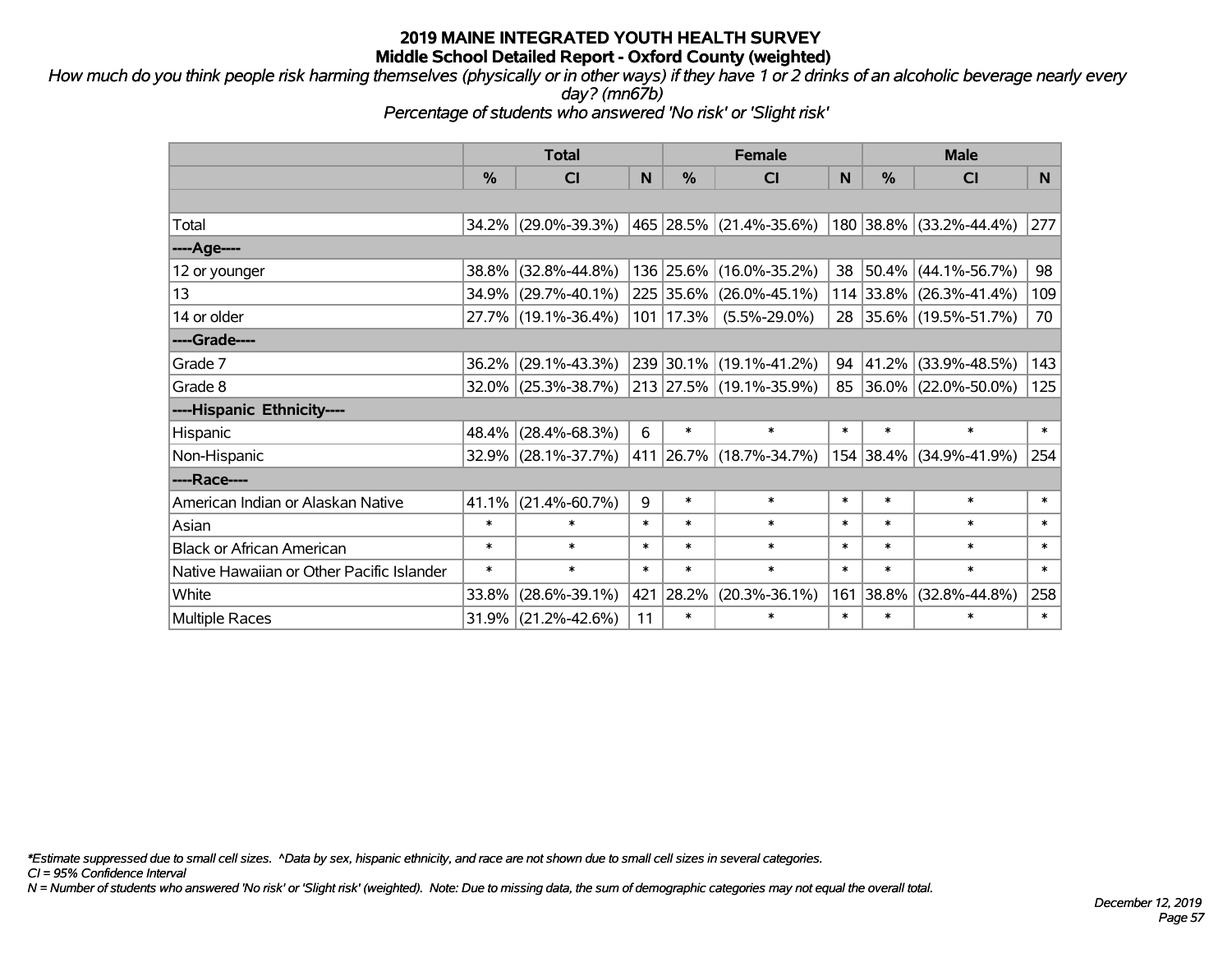# 2019 MAINE INTEGRATED YOUTH HEALTH SURVEY
## Middle School Detailed Report - Oxford County (weighted)

*How much do you think people risk harming themselves (physically or in other ways) if they have 1 or 2 drinks of an alcoholic beverage nearly every day? (mn67b)*

*Percentage of students who answered 'No risk' or 'Slight risk'*

| | Total | | | Female | | | Male | | |
|---|---|---|---|---|---|---|---|---|---|
| | % | CI | N | % | CI | N | % | CI | N |
| Total | 34.2% | (29.0%-39.3%) | 465 | 28.5% | (21.4%-35.6%) | 180 | 38.8% | (33.2%-44.4%) | 277 |
| ----Age---- | | | | | | | | | |
| 12 or younger | 38.8% | (32.8%-44.8%) | 136 | 25.6% | (16.0%-35.2%) | 38 | 50.4% | (44.1%-56.7%) | 98 |
| 13 | 34.9% | (29.7%-40.1%) | 225 | 35.6% | (26.0%-45.1%) | 114 | 33.8% | (26.3%-41.4%) | 109 |
| 14 or older | 27.7% | (19.1%-36.4%) | 101 | 17.3% | (5.5%-29.0%) | 28 | 35.6% | (19.5%-51.7%) | 70 |
| ----Grade---- | | | | | | | | | |
| Grade 7 | 36.2% | (29.1%-43.3%) | 239 | 30.1% | (19.1%-41.2%) | 94 | 41.2% | (33.9%-48.5%) | 143 |
| Grade 8 | 32.0% | (25.3%-38.7%) | 213 | 27.5% | (19.1%-35.9%) | 85 | 36.0% | (22.0%-50.0%) | 125 |
| ----Hispanic Ethnicity---- | | | | | | | | | |
| Hispanic | 48.4% | (28.4%-68.3%) | 6 | * | * | * | * | * | * |
| Non-Hispanic | 32.9% | (28.1%-37.7%) | 411 | 26.7% | (18.7%-34.7%) | 154 | 38.4% | (34.9%-41.9%) | 254 |
| ----Race---- | | | | | | | | | |
| American Indian or Alaskan Native | 41.1% | (21.4%-60.7%) | 9 | * | * | * | * | * | * |
| Asian | * | * | * | * | * | * | * | * | * |
| Black or African American | * | * | * | * | * | * | * | * | * |
| Native Hawaiian or Other Pacific Islander | * | * | * | * | * | * | * | * | * |
| White | 33.8% | (28.6%-39.1%) | 421 | 28.2% | (20.3%-36.1%) | 161 | 38.8% | (32.8%-44.8%) | 258 |
| Multiple Races | 31.9% | (21.2%-42.6%) | 11 | * | * | * | * | * | * |

*\*Estimate suppressed due to small cell sizes. ^Data by sex, hispanic ethnicity, and race are not shown due to small cell sizes in several categories.*

*CI = 95% Confidence Interval*

*N = Number of students who answered 'No risk' or 'Slight risk' (weighted). Note: Due to missing data, the sum of demographic categories may not equal the overall total.*

*December 12, 2019*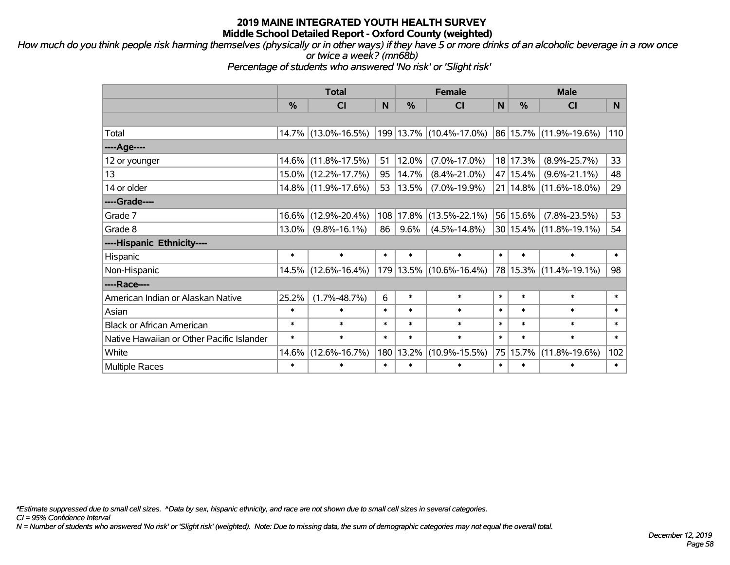# 2019 MAINE INTEGRATED YOUTH HEALTH SURVEY
## Middle School Detailed Report - Oxford County (weighted)

*How much do you think people risk harming themselves (physically or in other ways) if they have 5 or more drinks of an alcoholic beverage in a row once or twice a week? (mn68b)*
*Percentage of students who answered 'No risk' or 'Slight risk'*

| | Total | | | Female | | | Male | | |
|---|---|---|---|---|---|---|---|---|---|
| | % | CI | N | % | CI | N | % | CI | N |
| Total | 14.7% | (13.0%-16.5%) | 199 | 13.7% | (10.4%-17.0%) | 86 | 15.7% | (11.9%-19.6%) | 110 |
| ----Age---- | | | | | | | | | |
| 12 or younger | 14.6% | (11.8%-17.5%) | 51 | 12.0% | (7.0%-17.0%) | 18 | 17.3% | (8.9%-25.7%) | 33 |
| 13 | 15.0% | (12.2%-17.7%) | 95 | 14.7% | (8.4%-21.0%) | 47 | 15.4% | (9.6%-21.1%) | 48 |
| 14 or older | 14.8% | (11.9%-17.6%) | 53 | 13.5% | (7.0%-19.9%) | 21 | 14.8% | (11.6%-18.0%) | 29 |
| ----Grade---- | | | | | | | | | |
| Grade 7 | 16.6% | (12.9%-20.4%) | 108 | 17.8% | (13.5%-22.1%) | 56 | 15.6% | (7.8%-23.5%) | 53 |
| Grade 8 | 13.0% | (9.8%-16.1%) | 86 | 9.6% | (4.5%-14.8%) | 30 | 15.4% | (11.8%-19.1%) | 54 |
| ----Hispanic Ethnicity---- | | | | | | | | | |
| Hispanic | * | * | * | * | * | * | * | * | * |
| Non-Hispanic | 14.5% | (12.6%-16.4%) | 179 | 13.5% | (10.6%-16.4%) | 78 | 15.3% | (11.4%-19.1%) | 98 |
| ----Race---- | | | | | | | | | |
| American Indian or Alaskan Native | 25.2% | (1.7%-48.7%) | 6 | * | * | * | * | * | * |
| Asian | * | * | * | * | * | * | * | * | * |
| Black or African American | * | * | * | * | * | * | * | * | * |
| Native Hawaiian or Other Pacific Islander | * | * | * | * | * | * | * | * | * |
| White | 14.6% | (12.6%-16.7%) | 180 | 13.2% | (10.9%-15.5%) | 75 | 15.7% | (11.8%-19.6%) | 102 |
| Multiple Races | * | * | * | * | * | * | * | * | * |

*\*Estimate suppressed due to small cell sizes. ^Data by sex, hispanic ethnicity, and race are not shown due to small cell sizes in several categories.*
*CI = 95% Confidence Interval*
*N = Number of students who answered 'No risk' or 'Slight risk' (weighted). Note: Due to missing data, the sum of demographic categories may not equal the overall total.*

*December 12, 2019*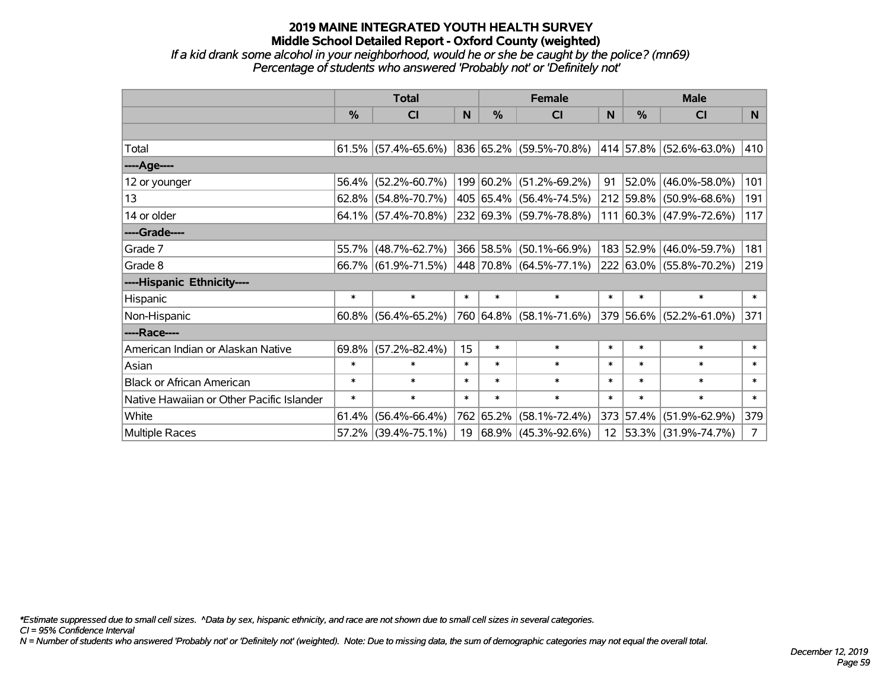# 2019 MAINE INTEGRATED YOUTH HEALTH SURVEY
## Middle School Detailed Report - Oxford County (weighted)
*If a kid drank some alcohol in your neighborhood, would he or she be caught by the police? (mn69)*
*Percentage of students who answered 'Probably not' or 'Definitely not'*

| | Total | | | Female | | | Male | | |
|---|---|---|---|---|---|---|---|---|---|
| | % | CI | N | % | CI | N | % | CI | N |
| Total | 61.5% | (57.4%-65.6%) | 836 | 65.2% | (59.5%-70.8%) | 414 | 57.8% | (52.6%-63.0%) | 410 |
| ----Age---- | | | | | | | | | |
| 12 or younger | 56.4% | (52.2%-60.7%) | 199 | 60.2% | (51.2%-69.2%) | 91 | 52.0% | (46.0%-58.0%) | 101 |
| 13 | 62.8% | (54.8%-70.7%) | 405 | 65.4% | (56.4%-74.5%) | 212 | 59.8% | (50.9%-68.6%) | 191 |
| 14 or older | 64.1% | (57.4%-70.8%) | 232 | 69.3% | (59.7%-78.8%) | 111 | 60.3% | (47.9%-72.6%) | 117 |
| ----Grade---- | | | | | | | | | |
| Grade 7 | 55.7% | (48.7%-62.7%) | 366 | 58.5% | (50.1%-66.9%) | 183 | 52.9% | (46.0%-59.7%) | 181 |
| Grade 8 | 66.7% | (61.9%-71.5%) | 448 | 70.8% | (64.5%-77.1%) | 222 | 63.0% | (55.8%-70.2%) | 219 |
| ----Hispanic Ethnicity---- | | | | | | | | | |
| Hispanic | * | * | * | * | * | * | * | * | * |
| Non-Hispanic | 60.8% | (56.4%-65.2%) | 760 | 64.8% | (58.1%-71.6%) | 379 | 56.6% | (52.2%-61.0%) | 371 |
| ----Race---- | | | | | | | | | |
| American Indian or Alaskan Native | 69.8% | (57.2%-82.4%) | 15 | * | * | * | * | * | * |
| Asian | * | * | * | * | * | * | * | * | * |
| Black or African American | * | * | * | * | * | * | * | * | * |
| Native Hawaiian or Other Pacific Islander | * | * | * | * | * | * | * | * | * |
| White | 61.4% | (56.4%-66.4%) | 762 | 65.2% | (58.1%-72.4%) | 373 | 57.4% | (51.9%-62.9%) | 379 |
| Multiple Races | 57.2% | (39.4%-75.1%) | 19 | 68.9% | (45.3%-92.6%) | 12 | 53.3% | (31.9%-74.7%) | 7 |

*\*Estimate suppressed due to small cell sizes. ^Data by sex, hispanic ethnicity, and race are not shown due to small cell sizes in several categories.*
*CI = 95% Confidence Interval*
*N = Number of students who answered 'Probably not' or 'Definitely not' (weighted). Note: Due to missing data, the sum of demographic categories may not equal the overall total.*

*December 12, 2019*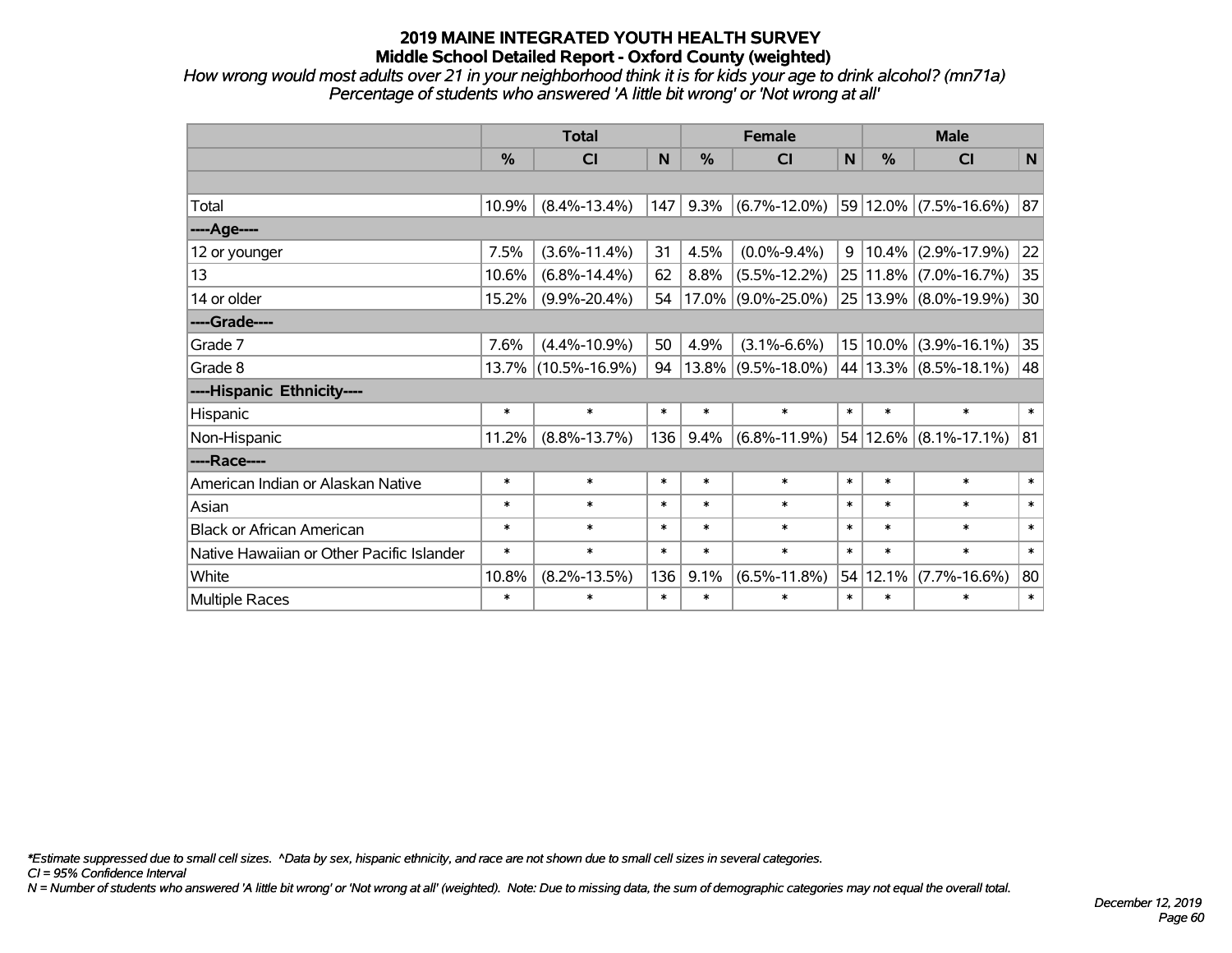# 2019 MAINE INTEGRATED YOUTH HEALTH SURVEY
## Middle School Detailed Report - Oxford County (weighted)

*How wrong would most adults over 21 in your neighborhood think it is for kids your age to drink alcohol? (mn71a)*
*Percentage of students who answered 'A little bit wrong' or 'Not wrong at all'*

| | Total | | | Female | | | Male | | |
|---|---|---|---|---|---|---|---|---|---|
| | % | CI | N | % | CI | N | % | CI | N |
| Total | 10.9% | (8.4%-13.4%) | 147 | 9.3% | (6.7%-12.0%) | 59 | 12.0% | (7.5%-16.6%) | 87 |
| ----Age---- | | | | | | | | | |
| 12 or younger | 7.5% | (3.6%-11.4%) | 31 | 4.5% | (0.0%-9.4%) | 9 | 10.4% | (2.9%-17.9%) | 22 |
| 13 | 10.6% | (6.8%-14.4%) | 62 | 8.8% | (5.5%-12.2%) | 25 | 11.8% | (7.0%-16.7%) | 35 |
| 14 or older | 15.2% | (9.9%-20.4%) | 54 | 17.0% | (9.0%-25.0%) | 25 | 13.9% | (8.0%-19.9%) | 30 |
| ----Grade---- | | | | | | | | | |
| Grade 7 | 7.6% | (4.4%-10.9%) | 50 | 4.9% | (3.1%-6.6%) | 15 | 10.0% | (3.9%-16.1%) | 35 |
| Grade 8 | 13.7% | (10.5%-16.9%) | 94 | 13.8% | (9.5%-18.0%) | 44 | 13.3% | (8.5%-18.1%) | 48 |
| ----Hispanic Ethnicity---- | | | | | | | | | |
| Hispanic | * | * | * | * | * | * | * | * | * |
| Non-Hispanic | 11.2% | (8.8%-13.7%) | 136 | 9.4% | (6.8%-11.9%) | 54 | 12.6% | (8.1%-17.1%) | 81 |
| ----Race---- | | | | | | | | | |
| American Indian or Alaskan Native | * | * | * | * | * | * | * | * | * |
| Asian | * | * | * | * | * | * | * | * | * |
| Black or African American | * | * | * | * | * | * | * | * | * |
| Native Hawaiian or Other Pacific Islander | * | * | * | * | * | * | * | * | * |
| White | 10.8% | (8.2%-13.5%) | 136 | 9.1% | (6.5%-11.8%) | 54 | 12.1% | (7.7%-16.6%) | 80 |
| Multiple Races | * | * | * | * | * | * | * | * | * |

*\*Estimate suppressed due to small cell sizes. ^Data by sex, hispanic ethnicity, and race are not shown due to small cell sizes in several categories.*
*CI = 95% Confidence Interval*
*N = Number of students who answered 'A little bit wrong' or 'Not wrong at all' (weighted). Note: Due to missing data, the sum of demographic categories may not equal the overall total.*

*December 12, 2019*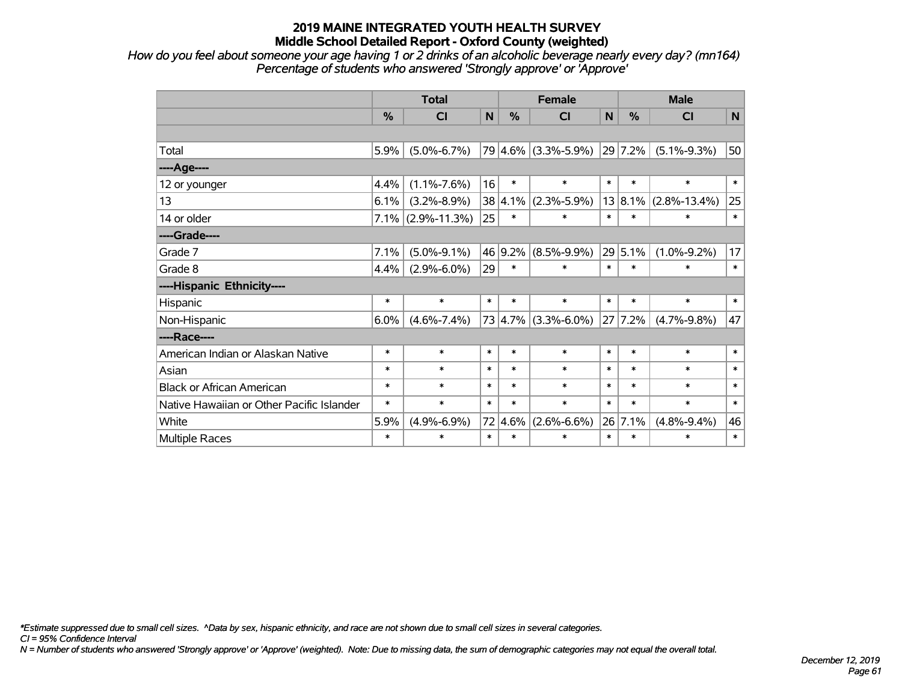# 2019 MAINE INTEGRATED YOUTH HEALTH SURVEY
## Middle School Detailed Report - Oxford County (weighted)

*How do you feel about someone your age having 1 or 2 drinks of an alcoholic beverage nearly every day? (mn164)*
*Percentage of students who answered 'Strongly approve' or 'Approve'*

| | Total | | | Female | | | Male | | |
|---|---|---|---|---|---|---|---|---|---|
| | % | CI | N | % | CI | N | % | CI | N |
| | | | | | | | | | |
| Total | 5.9% | (5.0%-6.7%) | 79 | 4.6% | (3.3%-5.9%) | 29 | 7.2% | (5.1%-9.3%) | 50 |
| ----Age---- | | | | | | | | | |
| 12 or younger | 4.4% | (1.1%-7.6%) | 16 | * | * | * | * | * | * |
| 13 | 6.1% | (3.2%-8.9%) | 38 | 4.1% | (2.3%-5.9%) | 13 | 8.1% | (2.8%-13.4%) | 25 |
| 14 or older | 7.1% | (2.9%-11.3%) | 25 | * | * | * | * | * | * |
| ----Grade---- | | | | | | | | | |
| Grade 7 | 7.1% | (5.0%-9.1%) | 46 | 9.2% | (8.5%-9.9%) | 29 | 5.1% | (1.0%-9.2%) | 17 |
| Grade 8 | 4.4% | (2.9%-6.0%) | 29 | * | * | * | * | * | * |
| ----Hispanic Ethnicity---- | | | | | | | | | |
| Hispanic | * | * | * | * | * | * | * | * | * |
| Non-Hispanic | 6.0% | (4.6%-7.4%) | 73 | 4.7% | (3.3%-6.0%) | 27 | 7.2% | (4.7%-9.8%) | 47 |
| ----Race---- | | | | | | | | | |
| American Indian or Alaskan Native | * | * | * | * | * | * | * | * | * |
| Asian | * | * | * | * | * | * | * | * | * |
| Black or African American | * | * | * | * | * | * | * | * | * |
| Native Hawaiian or Other Pacific Islander | * | * | * | * | * | * | * | * | * |
| White | 5.9% | (4.9%-6.9%) | 72 | 4.6% | (2.6%-6.6%) | 26 | 7.1% | (4.8%-9.4%) | 46 |
| Multiple Races | * | * | * | * | * | * | * | * | * |

*\*Estimate suppressed due to small cell sizes. ^Data by sex, hispanic ethnicity, and race are not shown due to small cell sizes in several categories.*
*CI = 95% Confidence Interval*
*N = Number of students who answered 'Strongly approve' or 'Approve' (weighted). Note: Due to missing data, the sum of demographic categories may not equal the overall total.*

*December 12, 2019*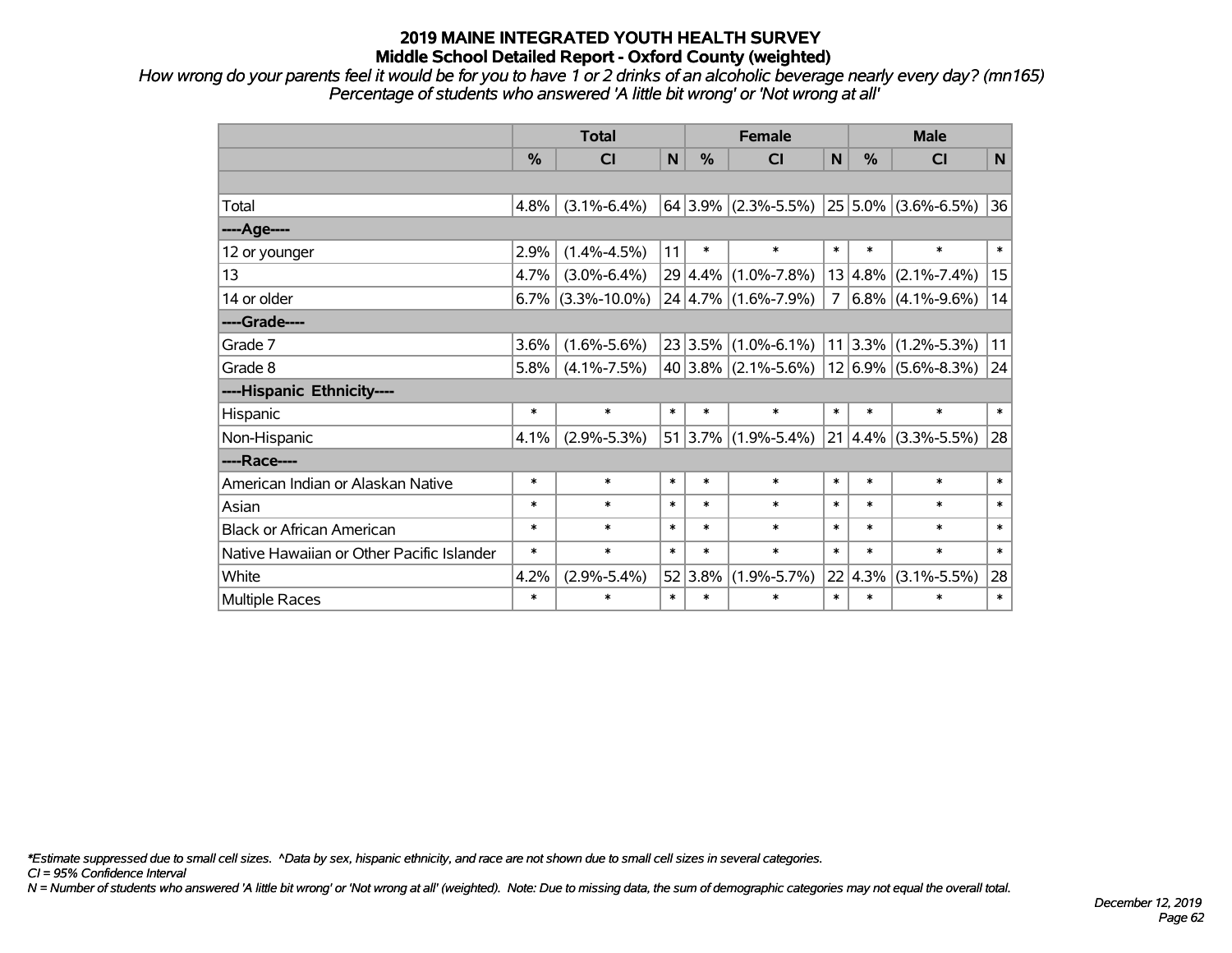# 2019 MAINE INTEGRATED YOUTH HEALTH SURVEY
## Middle School Detailed Report - Oxford County (weighted)

*How wrong do your parents feel it would be for you to have 1 or 2 drinks of an alcoholic beverage nearly every day? (mn165)*
*Percentage of students who answered 'A little bit wrong' or 'Not wrong at all'*

| | Total | | | Female | | | Male | | |
|---|---|---|---|---|---|---|---|---|---|
| | % | CI | N | % | CI | N | % | CI | N |
| | | | | | | | | | |
| Total | 4.8% | (3.1%-6.4%) | 64 | 3.9% | (2.3%-5.5%) | 25 | 5.0% | (3.6%-6.5%) | 36 |
| ----Age---- | | | | | | | | | |
| 12 or younger | 2.9% | (1.4%-4.5%) | 11 | * | * | * | * | * | * |
| 13 | 4.7% | (3.0%-6.4%) | 29 | 4.4% | (1.0%-7.8%) | 13 | 4.8% | (2.1%-7.4%) | 15 |
| 14 or older | 6.7% | (3.3%-10.0%) | 24 | 4.7% | (1.6%-7.9%) | 7 | 6.8% | (4.1%-9.6%) | 14 |
| ----Grade---- | | | | | | | | | |
| Grade 7 | 3.6% | (1.6%-5.6%) | 23 | 3.5% | (1.0%-6.1%) | 11 | 3.3% | (1.2%-5.3%) | 11 |
| Grade 8 | 5.8% | (4.1%-7.5%) | 40 | 3.8% | (2.1%-5.6%) | 12 | 6.9% | (5.6%-8.3%) | 24 |
| ----Hispanic Ethnicity---- | | | | | | | | | |
| Hispanic | * | * | * | * | * | * | * | * | * |
| Non-Hispanic | 4.1% | (2.9%-5.3%) | 51 | 3.7% | (1.9%-5.4%) | 21 | 4.4% | (3.3%-5.5%) | 28 |
| ----Race---- | | | | | | | | | |
| American Indian or Alaskan Native | * | * | * | * | * | * | * | * | * |
| Asian | * | * | * | * | * | * | * | * | * |
| Black or African American | * | * | * | * | * | * | * | * | * |
| Native Hawaiian or Other Pacific Islander | * | * | * | * | * | * | * | * | * |
| White | 4.2% | (2.9%-5.4%) | 52 | 3.8% | (1.9%-5.7%) | 22 | 4.3% | (3.1%-5.5%) | 28 |
| Multiple Races | * | * | * | * | * | * | * | * | * |

*\*Estimate suppressed due to small cell sizes. ^Data by sex, hispanic ethnicity, and race are not shown due to small cell sizes in several categories.*
*CI = 95% Confidence Interval*
*N = Number of students who answered 'A little bit wrong' or 'Not wrong at all' (weighted). Note: Due to missing data, the sum of demographic categories may not equal the overall total.*

*December 12, 2019*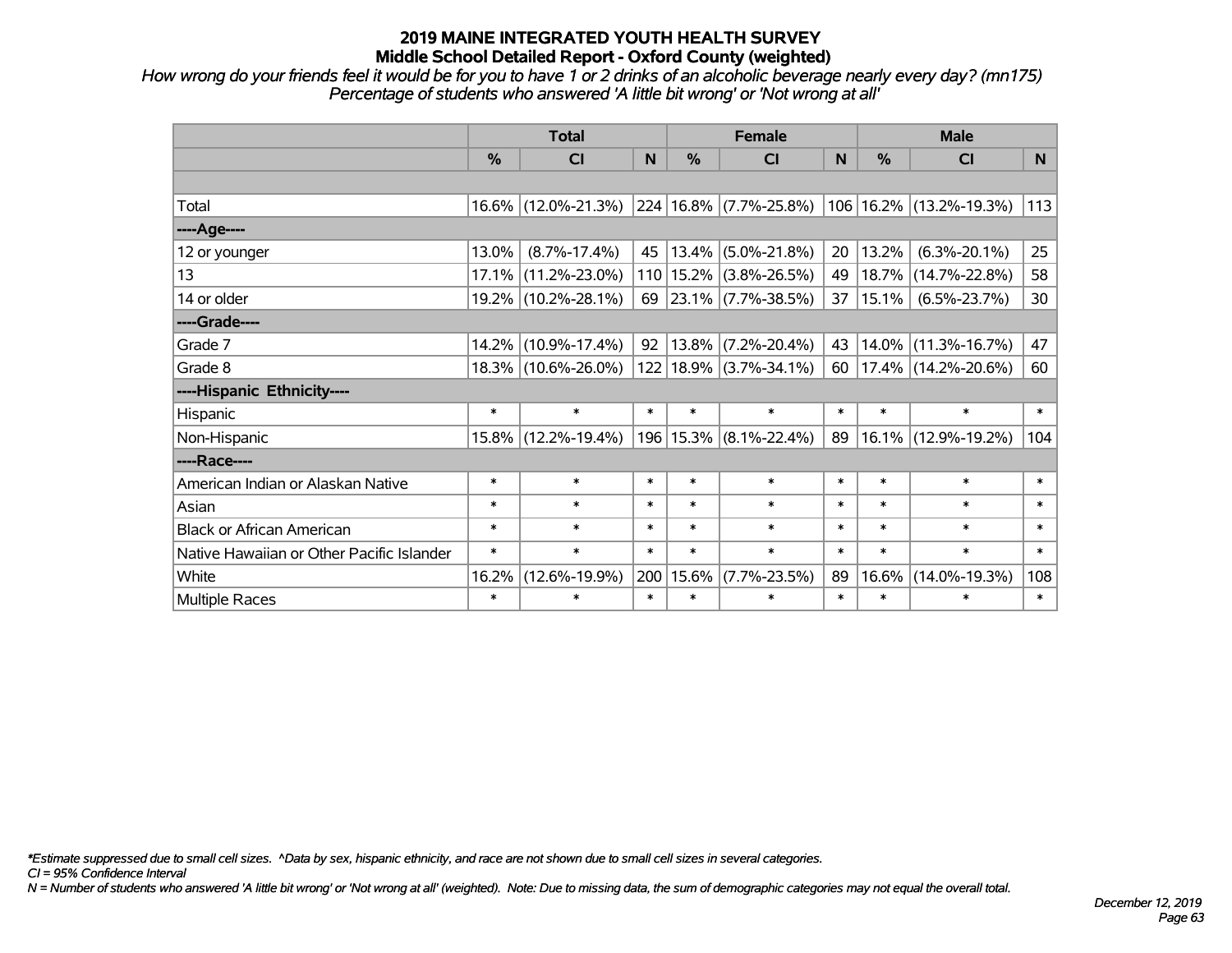# 2019 MAINE INTEGRATED YOUTH HEALTH SURVEY
## Middle School Detailed Report - Oxford County (weighted)

*How wrong do your friends feel it would be for you to have 1 or 2 drinks of an alcoholic beverage nearly every day? (mn175)*
*Percentage of students who answered 'A little bit wrong' or 'Not wrong at all'*

| | Total | | | Female | | | Male | | |
|---|---|---|---|---|---|---|---|---|---|
| | % | CI | N | % | CI | N | % | CI | N |
| | | | | | | | | | |
| Total | 16.6% | (12.0%-21.3%) | 224 | 16.8% | (7.7%-25.8%) | 106 | 16.2% | (13.2%-19.3%) | 113 |
| ----Age---- | | | | | | | | | |
| 12 or younger | 13.0% | (8.7%-17.4%) | 45 | 13.4% | (5.0%-21.8%) | 20 | 13.2% | (6.3%-20.1%) | 25 |
| 13 | 17.1% | (11.2%-23.0%) | 110 | 15.2% | (3.8%-26.5%) | 49 | 18.7% | (14.7%-22.8%) | 58 |
| 14 or older | 19.2% | (10.2%-28.1%) | 69 | 23.1% | (7.7%-38.5%) | 37 | 15.1% | (6.5%-23.7%) | 30 |
| ----Grade---- | | | | | | | | | |
| Grade 7 | 14.2% | (10.9%-17.4%) | 92 | 13.8% | (7.2%-20.4%) | 43 | 14.0% | (11.3%-16.7%) | 47 |
| Grade 8 | 18.3% | (10.6%-26.0%) | 122 | 18.9% | (3.7%-34.1%) | 60 | 17.4% | (14.2%-20.6%) | 60 |
| ----Hispanic Ethnicity---- | | | | | | | | | |
| Hispanic | * | * | * | * | * | * | * | * | * |
| Non-Hispanic | 15.8% | (12.2%-19.4%) | 196 | 15.3% | (8.1%-22.4%) | 89 | 16.1% | (12.9%-19.2%) | 104 |
| ----Race---- | | | | | | | | | |
| American Indian or Alaskan Native | * | * | * | * | * | * | * | * | * |
| Asian | * | * | * | * | * | * | * | * | * |
| Black or African American | * | * | * | * | * | * | * | * | * |
| Native Hawaiian or Other Pacific Islander | * | * | * | * | * | * | * | * | * |
| White | 16.2% | (12.6%-19.9%) | 200 | 15.6% | (7.7%-23.5%) | 89 | 16.6% | (14.0%-19.3%) | 108 |
| Multiple Races | * | * | * | * | * | * | * | * | * |

*\*Estimate suppressed due to small cell sizes. ^Data by sex, hispanic ethnicity, and race are not shown due to small cell sizes in several categories.*
*CI = 95% Confidence Interval*
*N = Number of students who answered 'A little bit wrong' or 'Not wrong at all' (weighted). Note: Due to missing data, the sum of demographic categories may not equal the overall total.*

*December 12, 2019*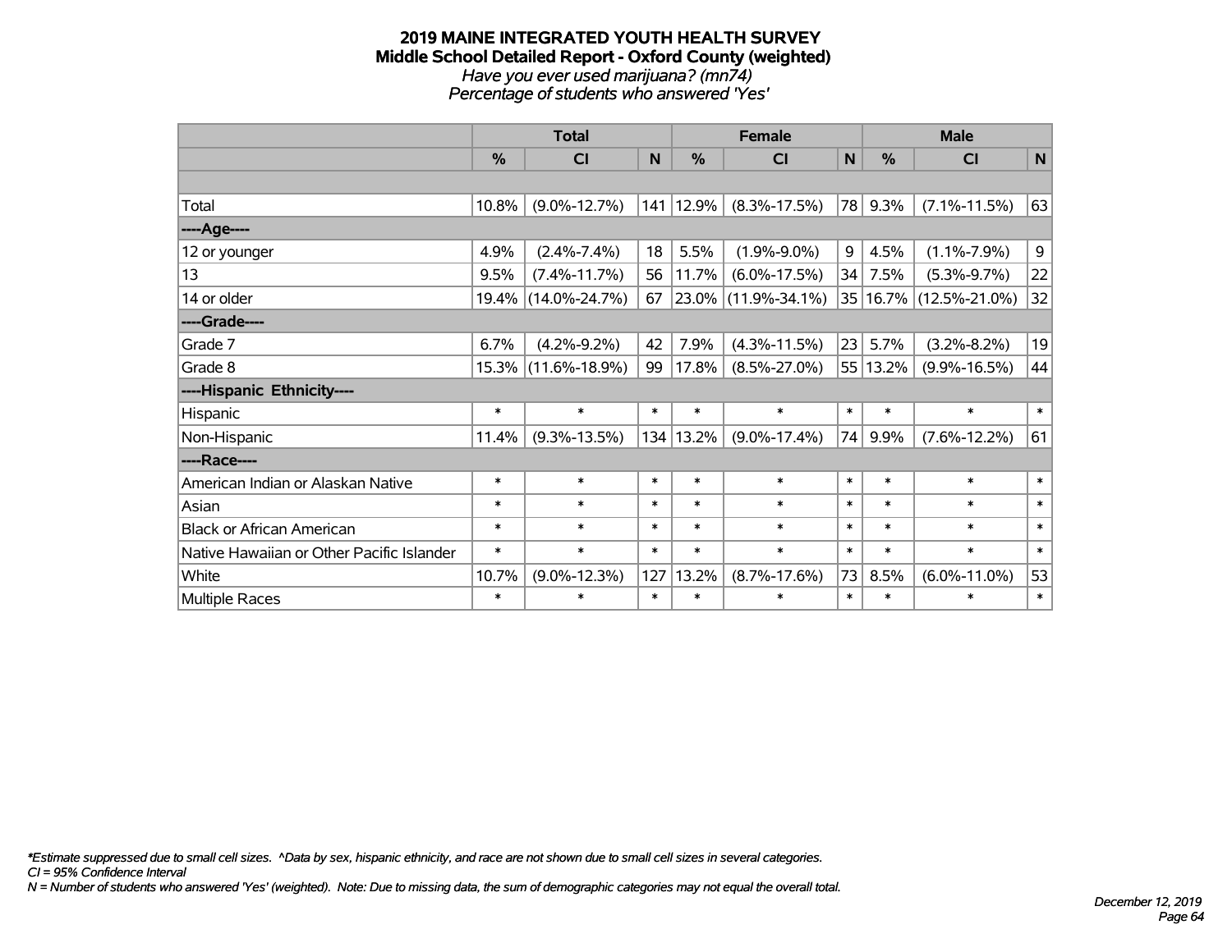**2019 MAINE INTEGRATED YOUTH HEALTH SURVEY**
**Middle School Detailed Report - Oxford County (weighted)**
*Have you ever used marijuana? (mn74)*
*Percentage of students who answered 'Yes'*

| | Total | | | Female | | | Male | | |
|---|---|---|---|---|---|---|---|---|---|
| | % | CI | N | % | CI | N | % | CI | N |
| | | | | | | | | | |
| Total | 10.8% | (9.0%-12.7%) | 141 | 12.9% | (8.3%-17.5%) | 78 | 9.3% | (7.1%-11.5%) | 63 |
| ----Age---- | | | | | | | | | |
| 12 or younger | 4.9% | (2.4%-7.4%) | 18 | 5.5% | (1.9%-9.0%) | 9 | 4.5% | (1.1%-7.9%) | 9 |
| 13 | 9.5% | (7.4%-11.7%) | 56 | 11.7% | (6.0%-17.5%) | 34 | 7.5% | (5.3%-9.7%) | 22 |
| 14 or older | 19.4% | (14.0%-24.7%) | 67 | 23.0% | (11.9%-34.1%) | 35 | 16.7% | (12.5%-21.0%) | 32 |
| ----Grade---- | | | | | | | | | |
| Grade 7 | 6.7% | (4.2%-9.2%) | 42 | 7.9% | (4.3%-11.5%) | 23 | 5.7% | (3.2%-8.2%) | 19 |
| Grade 8 | 15.3% | (11.6%-18.9%) | 99 | 17.8% | (8.5%-27.0%) | 55 | 13.2% | (9.9%-16.5%) | 44 |
| ----Hispanic Ethnicity---- | | | | | | | | | |
| Hispanic | * | * | * | * | * | * | * | * | * |
| Non-Hispanic | 11.4% | (9.3%-13.5%) | 134 | 13.2% | (9.0%-17.4%) | 74 | 9.9% | (7.6%-12.2%) | 61 |
| ----Race---- | | | | | | | | | |
| American Indian or Alaskan Native | * | * | * | * | * | * | * | * | * |
| Asian | * | * | * | * | * | * | * | * | * |
| Black or African American | * | * | * | * | * | * | * | * | * |
| Native Hawaiian or Other Pacific Islander | * | * | * | * | * | * | * | * | * |
| White | 10.7% | (9.0%-12.3%) | 127 | 13.2% | (8.7%-17.6%) | 73 | 8.5% | (6.0%-11.0%) | 53 |
| Multiple Races | * | * | * | * | * | * | * | * | * |

*\*Estimate suppressed due to small cell sizes. ^Data by sex, hispanic ethnicity, and race are not shown due to small cell sizes in several categories.*
*CI = 95% Confidence Interval*
*N = Number of students who answered 'Yes' (weighted). Note: Due to missing data, the sum of demographic categories may not equal the overall total.*

*December 12, 2019*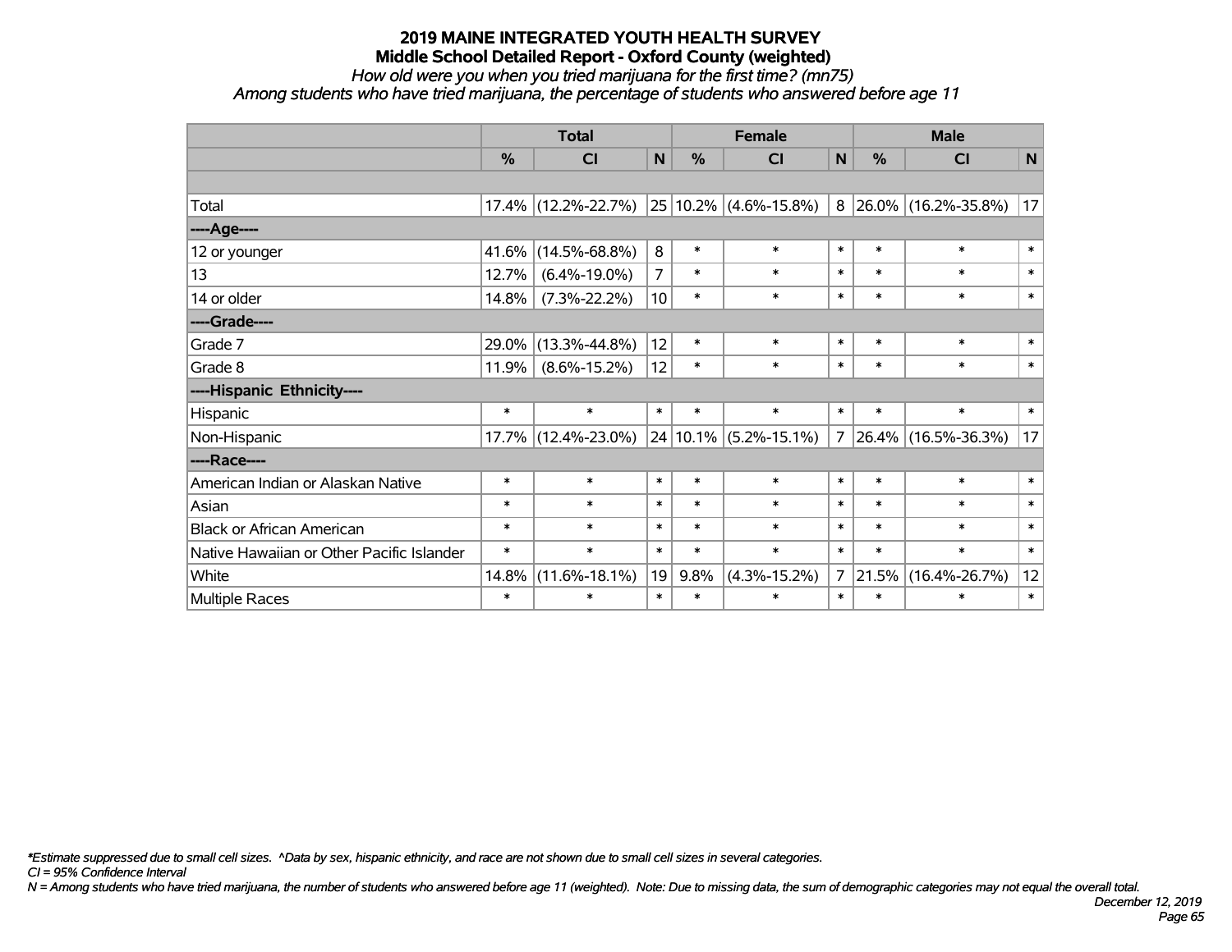# 2019 MAINE INTEGRATED YOUTH HEALTH SURVEY
## Middle School Detailed Report - Oxford County (weighted)
*How old were you when you tried marijuana for the first time? (mn75)*
*Among students who have tried marijuana, the percentage of students who answered before age 11*

| | Total | | | Female | | | Male | | |
|---|---|---|---|---|---|---|---|---|---|
| | % | CI | N | % | CI | N | % | CI | N |
| | | | | | | | | | |
| Total | 17.4% | (12.2%-22.7%) | 25 | 10.2% | (4.6%-15.8%) | 8 | 26.0% | (16.2%-35.8%) | 17 |
| ----Age---- | | | | | | | | | |
| 12 or younger | 41.6% | (14.5%-68.8%) | 8 | * | * | * | * | * | * |
| 13 | 12.7% | (6.4%-19.0%) | 7 | * | * | * | * | * | * |
| 14 or older | 14.8% | (7.3%-22.2%) | 10 | * | * | * | * | * | * |
| ----Grade---- | | | | | | | | | |
| Grade 7 | 29.0% | (13.3%-44.8%) | 12 | * | * | * | * | * | * |
| Grade 8 | 11.9% | (8.6%-15.2%) | 12 | * | * | * | * | * | * |
| ----Hispanic Ethnicity---- | | | | | | | | | |
| Hispanic | * | * | * | * | * | * | * | * | * |
| Non-Hispanic | 17.7% | (12.4%-23.0%) | 24 | 10.1% | (5.2%-15.1%) | 7 | 26.4% | (16.5%-36.3%) | 17 |
| ----Race---- | | | | | | | | | |
| American Indian or Alaskan Native | * | * | * | * | * | * | * | * | * |
| Asian | * | * | * | * | * | * | * | * | * |
| Black or African American | * | * | * | * | * | * | * | * | * |
| Native Hawaiian or Other Pacific Islander | * | * | * | * | * | * | * | * | * |
| White | 14.8% | (11.6%-18.1%) | 19 | 9.8% | (4.3%-15.2%) | 7 | 21.5% | (16.4%-26.7%) | 12 |
| Multiple Races | * | * | * | * | * | * | * | * | * |

*\*Estimate suppressed due to small cell sizes. ^Data by sex, hispanic ethnicity, and race are not shown due to small cell sizes in several categories.*
*CI = 95% Confidence Interval*
*N = Among students who have tried marijuana, the number of students who answered before age 11 (weighted). Note: Due to missing data, the sum of demographic categories may not equal the overall total.*

*December 12, 2019*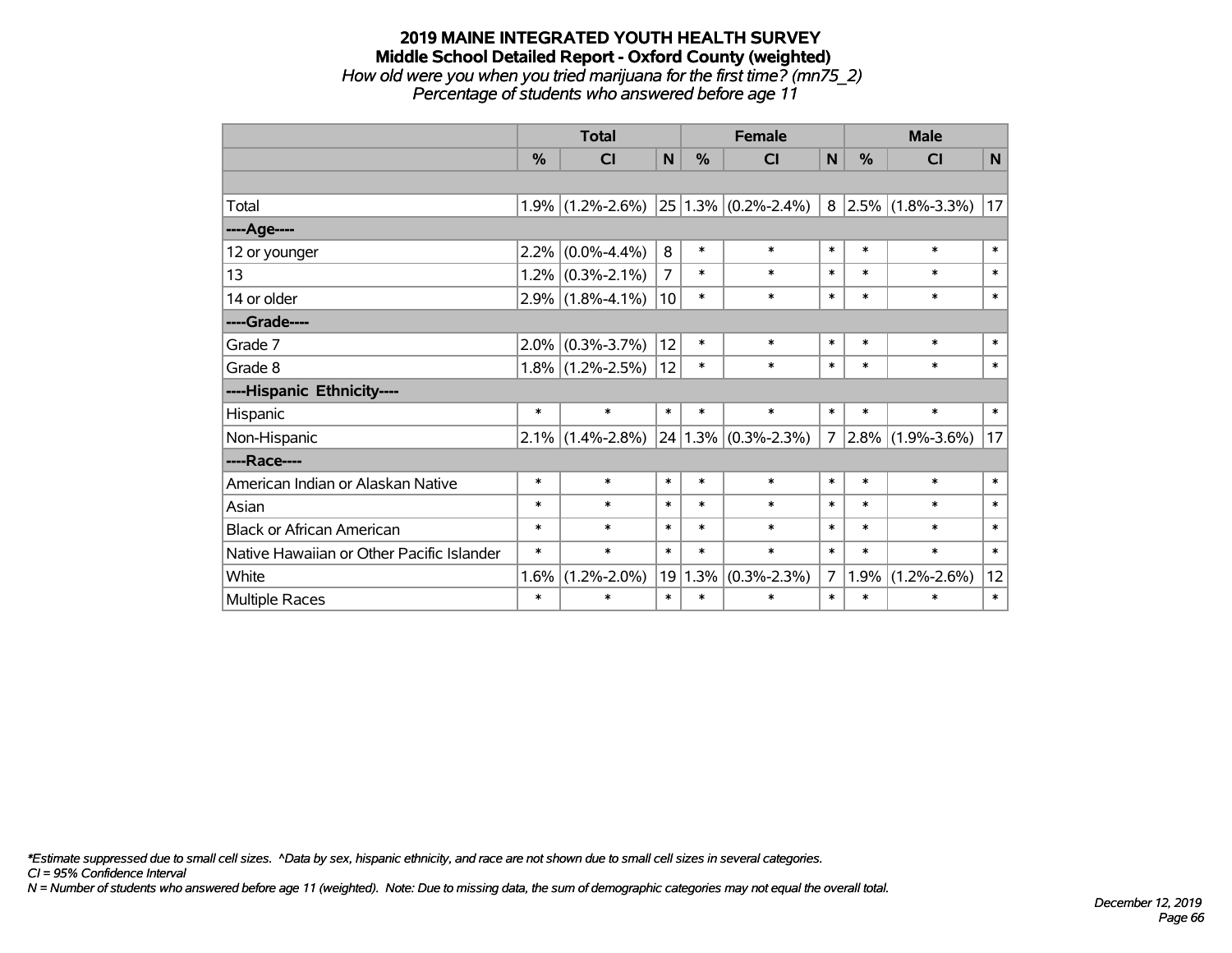# 2019 MAINE INTEGRATED YOUTH HEALTH SURVEY
## Middle School Detailed Report - Oxford County (weighted)
*How old were you when you tried marijuana for the first time? (mn75_2)*
*Percentage of students who answered before age 11*

| | Total | | | Female | | | Male | | |
|---|---|---|---|---|---|---|---|---|---|
| | % | CI | N | % | CI | N | % | CI | N |
| Total | 1.9% | (1.2%-2.6%) | 25 | 1.3% | (0.2%-2.4%) | 8 | 2.5% | (1.8%-3.3%) | 17 |
| ----Age---- | | | | | | | | | |
| 12 or younger | 2.2% | (0.0%-4.4%) | 8 | * | * | * | * | * | * |
| 13 | 1.2% | (0.3%-2.1%) | 7 | * | * | * | * | * | * |
| 14 or older | 2.9% | (1.8%-4.1%) | 10 | * | * | * | * | * | * |
| ----Grade---- | | | | | | | | | |
| Grade 7 | 2.0% | (0.3%-3.7%) | 12 | * | * | * | * | * | * |
| Grade 8 | 1.8% | (1.2%-2.5%) | 12 | * | * | * | * | * | * |
| ----Hispanic Ethnicity---- | | | | | | | | | |
| Hispanic | * | * | * | * | * | * | * | * | * |
| Non-Hispanic | 2.1% | (1.4%-2.8%) | 24 | 1.3% | (0.3%-2.3%) | 7 | 2.8% | (1.9%-3.6%) | 17 |
| ----Race---- | | | | | | | | | |
| American Indian or Alaskan Native | * | * | * | * | * | * | * | * | * |
| Asian | * | * | * | * | * | * | * | * | * |
| Black or African American | * | * | * | * | * | * | * | * | * |
| Native Hawaiian or Other Pacific Islander | * | * | * | * | * | * | * | * | * |
| White | 1.6% | (1.2%-2.0%) | 19 | 1.3% | (0.3%-2.3%) | 7 | 1.9% | (1.2%-2.6%) | 12 |
| Multiple Races | * | * | * | * | * | * | * | * | * |

*\*Estimate suppressed due to small cell sizes. ^Data by sex, hispanic ethnicity, and race are not shown due to small cell sizes in several categories.*
*CI = 95% Confidence Interval*
*N = Number of students who answered before age 11 (weighted). Note: Due to missing data, the sum of demographic categories may not equal the overall total.*

*December 12, 2019*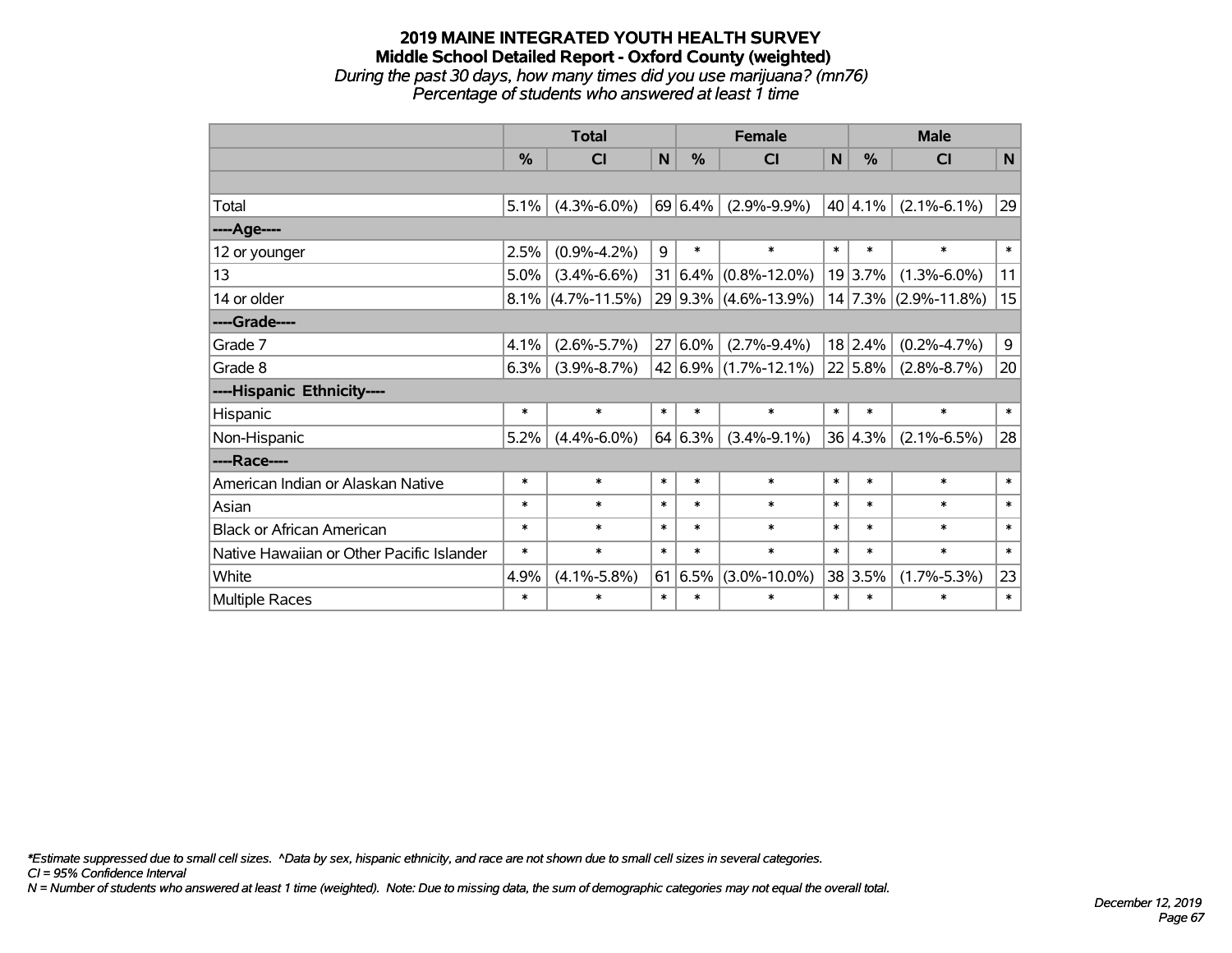# 2019 MAINE INTEGRATED YOUTH HEALTH SURVEY

## Middle School Detailed Report - Oxford County (weighted)

*During the past 30 days, how many times did you use marijuana? (mn76)*

*Percentage of students who answered at least 1 time*

| | Total | | | Female | | | Male | | |
|---|---|---|---|---|---|---|---|---|---|
| | % | CI | N | % | CI | N | % | CI | N |
| | | | | | | | | | |
| Total | 5.1% | (4.3%-6.0%) | 69 | 6.4% | (2.9%-9.9%) | 40 | 4.1% | (2.1%-6.1%) | 29 |
| ----Age---- | | | | | | | | | |
| 12 or younger | 2.5% | (0.9%-4.2%) | 9 | * | * | * | * | * | * |
| 13 | 5.0% | (3.4%-6.6%) | 31 | 6.4% | (0.8%-12.0%) | 19 | 3.7% | (1.3%-6.0%) | 11 |
| 14 or older | 8.1% | (4.7%-11.5%) | 29 | 9.3% | (4.6%-13.9%) | 14 | 7.3% | (2.9%-11.8%) | 15 |
| ----Grade---- | | | | | | | | | |
| Grade 7 | 4.1% | (2.6%-5.7%) | 27 | 6.0% | (2.7%-9.4%) | 18 | 2.4% | (0.2%-4.7%) | 9 |
| Grade 8 | 6.3% | (3.9%-8.7%) | 42 | 6.9% | (1.7%-12.1%) | 22 | 5.8% | (2.8%-8.7%) | 20 |
| ----Hispanic Ethnicity---- | | | | | | | | | |
| Hispanic | * | * | * | * | * | * | * | * | * |
| Non-Hispanic | 5.2% | (4.4%-6.0%) | 64 | 6.3% | (3.4%-9.1%) | 36 | 4.3% | (2.1%-6.5%) | 28 |
| ----Race---- | | | | | | | | | |
| American Indian or Alaskan Native | * | * | * | * | * | * | * | * | * |
| Asian | * | * | * | * | * | * | * | * | * |
| Black or African American | * | * | * | * | * | * | * | * | * |
| Native Hawaiian or Other Pacific Islander | * | * | * | * | * | * | * | * | * |
| White | 4.9% | (4.1%-5.8%) | 61 | 6.5% | (3.0%-10.0%) | 38 | 3.5% | (1.7%-5.3%) | 23 |
| Multiple Races | * | * | * | * | * | * | * | * | * |

*\*Estimate suppressed due to small cell sizes. ^Data by sex, hispanic ethnicity, and race are not shown due to small cell sizes in several categories.*

*CI = 95% Confidence Interval*

*N = Number of students who answered at least 1 time (weighted). Note: Due to missing data, the sum of demographic categories may not equal the overall total.*

*December 12, 2019*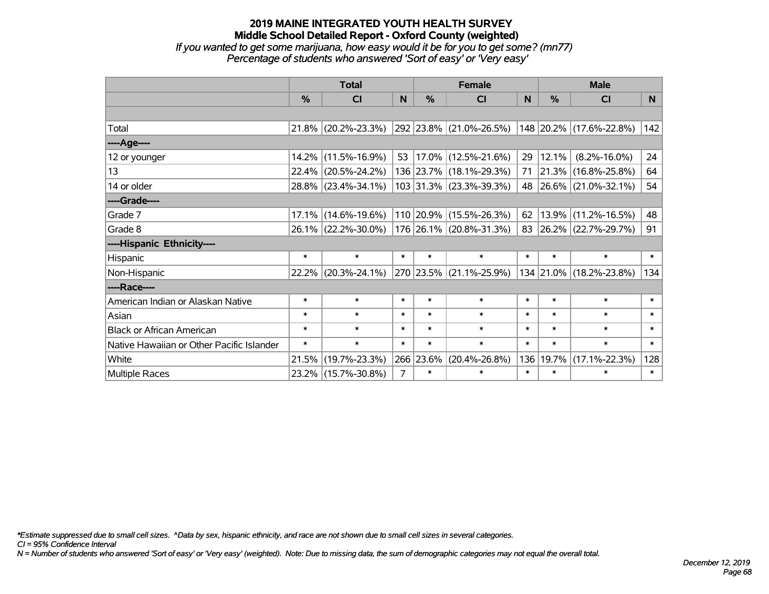# 2019 MAINE INTEGRATED YOUTH HEALTH SURVEY
## Middle School Detailed Report - Oxford County (weighted)
*If you wanted to get some marijuana, how easy would it be for you to get some? (mn77)*
*Percentage of students who answered 'Sort of easy' or 'Very easy'*

| | Total | | | Female | | | Male | | |
|---|---|---|---|---|---|---|---|---|---|
| | % | CI | N | % | CI | N | % | CI | N |
| Total | 21.8% | (20.2%-23.3%) | 292 | 23.8% | (21.0%-26.5%) | 148 | 20.2% | (17.6%-22.8%) | 142 |
| ----Age---- | | | | | | | | | |
| 12 or younger | 14.2% | (11.5%-16.9%) | 53 | 17.0% | (12.5%-21.6%) | 29 | 12.1% | (8.2%-16.0%) | 24 |
| 13 | 22.4% | (20.5%-24.2%) | 136 | 23.7% | (18.1%-29.3%) | 71 | 21.3% | (16.8%-25.8%) | 64 |
| 14 or older | 28.8% | (23.4%-34.1%) | 103 | 31.3% | (23.3%-39.3%) | 48 | 26.6% | (21.0%-32.1%) | 54 |
| ----Grade---- | | | | | | | | | |
| Grade 7 | 17.1% | (14.6%-19.6%) | 110 | 20.9% | (15.5%-26.3%) | 62 | 13.9% | (11.2%-16.5%) | 48 |
| Grade 8 | 26.1% | (22.2%-30.0%) | 176 | 26.1% | (20.8%-31.3%) | 83 | 26.2% | (22.7%-29.7%) | 91 |
| ----Hispanic Ethnicity---- | | | | | | | | | |
| Hispanic | * | * | * | * | * | * | * | * | * |
| Non-Hispanic | 22.2% | (20.3%-24.1%) | 270 | 23.5% | (21.1%-25.9%) | 134 | 21.0% | (18.2%-23.8%) | 134 |
| ----Race---- | | | | | | | | | |
| American Indian or Alaskan Native | * | * | * | * | * | * | * | * | * |
| Asian | * | * | * | * | * | * | * | * | * |
| Black or African American | * | * | * | * | * | * | * | * | * |
| Native Hawaiian or Other Pacific Islander | * | * | * | * | * | * | * | * | * |
| White | 21.5% | (19.7%-23.3%) | 266 | 23.6% | (20.4%-26.8%) | 136 | 19.7% | (17.1%-22.3%) | 128 |
| Multiple Races | 23.2% | (15.7%-30.8%) | 7 | * | * | * | * | * | * |

*\*Estimate suppressed due to small cell sizes. ^Data by sex, hispanic ethnicity, and race are not shown due to small cell sizes in several categories.*
*CI = 95% Confidence Interval*
*N = Number of students who answered 'Sort of easy' or 'Very easy' (weighted). Note: Due to missing data, the sum of demographic categories may not equal the overall total.*

*December 12, 2019*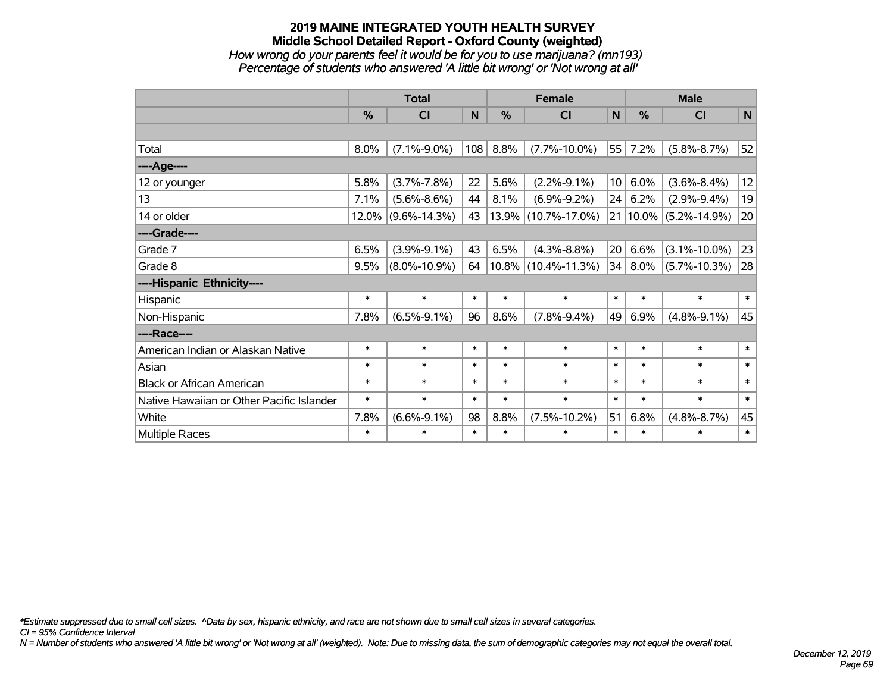# 2019 MAINE INTEGRATED YOUTH HEALTH SURVEY

## Middle School Detailed Report - Oxford County (weighted)

*How wrong do your parents feel it would be for you to use marijuana? (mn193)*

*Percentage of students who answered 'A little bit wrong' or 'Not wrong at all'*

| | Total | | | Female | | | Male | | |
|---|---|---|---|---|---|---|---|---|---|
| | % | CI | N | % | CI | N | % | CI | N |
| | | | | | | | | | |
| Total | 8.0% | (7.1%-9.0%) | 108 | 8.8% | (7.7%-10.0%) | 55 | 7.2% | (5.8%-8.7%) | 52 |
| ----Age---- | | | | | | | | | |
| 12 or younger | 5.8% | (3.7%-7.8%) | 22 | 5.6% | (2.2%-9.1%) | 10 | 6.0% | (3.6%-8.4%) | 12 |
| 13 | 7.1% | (5.6%-8.6%) | 44 | 8.1% | (6.9%-9.2%) | 24 | 6.2% | (2.9%-9.4%) | 19 |
| 14 or older | 12.0% | (9.6%-14.3%) | 43 | 13.9% | (10.7%-17.0%) | 21 | 10.0% | (5.2%-14.9%) | 20 |
| ----Grade---- | | | | | | | | | |
| Grade 7 | 6.5% | (3.9%-9.1%) | 43 | 6.5% | (4.3%-8.8%) | 20 | 6.6% | (3.1%-10.0%) | 23 |
| Grade 8 | 9.5% | (8.0%-10.9%) | 64 | 10.8% | (10.4%-11.3%) | 34 | 8.0% | (5.7%-10.3%) | 28 |
| ----Hispanic Ethnicity---- | | | | | | | | | |
| Hispanic | * | * | * | * | * | * | * | * | * |
| Non-Hispanic | 7.8% | (6.5%-9.1%) | 96 | 8.6% | (7.8%-9.4%) | 49 | 6.9% | (4.8%-9.1%) | 45 |
| ----Race---- | | | | | | | | | |
| American Indian or Alaskan Native | * | * | * | * | * | * | * | * | * |
| Asian | * | * | * | * | * | * | * | * | * |
| Black or African American | * | * | * | * | * | * | * | * | * |
| Native Hawaiian or Other Pacific Islander | * | * | * | * | * | * | * | * | * |
| White | 7.8% | (6.6%-9.1%) | 98 | 8.8% | (7.5%-10.2%) | 51 | 6.8% | (4.8%-8.7%) | 45 |
| Multiple Races | * | * | * | * | * | * | * | * | * |

*Estimate suppressed due to small cell sizes. ^Data by sex, hispanic ethnicity, and race are not shown due to small cell sizes in several categories.

CI = 95% Confidence Interval

N = Number of students who answered 'A little bit wrong' or 'Not wrong at all' (weighted). Note: Due to missing data, the sum of demographic categories may not equal the overall total.

December 12, 2019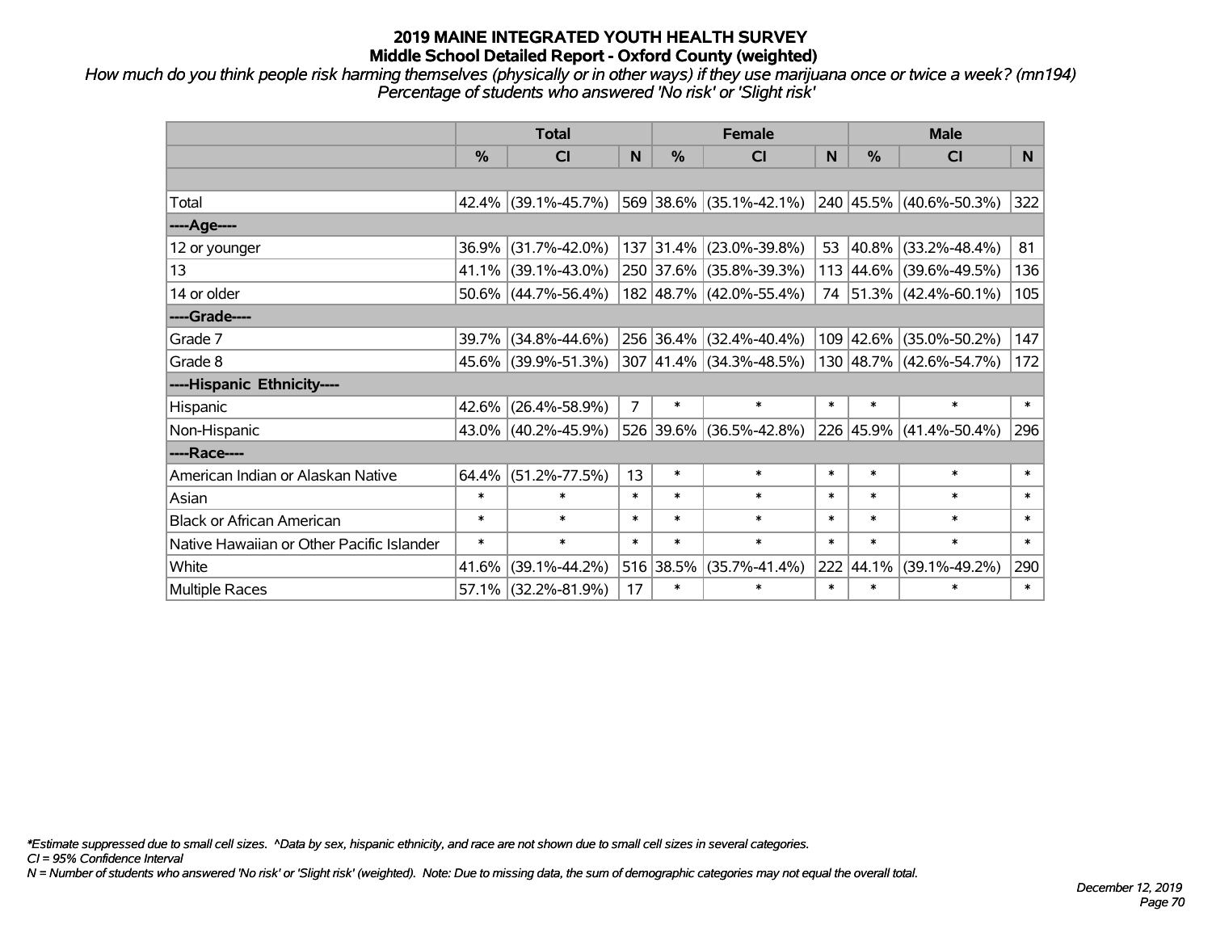# 2019 MAINE INTEGRATED YOUTH HEALTH SURVEY
## Middle School Detailed Report - Oxford County (weighted)

*How much do you think people risk harming themselves (physically or in other ways) if they use marijuana once or twice a week? (mn194)*
*Percentage of students who answered 'No risk' or 'Slight risk'*

| | Total | | | Female | | | Male | | |
|---|---|---|---|---|---|---|---|---|---|
| | % | CI | N | % | CI | N | % | CI | N |
| Total | 42.4% | (39.1%-45.7%) | 569 | 38.6% | (35.1%-42.1%) | 240 | 45.5% | (40.6%-50.3%) | 322 |
| ----Age---- | | | | | | | | | |
| 12 or younger | 36.9% | (31.7%-42.0%) | 137 | 31.4% | (23.0%-39.8%) | 53 | 40.8% | (33.2%-48.4%) | 81 |
| 13 | 41.1% | (39.1%-43.0%) | 250 | 37.6% | (35.8%-39.3%) | 113 | 44.6% | (39.6%-49.5%) | 136 |
| 14 or older | 50.6% | (44.7%-56.4%) | 182 | 48.7% | (42.0%-55.4%) | 74 | 51.3% | (42.4%-60.1%) | 105 |
| ----Grade---- | | | | | | | | | |
| Grade 7 | 39.7% | (34.8%-44.6%) | 256 | 36.4% | (32.4%-40.4%) | 109 | 42.6% | (35.0%-50.2%) | 147 |
| Grade 8 | 45.6% | (39.9%-51.3%) | 307 | 41.4% | (34.3%-48.5%) | 130 | 48.7% | (42.6%-54.7%) | 172 |
| ----Hispanic Ethnicity---- | | | | | | | | | |
| Hispanic | 42.6% | (26.4%-58.9%) | 7 | * | * | * | * | * | * |
| Non-Hispanic | 43.0% | (40.2%-45.9%) | 526 | 39.6% | (36.5%-42.8%) | 226 | 45.9% | (41.4%-50.4%) | 296 |
| ----Race---- | | | | | | | | | |
| American Indian or Alaskan Native | 64.4% | (51.2%-77.5%) | 13 | * | * | * | * | * | * |
| Asian | * | * | * | * | * | * | * | * | * |
| Black or African American | * | * | * | * | * | * | * | * | * |
| Native Hawaiian or Other Pacific Islander | * | * | * | * | * | * | * | * | * |
| White | 41.6% | (39.1%-44.2%) | 516 | 38.5% | (35.7%-41.4%) | 222 | 44.1% | (39.1%-49.2%) | 290 |
| Multiple Races | 57.1% | (32.2%-81.9%) | 17 | * | * | * | * | * | * |

*\*Estimate suppressed due to small cell sizes. ^Data by sex, hispanic ethnicity, and race are not shown due to small cell sizes in several categories.*
*CI = 95% Confidence Interval*
*N = Number of students who answered 'No risk' or 'Slight risk' (weighted). Note: Due to missing data, the sum of demographic categories may not equal the overall total.*

*December 12, 2019*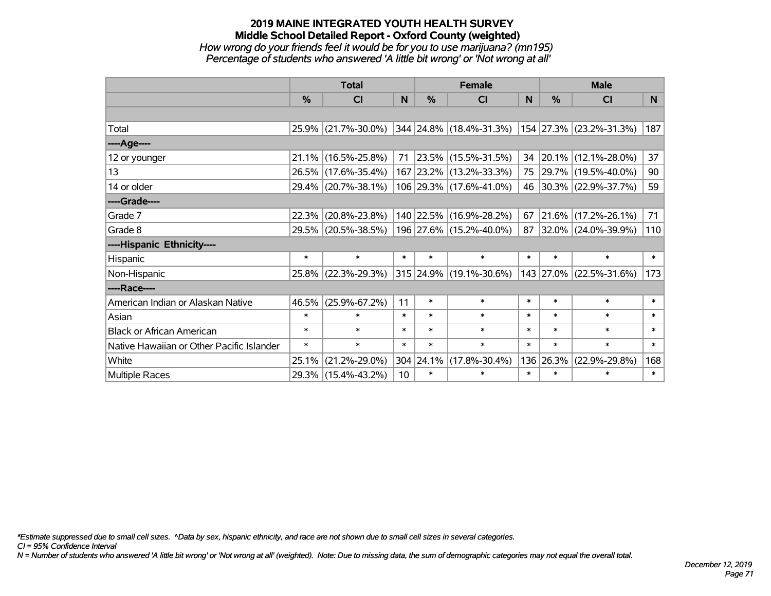# 2019 MAINE INTEGRATED YOUTH HEALTH SURVEY
## Middle School Detailed Report - Oxford County (weighted)
*How wrong do your friends feel it would be for you to use marijuana? (mn195)*
*Percentage of students who answered 'A little bit wrong' or 'Not wrong at all'*

| | Total | | | Female | | | Male | | |
|---|---|---|---|---|---|---|---|---|---|
| | % | CI | N | % | CI | N | % | CI | N |
| | | | | | | | | | |
| Total | 25.9% | (21.7%-30.0%) | 344 | 24.8% | (18.4%-31.3%) | 154 | 27.3% | (23.2%-31.3%) | 187 |
| ----Age---- | | | | | | | | | |
| 12 or younger | 21.1% | (16.5%-25.8%) | 71 | 23.5% | (15.5%-31.5%) | 34 | 20.1% | (12.1%-28.0%) | 37 |
| 13 | 26.5% | (17.6%-35.4%) | 167 | 23.2% | (13.2%-33.3%) | 75 | 29.7% | (19.5%-40.0%) | 90 |
| 14 or older | 29.4% | (20.7%-38.1%) | 106 | 29.3% | (17.6%-41.0%) | 46 | 30.3% | (22.9%-37.7%) | 59 |
| ----Grade---- | | | | | | | | | |
| Grade 7 | 22.3% | (20.8%-23.8%) | 140 | 22.5% | (16.9%-28.2%) | 67 | 21.6% | (17.2%-26.1%) | 71 |
| Grade 8 | 29.5% | (20.5%-38.5%) | 196 | 27.6% | (15.2%-40.0%) | 87 | 32.0% | (24.0%-39.9%) | 110 |
| ----Hispanic Ethnicity---- | | | | | | | | | |
| Hispanic | * | * | * | * | * | * | * | * | * |
| Non-Hispanic | 25.8% | (22.3%-29.3%) | 315 | 24.9% | (19.1%-30.6%) | 143 | 27.0% | (22.5%-31.6%) | 173 |
| ----Race---- | | | | | | | | | |
| American Indian or Alaskan Native | 46.5% | (25.9%-67.2%) | 11 | * | * | * | * | * | * |
| Asian | * | * | * | * | * | * | * | * | * |
| Black or African American | * | * | * | * | * | * | * | * | * |
| Native Hawaiian or Other Pacific Islander | * | * | * | * | * | * | * | * | * |
| White | 25.1% | (21.2%-29.0%) | 304 | 24.1% | (17.8%-30.4%) | 136 | 26.3% | (22.9%-29.8%) | 168 |
| Multiple Races | 29.3% | (15.4%-43.2%) | 10 | * | * | * | * | * | * |

*\*Estimate suppressed due to small cell sizes. ^Data by sex, hispanic ethnicity, and race are not shown due to small cell sizes in several categories.*
*CI = 95% Confidence Interval*
*N = Number of students who answered 'A little bit wrong' or 'Not wrong at all' (weighted). Note: Due to missing data, the sum of demographic categories may not equal the overall total.*

*December 12, 2019*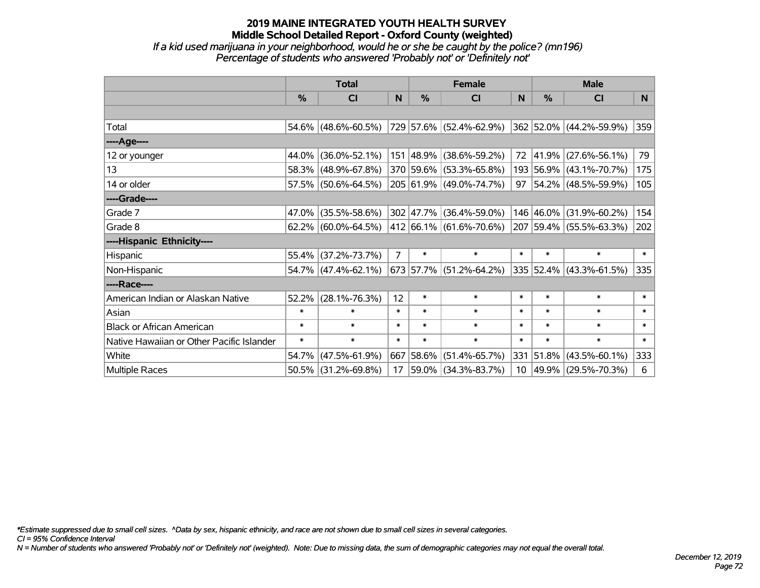# 2019 MAINE INTEGRATED YOUTH HEALTH SURVEY
## Middle School Detailed Report - Oxford County (weighted)
*If a kid used marijuana in your neighborhood, would he or she be caught by the police? (mn196)*
*Percentage of students who answered 'Probably not' or 'Definitely not'*

| | Total | | | Female | | | Male | | |
|---|---|---|---|---|---|---|---|---|---|
| | % | CI | N | % | CI | N | % | CI | N |
| Total | 54.6% | (48.6%-60.5%) | 729 | 57.6% | (52.4%-62.9%) | 362 | 52.0% | (44.2%-59.9%) | 359 |
| ----Age---- | | | | | | | | | |
| 12 or younger | 44.0% | (36.0%-52.1%) | 151 | 48.9% | (38.6%-59.2%) | 72 | 41.9% | (27.6%-56.1%) | 79 |
| 13 | 58.3% | (48.9%-67.8%) | 370 | 59.6% | (53.3%-65.8%) | 193 | 56.9% | (43.1%-70.7%) | 175 |
| 14 or older | 57.5% | (50.6%-64.5%) | 205 | 61.9% | (49.0%-74.7%) | 97 | 54.2% | (48.5%-59.9%) | 105 |
| ----Grade---- | | | | | | | | | |
| Grade 7 | 47.0% | (35.5%-58.6%) | 302 | 47.7% | (36.4%-59.0%) | 146 | 46.0% | (31.9%-60.2%) | 154 |
| Grade 8 | 62.2% | (60.0%-64.5%) | 412 | 66.1% | (61.6%-70.6%) | 207 | 59.4% | (55.5%-63.3%) | 202 |
| ----Hispanic Ethnicity---- | | | | | | | | | |
| Hispanic | 55.4% | (37.2%-73.7%) | 7 | * | * | * | * | * | * |
| Non-Hispanic | 54.7% | (47.4%-62.1%) | 673 | 57.7% | (51.2%-64.2%) | 335 | 52.4% | (43.3%-61.5%) | 335 |
| ----Race---- | | | | | | | | | |
| American Indian or Alaskan Native | 52.2% | (28.1%-76.3%) | 12 | * | * | * | * | * | * |
| Asian | * | * | * | * | * | * | * | * | * |
| Black or African American | * | * | * | * | * | * | * | * | * |
| Native Hawaiian or Other Pacific Islander | * | * | * | * | * | * | * | * | * |
| White | 54.7% | (47.5%-61.9%) | 667 | 58.6% | (51.4%-65.7%) | 331 | 51.8% | (43.5%-60.1%) | 333 |
| Multiple Races | 50.5% | (31.2%-69.8%) | 17 | 59.0% | (34.3%-83.7%) | 10 | 49.9% | (29.5%-70.3%) | 6 |

*\*Estimate suppressed due to small cell sizes. ^Data by sex, hispanic ethnicity, and race are not shown due to small cell sizes in several categories.*
*CI = 95% Confidence Interval*
*N = Number of students who answered 'Probably not' or 'Definitely not' (weighted). Note: Due to missing data, the sum of demographic categories may not equal the overall total.*

*December 12, 2019*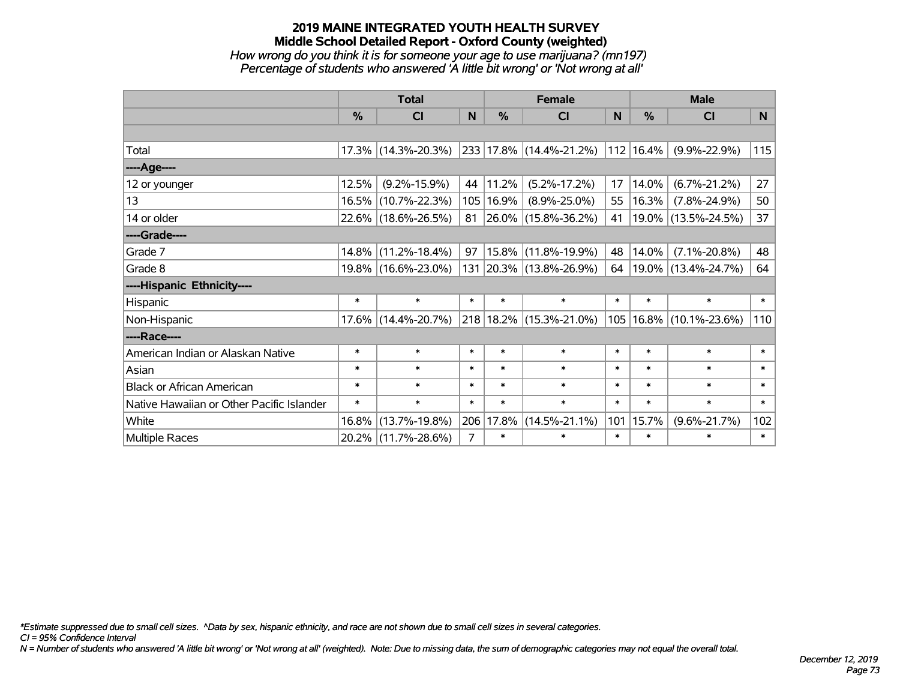# 2019 MAINE INTEGRATED YOUTH HEALTH SURVEY
## Middle School Detailed Report - Oxford County (weighted)

*How wrong do you think it is for someone your age to use marijuana? (mn197)*
*Percentage of students who answered 'A little bit wrong' or 'Not wrong at all'*

| | Total | | | Female | | | Male | | |
|---|---|---|---|---|---|---|---|---|---|
| | % | CI | N | % | CI | N | % | CI | N |
| Total | 17.3% | (14.3%-20.3%) | 233 | 17.8% | (14.4%-21.2%) | 112 | 16.4% | (9.9%-22.9%) | 115 |
| ----Age---- | | | | | | | | | |
| 12 or younger | 12.5% | (9.2%-15.9%) | 44 | 11.2% | (5.2%-17.2%) | 17 | 14.0% | (6.7%-21.2%) | 27 |
| 13 | 16.5% | (10.7%-22.3%) | 105 | 16.9% | (8.9%-25.0%) | 55 | 16.3% | (7.8%-24.9%) | 50 |
| 14 or older | 22.6% | (18.6%-26.5%) | 81 | 26.0% | (15.8%-36.2%) | 41 | 19.0% | (13.5%-24.5%) | 37 |
| ----Grade---- | | | | | | | | | |
| Grade 7 | 14.8% | (11.2%-18.4%) | 97 | 15.8% | (11.8%-19.9%) | 48 | 14.0% | (7.1%-20.8%) | 48 |
| Grade 8 | 19.8% | (16.6%-23.0%) | 131 | 20.3% | (13.8%-26.9%) | 64 | 19.0% | (13.4%-24.7%) | 64 |
| ----Hispanic Ethnicity---- | | | | | | | | | |
| Hispanic | * | * | * | * | * | * | * | * | * |
| Non-Hispanic | 17.6% | (14.4%-20.7%) | 218 | 18.2% | (15.3%-21.0%) | 105 | 16.8% | (10.1%-23.6%) | 110 |
| ----Race---- | | | | | | | | | |
| American Indian or Alaskan Native | * | * | * | * | * | * | * | * | * |
| Asian | * | * | * | * | * | * | * | * | * |
| Black or African American | * | * | * | * | * | * | * | * | * |
| Native Hawaiian or Other Pacific Islander | * | * | * | * | * | * | * | * | * |
| White | 16.8% | (13.7%-19.8%) | 206 | 17.8% | (14.5%-21.1%) | 101 | 15.7% | (9.6%-21.7%) | 102 |
| Multiple Races | 20.2% | (11.7%-28.6%) | 7 | * | * | * | * | * | * |

*\*Estimate suppressed due to small cell sizes. ^Data by sex, hispanic ethnicity, and race are not shown due to small cell sizes in several categories.*
*CI = 95% Confidence Interval*
*N = Number of students who answered 'A little bit wrong' or 'Not wrong at all' (weighted). Note: Due to missing data, the sum of demographic categories may not equal the overall total.*

*December 12, 2019*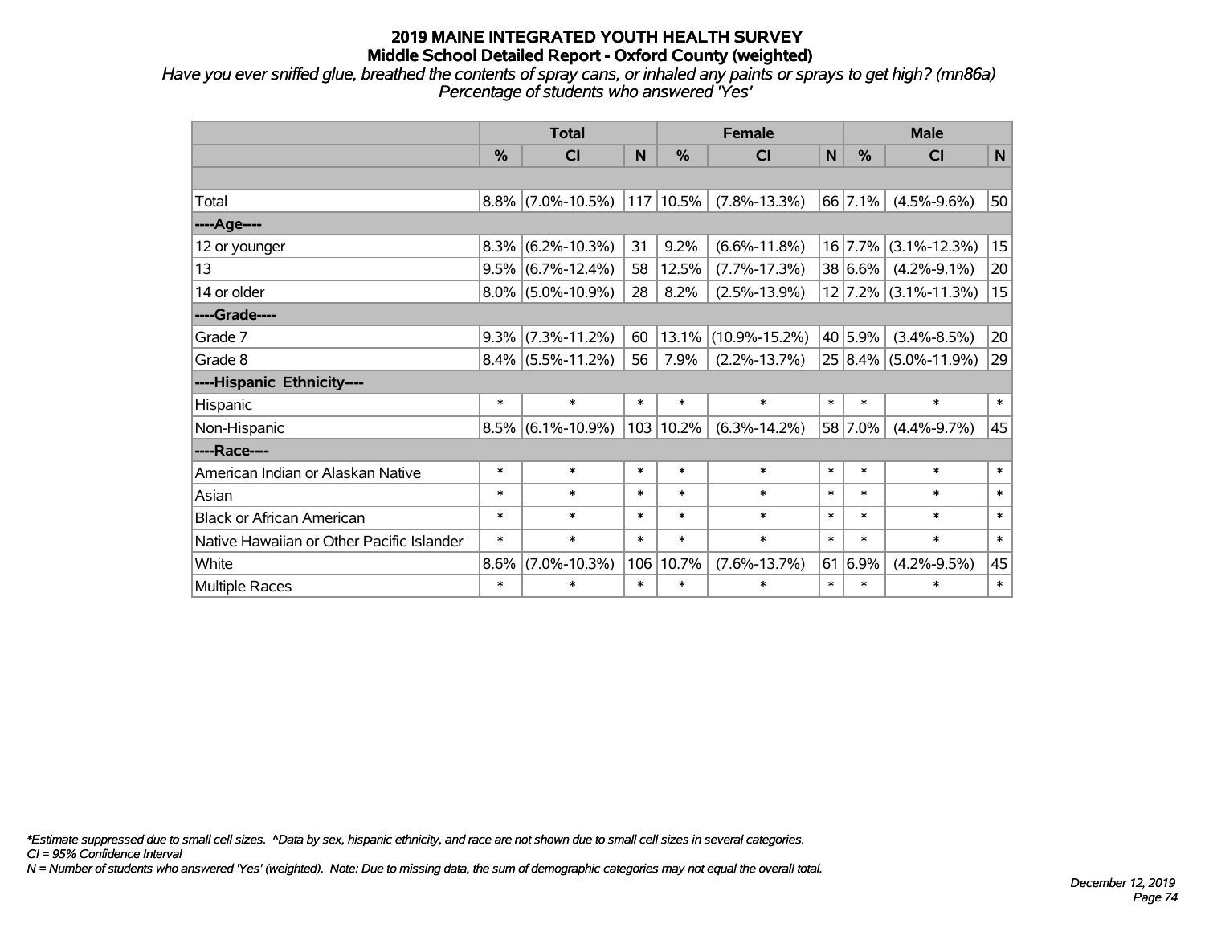# 2019 MAINE INTEGRATED YOUTH HEALTH SURVEY
## Middle School Detailed Report - Oxford County (weighted)

*Have you ever sniffed glue, breathed the contents of spray cans, or inhaled any paints or sprays to get high? (mn86a)*
*Percentage of students who answered 'Yes'*

| | Total | | | Female | | | Male | | |
|---|---|---|---|---|---|---|---|---|---|
| | % | CI | N | % | CI | N | % | CI | N |
| | | | | | | | | | |
| Total | 8.8% | (7.0%-10.5%) | 117 | 10.5% | (7.8%-13.3%) | 66 | 7.1% | (4.5%-9.6%) | 50 |
| ----Age---- | | | | | | | | | |
| 12 or younger | 8.3% | (6.2%-10.3%) | 31 | 9.2% | (6.6%-11.8%) | 16 | 7.7% | (3.1%-12.3%) | 15 |
| 13 | 9.5% | (6.7%-12.4%) | 58 | 12.5% | (7.7%-17.3%) | 38 | 6.6% | (4.2%-9.1%) | 20 |
| 14 or older | 8.0% | (5.0%-10.9%) | 28 | 8.2% | (2.5%-13.9%) | 12 | 7.2% | (3.1%-11.3%) | 15 |
| ----Grade---- | | | | | | | | | |
| Grade 7 | 9.3% | (7.3%-11.2%) | 60 | 13.1% | (10.9%-15.2%) | 40 | 5.9% | (3.4%-8.5%) | 20 |
| Grade 8 | 8.4% | (5.5%-11.2%) | 56 | 7.9% | (2.2%-13.7%) | 25 | 8.4% | (5.0%-11.9%) | 29 |
| ----Hispanic Ethnicity---- | | | | | | | | | |
| Hispanic | * | * | * | * | * | * | * | * | * |
| Non-Hispanic | 8.5% | (6.1%-10.9%) | 103 | 10.2% | (6.3%-14.2%) | 58 | 7.0% | (4.4%-9.7%) | 45 |
| ----Race---- | | | | | | | | | |
| American Indian or Alaskan Native | * | * | * | * | * | * | * | * | * |
| Asian | * | * | * | * | * | * | * | * | * |
| Black or African American | * | * | * | * | * | * | * | * | * |
| Native Hawaiian or Other Pacific Islander | * | * | * | * | * | * | * | * | * |
| White | 8.6% | (7.0%-10.3%) | 106 | 10.7% | (7.6%-13.7%) | 61 | 6.9% | (4.2%-9.5%) | 45 |
| Multiple Races | * | * | * | * | * | * | * | * | * |

*\*Estimate suppressed due to small cell sizes. ^Data by sex, hispanic ethnicity, and race are not shown due to small cell sizes in several categories.*
*CI = 95% Confidence Interval*
*N = Number of students who answered 'Yes' (weighted). Note: Due to missing data, the sum of demographic categories may not equal the overall total.*

*December 12, 2019*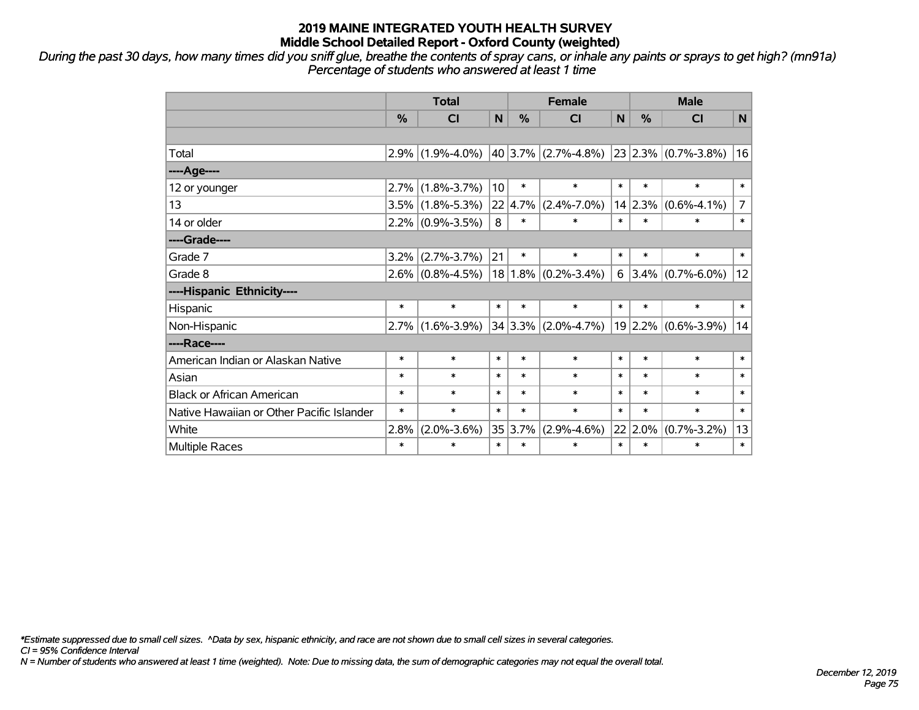# 2019 MAINE INTEGRATED YOUTH HEALTH SURVEY
## Middle School Detailed Report - Oxford County (weighted)

*During the past 30 days, how many times did you sniff glue, breathe the contents of spray cans, or inhale any paints or sprays to get high? (mn91a)*
*Percentage of students who answered at least 1 time*

| | Total | | | Female | | | Male | | |
|---|---|---|---|---|---|---|---|---|---|
| | % | CI | N | % | CI | N | % | CI | N |
| | | | | | | | | | |
| Total | 2.9% | (1.9%-4.0%) | 40 | 3.7% | (2.7%-4.8%) | 23 | 2.3% | (0.7%-3.8%) | 16 |
| ----Age---- | | | | | | | | | |
| 12 or younger | 2.7% | (1.8%-3.7%) | 10 | * | * | * | * | * | * |
| 13 | 3.5% | (1.8%-5.3%) | 22 | 4.7% | (2.4%-7.0%) | 14 | 2.3% | (0.6%-4.1%) | 7 |
| 14 or older | 2.2% | (0.9%-3.5%) | 8 | * | * | * | * | * | * |
| ----Grade---- | | | | | | | | | |
| Grade 7 | 3.2% | (2.7%-3.7%) | 21 | * | * | * | * | * | * |
| Grade 8 | 2.6% | (0.8%-4.5%) | 18 | 1.8% | (0.2%-3.4%) | 6 | 3.4% | (0.7%-6.0%) | 12 |
| ----Hispanic Ethnicity---- | | | | | | | | | |
| Hispanic | * | * | * | * | * | * | * | * | * |
| Non-Hispanic | 2.7% | (1.6%-3.9%) | 34 | 3.3% | (2.0%-4.7%) | 19 | 2.2% | (0.6%-3.9%) | 14 |
| ----Race---- | | | | | | | | | |
| American Indian or Alaskan Native | * | * | * | * | * | * | * | * | * |
| Asian | * | * | * | * | * | * | * | * | * |
| Black or African American | * | * | * | * | * | * | * | * | * |
| Native Hawaiian or Other Pacific Islander | * | * | * | * | * | * | * | * | * |
| White | 2.8% | (2.0%-3.6%) | 35 | 3.7% | (2.9%-4.6%) | 22 | 2.0% | (0.7%-3.2%) | 13 |
| Multiple Races | * | * | * | * | * | * | * | * | * |

*\*Estimate suppressed due to small cell sizes. ^Data by sex, hispanic ethnicity, and race are not shown due to small cell sizes in several categories.*
*CI = 95% Confidence Interval*
*N = Number of students who answered at least 1 time (weighted). Note: Due to missing data, the sum of demographic categories may not equal the overall total.*

*December 12, 2019*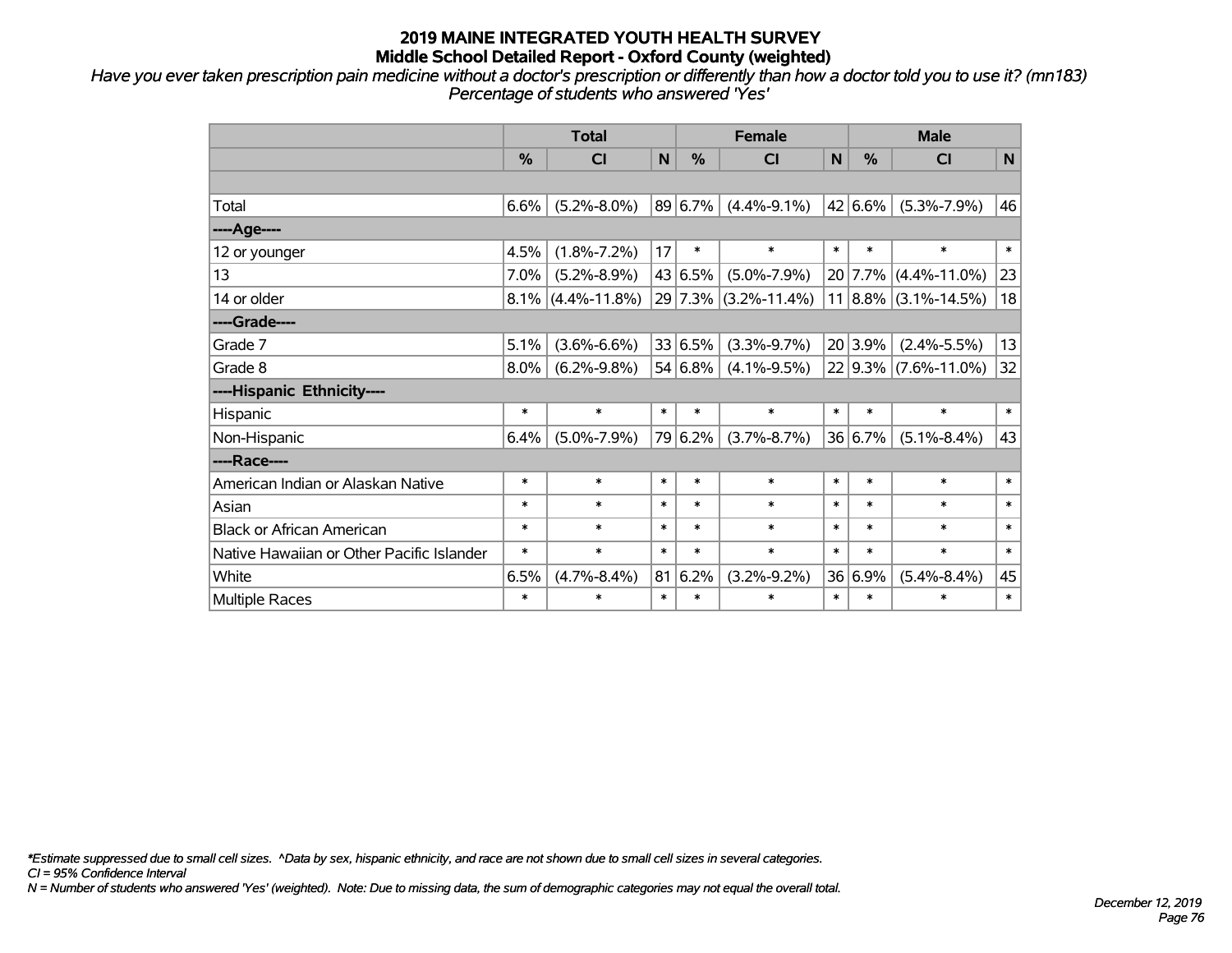# 2019 MAINE INTEGRATED YOUTH HEALTH SURVEY
## Middle School Detailed Report - Oxford County (weighted)

*Have you ever taken prescription pain medicine without a doctor's prescription or differently than how a doctor told you to use it? (mn183)*
*Percentage of students who answered 'Yes'*

| | Total | | | Female | | | Male | | |
|---|---|---|---|---|---|---|---|---|---|
| | % | CI | N | % | CI | N | % | CI | N |
| | | | | | | | | | |
| Total | 6.6% | (5.2%-8.0%) | 89 | 6.7% | (4.4%-9.1%) | 42 | 6.6% | (5.3%-7.9%) | 46 |
| ----Age---- | | | | | | | | | |
| 12 or younger | 4.5% | (1.8%-7.2%) | 17 | * | * | * | * | * | * |
| 13 | 7.0% | (5.2%-8.9%) | 43 | 6.5% | (5.0%-7.9%) | 20 | 7.7% | (4.4%-11.0%) | 23 |
| 14 or older | 8.1% | (4.4%-11.8%) | 29 | 7.3% | (3.2%-11.4%) | 11 | 8.8% | (3.1%-14.5%) | 18 |
| ----Grade---- | | | | | | | | | |
| Grade 7 | 5.1% | (3.6%-6.6%) | 33 | 6.5% | (3.3%-9.7%) | 20 | 3.9% | (2.4%-5.5%) | 13 |
| Grade 8 | 8.0% | (6.2%-9.8%) | 54 | 6.8% | (4.1%-9.5%) | 22 | 9.3% | (7.6%-11.0%) | 32 |
| ----Hispanic Ethnicity---- | | | | | | | | | |
| Hispanic | * | * | * | * | * | * | * | * | * |
| Non-Hispanic | 6.4% | (5.0%-7.9%) | 79 | 6.2% | (3.7%-8.7%) | 36 | 6.7% | (5.1%-8.4%) | 43 |
| ----Race---- | | | | | | | | | |
| American Indian or Alaskan Native | * | * | * | * | * | * | * | * | * |
| Asian | * | * | * | * | * | * | * | * | * |
| Black or African American | * | * | * | * | * | * | * | * | * |
| Native Hawaiian or Other Pacific Islander | * | * | * | * | * | * | * | * | * |
| White | 6.5% | (4.7%-8.4%) | 81 | 6.2% | (3.2%-9.2%) | 36 | 6.9% | (5.4%-8.4%) | 45 |
| Multiple Races | * | * | * | * | * | * | * | * | * |

*\*Estimate suppressed due to small cell sizes. ^Data by sex, hispanic ethnicity, and race are not shown due to small cell sizes in several categories.*
*CI = 95% Confidence Interval*
*N = Number of students who answered 'Yes' (weighted). Note: Due to missing data, the sum of demographic categories may not equal the overall total.*

*December 12, 2019*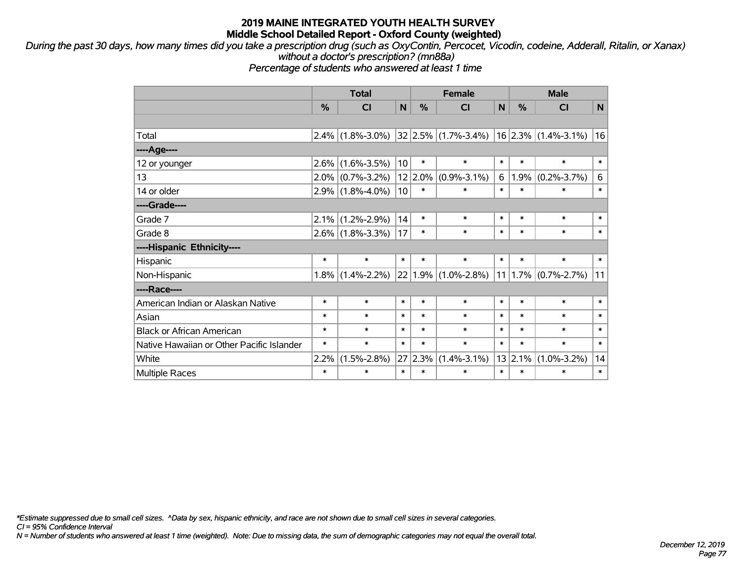# 2019 MAINE INTEGRATED YOUTH HEALTH SURVEY
## Middle School Detailed Report - Oxford County (weighted)

*During the past 30 days, how many times did you take a prescription drug (such as OxyContin, Percocet, Vicodin, codeine, Adderall, Ritalin, or Xanax) without a doctor's prescription? (mn88a)*
*Percentage of students who answered at least 1 time*

| | Total | | | Female | | | Male | | |
|---|---|---|---|---|---|---|---|---|---|
| | % | CI | N | % | CI | N | % | CI | N |
| | | | | | | | | | |
| Total | 2.4% | (1.8%-3.0%) | 32 | 2.5% | (1.7%-3.4%) | 16 | 2.3% | (1.4%-3.1%) | 16 |
| ----Age---- | | | | | | | | | |
| 12 or younger | 2.6% | (1.6%-3.5%) | 10 | * | * | * | * | * | * |
| 13 | 2.0% | (0.7%-3.2%) | 12 | 2.0% | (0.9%-3.1%) | 6 | 1.9% | (0.2%-3.7%) | 6 |
| 14 or older | 2.9% | (1.8%-4.0%) | 10 | * | * | * | * | * | * |
| ----Grade---- | | | | | | | | | |
| Grade 7 | 2.1% | (1.2%-2.9%) | 14 | * | * | * | * | * | * |
| Grade 8 | 2.6% | (1.8%-3.3%) | 17 | * | * | * | * | * | * |
| ----Hispanic Ethnicity---- | | | | | | | | | |
| Hispanic | * | * | * | * | * | * | * | * | * |
| Non-Hispanic | 1.8% | (1.4%-2.2%) | 22 | 1.9% | (1.0%-2.8%) | 11 | 1.7% | (0.7%-2.7%) | 11 |
| ----Race---- | | | | | | | | | |
| American Indian or Alaskan Native | * | * | * | * | * | * | * | * | * |
| Asian | * | * | * | * | * | * | * | * | * |
| Black or African American | * | * | * | * | * | * | * | * | * |
| Native Hawaiian or Other Pacific Islander | * | * | * | * | * | * | * | * | * |
| White | 2.2% | (1.5%-2.8%) | 27 | 2.3% | (1.4%-3.1%) | 13 | 2.1% | (1.0%-3.2%) | 14 |
| Multiple Races | * | * | * | * | * | * | * | * | * |

*\*Estimate suppressed due to small cell sizes. ^Data by sex, hispanic ethnicity, and race are not shown due to small cell sizes in several categories.*
*CI = 95% Confidence Interval*
*N = Number of students who answered at least 1 time (weighted). Note: Due to missing data, the sum of demographic categories may not equal the overall total.*

*December 12, 2019*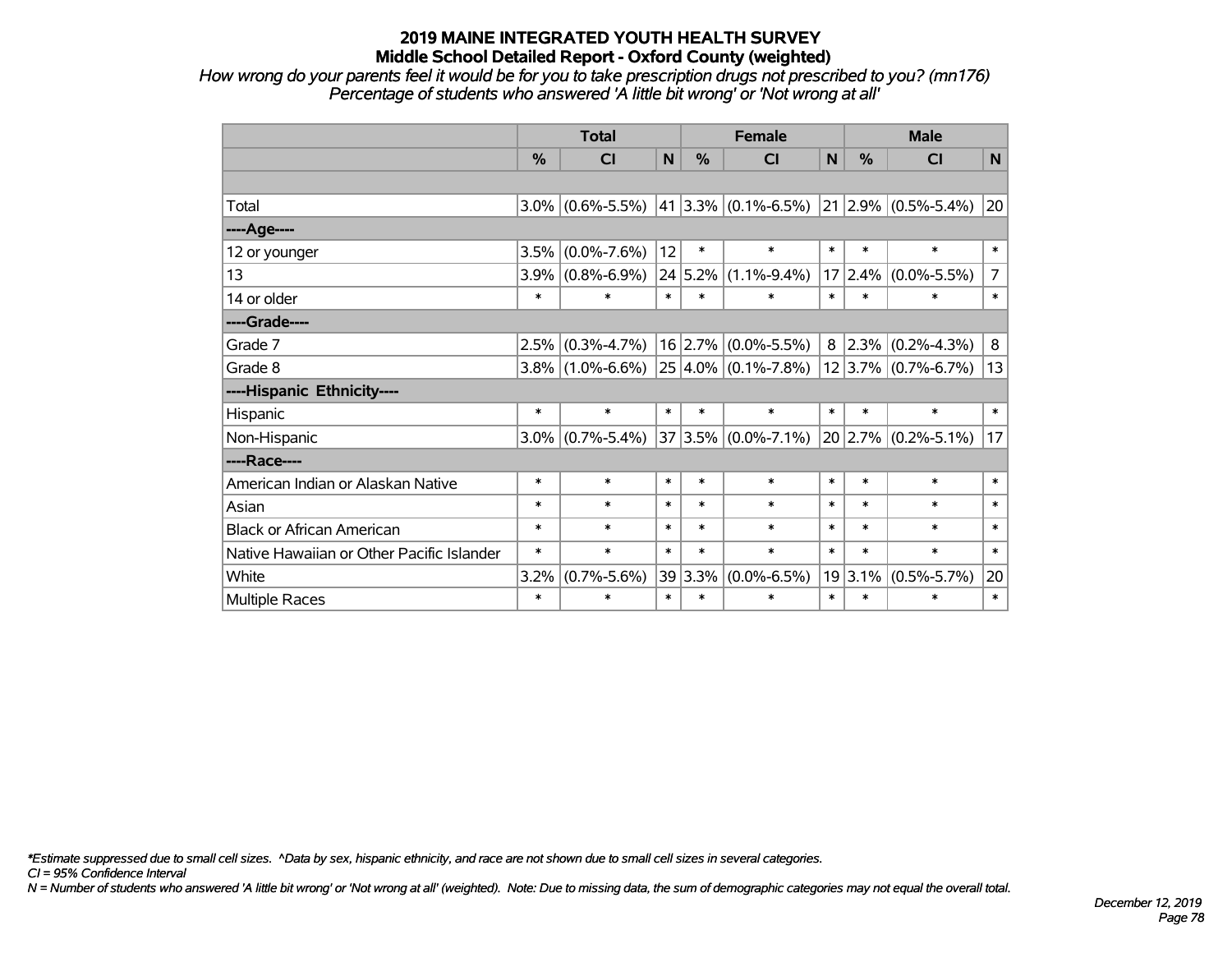# 2019 MAINE INTEGRATED YOUTH HEALTH SURVEY
## Middle School Detailed Report - Oxford County (weighted)

*How wrong do your parents feel it would be for you to take prescription drugs not prescribed to you? (mn176)*
*Percentage of students who answered 'A little bit wrong' or 'Not wrong at all'*

| | Total | | | Female | | | Male | | |
|---|---|---|---|---|---|---|---|---|---|
| | % | CI | N | % | CI | N | % | CI | N |
| Total | 3.0% | (0.6%-5.5%) | 41 | 3.3% | (0.1%-6.5%) | 21 | 2.9% | (0.5%-5.4%) | 20 |
| ----Age---- | | | | | | | | | |
| 12 or younger | 3.5% | (0.0%-7.6%) | 12 | * | * | * | * | * | * |
| 13 | 3.9% | (0.8%-6.9%) | 24 | 5.2% | (1.1%-9.4%) | 17 | 2.4% | (0.0%-5.5%) | 7 |
| 14 or older | * | * | * | * | * | * | * | * | * |
| ----Grade---- | | | | | | | | | |
| Grade 7 | 2.5% | (0.3%-4.7%) | 16 | 2.7% | (0.0%-5.5%) | 8 | 2.3% | (0.2%-4.3%) | 8 |
| Grade 8 | 3.8% | (1.0%-6.6%) | 25 | 4.0% | (0.1%-7.8%) | 12 | 3.7% | (0.7%-6.7%) | 13 |
| ----Hispanic Ethnicity---- | | | | | | | | | |
| Hispanic | * | * | * | * | * | * | * | * | * |
| Non-Hispanic | 3.0% | (0.7%-5.4%) | 37 | 3.5% | (0.0%-7.1%) | 20 | 2.7% | (0.2%-5.1%) | 17 |
| ----Race---- | | | | | | | | | |
| American Indian or Alaskan Native | * | * | * | * | * | * | * | * | * |
| Asian | * | * | * | * | * | * | * | * | * |
| Black or African American | * | * | * | * | * | * | * | * | * |
| Native Hawaiian or Other Pacific Islander | * | * | * | * | * | * | * | * | * |
| White | 3.2% | (0.7%-5.6%) | 39 | 3.3% | (0.0%-6.5%) | 19 | 3.1% | (0.5%-5.7%) | 20 |
| Multiple Races | * | * | * | * | * | * | * | * | * |

*\*Estimate suppressed due to small cell sizes. ^Data by sex, hispanic ethnicity, and race are not shown due to small cell sizes in several categories.*
*CI = 95% Confidence Interval*
*N = Number of students who answered 'A little bit wrong' or 'Not wrong at all' (weighted). Note: Due to missing data, the sum of demographic categories may not equal the overall total.*

*December 12, 2019*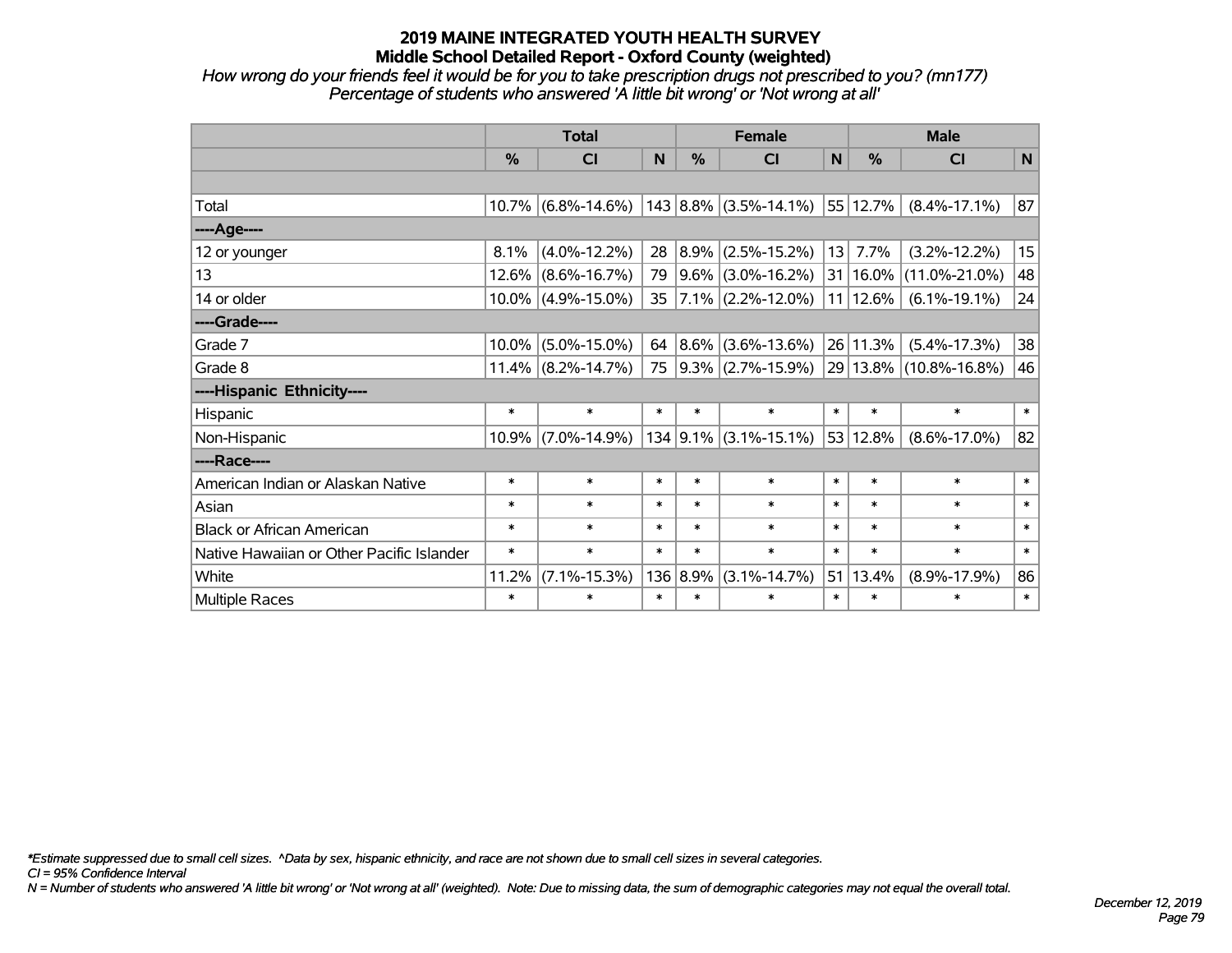## 2019 MAINE INTEGRATED YOUTH HEALTH SURVEY
### Middle School Detailed Report - Oxford County (weighted)

*How wrong do your friends feel it would be for you to take prescription drugs not prescribed to you? (mn177)*
*Percentage of students who answered 'A little bit wrong' or 'Not wrong at all'*

| | Total | | | Female | | | Male | | |
|---|---|---|---|---|---|---|---|---|---|
| | % | CI | N | % | CI | N | % | CI | N |
| | | | | | | | | | |
| Total | 10.7% | (6.8%-14.6%) | 143 | 8.8% | (3.5%-14.1%) | 55 | 12.7% | (8.4%-17.1%) | 87 |
| ----Age---- | | | | | | | | | |
| 12 or younger | 8.1% | (4.0%-12.2%) | 28 | 8.9% | (2.5%-15.2%) | 13 | 7.7% | (3.2%-12.2%) | 15 |
| 13 | 12.6% | (8.6%-16.7%) | 79 | 9.6% | (3.0%-16.2%) | 31 | 16.0% | (11.0%-21.0%) | 48 |
| 14 or older | 10.0% | (4.9%-15.0%) | 35 | 7.1% | (2.2%-12.0%) | 11 | 12.6% | (6.1%-19.1%) | 24 |
| ----Grade---- | | | | | | | | | |
| Grade 7 | 10.0% | (5.0%-15.0%) | 64 | 8.6% | (3.6%-13.6%) | 26 | 11.3% | (5.4%-17.3%) | 38 |
| Grade 8 | 11.4% | (8.2%-14.7%) | 75 | 9.3% | (2.7%-15.9%) | 29 | 13.8% | (10.8%-16.8%) | 46 |
| ----Hispanic Ethnicity---- | | | | | | | | | |
| Hispanic | * | * | * | * | * | * | * | * | * |
| Non-Hispanic | 10.9% | (7.0%-14.9%) | 134 | 9.1% | (3.1%-15.1%) | 53 | 12.8% | (8.6%-17.0%) | 82 |
| ----Race---- | | | | | | | | | |
| American Indian or Alaskan Native | * | * | * | * | * | * | * | * | * |
| Asian | * | * | * | * | * | * | * | * | * |
| Black or African American | * | * | * | * | * | * | * | * | * |
| Native Hawaiian or Other Pacific Islander | * | * | * | * | * | * | * | * | * |
| White | 11.2% | (7.1%-15.3%) | 136 | 8.9% | (3.1%-14.7%) | 51 | 13.4% | (8.9%-17.9%) | 86 |
| Multiple Races | * | * | * | * | * | * | * | * | * |

*\*Estimate suppressed due to small cell sizes. ^Data by sex, hispanic ethnicity, and race are not shown due to small cell sizes in several categories.*

*CI = 95% Confidence Interval*

*N = Number of students who answered 'A little bit wrong' or 'Not wrong at all' (weighted). Note: Due to missing data, the sum of demographic categories may not equal the overall total.*

*December 12, 2019*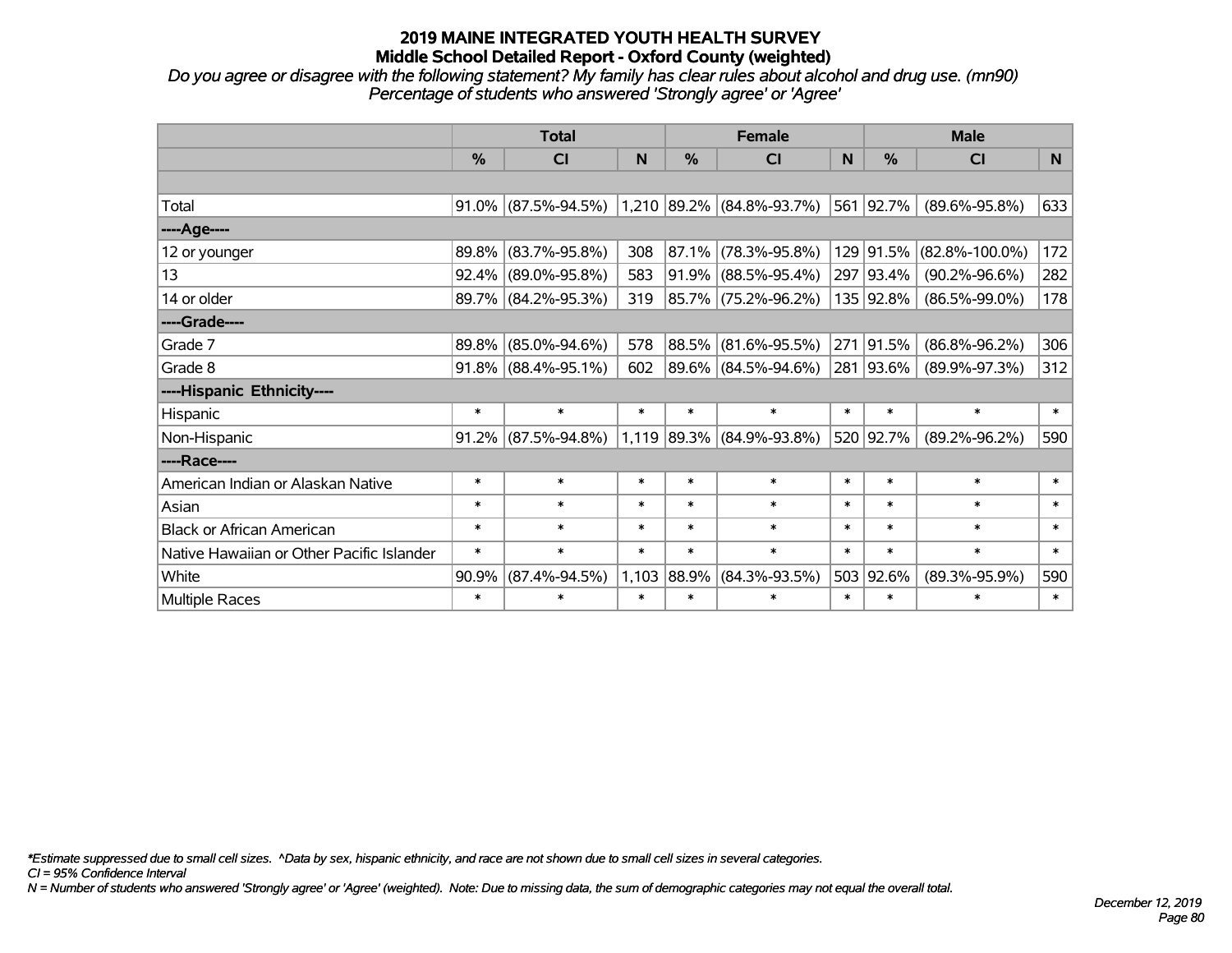# 2019 MAINE INTEGRATED YOUTH HEALTH SURVEY
## Middle School Detailed Report - Oxford County (weighted)

*Do you agree or disagree with the following statement? My family has clear rules about alcohol and drug use. (mn90)*
*Percentage of students who answered 'Strongly agree' or 'Agree'*

| | Total | | | Female | | | Male | | |
|---|---|---|---|---|---|---|---|---|---|
| | % | CI | N | % | CI | N | % | CI | N |
| Total | 91.0% | (87.5%-94.5%) | 1,210 | 89.2% | (84.8%-93.7%) | 561 | 92.7% | (89.6%-95.8%) | 633 |
| ----Age---- | | | | | | | | | |
| 12 or younger | 89.8% | (83.7%-95.8%) | 308 | 87.1% | (78.3%-95.8%) | 129 | 91.5% | (82.8%-100.0%) | 172 |
| 13 | 92.4% | (89.0%-95.8%) | 583 | 91.9% | (88.5%-95.4%) | 297 | 93.4% | (90.2%-96.6%) | 282 |
| 14 or older | 89.7% | (84.2%-95.3%) | 319 | 85.7% | (75.2%-96.2%) | 135 | 92.8% | (86.5%-99.0%) | 178 |
| ----Grade---- | | | | | | | | | |
| Grade 7 | 89.8% | (85.0%-94.6%) | 578 | 88.5% | (81.6%-95.5%) | 271 | 91.5% | (86.8%-96.2%) | 306 |
| Grade 8 | 91.8% | (88.4%-95.1%) | 602 | 89.6% | (84.5%-94.6%) | 281 | 93.6% | (89.9%-97.3%) | 312 |
| ----Hispanic Ethnicity---- | | | | | | | | | |
| Hispanic | * | * | * | * | * | * | * | * | * |
| Non-Hispanic | 91.2% | (87.5%-94.8%) | 1,119 | 89.3% | (84.9%-93.8%) | 520 | 92.7% | (89.2%-96.2%) | 590 |
| ----Race---- | | | | | | | | | |
| American Indian or Alaskan Native | * | * | * | * | * | * | * | * | * |
| Asian | * | * | * | * | * | * | * | * | * |
| Black or African American | * | * | * | * | * | * | * | * | * |
| Native Hawaiian or Other Pacific Islander | * | * | * | * | * | * | * | * | * |
| White | 90.9% | (87.4%-94.5%) | 1,103 | 88.9% | (84.3%-93.5%) | 503 | 92.6% | (89.3%-95.9%) | 590 |
| Multiple Races | * | * | * | * | * | * | * | * | * |

*\*Estimate suppressed due to small cell sizes. ^Data by sex, hispanic ethnicity, and race are not shown due to small cell sizes in several categories.*
*CI = 95% Confidence Interval*
*N = Number of students who answered 'Strongly agree' or 'Agree' (weighted). Note: Due to missing data, the sum of demographic categories may not equal the overall total.*

*December 12, 2019*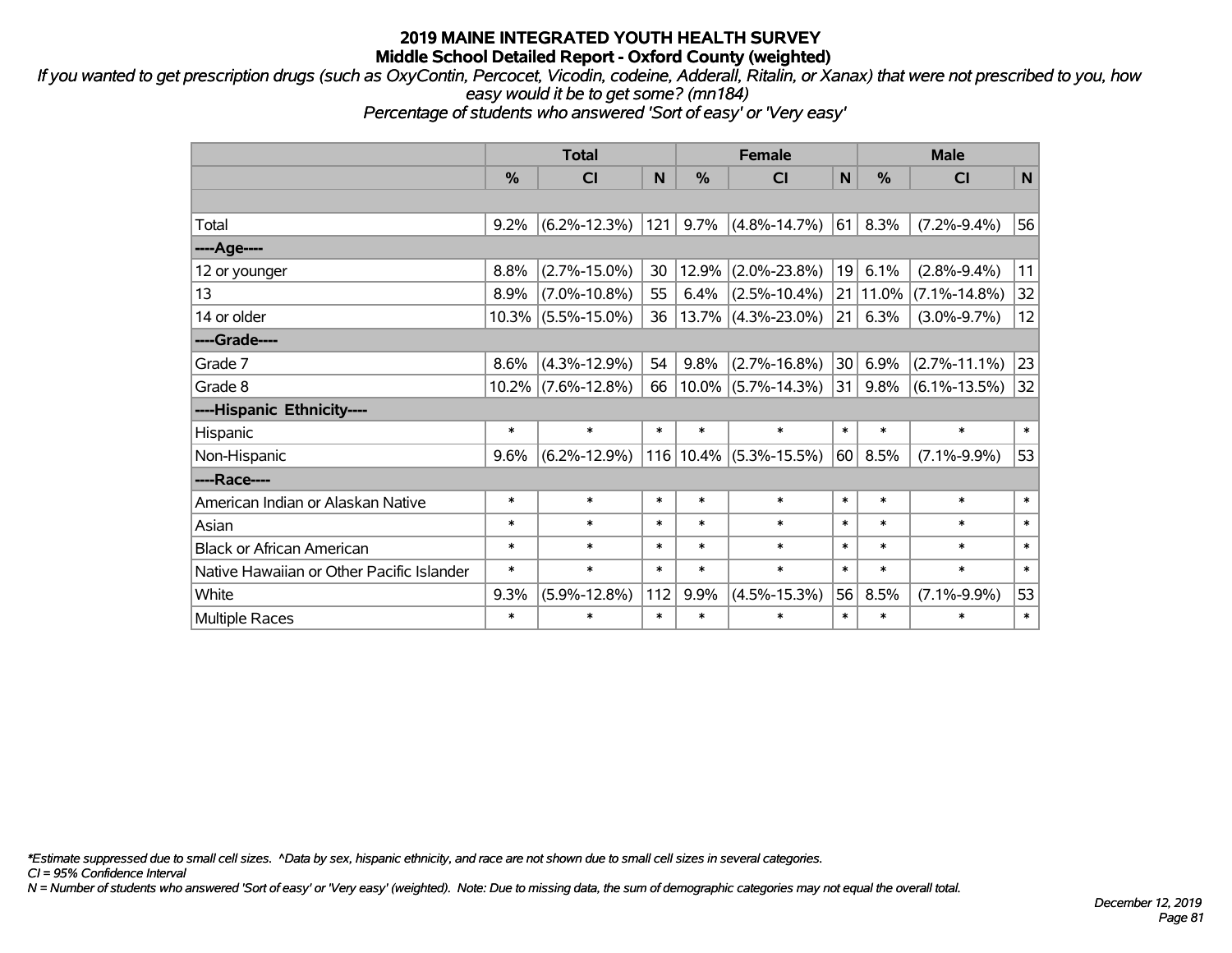# 2019 MAINE INTEGRATED YOUTH HEALTH SURVEY
## Middle School Detailed Report - Oxford County (weighted)

*If you wanted to get prescription drugs (such as OxyContin, Percocet, Vicodin, codeine, Adderall, Ritalin, or Xanax) that were not prescribed to you, how easy would it be to get some? (mn184)*
*Percentage of students who answered 'Sort of easy' or 'Very easy'*

| | Total | | | Female | | | Male | | |
|---|---|---|---|---|---|---|---|---|---|
| | % | CI | N | % | CI | N | % | CI | N |
| Total | 9.2% | (6.2%-12.3%) | 121 | 9.7% | (4.8%-14.7%) | 61 | 8.3% | (7.2%-9.4%) | 56 |
| ----Age---- | | | | | | | | | |
| 12 or younger | 8.8% | (2.7%-15.0%) | 30 | 12.9% | (2.0%-23.8%) | 19 | 6.1% | (2.8%-9.4%) | 11 |
| 13 | 8.9% | (7.0%-10.8%) | 55 | 6.4% | (2.5%-10.4%) | 21 | 11.0% | (7.1%-14.8%) | 32 |
| 14 or older | 10.3% | (5.5%-15.0%) | 36 | 13.7% | (4.3%-23.0%) | 21 | 6.3% | (3.0%-9.7%) | 12 |
| ----Grade---- | | | | | | | | | |
| Grade 7 | 8.6% | (4.3%-12.9%) | 54 | 9.8% | (2.7%-16.8%) | 30 | 6.9% | (2.7%-11.1%) | 23 |
| Grade 8 | 10.2% | (7.6%-12.8%) | 66 | 10.0% | (5.7%-14.3%) | 31 | 9.8% | (6.1%-13.5%) | 32 |
| ----Hispanic Ethnicity---- | | | | | | | | | |
| Hispanic | * | * | * | * | * | * | * | * | * |
| Non-Hispanic | 9.6% | (6.2%-12.9%) | 116 | 10.4% | (5.3%-15.5%) | 60 | 8.5% | (7.1%-9.9%) | 53 |
| ----Race---- | | | | | | | | | |
| American Indian or Alaskan Native | * | * | * | * | * | * | * | * | * |
| Asian | * | * | * | * | * | * | * | * | * |
| Black or African American | * | * | * | * | * | * | * | * | * |
| Native Hawaiian or Other Pacific Islander | * | * | * | * | * | * | * | * | * |
| White | 9.3% | (5.9%-12.8%) | 112 | 9.9% | (4.5%-15.3%) | 56 | 8.5% | (7.1%-9.9%) | 53 |
| Multiple Races | * | * | * | * | * | * | * | * | * |

*\*Estimate suppressed due to small cell sizes. ^Data by sex, hispanic ethnicity, and race are not shown due to small cell sizes in several categories.*
*CI = 95% Confidence Interval*
*N = Number of students who answered 'Sort of easy' or 'Very easy' (weighted). Note: Due to missing data, the sum of demographic categories may not equal the overall total.*

*December 12, 2019*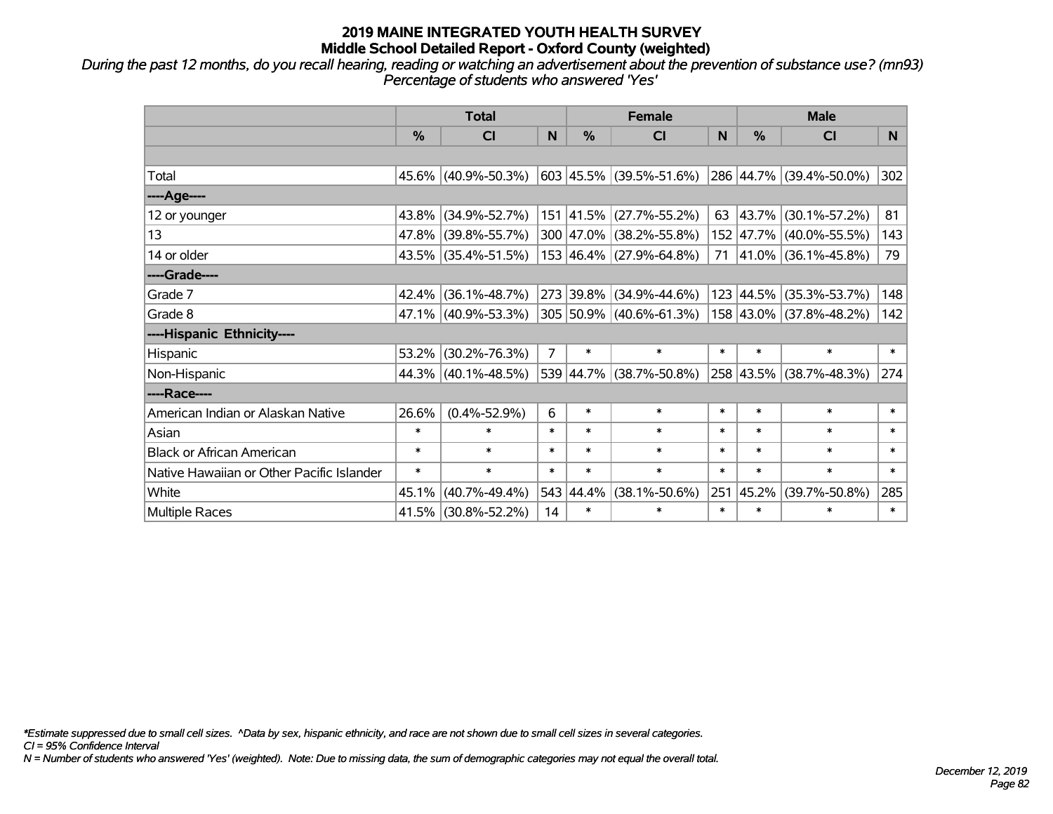# 2019 MAINE INTEGRATED YOUTH HEALTH SURVEY
## Middle School Detailed Report - Oxford County (weighted)

*During the past 12 months, do you recall hearing, reading or watching an advertisement about the prevention of substance use? (mn93)*
*Percentage of students who answered 'Yes'*

| | Total | | | Female | | | Male | | |
|---|---|---|---|---|---|---|---|---|---|
| | % | CI | N | % | CI | N | % | CI | N |
| Total | 45.6% | (40.9%-50.3%) | 603 | 45.5% | (39.5%-51.6%) | 286 | 44.7% | (39.4%-50.0%) | 302 |
| ----Age---- | | | | | | | | | |
| 12 or younger | 43.8% | (34.9%-52.7%) | 151 | 41.5% | (27.7%-55.2%) | 63 | 43.7% | (30.1%-57.2%) | 81 |
| 13 | 47.8% | (39.8%-55.7%) | 300 | 47.0% | (38.2%-55.8%) | 152 | 47.7% | (40.0%-55.5%) | 143 |
| 14 or older | 43.5% | (35.4%-51.5%) | 153 | 46.4% | (27.9%-64.8%) | 71 | 41.0% | (36.1%-45.8%) | 79 |
| ----Grade---- | | | | | | | | | |
| Grade 7 | 42.4% | (36.1%-48.7%) | 273 | 39.8% | (34.9%-44.6%) | 123 | 44.5% | (35.3%-53.7%) | 148 |
| Grade 8 | 47.1% | (40.9%-53.3%) | 305 | 50.9% | (40.6%-61.3%) | 158 | 43.0% | (37.8%-48.2%) | 142 |
| ----Hispanic Ethnicity---- | | | | | | | | | |
| Hispanic | 53.2% | (30.2%-76.3%) | 7 | * | * | * | * | * | * |
| Non-Hispanic | 44.3% | (40.1%-48.5%) | 539 | 44.7% | (38.7%-50.8%) | 258 | 43.5% | (38.7%-48.3%) | 274 |
| ----Race---- | | | | | | | | | |
| American Indian or Alaskan Native | 26.6% | (0.4%-52.9%) | 6 | * | * | * | * | * | * |
| Asian | * | * | * | * | * | * | * | * | * |
| Black or African American | * | * | * | * | * | * | * | * | * |
| Native Hawaiian or Other Pacific Islander | * | * | * | * | * | * | * | * | * |
| White | 45.1% | (40.7%-49.4%) | 543 | 44.4% | (38.1%-50.6%) | 251 | 45.2% | (39.7%-50.8%) | 285 |
| Multiple Races | 41.5% | (30.8%-52.2%) | 14 | * | * | * | * | * | * |

*\*Estimate suppressed due to small cell sizes. ^Data by sex, hispanic ethnicity, and race are not shown due to small cell sizes in several categories.*
*CI = 95% Confidence Interval*
*N = Number of students who answered 'Yes' (weighted). Note: Due to missing data, the sum of demographic categories may not equal the overall total.*

*December 12, 2019*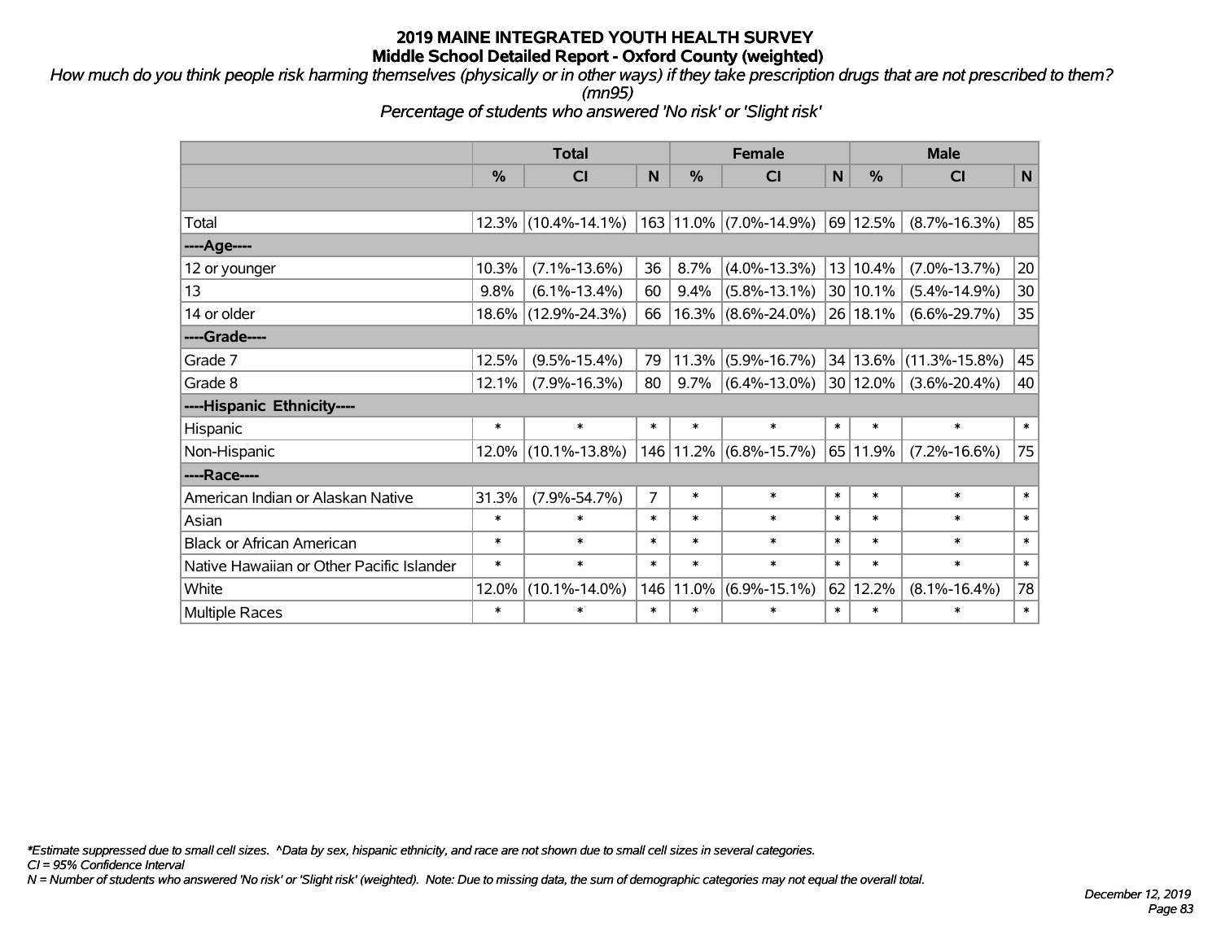# 2019 MAINE INTEGRATED YOUTH HEALTH SURVEY
## Middle School Detailed Report - Oxford County (weighted)

*How much do you think people risk harming themselves (physically or in other ways) if they take prescription drugs that are not prescribed to them? (mn95)*

*Percentage of students who answered 'No risk' or 'Slight risk'*

| | Total | | | Female | | | Male | | |
|---|---|---|---|---|---|---|---|---|---|
| | % | CI | N | % | CI | N | % | CI | N |
| Total | 12.3% | (10.4%-14.1%) | 163 | 11.0% | (7.0%-14.9%) | 69 | 12.5% | (8.7%-16.3%) | 85 |
| ----Age---- | | | | | | | | | |
| 12 or younger | 10.3% | (7.1%-13.6%) | 36 | 8.7% | (4.0%-13.3%) | 13 | 10.4% | (7.0%-13.7%) | 20 |
| 13 | 9.8% | (6.1%-13.4%) | 60 | 9.4% | (5.8%-13.1%) | 30 | 10.1% | (5.4%-14.9%) | 30 |
| 14 or older | 18.6% | (12.9%-24.3%) | 66 | 16.3% | (8.6%-24.0%) | 26 | 18.1% | (6.6%-29.7%) | 35 |
| ----Grade---- | | | | | | | | | |
| Grade 7 | 12.5% | (9.5%-15.4%) | 79 | 11.3% | (5.9%-16.7%) | 34 | 13.6% | (11.3%-15.8%) | 45 |
| Grade 8 | 12.1% | (7.9%-16.3%) | 80 | 9.7% | (6.4%-13.0%) | 30 | 12.0% | (3.6%-20.4%) | 40 |
| ----Hispanic Ethnicity---- | | | | | | | | | |
| Hispanic | * | * | * | * | * | * | * | * | * |
| Non-Hispanic | 12.0% | (10.1%-13.8%) | 146 | 11.2% | (6.8%-15.7%) | 65 | 11.9% | (7.2%-16.6%) | 75 |
| ----Race---- | | | | | | | | | |
| American Indian or Alaskan Native | 31.3% | (7.9%-54.7%) | 7 | * | * | * | * | * | * |
| Asian | * | * | * | * | * | * | * | * | * |
| Black or African American | * | * | * | * | * | * | * | * | * |
| Native Hawaiian or Other Pacific Islander | * | * | * | * | * | * | * | * | * |
| White | 12.0% | (10.1%-14.0%) | 146 | 11.0% | (6.9%-15.1%) | 62 | 12.2% | (8.1%-16.4%) | 78 |
| Multiple Races | * | * | * | * | * | * | * | * | * |

*\*Estimate suppressed due to small cell sizes. ^Data by sex, hispanic ethnicity, and race are not shown due to small cell sizes in several categories.*

*CI = 95% Confidence Interval*

*N = Number of students who answered 'No risk' or 'Slight risk' (weighted). Note: Due to missing data, the sum of demographic categories may not equal the overall total.*

*December 12, 2019*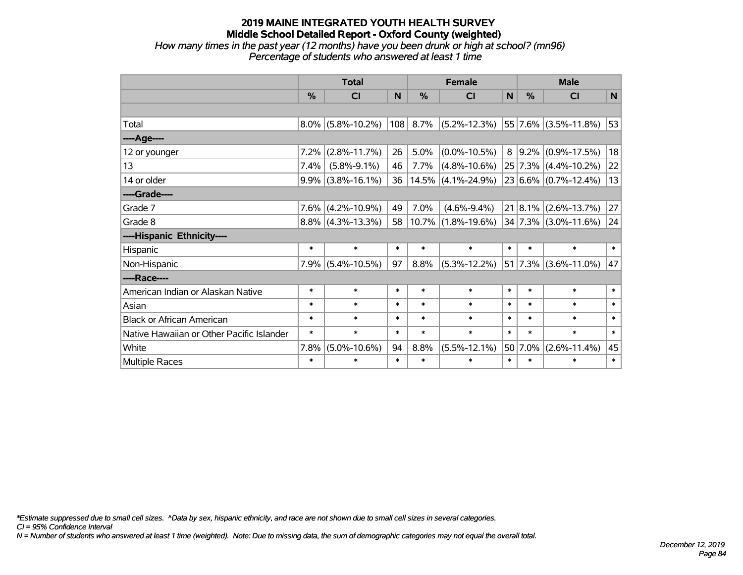# 2019 MAINE INTEGRATED YOUTH HEALTH SURVEY
## Middle School Detailed Report - Oxford County (weighted)

*How many times in the past year (12 months) have you been drunk or high at school? (mn96)*
*Percentage of students who answered at least 1 time*

| | Total | | | Female | | | Male | | |
|---|---|---|---|---|---|---|---|---|---|
| | % | CI | N | % | CI | N | % | CI | N |
| | | | | | | | | | |
| Total | 8.0% | (5.8%-10.2%) | 108 | 8.7% | (5.2%-12.3%) | 55 | 7.6% | (3.5%-11.8%) | 53 |
| ----Age---- | | | | | | | | | |
| 12 or younger | 7.2% | (2.8%-11.7%) | 26 | 5.0% | (0.0%-10.5%) | 8 | 9.2% | (0.9%-17.5%) | 18 |
| 13 | 7.4% | (5.8%-9.1%) | 46 | 7.7% | (4.8%-10.6%) | 25 | 7.3% | (4.4%-10.2%) | 22 |
| 14 or older | 9.9% | (3.8%-16.1%) | 36 | 14.5% | (4.1%-24.9%) | 23 | 6.6% | (0.7%-12.4%) | 13 |
| ----Grade---- | | | | | | | | | |
| Grade 7 | 7.6% | (4.2%-10.9%) | 49 | 7.0% | (4.6%-9.4%) | 21 | 8.1% | (2.6%-13.7%) | 27 |
| Grade 8 | 8.8% | (4.3%-13.3%) | 58 | 10.7% | (1.8%-19.6%) | 34 | 7.3% | (3.0%-11.6%) | 24 |
| ----Hispanic Ethnicity---- | | | | | | | | | |
| Hispanic | * | * | * | * | * | * | * | * | * |
| Non-Hispanic | 7.9% | (5.4%-10.5%) | 97 | 8.8% | (5.3%-12.2%) | 51 | 7.3% | (3.6%-11.0%) | 47 |
| ----Race---- | | | | | | | | | |
| American Indian or Alaskan Native | * | * | * | * | * | * | * | * | * |
| Asian | * | * | * | * | * | * | * | * | * |
| Black or African American | * | * | * | * | * | * | * | * | * |
| Native Hawaiian or Other Pacific Islander | * | * | * | * | * | * | * | * | * |
| White | 7.8% | (5.0%-10.6%) | 94 | 8.8% | (5.5%-12.1%) | 50 | 7.0% | (2.6%-11.4%) | 45 |
| Multiple Races | * | * | * | * | * | * | * | * | * |

*\*Estimate suppressed due to small cell sizes. ^Data by sex, hispanic ethnicity, and race are not shown due to small cell sizes in several categories.*
*CI = 95% Confidence Interval*
*N = Number of students who answered at least 1 time (weighted). Note: Due to missing data, the sum of demographic categories may not equal the overall total.*

*December 12, 2019*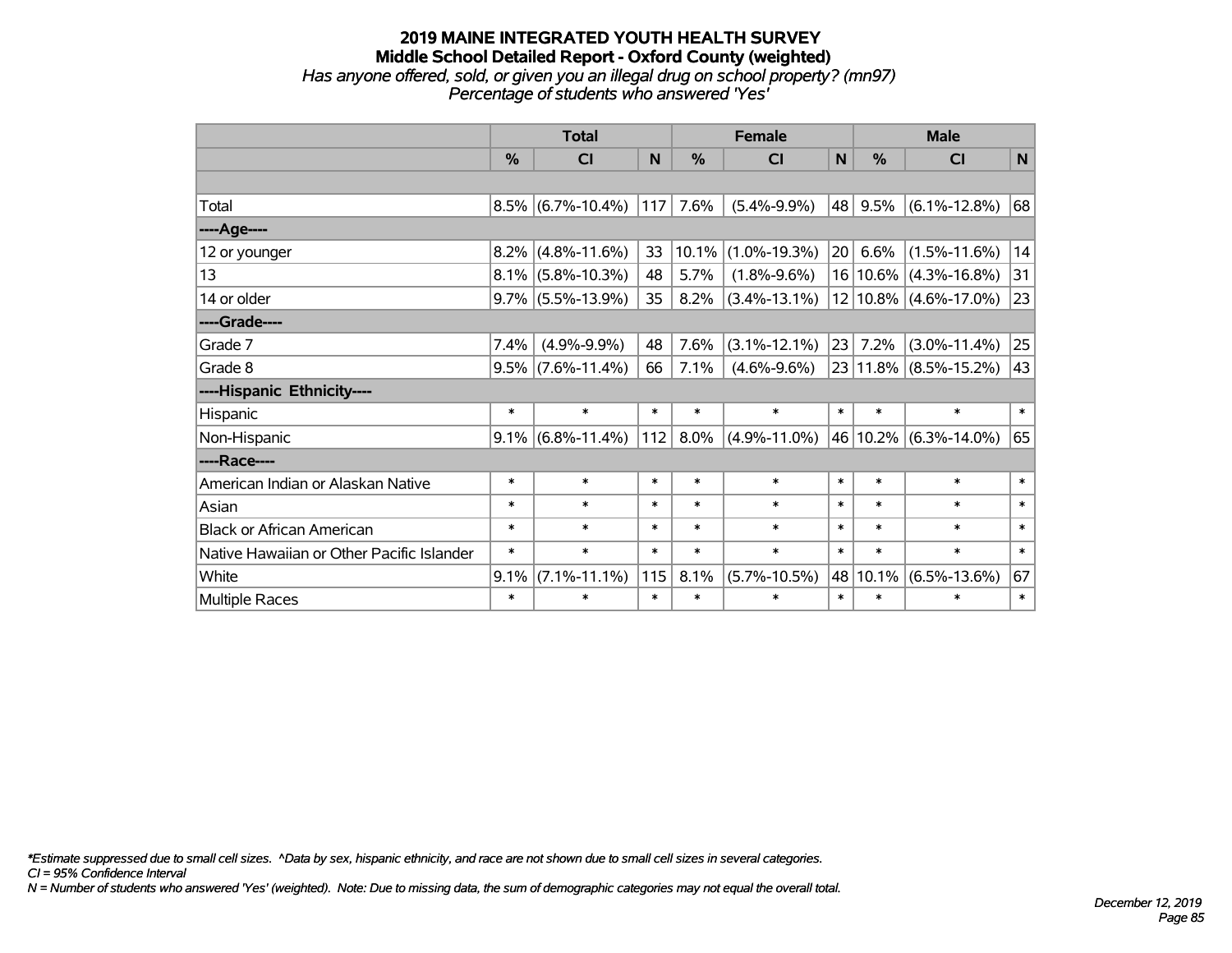**2019 MAINE INTEGRATED YOUTH HEALTH SURVEY**
**Middle School Detailed Report - Oxford County (weighted)**
*Has anyone offered, sold, or given you an illegal drug on school property? (mn97)*
*Percentage of students who answered 'Yes'*

| | Total | | | Female | | | Male | | |
|---|---|---|---|---|---|---|---|---|---|
| | % | CI | N | % | CI | N | % | CI | N |
| | | | | | | | | | |
| Total | 8.5% | (6.7%-10.4%) | 117 | 7.6% | (5.4%-9.9%) | 48 | 9.5% | (6.1%-12.8%) | 68 |
| ----Age---- | | | | | | | | | |
| 12 or younger | 8.2% | (4.8%-11.6%) | 33 | 10.1% | (1.0%-19.3%) | 20 | 6.6% | (1.5%-11.6%) | 14 |
| 13 | 8.1% | (5.8%-10.3%) | 48 | 5.7% | (1.8%-9.6%) | 16 | 10.6% | (4.3%-16.8%) | 31 |
| 14 or older | 9.7% | (5.5%-13.9%) | 35 | 8.2% | (3.4%-13.1%) | 12 | 10.8% | (4.6%-17.0%) | 23 |
| ----Grade---- | | | | | | | | | |
| Grade 7 | 7.4% | (4.9%-9.9%) | 48 | 7.6% | (3.1%-12.1%) | 23 | 7.2% | (3.0%-11.4%) | 25 |
| Grade 8 | 9.5% | (7.6%-11.4%) | 66 | 7.1% | (4.6%-9.6%) | 23 | 11.8% | (8.5%-15.2%) | 43 |
| ----Hispanic Ethnicity---- | | | | | | | | | |
| Hispanic | * | * | * | * | * | * | * | * | * |
| Non-Hispanic | 9.1% | (6.8%-11.4%) | 112 | 8.0% | (4.9%-11.0%) | 46 | 10.2% | (6.3%-14.0%) | 65 |
| ----Race---- | | | | | | | | | |
| American Indian or Alaskan Native | * | * | * | * | * | * | * | * | * |
| Asian | * | * | * | * | * | * | * | * | * |
| Black or African American | * | * | * | * | * | * | * | * | * |
| Native Hawaiian or Other Pacific Islander | * | * | * | * | * | * | * | * | * |
| White | 9.1% | (7.1%-11.1%) | 115 | 8.1% | (5.7%-10.5%) | 48 | 10.1% | (6.5%-13.6%) | 67 |
| Multiple Races | * | * | * | * | * | * | * | * | * |

*\*Estimate suppressed due to small cell sizes. ^Data by sex, hispanic ethnicity, and race are not shown due to small cell sizes in several categories.*
*CI = 95% Confidence Interval*
*N = Number of students who answered 'Yes' (weighted). Note: Due to missing data, the sum of demographic categories may not equal the overall total.*

*December 12, 2019*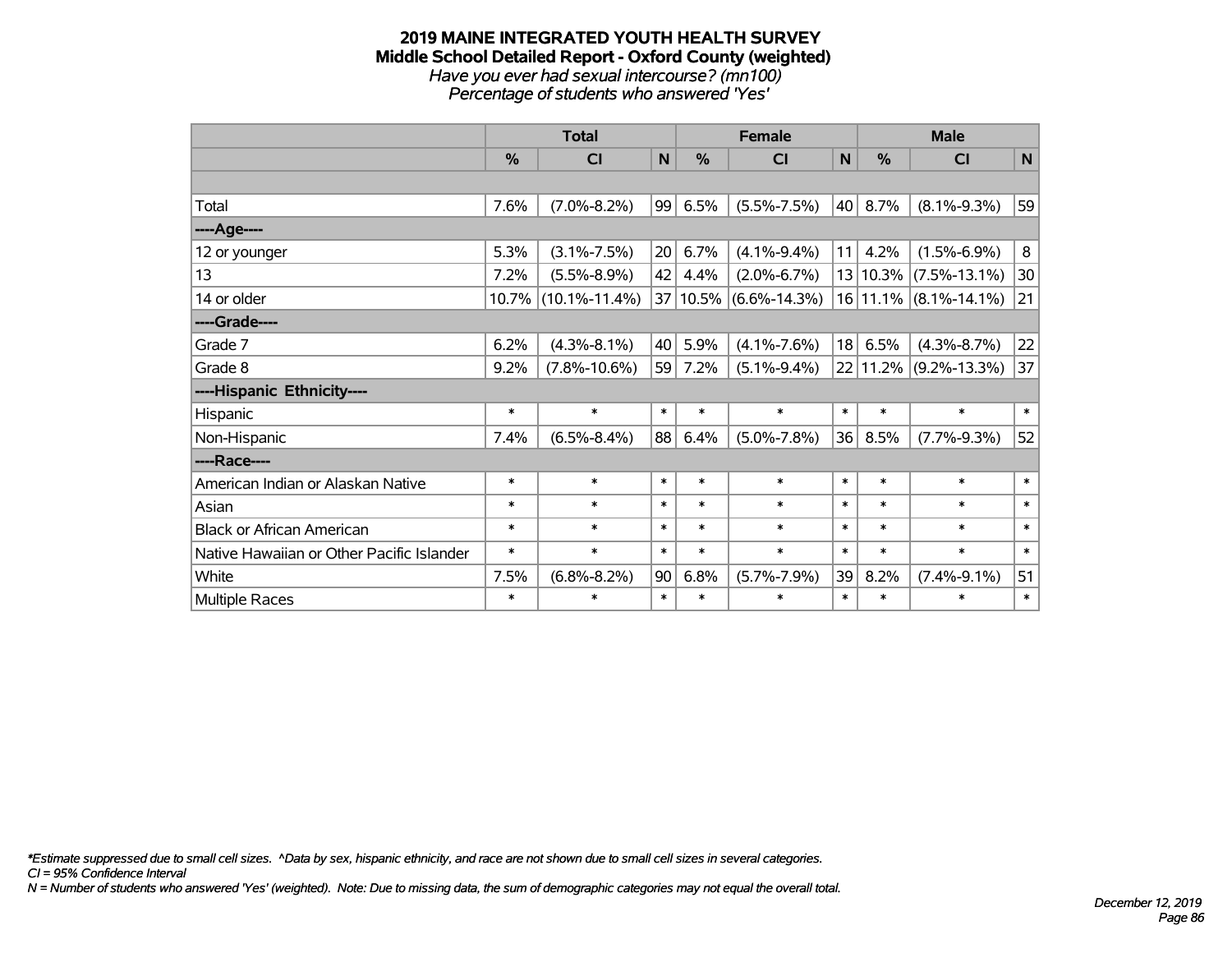# 2019 MAINE INTEGRATED YOUTH HEALTH SURVEY
## Middle School Detailed Report - Oxford County (weighted)
*Have you ever had sexual intercourse? (mn100)*
*Percentage of students who answered 'Yes'*

| | Total | | | Female | | | Male | | |
|---|---|---|---|---|---|---|---|---|---|
| | % | CI | N | % | CI | N | % | CI | N |
| Total | 7.6% | (7.0%-8.2%) | 99 | 6.5% | (5.5%-7.5%) | 40 | 8.7% | (8.1%-9.3%) | 59 |
| ----Age---- | | | | | | | | | |
| 12 or younger | 5.3% | (3.1%-7.5%) | 20 | 6.7% | (4.1%-9.4%) | 11 | 4.2% | (1.5%-6.9%) | 8 |
| 13 | 7.2% | (5.5%-8.9%) | 42 | 4.4% | (2.0%-6.7%) | 13 | 10.3% | (7.5%-13.1%) | 30 |
| 14 or older | 10.7% | (10.1%-11.4%) | 37 | 10.5% | (6.6%-14.3%) | 16 | 11.1% | (8.1%-14.1%) | 21 |
| ----Grade---- | | | | | | | | | |
| Grade 7 | 6.2% | (4.3%-8.1%) | 40 | 5.9% | (4.1%-7.6%) | 18 | 6.5% | (4.3%-8.7%) | 22 |
| Grade 8 | 9.2% | (7.8%-10.6%) | 59 | 7.2% | (5.1%-9.4%) | 22 | 11.2% | (9.2%-13.3%) | 37 |
| ----Hispanic Ethnicity---- | | | | | | | | | |
| Hispanic | * | * | * | * | * | * | * | * | * |
| Non-Hispanic | 7.4% | (6.5%-8.4%) | 88 | 6.4% | (5.0%-7.8%) | 36 | 8.5% | (7.7%-9.3%) | 52 |
| ----Race---- | | | | | | | | | |
| American Indian or Alaskan Native | * | * | * | * | * | * | * | * | * |
| Asian | * | * | * | * | * | * | * | * | * |
| Black or African American | * | * | * | * | * | * | * | * | * |
| Native Hawaiian or Other Pacific Islander | * | * | * | * | * | * | * | * | * |
| White | 7.5% | (6.8%-8.2%) | 90 | 6.8% | (5.7%-7.9%) | 39 | 8.2% | (7.4%-9.1%) | 51 |
| Multiple Races | * | * | * | * | * | * | * | * | * |

*Estimate suppressed due to small cell sizes. ^Data by sex, hispanic ethnicity, and race are not shown due to small cell sizes in several categories.
CI = 95% Confidence Interval
N = Number of students who answered 'Yes' (weighted). Note: Due to missing data, the sum of demographic categories may not equal the overall total.

December 12, 2019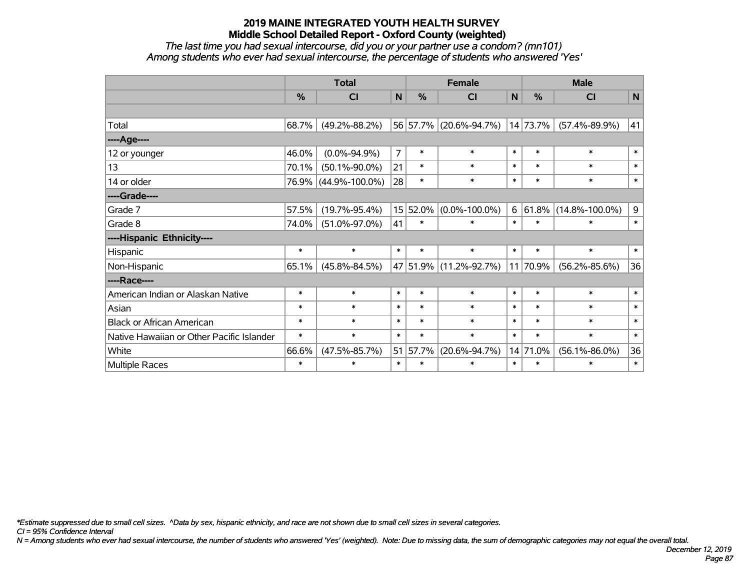# 2019 MAINE INTEGRATED YOUTH HEALTH SURVEY
## Middle School Detailed Report - Oxford County (weighted)

*The last time you had sexual intercourse, did you or your partner use a condom? (mn101)*
*Among students who ever had sexual intercourse, the percentage of students who answered 'Yes'*

| | Total | | | Female | | | Male | | |
|---|---|---|---|---|---|---|---|---|---|
| | % | CI | N | % | CI | N | % | CI | N |
| | | | | | | | | | |
| Total | 68.7% | (49.2%-88.2%) | 56 | 57.7% | (20.6%-94.7%) | 14 | 73.7% | (57.4%-89.9%) | 41 |
| ----Age---- | | | | | | | | | |
| 12 or younger | 46.0% | (0.0%-94.9%) | 7 | * | * | * | * | * | * |
| 13 | 70.1% | (50.1%-90.0%) | 21 | * | * | * | * | * | * |
| 14 or older | 76.9% | (44.9%-100.0%) | 28 | * | * | * | * | * | * |
| ----Grade---- | | | | | | | | | |
| Grade 7 | 57.5% | (19.7%-95.4%) | 15 | 52.0% | (0.0%-100.0%) | 6 | 61.8% | (14.8%-100.0%) | 9 |
| Grade 8 | 74.0% | (51.0%-97.0%) | 41 | * | * | * | * | * | * |
| ----Hispanic Ethnicity---- | | | | | | | | | |
| Hispanic | * | * | * | * | * | * | * | * | * |
| Non-Hispanic | 65.1% | (45.8%-84.5%) | 47 | 51.9% | (11.2%-92.7%) | 11 | 70.9% | (56.2%-85.6%) | 36 |
| ----Race---- | | | | | | | | | |
| American Indian or Alaskan Native | * | * | * | * | * | * | * | * | * |
| Asian | * | * | * | * | * | * | * | * | * |
| Black or African American | * | * | * | * | * | * | * | * | * |
| Native Hawaiian or Other Pacific Islander | * | * | * | * | * | * | * | * | * |
| White | 66.6% | (47.5%-85.7%) | 51 | 57.7% | (20.6%-94.7%) | 14 | 71.0% | (56.1%-86.0%) | 36 |
| Multiple Races | * | * | * | * | * | * | * | * | * |

*\*Estimate suppressed due to small cell sizes. ^Data by sex, hispanic ethnicity, and race are not shown due to small cell sizes in several categories.*
*CI = 95% Confidence Interval*
*N = Among students who ever had sexual intercourse, the number of students who answered 'Yes' (weighted). Note: Due to missing data, the sum of demographic categories may not equal the overall total.*

*December 12, 2019*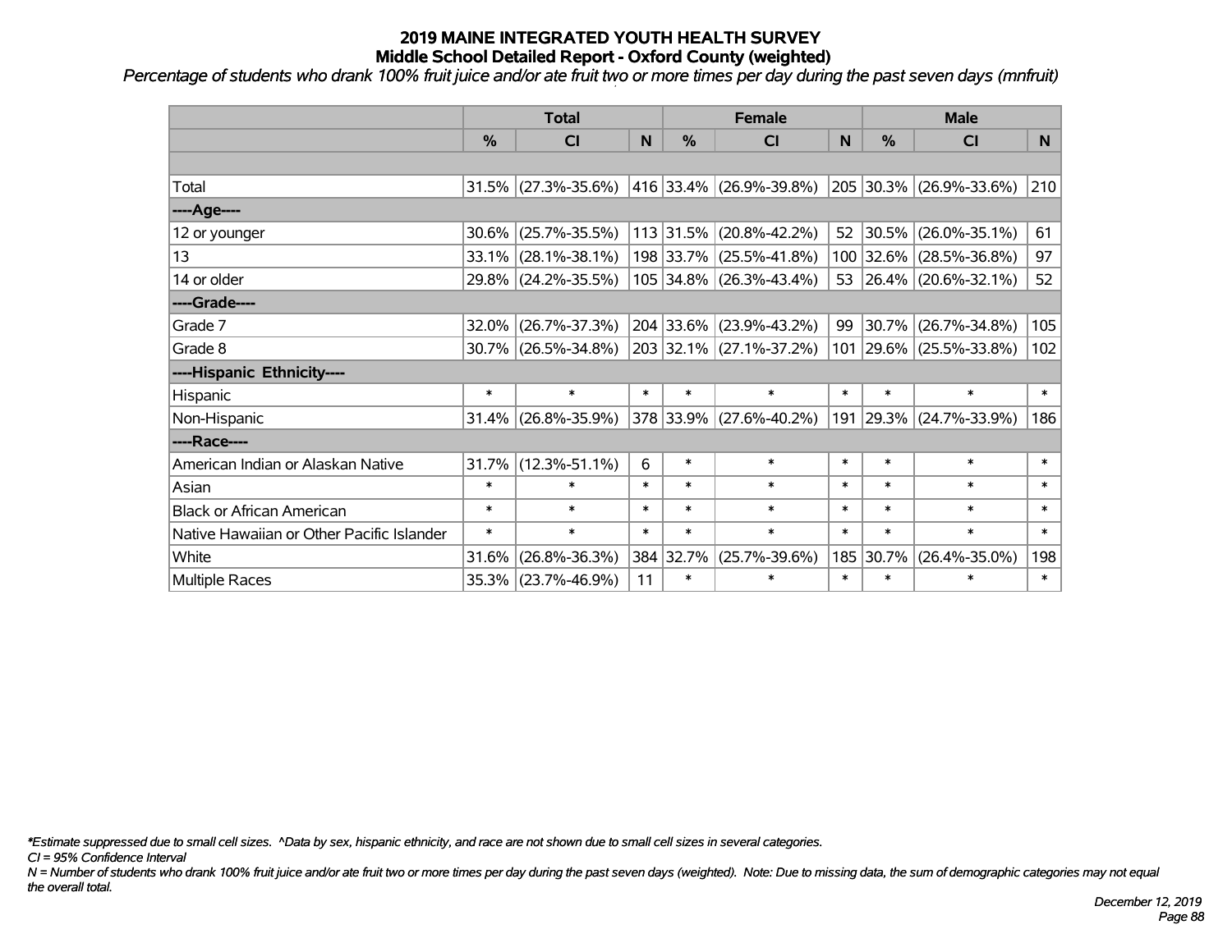# 2019 MAINE INTEGRATED YOUTH HEALTH SURVEY
## Middle School Detailed Report - Oxford County (weighted)

*Percentage of students who drank 100% fruit juice and/or ate fruit two or more times per day during the past seven days (mnfruit)*

| | Total | | | Female | | | Male | | |
|---|---|---|---|---|---|---|---|---|---|
| | % | CI | N | % | CI | N | % | CI | N |
| | | | | | | | | | |
| Total | 31.5% | (27.3%-35.6%) | 416 | 33.4% | (26.9%-39.8%) | 205 | 30.3% | (26.9%-33.6%) | 210 |
| ----Age---- | | | | | | | | | |
| 12 or younger | 30.6% | (25.7%-35.5%) | 113 | 31.5% | (20.8%-42.2%) | 52 | 30.5% | (26.0%-35.1%) | 61 |
| 13 | 33.1% | (28.1%-38.1%) | 198 | 33.7% | (25.5%-41.8%) | 100 | 32.6% | (28.5%-36.8%) | 97 |
| 14 or older | 29.8% | (24.2%-35.5%) | 105 | 34.8% | (26.3%-43.4%) | 53 | 26.4% | (20.6%-32.1%) | 52 |
| ----Grade---- | | | | | | | | | |
| Grade 7 | 32.0% | (26.7%-37.3%) | 204 | 33.6% | (23.9%-43.2%) | 99 | 30.7% | (26.7%-34.8%) | 105 |
| Grade 8 | 30.7% | (26.5%-34.8%) | 203 | 32.1% | (27.1%-37.2%) | 101 | 29.6% | (25.5%-33.8%) | 102 |
| ----Hispanic Ethnicity---- | | | | | | | | | |
| Hispanic | * | * | * | * | * | * | * | * | * |
| Non-Hispanic | 31.4% | (26.8%-35.9%) | 378 | 33.9% | (27.6%-40.2%) | 191 | 29.3% | (24.7%-33.9%) | 186 |
| ----Race---- | | | | | | | | | |
| American Indian or Alaskan Native | 31.7% | (12.3%-51.1%) | 6 | * | * | * | * | * | * |
| Asian | * | * | * | * | * | * | * | * | * |
| Black or African American | * | * | * | * | * | * | * | * | * |
| Native Hawaiian or Other Pacific Islander | * | * | * | * | * | * | * | * | * |
| White | 31.6% | (26.8%-36.3%) | 384 | 32.7% | (25.7%-39.6%) | 185 | 30.7% | (26.4%-35.0%) | 198 |
| Multiple Races | 35.3% | (23.7%-46.9%) | 11 | * | * | * | * | * | * |

*\*Estimate suppressed due to small cell sizes. ^Data by sex, hispanic ethnicity, and race are not shown due to small cell sizes in several categories.*

*CI = 95% Confidence Interval*

*N = Number of students who drank 100% fruit juice and/or ate fruit two or more times per day during the past seven days (weighted). Note: Due to missing data, the sum of demographic categories may not equal the overall total.*

*December 12, 2019*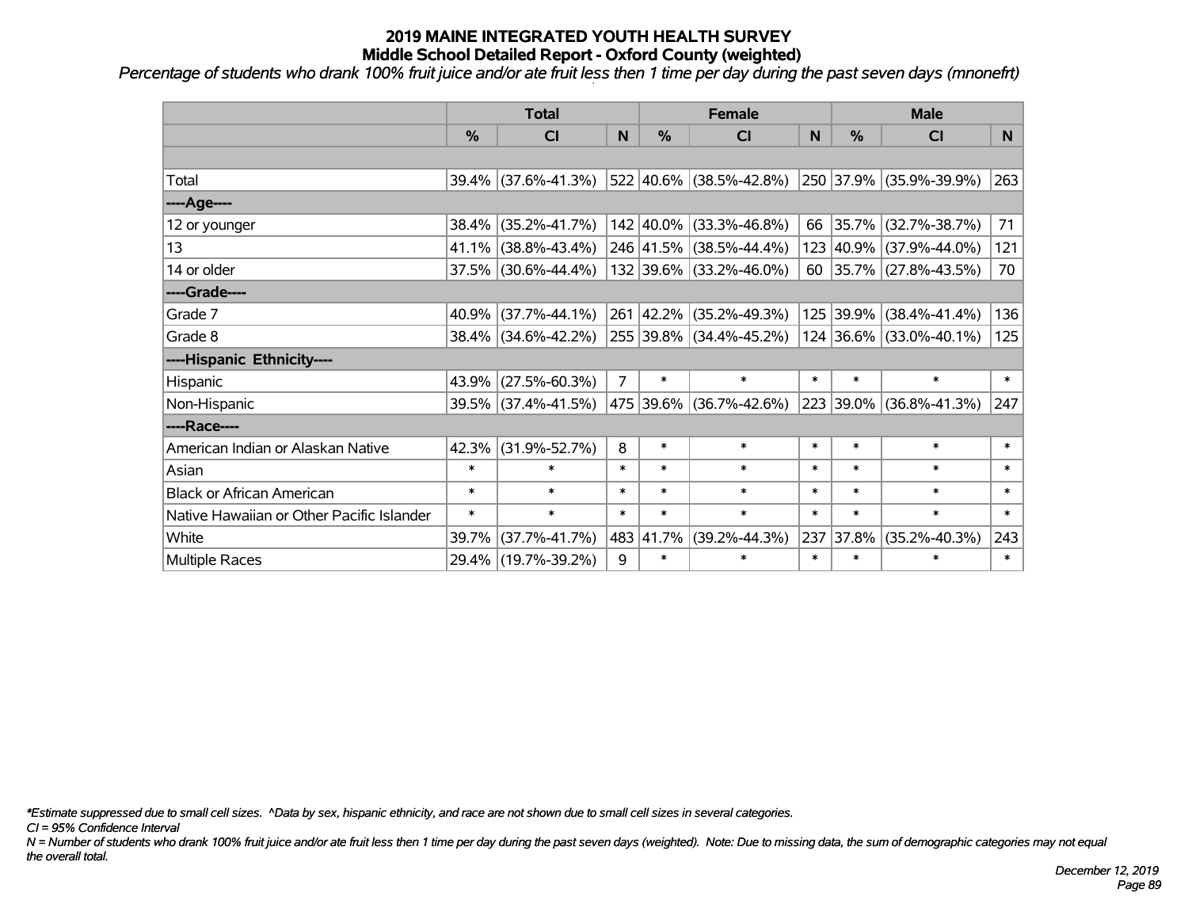# 2019 MAINE INTEGRATED YOUTH HEALTH SURVEY
## Middle School Detailed Report - Oxford County (weighted)

*Percentage of students who drank 100% fruit juice and/or ate fruit less then 1 time per day during the past seven days (mnonefrt)*

| | Total | | | Female | | | Male | | |
|---|---|---|---|---|---|---|---|---|---|
| | % | CI | N | % | CI | N | % | CI | N |
| | | | | | | | | | |
| Total | 39.4% | (37.6%-41.3%) | 522 | 40.6% | (38.5%-42.8%) | 250 | 37.9% | (35.9%-39.9%) | 263 |
| ----Age---- | | | | | | | | | |
| 12 or younger | 38.4% | (35.2%-41.7%) | 142 | 40.0% | (33.3%-46.8%) | 66 | 35.7% | (32.7%-38.7%) | 71 |
| 13 | 41.1% | (38.8%-43.4%) | 246 | 41.5% | (38.5%-44.4%) | 123 | 40.9% | (37.9%-44.0%) | 121 |
| 14 or older | 37.5% | (30.6%-44.4%) | 132 | 39.6% | (33.2%-46.0%) | 60 | 35.7% | (27.8%-43.5%) | 70 |
| ----Grade---- | | | | | | | | | |
| Grade 7 | 40.9% | (37.7%-44.1%) | 261 | 42.2% | (35.2%-49.3%) | 125 | 39.9% | (38.4%-41.4%) | 136 |
| Grade 8 | 38.4% | (34.6%-42.2%) | 255 | 39.8% | (34.4%-45.2%) | 124 | 36.6% | (33.0%-40.1%) | 125 |
| ----Hispanic Ethnicity---- | | | | | | | | | |
| Hispanic | 43.9% | (27.5%-60.3%) | 7 | * | * | * | * | * | * |
| Non-Hispanic | 39.5% | (37.4%-41.5%) | 475 | 39.6% | (36.7%-42.6%) | 223 | 39.0% | (36.8%-41.3%) | 247 |
| ----Race---- | | | | | | | | | |
| American Indian or Alaskan Native | 42.3% | (31.9%-52.7%) | 8 | * | * | * | * | * | * |
| Asian | * | * | * | * | * | * | * | * | * |
| Black or African American | * | * | * | * | * | * | * | * | * |
| Native Hawaiian or Other Pacific Islander | * | * | * | * | * | * | * | * | * |
| White | 39.7% | (37.7%-41.7%) | 483 | 41.7% | (39.2%-44.3%) | 237 | 37.8% | (35.2%-40.3%) | 243 |
| Multiple Races | 29.4% | (19.7%-39.2%) | 9 | * | * | * | * | * | * |

*\*Estimate suppressed due to small cell sizes. ^Data by sex, hispanic ethnicity, and race are not shown due to small cell sizes in several categories.*

*CI = 95% Confidence Interval*

*N = Number of students who drank 100% fruit juice and/or ate fruit less then 1 time per day during the past seven days (weighted). Note: Due to missing data, the sum of demographic categories may not equal the overall total.*

*December 12, 2019*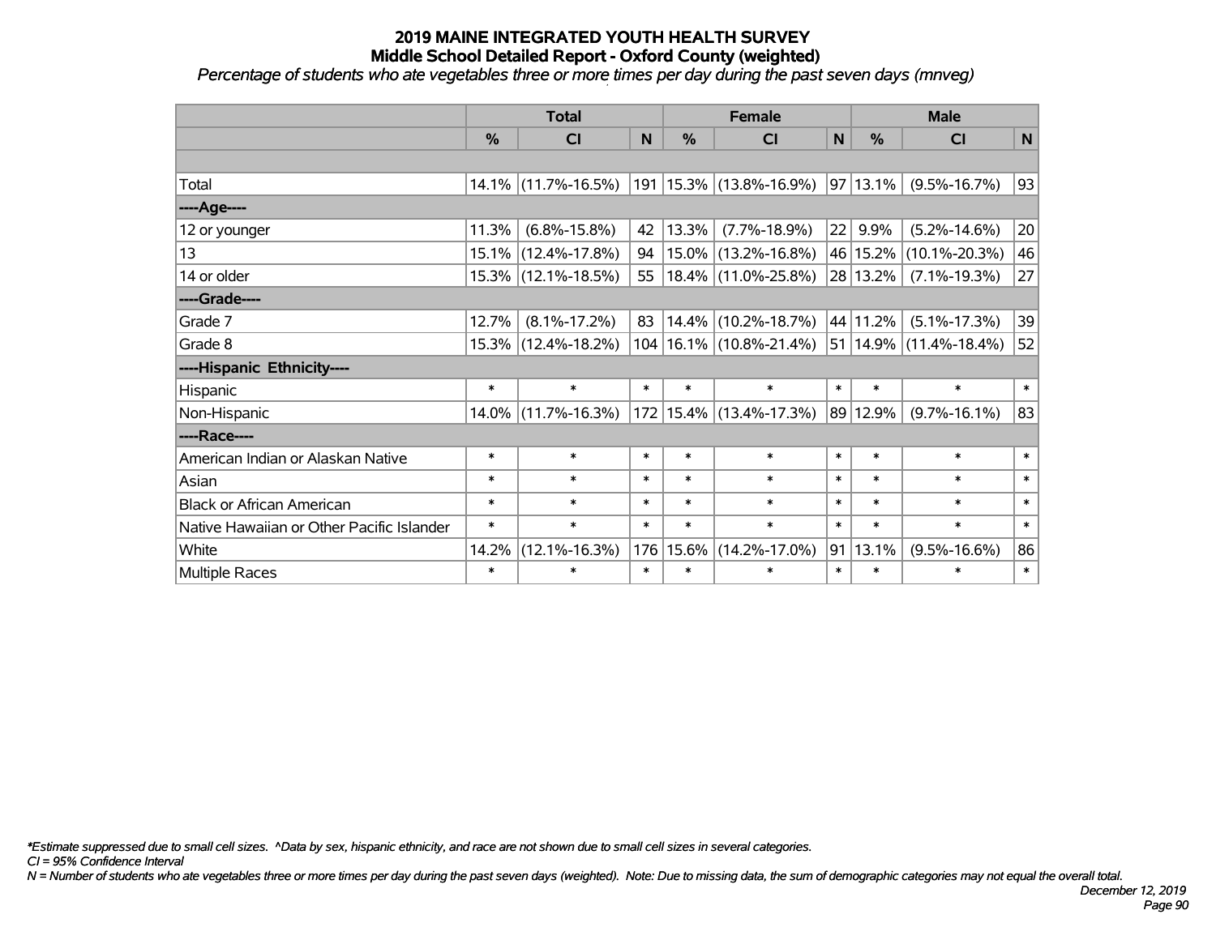# 2019 MAINE INTEGRATED YOUTH HEALTH SURVEY
## Middle School Detailed Report - Oxford County (weighted)

*Percentage of students who ate vegetables three or more times per day during the past seven days (mnveg)*

| | Total | | | Female | | | Male | | |
|---|---|---|---|---|---|---|---|---|---|
| | % | CI | N | % | CI | N | % | CI | N |
| | | | | | | | | | |
| Total | 14.1% | (11.7%-16.5%) | 191 | 15.3% | (13.8%-16.9%) | 97 | 13.1% | (9.5%-16.7%) | 93 |
| ----Age---- | | | | | | | | | |
| 12 or younger | 11.3% | (6.8%-15.8%) | 42 | 13.3% | (7.7%-18.9%) | 22 | 9.9% | (5.2%-14.6%) | 20 |
| 13 | 15.1% | (12.4%-17.8%) | 94 | 15.0% | (13.2%-16.8%) | 46 | 15.2% | (10.1%-20.3%) | 46 |
| 14 or older | 15.3% | (12.1%-18.5%) | 55 | 18.4% | (11.0%-25.8%) | 28 | 13.2% | (7.1%-19.3%) | 27 |
| ----Grade---- | | | | | | | | | |
| Grade 7 | 12.7% | (8.1%-17.2%) | 83 | 14.4% | (10.2%-18.7%) | 44 | 11.2% | (5.1%-17.3%) | 39 |
| Grade 8 | 15.3% | (12.4%-18.2%) | 104 | 16.1% | (10.8%-21.4%) | 51 | 14.9% | (11.4%-18.4%) | 52 |
| ----Hispanic Ethnicity---- | | | | | | | | | |
| Hispanic | * | * | * | * | * | * | * | * | * |
| Non-Hispanic | 14.0% | (11.7%-16.3%) | 172 | 15.4% | (13.4%-17.3%) | 89 | 12.9% | (9.7%-16.1%) | 83 |
| ----Race---- | | | | | | | | | |
| American Indian or Alaskan Native | * | * | * | * | * | * | * | * | * |
| Asian | * | * | * | * | * | * | * | * | * |
| Black or African American | * | * | * | * | * | * | * | * | * |
| Native Hawaiian or Other Pacific Islander | * | * | * | * | * | * | * | * | * |
| White | 14.2% | (12.1%-16.3%) | 176 | 15.6% | (14.2%-17.0%) | 91 | 13.1% | (9.5%-16.6%) | 86 |
| Multiple Races | * | * | * | * | * | * | * | * | * |

*\*Estimate suppressed due to small cell sizes. ^Data by sex, hispanic ethnicity, and race are not shown due to small cell sizes in several categories.*

*CI = 95% Confidence Interval*

*N = Number of students who ate vegetables three or more times per day during the past seven days (weighted). Note: Due to missing data, the sum of demographic categories may not equal the overall total.*

*December 12, 2019*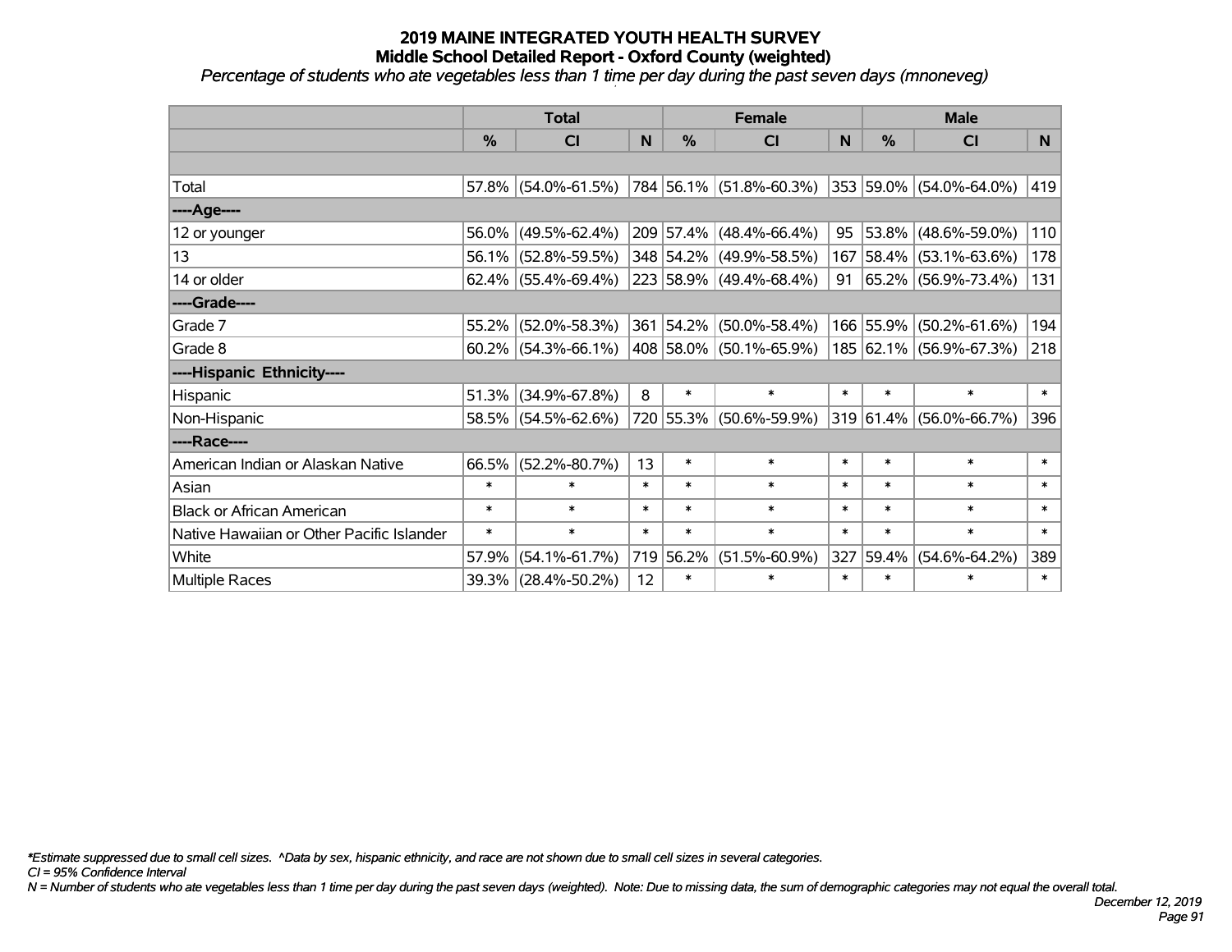# 2019 MAINE INTEGRATED YOUTH HEALTH SURVEY
## Middle School Detailed Report - Oxford County (weighted)
*Percentage of students who ate vegetables less than 1 time per day during the past seven days (mnoneveg)*

| | Total | | | Female | | | Male | | |
|---|---|---|---|---|---|---|---|---|---|
| | % | CI | N | % | CI | N | % | CI | N |
| | | | | | | | | | |
| Total | 57.8% | (54.0%-61.5%) | 784 | 56.1% | (51.8%-60.3%) | 353 | 59.0% | (54.0%-64.0%) | 419 |
| ----Age---- | | | | | | | | | |
| 12 or younger | 56.0% | (49.5%-62.4%) | 209 | 57.4% | (48.4%-66.4%) | 95 | 53.8% | (48.6%-59.0%) | 110 |
| 13 | 56.1% | (52.8%-59.5%) | 348 | 54.2% | (49.9%-58.5%) | 167 | 58.4% | (53.1%-63.6%) | 178 |
| 14 or older | 62.4% | (55.4%-69.4%) | 223 | 58.9% | (49.4%-68.4%) | 91 | 65.2% | (56.9%-73.4%) | 131 |
| ----Grade---- | | | | | | | | | |
| Grade 7 | 55.2% | (52.0%-58.3%) | 361 | 54.2% | (50.0%-58.4%) | 166 | 55.9% | (50.2%-61.6%) | 194 |
| Grade 8 | 60.2% | (54.3%-66.1%) | 408 | 58.0% | (50.1%-65.9%) | 185 | 62.1% | (56.9%-67.3%) | 218 |
| ----Hispanic Ethnicity---- | | | | | | | | | |
| Hispanic | 51.3% | (34.9%-67.8%) | 8 | * | * | * | * | * | * |
| Non-Hispanic | 58.5% | (54.5%-62.6%) | 720 | 55.3% | (50.6%-59.9%) | 319 | 61.4% | (56.0%-66.7%) | 396 |
| ----Race---- | | | | | | | | | |
| American Indian or Alaskan Native | 66.5% | (52.2%-80.7%) | 13 | * | * | * | * | * | * |
| Asian | * | * | * | * | * | * | * | * | * |
| Black or African American | * | * | * | * | * | * | * | * | * |
| Native Hawaiian or Other Pacific Islander | * | * | * | * | * | * | * | * | * |
| White | 57.9% | (54.1%-61.7%) | 719 | 56.2% | (51.5%-60.9%) | 327 | 59.4% | (54.6%-64.2%) | 389 |
| Multiple Races | 39.3% | (28.4%-50.2%) | 12 | * | * | * | * | * | * |

*\*Estimate suppressed due to small cell sizes. ^Data by sex, hispanic ethnicity, and race are not shown due to small cell sizes in several categories.*

*CI = 95% Confidence Interval*

*N = Number of students who ate vegetables less than 1 time per day during the past seven days (weighted). Note: Due to missing data, the sum of demographic categories may not equal the overall total.*

*December 12, 2019*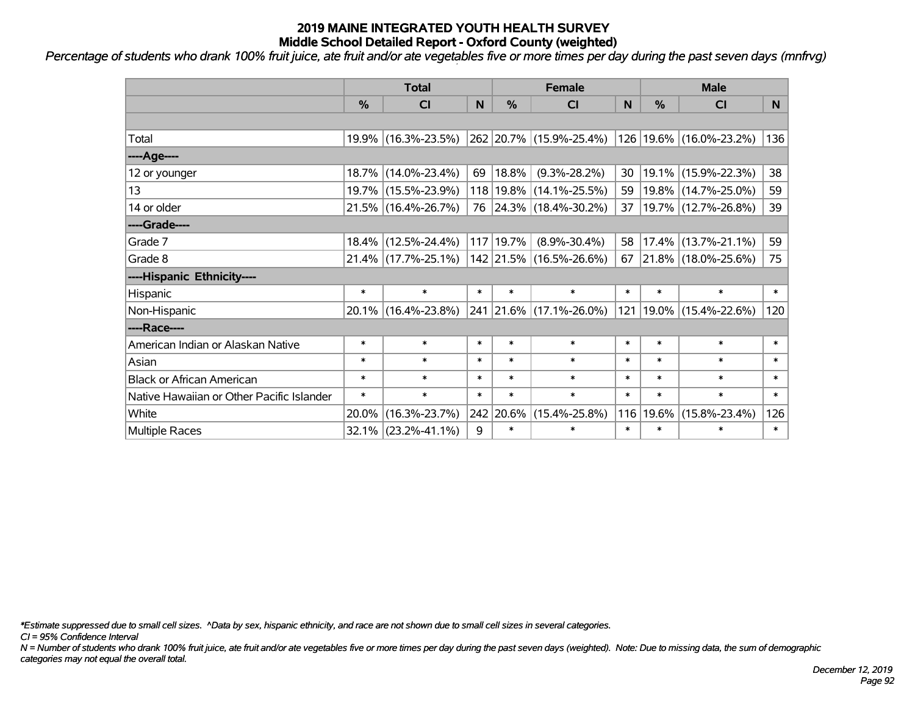# 2019 MAINE INTEGRATED YOUTH HEALTH SURVEY
## Middle School Detailed Report - Oxford County (weighted)

*Percentage of students who drank 100% fruit juice, ate fruit and/or ate vegetables five or more times per day during the past seven days (mnfrvg)*

| | Total | | | Female | | | Male | | |
|---|---|---|---|---|---|---|---|---|---|
| | % | CI | N | % | CI | N | % | CI | N |
| | | | | | | | | | |
| Total | 19.9% | (16.3%-23.5%) | 262 | 20.7% | (15.9%-25.4%) | 126 | 19.6% | (16.0%-23.2%) | 136 |
| ----Age---- | | | | | | | | | |
| 12 or younger | 18.7% | (14.0%-23.4%) | 69 | 18.8% | (9.3%-28.2%) | 30 | 19.1% | (15.9%-22.3%) | 38 |
| 13 | 19.7% | (15.5%-23.9%) | 118 | 19.8% | (14.1%-25.5%) | 59 | 19.8% | (14.7%-25.0%) | 59 |
| 14 or older | 21.5% | (16.4%-26.7%) | 76 | 24.3% | (18.4%-30.2%) | 37 | 19.7% | (12.7%-26.8%) | 39 |
| ----Grade---- | | | | | | | | | |
| Grade 7 | 18.4% | (12.5%-24.4%) | 117 | 19.7% | (8.9%-30.4%) | 58 | 17.4% | (13.7%-21.1%) | 59 |
| Grade 8 | 21.4% | (17.7%-25.1%) | 142 | 21.5% | (16.5%-26.6%) | 67 | 21.8% | (18.0%-25.6%) | 75 |
| ----Hispanic Ethnicity---- | | | | | | | | | |
| Hispanic | * | * | * | * | * | * | * | * | * |
| Non-Hispanic | 20.1% | (16.4%-23.8%) | 241 | 21.6% | (17.1%-26.0%) | 121 | 19.0% | (15.4%-22.6%) | 120 |
| ----Race---- | | | | | | | | | |
| American Indian or Alaskan Native | * | * | * | * | * | * | * | * | * |
| Asian | * | * | * | * | * | * | * | * | * |
| Black or African American | * | * | * | * | * | * | * | * | * |
| Native Hawaiian or Other Pacific Islander | * | * | * | * | * | * | * | * | * |
| White | 20.0% | (16.3%-23.7%) | 242 | 20.6% | (15.4%-25.8%) | 116 | 19.6% | (15.8%-23.4%) | 126 |
| Multiple Races | 32.1% | (23.2%-41.1%) | 9 | * | * | * | * | * | * |

*\*Estimate suppressed due to small cell sizes. ^Data by sex, hispanic ethnicity, and race are not shown due to small cell sizes in several categories.*

*CI = 95% Confidence Interval*

*N = Number of students who drank 100% fruit juice, ate fruit and/or ate vegetables five or more times per day during the past seven days (weighted). Note: Due to missing data, the sum of demographic categories may not equal the overall total.*

*December 12, 2019*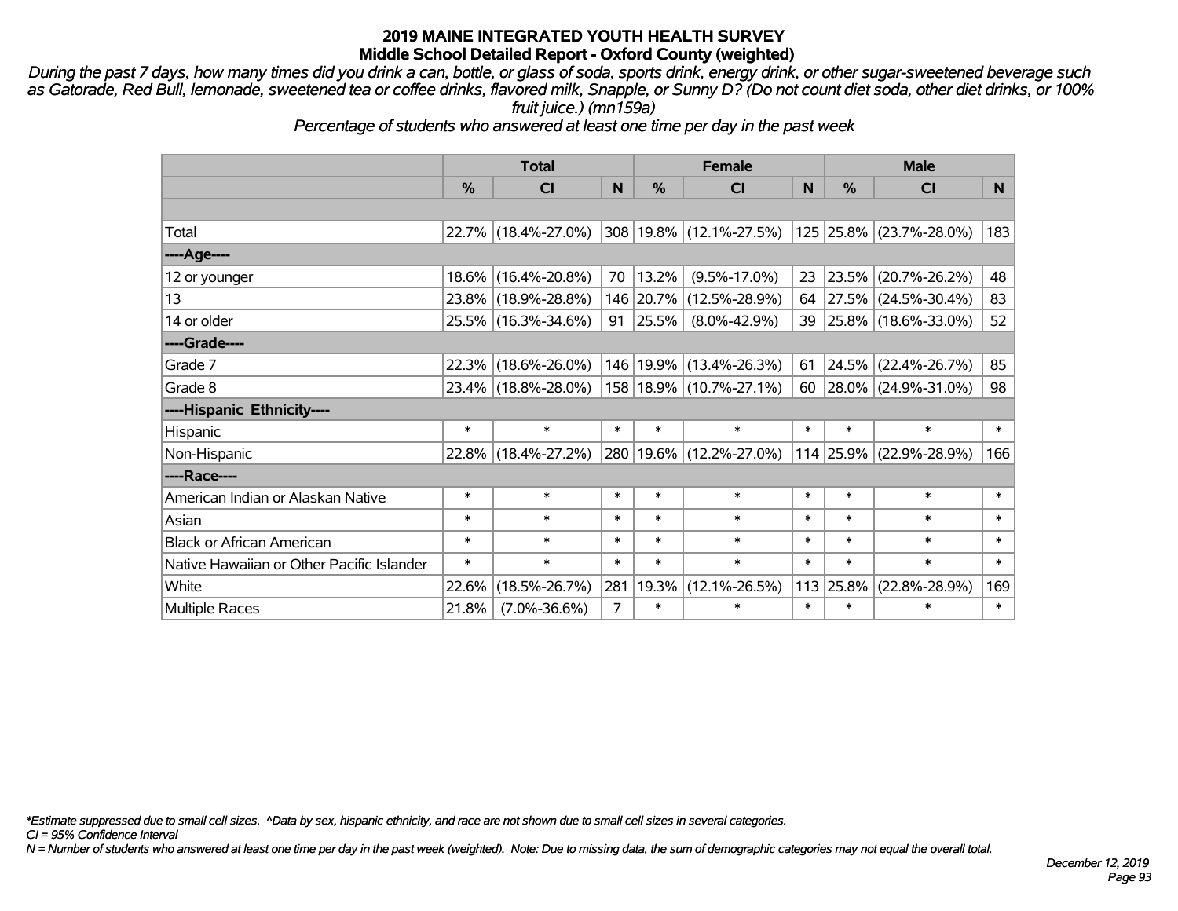## 2019 MAINE INTEGRATED YOUTH HEALTH SURVEY
### Middle School Detailed Report - Oxford County (weighted)

*During the past 7 days, how many times did you drink a can, bottle, or glass of soda, sports drink, energy drink, or other sugar-sweetened beverage such as Gatorade, Red Bull, lemonade, sweetened tea or coffee drinks, flavored milk, Snapple, or Sunny D? (Do not count diet soda, other diet drinks, or 100% fruit juice.) (mn159a)*

*Percentage of students who answered at least one time per day in the past week*

| | Total | | | Female | | | Male | | |
|---|---|---|---|---|---|---|---|---|---|
| | % | CI | N | % | CI | N | % | CI | N |
| Total | 22.7% | (18.4%-27.0%) | 308 | 19.8% | (12.1%-27.5%) | 125 | 25.8% | (23.7%-28.0%) | 183 |
| ----Age---- | | | | | | | | | |
| 12 or younger | 18.6% | (16.4%-20.8%) | 70 | 13.2% | (9.5%-17.0%) | 23 | 23.5% | (20.7%-26.2%) | 48 |
| 13 | 23.8% | (18.9%-28.8%) | 146 | 20.7% | (12.5%-28.9%) | 64 | 27.5% | (24.5%-30.4%) | 83 |
| 14 or older | 25.5% | (16.3%-34.6%) | 91 | 25.5% | (8.0%-42.9%) | 39 | 25.8% | (18.6%-33.0%) | 52 |
| ----Grade---- | | | | | | | | | |
| Grade 7 | 22.3% | (18.6%-26.0%) | 146 | 19.9% | (13.4%-26.3%) | 61 | 24.5% | (22.4%-26.7%) | 85 |
| Grade 8 | 23.4% | (18.8%-28.0%) | 158 | 18.9% | (10.7%-27.1%) | 60 | 28.0% | (24.9%-31.0%) | 98 |
| ----Hispanic Ethnicity---- | | | | | | | | | |
| Hispanic | * | * | * | * | * | * | * | * | * |
| Non-Hispanic | 22.8% | (18.4%-27.2%) | 280 | 19.6% | (12.2%-27.0%) | 114 | 25.9% | (22.9%-28.9%) | 166 |
| ----Race---- | | | | | | | | | |
| American Indian or Alaskan Native | * | * | * | * | * | * | * | * | * |
| Asian | * | * | * | * | * | * | * | * | * |
| Black or African American | * | * | * | * | * | * | * | * | * |
| Native Hawaiian or Other Pacific Islander | * | * | * | * | * | * | * | * | * |
| White | 22.6% | (18.5%-26.7%) | 281 | 19.3% | (12.1%-26.5%) | 113 | 25.8% | (22.8%-28.9%) | 169 |
| Multiple Races | 21.8% | (7.0%-36.6%) | 7 | * | * | * | * | * | * |

*\*Estimate suppressed due to small cell sizes. ^Data by sex, hispanic ethnicity, and race are not shown due to small cell sizes in several categories.*

*CI = 95% Confidence Interval*

*N = Number of students who answered at least one time per day in the past week (weighted). Note: Due to missing data, the sum of demographic categories may not equal the overall total.*

*December 12, 2019*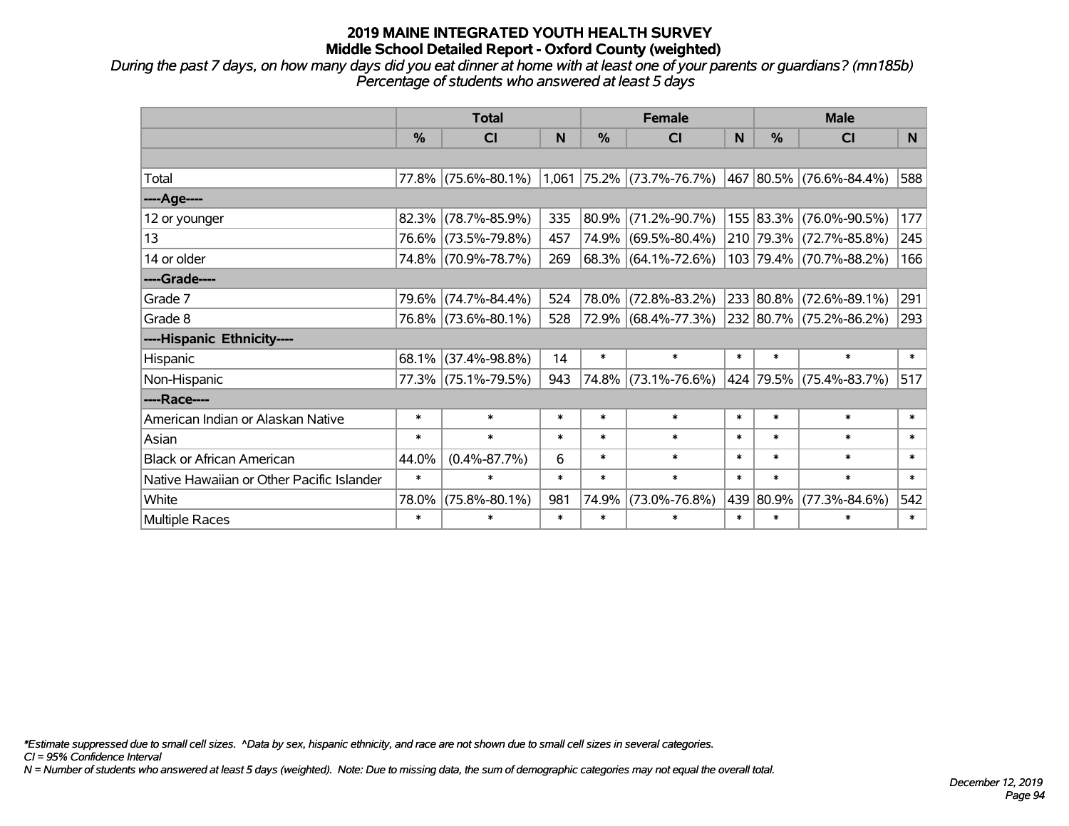# 2019 MAINE INTEGRATED YOUTH HEALTH SURVEY
## Middle School Detailed Report - Oxford County (weighted)

*During the past 7 days, on how many days did you eat dinner at home with at least one of your parents or guardians? (mn185b)*
*Percentage of students who answered at least 5 days*

| | Total | | | Female | | | Male | | |
|---|---|---|---|---|---|---|---|---|---|
| | % | CI | N | % | CI | N | % | CI | N |
| Total | 77.8% | (75.6%-80.1%) | 1,061 | 75.2% | (73.7%-76.7%) | 467 | 80.5% | (76.6%-84.4%) | 588 |
| ----Age---- | | | | | | | | | |
| 12 or younger | 82.3% | (78.7%-85.9%) | 335 | 80.9% | (71.2%-90.7%) | 155 | 83.3% | (76.0%-90.5%) | 177 |
| 13 | 76.6% | (73.5%-79.8%) | 457 | 74.9% | (69.5%-80.4%) | 210 | 79.3% | (72.7%-85.8%) | 245 |
| 14 or older | 74.8% | (70.9%-78.7%) | 269 | 68.3% | (64.1%-72.6%) | 103 | 79.4% | (70.7%-88.2%) | 166 |
| ----Grade---- | | | | | | | | | |
| Grade 7 | 79.6% | (74.7%-84.4%) | 524 | 78.0% | (72.8%-83.2%) | 233 | 80.8% | (72.6%-89.1%) | 291 |
| Grade 8 | 76.8% | (73.6%-80.1%) | 528 | 72.9% | (68.4%-77.3%) | 232 | 80.7% | (75.2%-86.2%) | 293 |
| ----Hispanic Ethnicity---- | | | | | | | | | |
| Hispanic | 68.1% | (37.4%-98.8%) | 14 | * | * | * | * | * | * |
| Non-Hispanic | 77.3% | (75.1%-79.5%) | 943 | 74.8% | (73.1%-76.6%) | 424 | 79.5% | (75.4%-83.7%) | 517 |
| ----Race---- | | | | | | | | | |
| American Indian or Alaskan Native | * | * | * | * | * | * | * | * | * |
| Asian | * | * | * | * | * | * | * | * | * |
| Black or African American | 44.0% | (0.4%-87.7%) | 6 | * | * | * | * | * | * |
| Native Hawaiian or Other Pacific Islander | * | * | * | * | * | * | * | * | * |
| White | 78.0% | (75.8%-80.1%) | 981 | 74.9% | (73.0%-76.8%) | 439 | 80.9% | (77.3%-84.6%) | 542 |
| Multiple Races | * | * | * | * | * | * | * | * | * |

*\*Estimate suppressed due to small cell sizes. ^Data by sex, hispanic ethnicity, and race are not shown due to small cell sizes in several categories.*
*CI = 95% Confidence Interval*
*N = Number of students who answered at least 5 days (weighted). Note: Due to missing data, the sum of demographic categories may not equal the overall total.*

*December 12, 2019*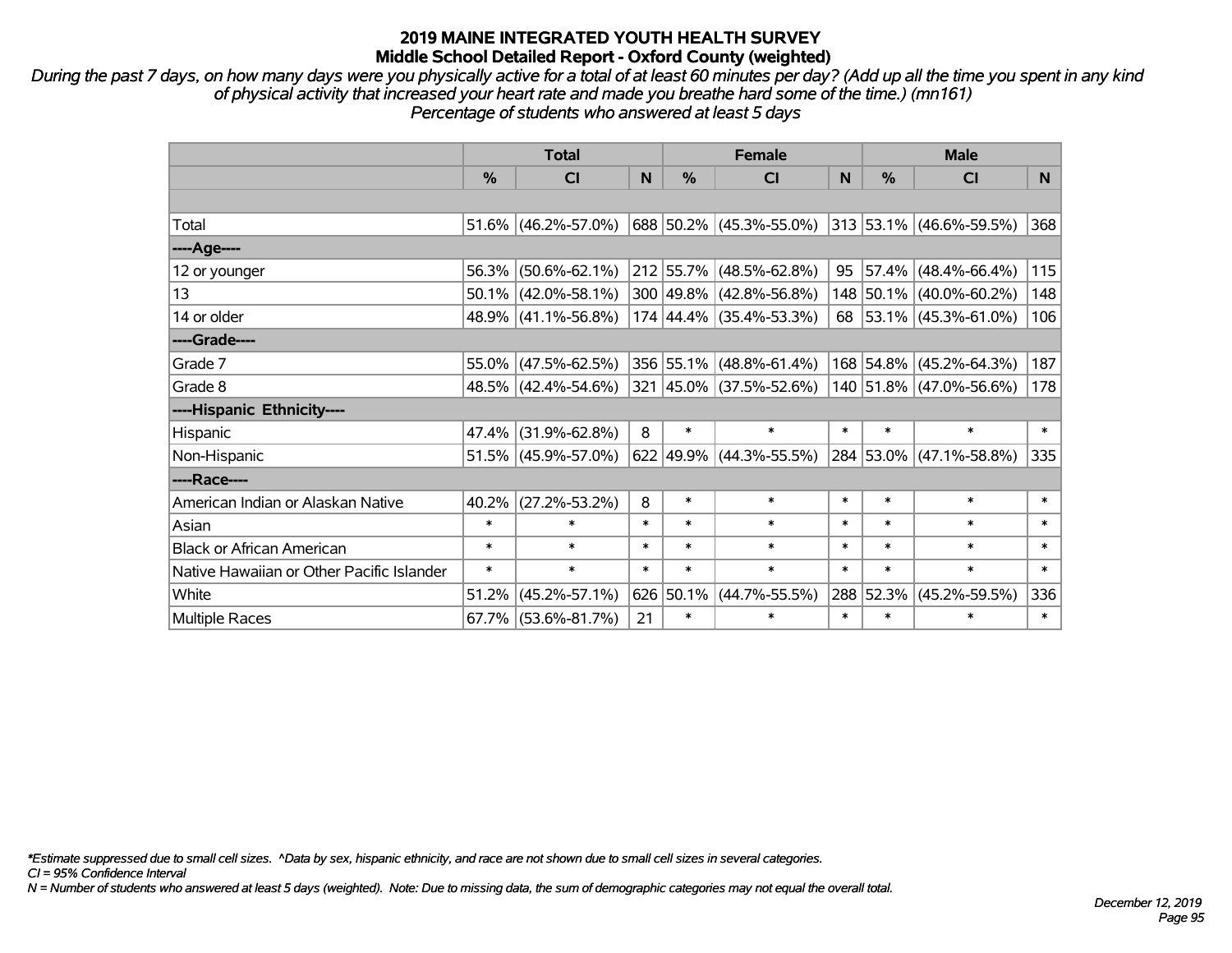# 2019 MAINE INTEGRATED YOUTH HEALTH SURVEY
## Middle School Detailed Report - Oxford County (weighted)

*During the past 7 days, on how many days were you physically active for a total of at least 60 minutes per day? (Add up all the time you spent in any kind of physical activity that increased your heart rate and made you breathe hard some of the time.) (mn161)*
*Percentage of students who answered at least 5 days*

| | Total | | | Female | | | Male | | |
|---|---|---|---|---|---|---|---|---|---|
| | % | CI | N | % | CI | N | % | CI | N |
| Total | 51.6% | (46.2%-57.0%) | 688 | 50.2% | (45.3%-55.0%) | 313 | 53.1% | (46.6%-59.5%) | 368 |
| ----Age---- | | | | | | | | | |
| 12 or younger | 56.3% | (50.6%-62.1%) | 212 | 55.7% | (48.5%-62.8%) | 95 | 57.4% | (48.4%-66.4%) | 115 |
| 13 | 50.1% | (42.0%-58.1%) | 300 | 49.8% | (42.8%-56.8%) | 148 | 50.1% | (40.0%-60.2%) | 148 |
| 14 or older | 48.9% | (41.1%-56.8%) | 174 | 44.4% | (35.4%-53.3%) | 68 | 53.1% | (45.3%-61.0%) | 106 |
| ----Grade---- | | | | | | | | | |
| Grade 7 | 55.0% | (47.5%-62.5%) | 356 | 55.1% | (48.8%-61.4%) | 168 | 54.8% | (45.2%-64.3%) | 187 |
| Grade 8 | 48.5% | (42.4%-54.6%) | 321 | 45.0% | (37.5%-52.6%) | 140 | 51.8% | (47.0%-56.6%) | 178 |
| ----Hispanic Ethnicity---- | | | | | | | | | |
| Hispanic | 47.4% | (31.9%-62.8%) | 8 | * | * | * | * | * | * |
| Non-Hispanic | 51.5% | (45.9%-57.0%) | 622 | 49.9% | (44.3%-55.5%) | 284 | 53.0% | (47.1%-58.8%) | 335 |
| ----Race---- | | | | | | | | | |
| American Indian or Alaskan Native | 40.2% | (27.2%-53.2%) | 8 | * | * | * | * | * | * |
| Asian | * | * | * | * | * | * | * | * | * |
| Black or African American | * | * | * | * | * | * | * | * | * |
| Native Hawaiian or Other Pacific Islander | * | * | * | * | * | * | * | * | * |
| White | 51.2% | (45.2%-57.1%) | 626 | 50.1% | (44.7%-55.5%) | 288 | 52.3% | (45.2%-59.5%) | 336 |
| Multiple Races | 67.7% | (53.6%-81.7%) | 21 | * | * | * | * | * | * |

*\*Estimate suppressed due to small cell sizes. ^Data by sex, hispanic ethnicity, and race are not shown due to small cell sizes in several categories.*
*CI = 95% Confidence Interval*
*N = Number of students who answered at least 5 days (weighted). Note: Due to missing data, the sum of demographic categories may not equal the overall total.*

*December 12, 2019*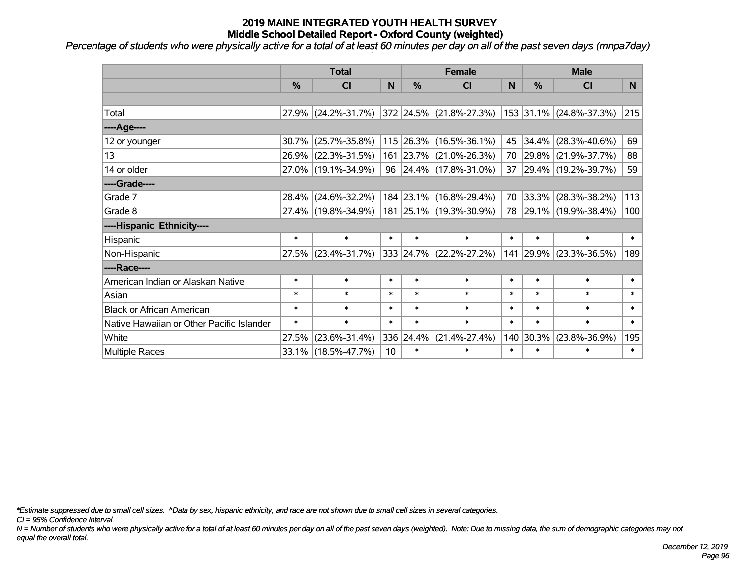# 2019 MAINE INTEGRATED YOUTH HEALTH SURVEY
## Middle School Detailed Report - Oxford County (weighted)

*Percentage of students who were physically active for a total of at least 60 minutes per day on all of the past seven days (mnpa7day)*

| | Total | | | Female | | | Male | | |
|---|---|---|---|---|---|---|---|---|---|
| | % | CI | N | % | CI | N | % | CI | N |
| | | | | | | | | | |
| Total | 27.9% | (24.2%-31.7%) | 372 | 24.5% | (21.8%-27.3%) | 153 | 31.1% | (24.8%-37.3%) | 215 |
| ----Age---- | | | | | | | | | |
| 12 or younger | 30.7% | (25.7%-35.8%) | 115 | 26.3% | (16.5%-36.1%) | 45 | 34.4% | (28.3%-40.6%) | 69 |
| 13 | 26.9% | (22.3%-31.5%) | 161 | 23.7% | (21.0%-26.3%) | 70 | 29.8% | (21.9%-37.7%) | 88 |
| 14 or older | 27.0% | (19.1%-34.9%) | 96 | 24.4% | (17.8%-31.0%) | 37 | 29.4% | (19.2%-39.7%) | 59 |
| ----Grade---- | | | | | | | | | |
| Grade 7 | 28.4% | (24.6%-32.2%) | 184 | 23.1% | (16.8%-29.4%) | 70 | 33.3% | (28.3%-38.2%) | 113 |
| Grade 8 | 27.4% | (19.8%-34.9%) | 181 | 25.1% | (19.3%-30.9%) | 78 | 29.1% | (19.9%-38.4%) | 100 |
| ----Hispanic Ethnicity---- | | | | | | | | | |
| Hispanic | * | * | * | * | * | * | * | * | * |
| Non-Hispanic | 27.5% | (23.4%-31.7%) | 333 | 24.7% | (22.2%-27.2%) | 141 | 29.9% | (23.3%-36.5%) | 189 |
| ----Race---- | | | | | | | | | |
| American Indian or Alaskan Native | * | * | * | * | * | * | * | * | * |
| Asian | * | * | * | * | * | * | * | * | * |
| Black or African American | * | * | * | * | * | * | * | * | * |
| Native Hawaiian or Other Pacific Islander | * | * | * | * | * | * | * | * | * |
| White | 27.5% | (23.6%-31.4%) | 336 | 24.4% | (21.4%-27.4%) | 140 | 30.3% | (23.8%-36.9%) | 195 |
| Multiple Races | 33.1% | (18.5%-47.7%) | 10 | * | * | * | * | * | * |

*\*Estimate suppressed due to small cell sizes. ^Data by sex, hispanic ethnicity, and race are not shown due to small cell sizes in several categories.*

*CI = 95% Confidence Interval*

*N = Number of students who were physically active for a total of at least 60 minutes per day on all of the past seven days (weighted). Note: Due to missing data, the sum of demographic categories may not equal the overall total.*

*December 12, 2019*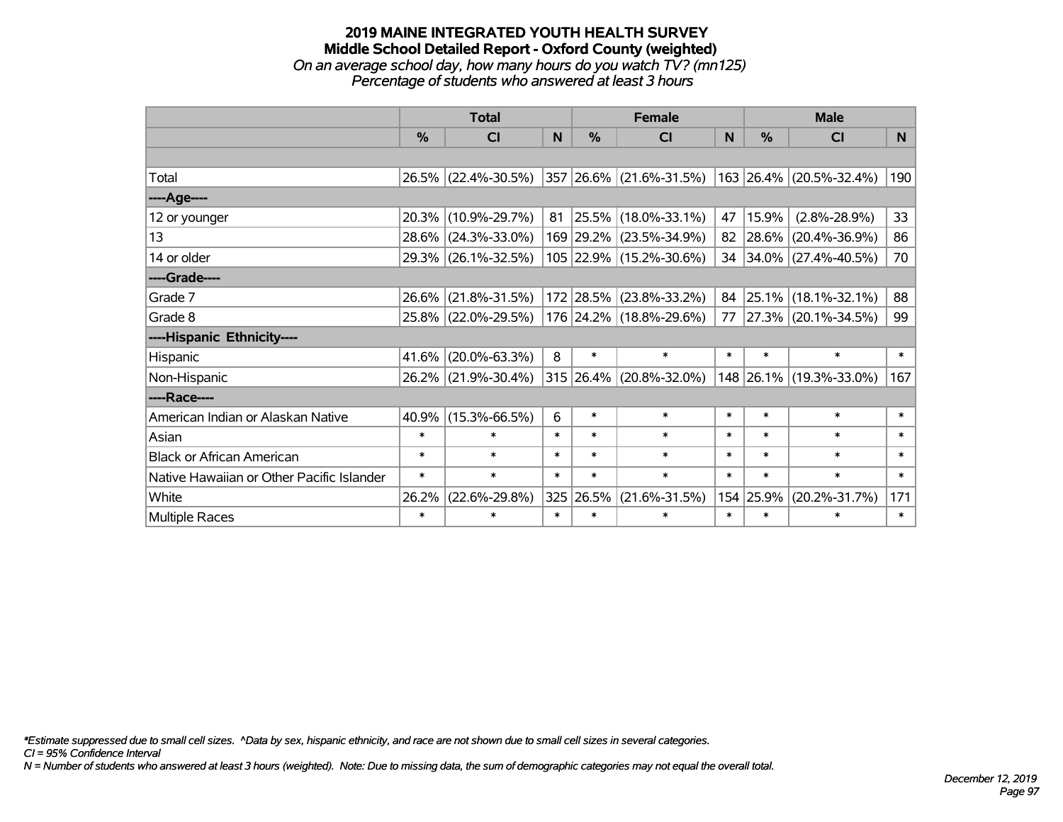# 2019 MAINE INTEGRATED YOUTH HEALTH SURVEY
## Middle School Detailed Report - Oxford County (weighted)
*On an average school day, how many hours do you watch TV? (mn125)*
*Percentage of students who answered at least 3 hours*

| | Total | | | Female | | | Male | | |
|---|---|---|---|---|---|---|---|---|---|
| | % | CI | N | % | CI | N | % | CI | N |
| | | | | | | | | | |
| Total | 26.5% | (22.4%-30.5%) | 357 | 26.6% | (21.6%-31.5%) | 163 | 26.4% | (20.5%-32.4%) | 190 |
| ----Age---- | | | | | | | | | |
| 12 or younger | 20.3% | (10.9%-29.7%) | 81 | 25.5% | (18.0%-33.1%) | 47 | 15.9% | (2.8%-28.9%) | 33 |
| 13 | 28.6% | (24.3%-33.0%) | 169 | 29.2% | (23.5%-34.9%) | 82 | 28.6% | (20.4%-36.9%) | 86 |
| 14 or older | 29.3% | (26.1%-32.5%) | 105 | 22.9% | (15.2%-30.6%) | 34 | 34.0% | (27.4%-40.5%) | 70 |
| ----Grade---- | | | | | | | | | |
| Grade 7 | 26.6% | (21.8%-31.5%) | 172 | 28.5% | (23.8%-33.2%) | 84 | 25.1% | (18.1%-32.1%) | 88 |
| Grade 8 | 25.8% | (22.0%-29.5%) | 176 | 24.2% | (18.8%-29.6%) | 77 | 27.3% | (20.1%-34.5%) | 99 |
| ----Hispanic Ethnicity---- | | | | | | | | | |
| Hispanic | 41.6% | (20.0%-63.3%) | 8 | * | * | * | * | * | * |
| Non-Hispanic | 26.2% | (21.9%-30.4%) | 315 | 26.4% | (20.8%-32.0%) | 148 | 26.1% | (19.3%-33.0%) | 167 |
| ----Race---- | | | | | | | | | |
| American Indian or Alaskan Native | 40.9% | (15.3%-66.5%) | 6 | * | * | * | * | * | * |
| Asian | * | * | * | * | * | * | * | * | * |
| Black or African American | * | * | * | * | * | * | * | * | * |
| Native Hawaiian or Other Pacific Islander | * | * | * | * | * | * | * | * | * |
| White | 26.2% | (22.6%-29.8%) | 325 | 26.5% | (21.6%-31.5%) | 154 | 25.9% | (20.2%-31.7%) | 171 |
| Multiple Races | * | * | * | * | * | * | * | * | * |

*\*Estimate suppressed due to small cell sizes. ^Data by sex, hispanic ethnicity, and race are not shown due to small cell sizes in several categories.*
*CI = 95% Confidence Interval*
*N = Number of students who answered at least 3 hours (weighted). Note: Due to missing data, the sum of demographic categories may not equal the overall total.*

*December 12, 2019*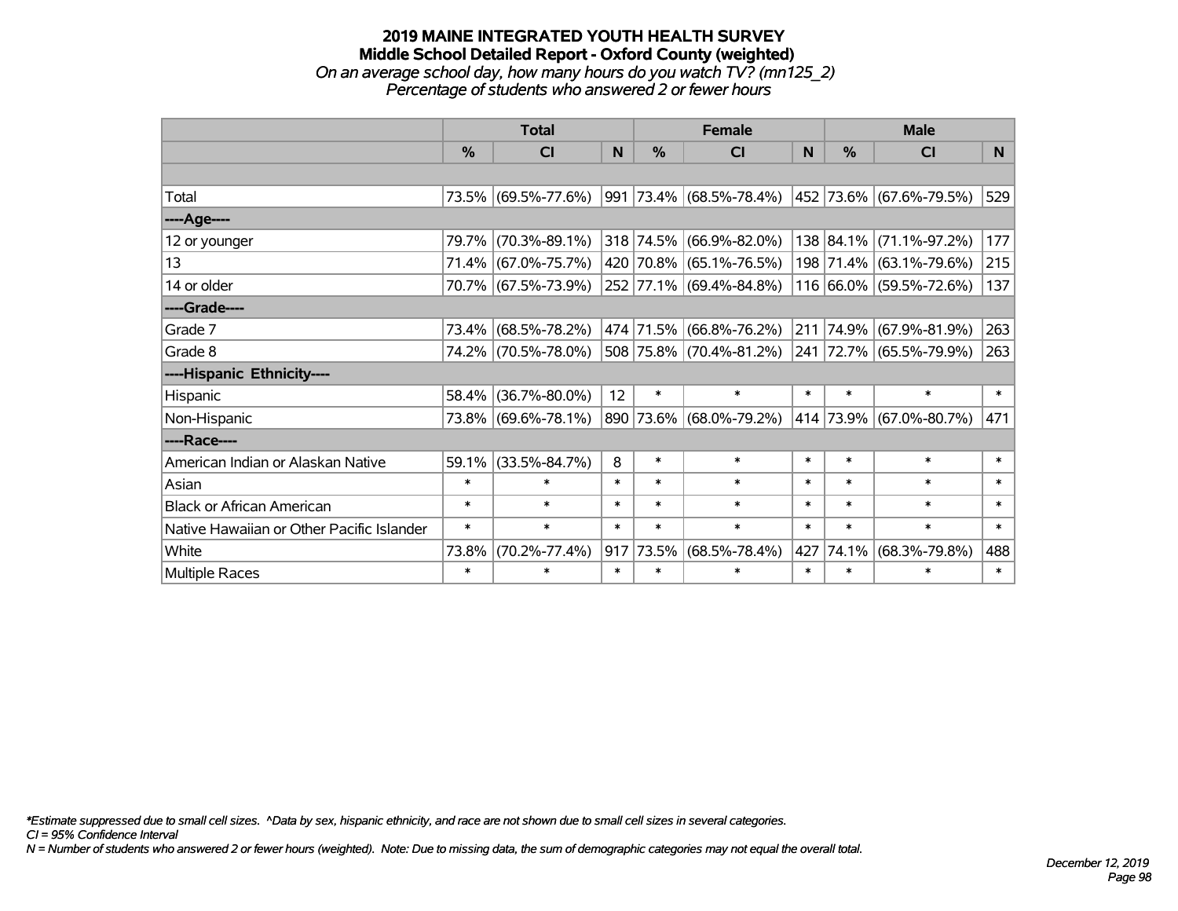# 2019 MAINE INTEGRATED YOUTH HEALTH SURVEY
## Middle School Detailed Report - Oxford County (weighted)
*On an average school day, how many hours do you watch TV? (mn125_2)*
*Percentage of students who answered 2 or fewer hours*

| | Total | | | Female | | | Male | | |
|---|---|---|---|---|---|---|---|---|---|
| | % | CI | N | % | CI | N | % | CI | N |
| Total | 73.5% | (69.5%-77.6%) | 991 | 73.4% | (68.5%-78.4%) | 452 | 73.6% | (67.6%-79.5%) | 529 |
| ----Age---- | | | | | | | | | |
| 12 or younger | 79.7% | (70.3%-89.1%) | 318 | 74.5% | (66.9%-82.0%) | 138 | 84.1% | (71.1%-97.2%) | 177 |
| 13 | 71.4% | (67.0%-75.7%) | 420 | 70.8% | (65.1%-76.5%) | 198 | 71.4% | (63.1%-79.6%) | 215 |
| 14 or older | 70.7% | (67.5%-73.9%) | 252 | 77.1% | (69.4%-84.8%) | 116 | 66.0% | (59.5%-72.6%) | 137 |
| ----Grade---- | | | | | | | | | |
| Grade 7 | 73.4% | (68.5%-78.2%) | 474 | 71.5% | (66.8%-76.2%) | 211 | 74.9% | (67.9%-81.9%) | 263 |
| Grade 8 | 74.2% | (70.5%-78.0%) | 508 | 75.8% | (70.4%-81.2%) | 241 | 72.7% | (65.5%-79.9%) | 263 |
| ----Hispanic Ethnicity---- | | | | | | | | | |
| Hispanic | 58.4% | (36.7%-80.0%) | 12 | * | * | * | * | * | * |
| Non-Hispanic | 73.8% | (69.6%-78.1%) | 890 | 73.6% | (68.0%-79.2%) | 414 | 73.9% | (67.0%-80.7%) | 471 |
| ----Race---- | | | | | | | | | |
| American Indian or Alaskan Native | 59.1% | (33.5%-84.7%) | 8 | * | * | * | * | * | * |
| Asian | * | * | * | * | * | * | * | * | * |
| Black or African American | * | * | * | * | * | * | * | * | * |
| Native Hawaiian or Other Pacific Islander | * | * | * | * | * | * | * | * | * |
| White | 73.8% | (70.2%-77.4%) | 917 | 73.5% | (68.5%-78.4%) | 427 | 74.1% | (68.3%-79.8%) | 488 |
| Multiple Races | * | * | * | * | * | * | * | * | * |

*\*Estimate suppressed due to small cell sizes. ^Data by sex, hispanic ethnicity, and race are not shown due to small cell sizes in several categories.*
*CI = 95% Confidence Interval*
*N = Number of students who answered 2 or fewer hours (weighted). Note: Due to missing data, the sum of demographic categories may not equal the overall total.*

*December 12, 2019*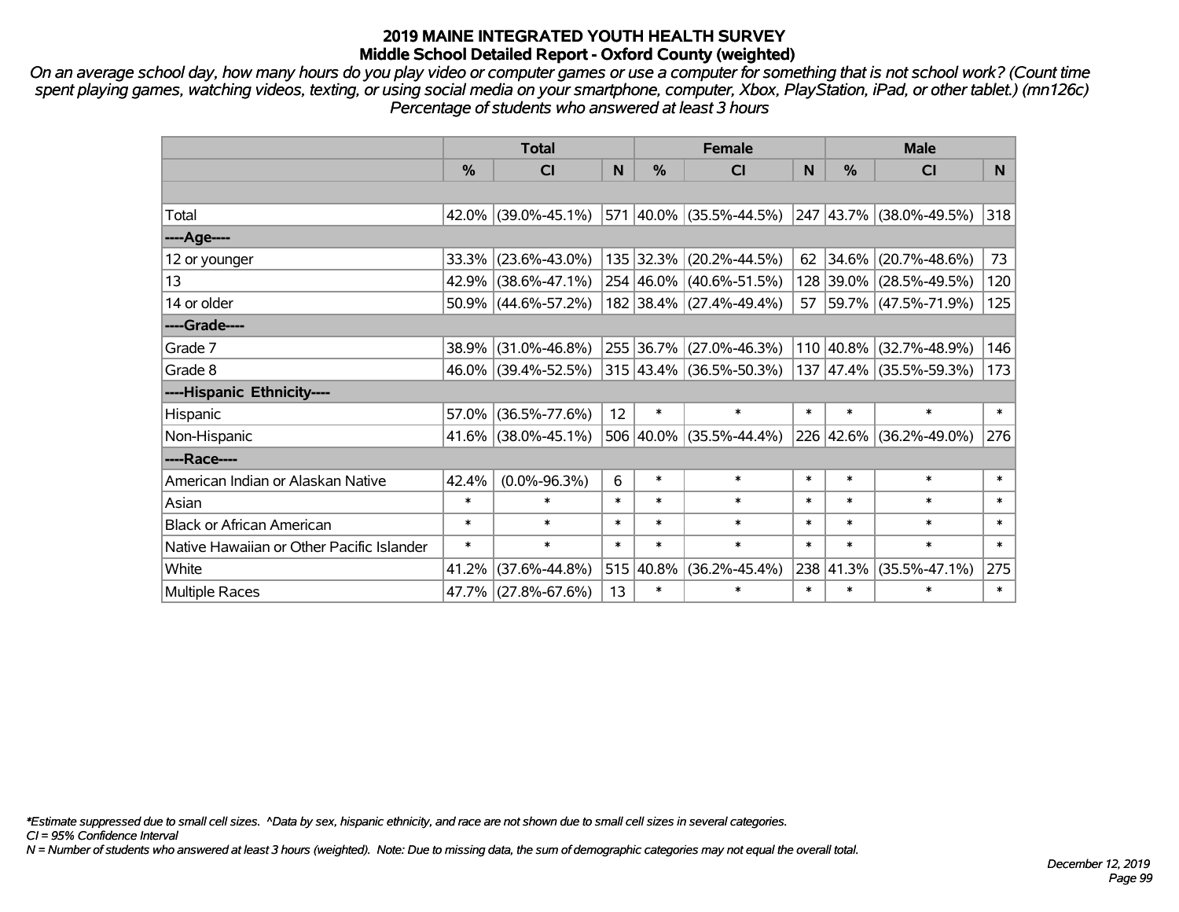# 2019 MAINE INTEGRATED YOUTH HEALTH SURVEY
## Middle School Detailed Report - Oxford County (weighted)

*On an average school day, how many hours do you play video or computer games or use a computer for something that is not school work? (Count time spent playing games, watching videos, texting, or using social media on your smartphone, computer, Xbox, PlayStation, iPad, or other tablet.) (mn126c) Percentage of students who answered at least 3 hours*

| | Total | | | Female | | | Male | | |
|---|---|---|---|---|---|---|---|---|---|
| | % | CI | N | % | CI | N | % | CI | N |
| Total | 42.0% | (39.0%-45.1%) | 571 | 40.0% | (35.5%-44.5%) | 247 | 43.7% | (38.0%-49.5%) | 318 |
| ----Age---- | | | | | | | | | |
| 12 or younger | 33.3% | (23.6%-43.0%) | 135 | 32.3% | (20.2%-44.5%) | 62 | 34.6% | (20.7%-48.6%) | 73 |
| 13 | 42.9% | (38.6%-47.1%) | 254 | 46.0% | (40.6%-51.5%) | 128 | 39.0% | (28.5%-49.5%) | 120 |
| 14 or older | 50.9% | (44.6%-57.2%) | 182 | 38.4% | (27.4%-49.4%) | 57 | 59.7% | (47.5%-71.9%) | 125 |
| ----Grade---- | | | | | | | | | |
| Grade 7 | 38.9% | (31.0%-46.8%) | 255 | 36.7% | (27.0%-46.3%) | 110 | 40.8% | (32.7%-48.9%) | 146 |
| Grade 8 | 46.0% | (39.4%-52.5%) | 315 | 43.4% | (36.5%-50.3%) | 137 | 47.4% | (35.5%-59.3%) | 173 |
| ----Hispanic Ethnicity---- | | | | | | | | | |
| Hispanic | 57.0% | (36.5%-77.6%) | 12 | * | * | * | * | * | * |
| Non-Hispanic | 41.6% | (38.0%-45.1%) | 506 | 40.0% | (35.5%-44.4%) | 226 | 42.6% | (36.2%-49.0%) | 276 |
| ----Race---- | | | | | | | | | |
| American Indian or Alaskan Native | 42.4% | (0.0%-96.3%) | 6 | * | * | * | * | * | * |
| Asian | * | * | * | * | * | * | * | * | * |
| Black or African American | * | * | * | * | * | * | * | * | * |
| Native Hawaiian or Other Pacific Islander | * | * | * | * | * | * | * | * | * |
| White | 41.2% | (37.6%-44.8%) | 515 | 40.8% | (36.2%-45.4%) | 238 | 41.3% | (35.5%-47.1%) | 275 |
| Multiple Races | 47.7% | (27.8%-67.6%) | 13 | * | * | * | * | * | * |

*\*Estimate suppressed due to small cell sizes. ^Data by sex, hispanic ethnicity, and race are not shown due to small cell sizes in several categories.*

*CI = 95% Confidence Interval*

*N = Number of students who answered at least 3 hours (weighted). Note: Due to missing data, the sum of demographic categories may not equal the overall total.*

*December 12, 2019*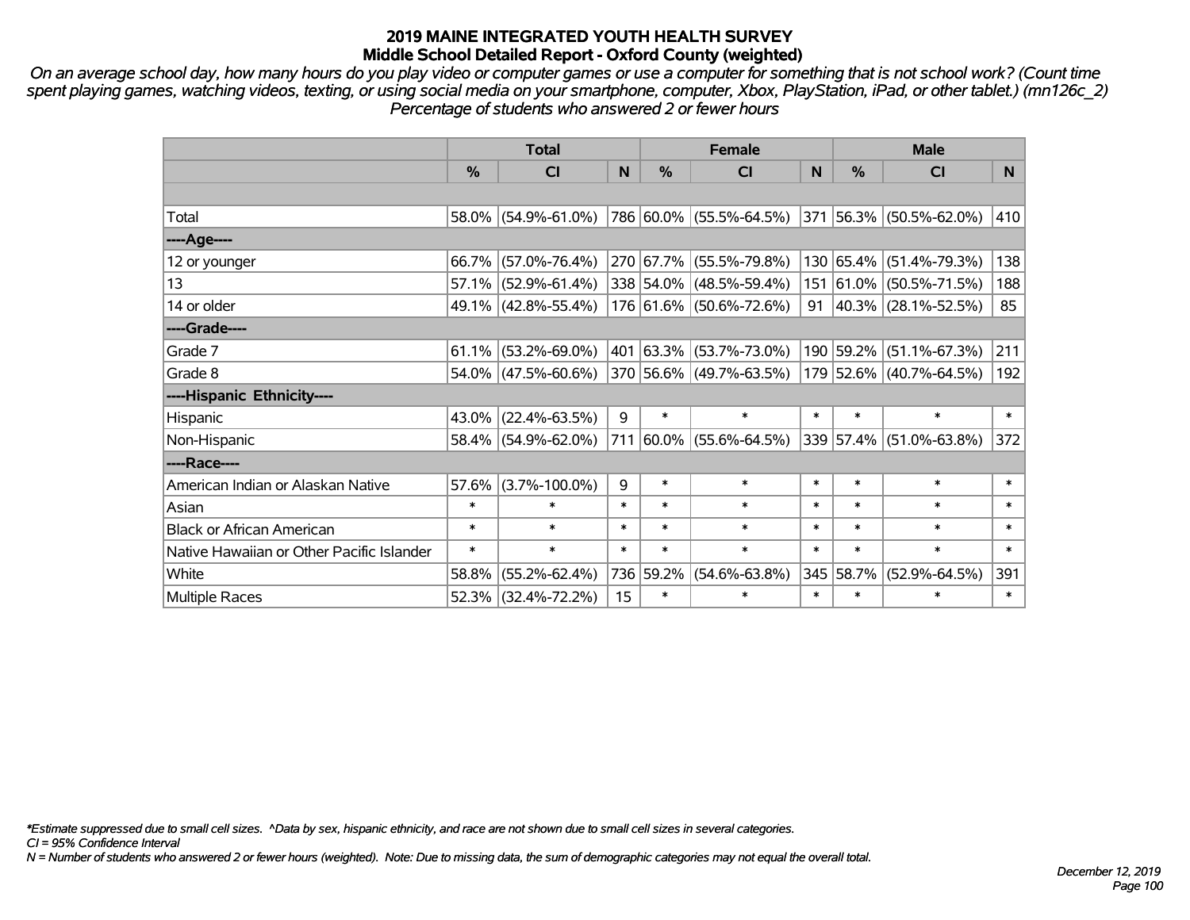# 2019 MAINE INTEGRATED YOUTH HEALTH SURVEY

## Middle School Detailed Report - Oxford County (weighted)

*On an average school day, how many hours do you play video or computer games or use a computer for something that is not school work? (Count time spent playing games, watching videos, texting, or using social media on your smartphone, computer, Xbox, PlayStation, iPad, or other tablet.) (mn126c_2)*
*Percentage of students who answered 2 or fewer hours*

| | Total | | | Female | | | Male | | |
|---|---|---|---|---|---|---|---|---|---|
| | % | CI | N | % | CI | N | % | CI | N |
| Total | 58.0% | (54.9%-61.0%) | 786 | 60.0% | (55.5%-64.5%) | 371 | 56.3% | (50.5%-62.0%) | 410 |
| ----Age---- | | | | | | | | | |
| 12 or younger | 66.7% | (57.0%-76.4%) | 270 | 67.7% | (55.5%-79.8%) | 130 | 65.4% | (51.4%-79.3%) | 138 |
| 13 | 57.1% | (52.9%-61.4%) | 338 | 54.0% | (48.5%-59.4%) | 151 | 61.0% | (50.5%-71.5%) | 188 |
| 14 or older | 49.1% | (42.8%-55.4%) | 176 | 61.6% | (50.6%-72.6%) | 91 | 40.3% | (28.1%-52.5%) | 85 |
| ----Grade---- | | | | | | | | | |
| Grade 7 | 61.1% | (53.2%-69.0%) | 401 | 63.3% | (53.7%-73.0%) | 190 | 59.2% | (51.1%-67.3%) | 211 |
| Grade 8 | 54.0% | (47.5%-60.6%) | 370 | 56.6% | (49.7%-63.5%) | 179 | 52.6% | (40.7%-64.5%) | 192 |
| ----Hispanic Ethnicity---- | | | | | | | | | |
| Hispanic | 43.0% | (22.4%-63.5%) | 9 | * | * | * | * | * | * |
| Non-Hispanic | 58.4% | (54.9%-62.0%) | 711 | 60.0% | (55.6%-64.5%) | 339 | 57.4% | (51.0%-63.8%) | 372 |
| ----Race---- | | | | | | | | | |
| American Indian or Alaskan Native | 57.6% | (3.7%-100.0%) | 9 | * | * | * | * | * | * |
| Asian | * | * | * | * | * | * | * | * | * |
| Black or African American | * | * | * | * | * | * | * | * | * |
| Native Hawaiian or Other Pacific Islander | * | * | * | * | * | * | * | * | * |
| White | 58.8% | (55.2%-62.4%) | 736 | 59.2% | (54.6%-63.8%) | 345 | 58.7% | (52.9%-64.5%) | 391 |
| Multiple Races | 52.3% | (32.4%-72.2%) | 15 | * | * | * | * | * | * |

*Estimate suppressed due to small cell sizes. ^Data by sex, hispanic ethnicity, and race are not shown due to small cell sizes in several categories.
CI = 95% Confidence Interval
N = Number of students who answered 2 or fewer hours (weighted). Note: Due to missing data, the sum of demographic categories may not equal the overall total.

December 12, 2019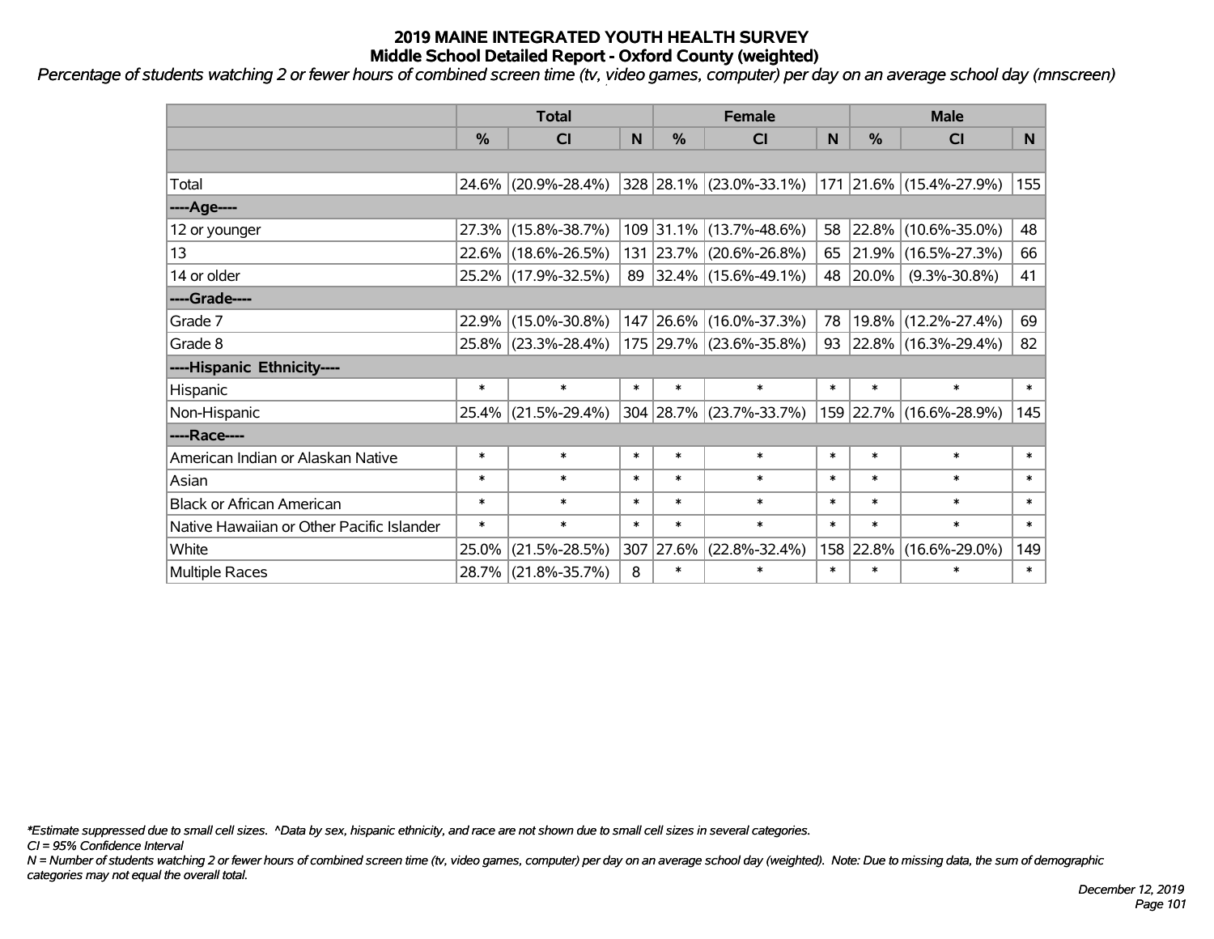# 2019 MAINE INTEGRATED YOUTH HEALTH SURVEY
## Middle School Detailed Report - Oxford County (weighted)

*Percentage of students watching 2 or fewer hours of combined screen time (tv, video games, computer) per day on an average school day (mnscreen)*

| | Total | | | Female | | | Male | | |
|---|---|---|---|---|---|---|---|---|---|
| | % | CI | N | % | CI | N | % | CI | N |
| | | | | | | | | | |
| Total | 24.6% | (20.9%-28.4%) | 328 | 28.1% | (23.0%-33.1%) | 171 | 21.6% | (15.4%-27.9%) | 155 |
| ----Age---- | | | | | | | | | |
| 12 or younger | 27.3% | (15.8%-38.7%) | 109 | 31.1% | (13.7%-48.6%) | 58 | 22.8% | (10.6%-35.0%) | 48 |
| 13 | 22.6% | (18.6%-26.5%) | 131 | 23.7% | (20.6%-26.8%) | 65 | 21.9% | (16.5%-27.3%) | 66 |
| 14 or older | 25.2% | (17.9%-32.5%) | 89 | 32.4% | (15.6%-49.1%) | 48 | 20.0% | (9.3%-30.8%) | 41 |
| ----Grade---- | | | | | | | | | |
| Grade 7 | 22.9% | (15.0%-30.8%) | 147 | 26.6% | (16.0%-37.3%) | 78 | 19.8% | (12.2%-27.4%) | 69 |
| Grade 8 | 25.8% | (23.3%-28.4%) | 175 | 29.7% | (23.6%-35.8%) | 93 | 22.8% | (16.3%-29.4%) | 82 |
| ----Hispanic Ethnicity---- | | | | | | | | | |
| Hispanic | * | * | * | * | * | * | * | * | * |
| Non-Hispanic | 25.4% | (21.5%-29.4%) | 304 | 28.7% | (23.7%-33.7%) | 159 | 22.7% | (16.6%-28.9%) | 145 |
| ----Race---- | | | | | | | | | |
| American Indian or Alaskan Native | * | * | * | * | * | * | * | * | * |
| Asian | * | * | * | * | * | * | * | * | * |
| Black or African American | * | * | * | * | * | * | * | * | * |
| Native Hawaiian or Other Pacific Islander | * | * | * | * | * | * | * | * | * |
| White | 25.0% | (21.5%-28.5%) | 307 | 27.6% | (22.8%-32.4%) | 158 | 22.8% | (16.6%-29.0%) | 149 |
| Multiple Races | 28.7% | (21.8%-35.7%) | 8 | * | * | * | * | * | * |

*Estimate suppressed due to small cell sizes. ^Data by sex, hispanic ethnicity, and race are not shown due to small cell sizes in several categories.

*CI = 95% Confidence Interval*

*N = Number of students watching 2 or fewer hours of combined screen time (tv, video games, computer) per day on an average school day (weighted). Note: Due to missing data, the sum of demographic categories may not equal the overall total.*

*December 12, 2019*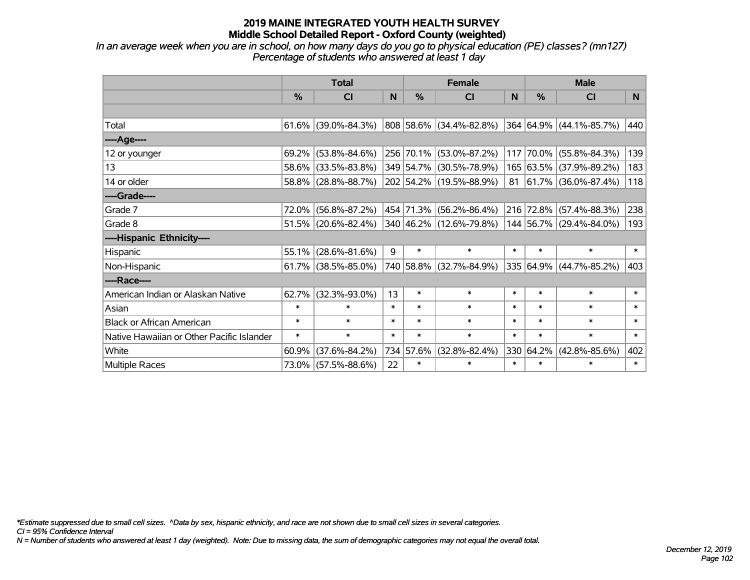# 2019 MAINE INTEGRATED YOUTH HEALTH SURVEY
## Middle School Detailed Report - Oxford County (weighted)

*In an average week when you are in school, on how many days do you go to physical education (PE) classes? (mn127)*
*Percentage of students who answered at least 1 day*

| | Total | | | Female | | | Male | | |
|---|---|---|---|---|---|---|---|---|---|
| | % | CI | N | % | CI | N | % | CI | N |
| | | | | | | | | | |
| Total | 61.6% | (39.0%-84.3%) | 808 | 58.6% | (34.4%-82.8%) | 364 | 64.9% | (44.1%-85.7%) | 440 |
| ----Age---- | | | | | | | | | |
| 12 or younger | 69.2% | (53.8%-84.6%) | 256 | 70.1% | (53.0%-87.2%) | 117 | 70.0% | (55.8%-84.3%) | 139 |
| 13 | 58.6% | (33.5%-83.8%) | 349 | 54.7% | (30.5%-78.9%) | 165 | 63.5% | (37.9%-89.2%) | 183 |
| 14 or older | 58.8% | (28.8%-88.7%) | 202 | 54.2% | (19.5%-88.9%) | 81 | 61.7% | (36.0%-87.4%) | 118 |
| ----Grade---- | | | | | | | | | |
| Grade 7 | 72.0% | (56.8%-87.2%) | 454 | 71.3% | (56.2%-86.4%) | 216 | 72.8% | (57.4%-88.3%) | 238 |
| Grade 8 | 51.5% | (20.6%-82.4%) | 340 | 46.2% | (12.6%-79.8%) | 144 | 56.7% | (29.4%-84.0%) | 193 |
| ----Hispanic Ethnicity---- | | | | | | | | | |
| Hispanic | 55.1% | (28.6%-81.6%) | 9 | * | * | * | * | * | * |
| Non-Hispanic | 61.7% | (38.5%-85.0%) | 740 | 58.8% | (32.7%-84.9%) | 335 | 64.9% | (44.7%-85.2%) | 403 |
| ----Race---- | | | | | | | | | |
| American Indian or Alaskan Native | 62.7% | (32.3%-93.0%) | 13 | * | * | * | * | * | * |
| Asian | * | * | * | * | * | * | * | * | * |
| Black or African American | * | * | * | * | * | * | * | * | * |
| Native Hawaiian or Other Pacific Islander | * | * | * | * | * | * | * | * | * |
| White | 60.9% | (37.6%-84.2%) | 734 | 57.6% | (32.8%-82.4%) | 330 | 64.2% | (42.8%-85.6%) | 402 |
| Multiple Races | 73.0% | (57.5%-88.6%) | 22 | * | * | * | * | * | * |

*\*Estimate suppressed due to small cell sizes. ^Data by sex, hispanic ethnicity, and race are not shown due to small cell sizes in several categories.*
*CI = 95% Confidence Interval*
*N = Number of students who answered at least 1 day (weighted). Note: Due to missing data, the sum of demographic categories may not equal the overall total.*

December 12, 2019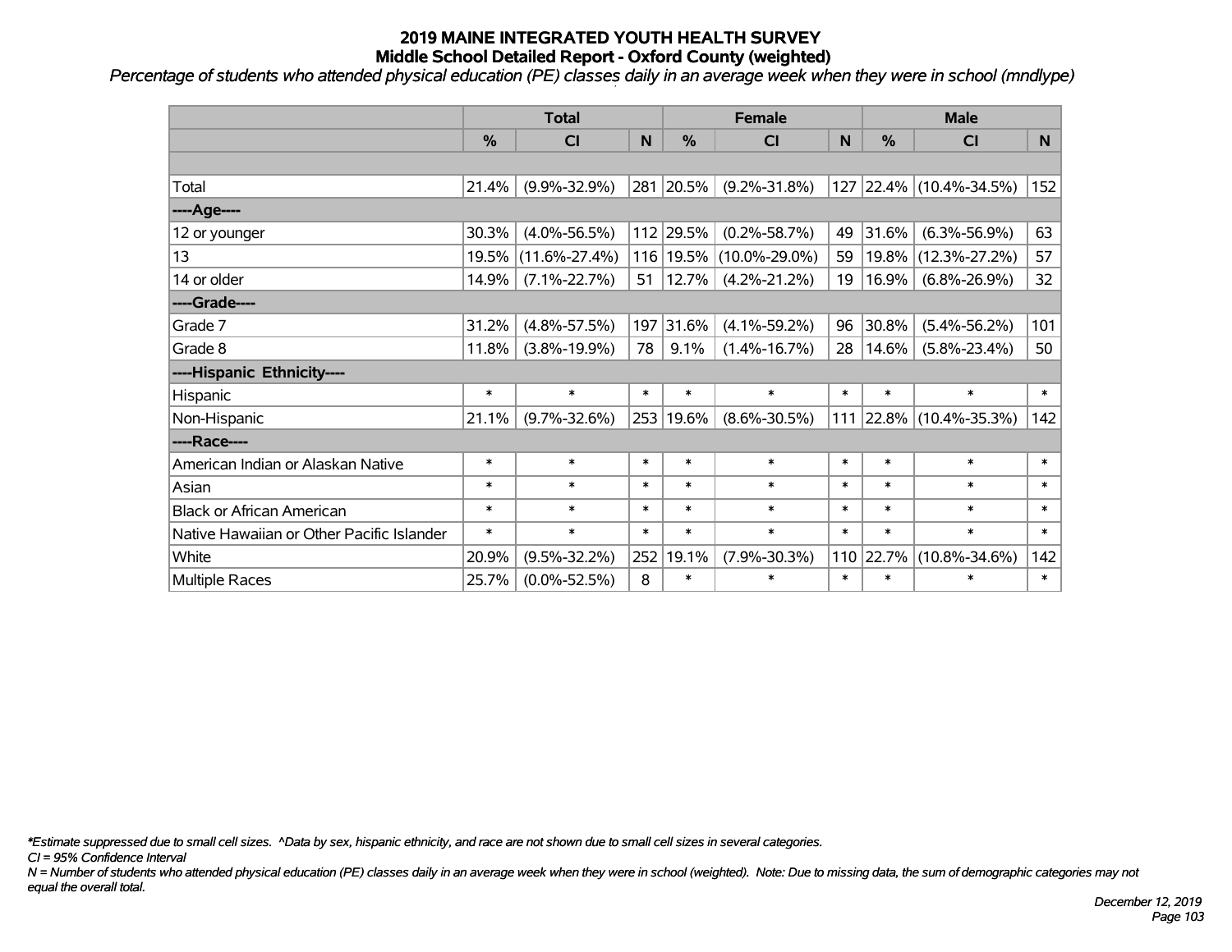# 2019 MAINE INTEGRATED YOUTH HEALTH SURVEY
## Middle School Detailed Report - Oxford County (weighted)

*Percentage of students who attended physical education (PE) classes daily in an average week when they were in school (mndlype)*

| | Total | | | Female | | | Male | | |
|---|---|---|---|---|---|---|---|---|---|
| | % | CI | N | % | CI | N | % | CI | N |
| Total | 21.4% | (9.9%-32.9%) | 281 | 20.5% | (9.2%-31.8%) | 127 | 22.4% | (10.4%-34.5%) | 152 |
| ----Age---- | | | | | | | | | |
| 12 or younger | 30.3% | (4.0%-56.5%) | 112 | 29.5% | (0.2%-58.7%) | 49 | 31.6% | (6.3%-56.9%) | 63 |
| 13 | 19.5% | (11.6%-27.4%) | 116 | 19.5% | (10.0%-29.0%) | 59 | 19.8% | (12.3%-27.2%) | 57 |
| 14 or older | 14.9% | (7.1%-22.7%) | 51 | 12.7% | (4.2%-21.2%) | 19 | 16.9% | (6.8%-26.9%) | 32 |
| ----Grade---- | | | | | | | | | |
| Grade 7 | 31.2% | (4.8%-57.5%) | 197 | 31.6% | (4.1%-59.2%) | 96 | 30.8% | (5.4%-56.2%) | 101 |
| Grade 8 | 11.8% | (3.8%-19.9%) | 78 | 9.1% | (1.4%-16.7%) | 28 | 14.6% | (5.8%-23.4%) | 50 |
| ----Hispanic Ethnicity---- | | | | | | | | | |
| Hispanic | * | * | * | * | * | * | * | * | * |
| Non-Hispanic | 21.1% | (9.7%-32.6%) | 253 | 19.6% | (8.6%-30.5%) | 111 | 22.8% | (10.4%-35.3%) | 142 |
| ----Race---- | | | | | | | | | |
| American Indian or Alaskan Native | * | * | * | * | * | * | * | * | * |
| Asian | * | * | * | * | * | * | * | * | * |
| Black or African American | * | * | * | * | * | * | * | * | * |
| Native Hawaiian or Other Pacific Islander | * | * | * | * | * | * | * | * | * |
| White | 20.9% | (9.5%-32.2%) | 252 | 19.1% | (7.9%-30.3%) | 110 | 22.7% | (10.8%-34.6%) | 142 |
| Multiple Races | 25.7% | (0.0%-52.5%) | 8 | * | * | * | * | * | * |

*\*Estimate suppressed due to small cell sizes. ^Data by sex, hispanic ethnicity, and race are not shown due to small cell sizes in several categories.*

*CI = 95% Confidence Interval*

*N = Number of students who attended physical education (PE) classes daily in an average week when they were in school (weighted). Note: Due to missing data, the sum of demographic categories may not equal the overall total.*

*December 12, 2019*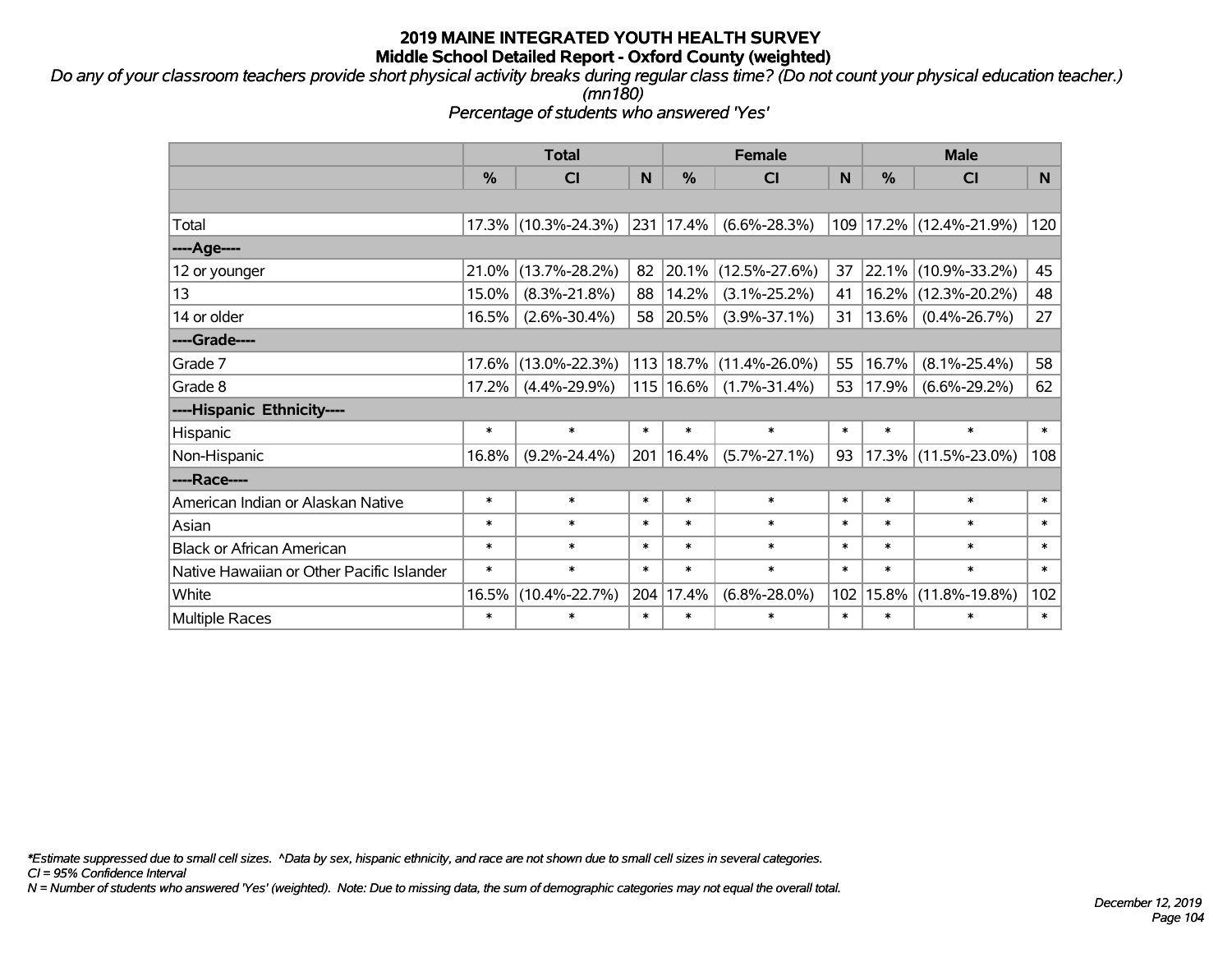# 2019 MAINE INTEGRATED YOUTH HEALTH SURVEY

## Middle School Detailed Report - Oxford County (weighted)

*Do any of your classroom teachers provide short physical activity breaks during regular class time? (Do not count your physical education teacher.) (mn180)*

*Percentage of students who answered 'Yes'*

| | Total | | | Female | | | Male | | |
|---|---|---|---|---|---|---|---|---|---|
| | % | CI | N | % | CI | N | % | CI | N |
| | | | | | | | | | |
| Total | 17.3% | (10.3%-24.3%) | 231 | 17.4% | (6.6%-28.3%) | 109 | 17.2% | (12.4%-21.9%) | 120 |
| ----Age---- | | | | | | | | | |
| 12 or younger | 21.0% | (13.7%-28.2%) | 82 | 20.1% | (12.5%-27.6%) | 37 | 22.1% | (10.9%-33.2%) | 45 |
| 13 | 15.0% | (8.3%-21.8%) | 88 | 14.2% | (3.1%-25.2%) | 41 | 16.2% | (12.3%-20.2%) | 48 |
| 14 or older | 16.5% | (2.6%-30.4%) | 58 | 20.5% | (3.9%-37.1%) | 31 | 13.6% | (0.4%-26.7%) | 27 |
| ----Grade---- | | | | | | | | | |
| Grade 7 | 17.6% | (13.0%-22.3%) | 113 | 18.7% | (11.4%-26.0%) | 55 | 16.7% | (8.1%-25.4%) | 58 |
| Grade 8 | 17.2% | (4.4%-29.9%) | 115 | 16.6% | (1.7%-31.4%) | 53 | 17.9% | (6.6%-29.2%) | 62 |
| ----Hispanic Ethnicity---- | | | | | | | | | |
| Hispanic | * | * | * | * | * | * | * | * | * |
| Non-Hispanic | 16.8% | (9.2%-24.4%) | 201 | 16.4% | (5.7%-27.1%) | 93 | 17.3% | (11.5%-23.0%) | 108 |
| ----Race---- | | | | | | | | | |
| American Indian or Alaskan Native | * | * | * | * | * | * | * | * | * |
| Asian | * | * | * | * | * | * | * | * | * |
| Black or African American | * | * | * | * | * | * | * | * | * |
| Native Hawaiian or Other Pacific Islander | * | * | * | * | * | * | * | * | * |
| White | 16.5% | (10.4%-22.7%) | 204 | 17.4% | (6.8%-28.0%) | 102 | 15.8% | (11.8%-19.8%) | 102 |
| Multiple Races | * | * | * | * | * | * | * | * | * |

*\*Estimate suppressed due to small cell sizes. ^Data by sex, hispanic ethnicity, and race are not shown due to small cell sizes in several categories.*

*CI = 95% Confidence Interval*

*N = Number of students who answered 'Yes' (weighted). Note: Due to missing data, the sum of demographic categories may not equal the overall total.*

*December 12, 2019*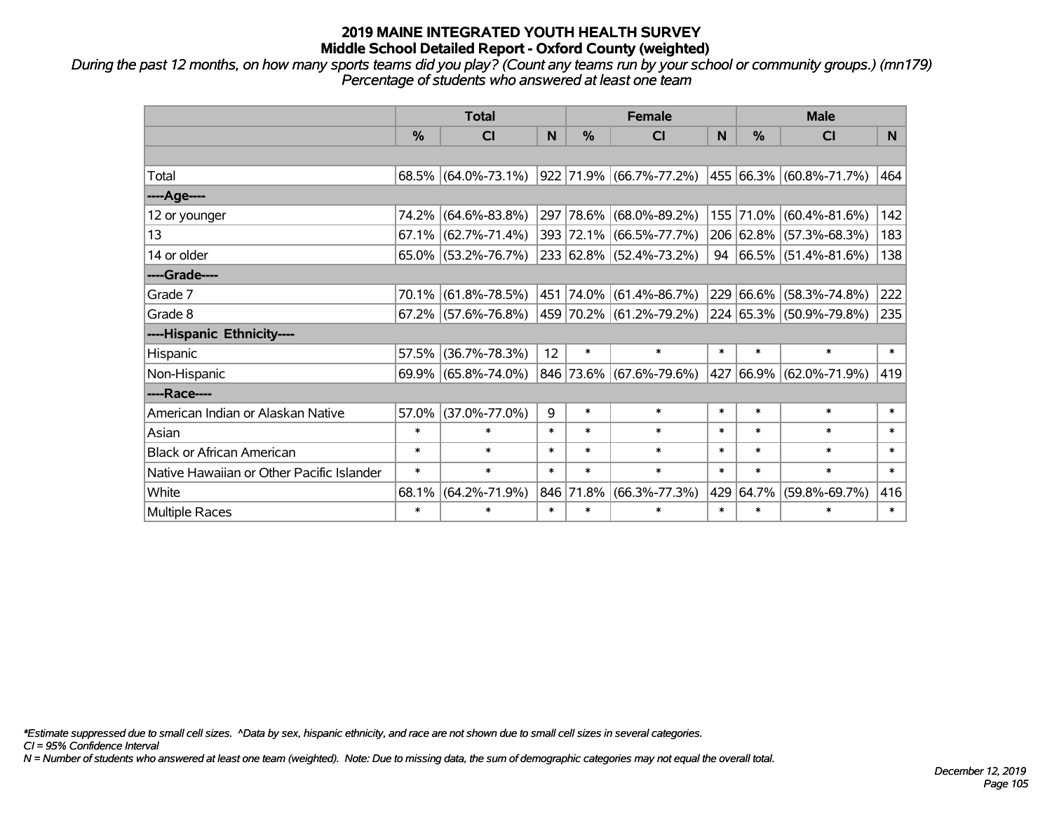# 2019 MAINE INTEGRATED YOUTH HEALTH SURVEY
## Middle School Detailed Report - Oxford County (weighted)

*During the past 12 months, on how many sports teams did you play? (Count any teams run by your school or community groups.) (mn179)*
*Percentage of students who answered at least one team*

| | Total | | | Female | | | Male | | |
|---|---|---|---|---|---|---|---|---|---|
| | % | CI | N | % | CI | N | % | CI | N |
| | | | | | | | | | |
| Total | 68.5% | (64.0%-73.1%) | 922 | 71.9% | (66.7%-77.2%) | 455 | 66.3% | (60.8%-71.7%) | 464 |
| ----Age---- | | | | | | | | | |
| 12 or younger | 74.2% | (64.6%-83.8%) | 297 | 78.6% | (68.0%-89.2%) | 155 | 71.0% | (60.4%-81.6%) | 142 |
| 13 | 67.1% | (62.7%-71.4%) | 393 | 72.1% | (66.5%-77.7%) | 206 | 62.8% | (57.3%-68.3%) | 183 |
| 14 or older | 65.0% | (53.2%-76.7%) | 233 | 62.8% | (52.4%-73.2%) | 94 | 66.5% | (51.4%-81.6%) | 138 |
| ----Grade---- | | | | | | | | | |
| Grade 7 | 70.1% | (61.8%-78.5%) | 451 | 74.0% | (61.4%-86.7%) | 229 | 66.6% | (58.3%-74.8%) | 222 |
| Grade 8 | 67.2% | (57.6%-76.8%) | 459 | 70.2% | (61.2%-79.2%) | 224 | 65.3% | (50.9%-79.8%) | 235 |
| ----Hispanic Ethnicity---- | | | | | | | | | |
| Hispanic | 57.5% | (36.7%-78.3%) | 12 | * | * | * | * | * | * |
| Non-Hispanic | 69.9% | (65.8%-74.0%) | 846 | 73.6% | (67.6%-79.6%) | 427 | 66.9% | (62.0%-71.9%) | 419 |
| ----Race---- | | | | | | | | | |
| American Indian or Alaskan Native | 57.0% | (37.0%-77.0%) | 9 | * | * | * | * | * | * |
| Asian | * | * | * | * | * | * | * | * | * |
| Black or African American | * | * | * | * | * | * | * | * | * |
| Native Hawaiian or Other Pacific Islander | * | * | * | * | * | * | * | * | * |
| White | 68.1% | (64.2%-71.9%) | 846 | 71.8% | (66.3%-77.3%) | 429 | 64.7% | (59.8%-69.7%) | 416 |
| Multiple Races | * | * | * | * | * | * | * | * | * |

*\*Estimate suppressed due to small cell sizes. ^Data by sex, hispanic ethnicity, and race are not shown due to small cell sizes in several categories.*
*CI = 95% Confidence Interval*
*N = Number of students who answered at least one team (weighted). Note: Due to missing data, the sum of demographic categories may not equal the overall total.*

*December 12, 2019*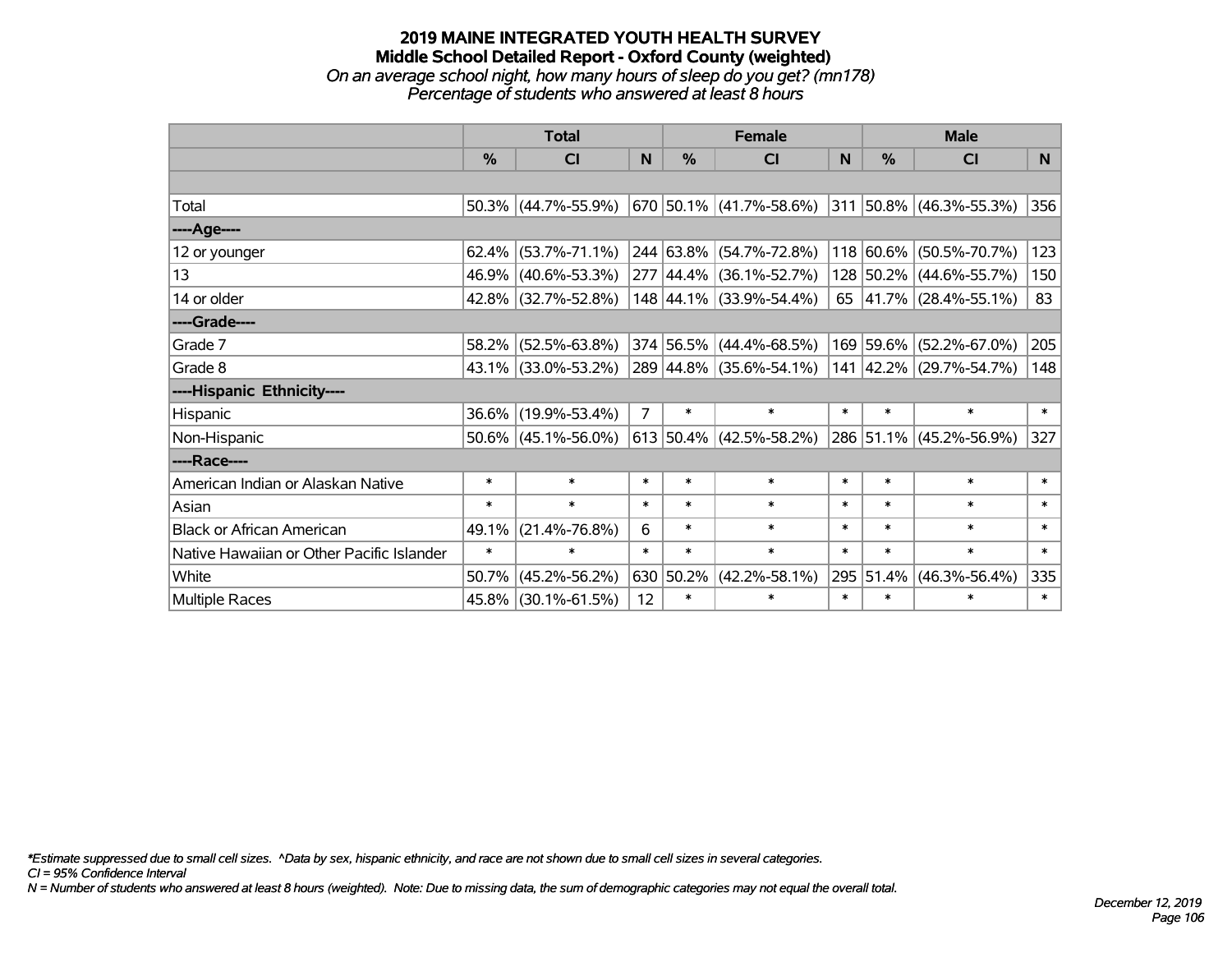# 2019 MAINE INTEGRATED YOUTH HEALTH SURVEY
## Middle School Detailed Report - Oxford County (weighted)
### *On an average school night, how many hours of sleep do you get? (mn178)*
### *Percentage of students who answered at least 8 hours*

| | Total | | | Female | | | Male | | |
|---|---|---|---|---|---|---|---|---|---|
| | % | CI | N | % | CI | N | % | CI | N |
| | | | | | | | | | |
| Total | 50.3% | (44.7%-55.9%) | 670 | 50.1% | (41.7%-58.6%) | 311 | 50.8% | (46.3%-55.3%) | 356 |
| ----Age---- | | | | | | | | | |
| 12 or younger | 62.4% | (53.7%-71.1%) | 244 | 63.8% | (54.7%-72.8%) | 118 | 60.6% | (50.5%-70.7%) | 123 |
| 13 | 46.9% | (40.6%-53.3%) | 277 | 44.4% | (36.1%-52.7%) | 128 | 50.2% | (44.6%-55.7%) | 150 |
| 14 or older | 42.8% | (32.7%-52.8%) | 148 | 44.1% | (33.9%-54.4%) | 65 | 41.7% | (28.4%-55.1%) | 83 |
| ----Grade---- | | | | | | | | | |
| Grade 7 | 58.2% | (52.5%-63.8%) | 374 | 56.5% | (44.4%-68.5%) | 169 | 59.6% | (52.2%-67.0%) | 205 |
| Grade 8 | 43.1% | (33.0%-53.2%) | 289 | 44.8% | (35.6%-54.1%) | 141 | 42.2% | (29.7%-54.7%) | 148 |
| ----Hispanic Ethnicity---- | | | | | | | | | |
| Hispanic | 36.6% | (19.9%-53.4%) | 7 | * | * | * | * | * | * |
| Non-Hispanic | 50.6% | (45.1%-56.0%) | 613 | 50.4% | (42.5%-58.2%) | 286 | 51.1% | (45.2%-56.9%) | 327 |
| ----Race---- | | | | | | | | | |
| American Indian or Alaskan Native | * | * | * | * | * | * | * | * | * |
| Asian | * | * | * | * | * | * | * | * | * |
| Black or African American | 49.1% | (21.4%-76.8%) | 6 | * | * | * | * | * | * |
| Native Hawaiian or Other Pacific Islander | * | * | * | * | * | * | * | * | * |
| White | 50.7% | (45.2%-56.2%) | 630 | 50.2% | (42.2%-58.1%) | 295 | 51.4% | (46.3%-56.4%) | 335 |
| Multiple Races | 45.8% | (30.1%-61.5%) | 12 | * | * | * | * | * | * |

*\*Estimate suppressed due to small cell sizes. ^Data by sex, hispanic ethnicity, and race are not shown due to small cell sizes in several categories.*

*CI = 95% Confidence Interval*

*N = Number of students who answered at least 8 hours (weighted). Note: Due to missing data, the sum of demographic categories may not equal the overall total.*

*December 12, 2019*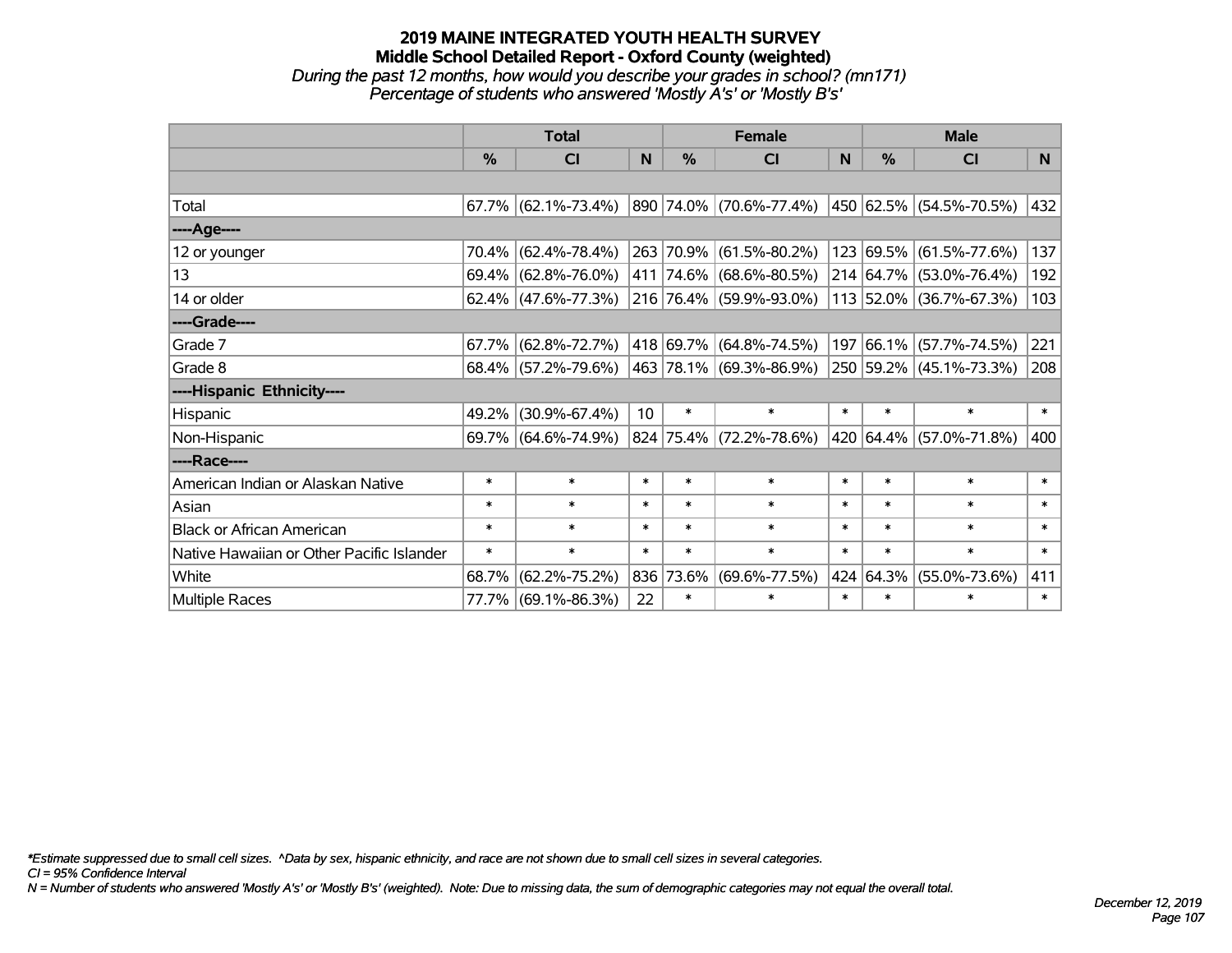# 2019 MAINE INTEGRATED YOUTH HEALTH SURVEY

## Middle School Detailed Report - Oxford County (weighted)

*During the past 12 months, how would you describe your grades in school? (mn171)*

*Percentage of students who answered 'Mostly A's' or 'Mostly B's'*

| | Total | | | Female | | | Male | | |
|---|---|---|---|---|---|---|---|---|---|
| | % | CI | N | % | CI | N | % | CI | N |
| | | | | | | | | | |
| Total | 67.7% | (62.1%-73.4%) | 890 | 74.0% | (70.6%-77.4%) | 450 | 62.5% | (54.5%-70.5%) | 432 |
| ----Age---- | | | | | | | | | |
| 12 or younger | 70.4% | (62.4%-78.4%) | 263 | 70.9% | (61.5%-80.2%) | 123 | 69.5% | (61.5%-77.6%) | 137 |
| 13 | 69.4% | (62.8%-76.0%) | 411 | 74.6% | (68.6%-80.5%) | 214 | 64.7% | (53.0%-76.4%) | 192 |
| 14 or older | 62.4% | (47.6%-77.3%) | 216 | 76.4% | (59.9%-93.0%) | 113 | 52.0% | (36.7%-67.3%) | 103 |
| ----Grade---- | | | | | | | | | |
| Grade 7 | 67.7% | (62.8%-72.7%) | 418 | 69.7% | (64.8%-74.5%) | 197 | 66.1% | (57.7%-74.5%) | 221 |
| Grade 8 | 68.4% | (57.2%-79.6%) | 463 | 78.1% | (69.3%-86.9%) | 250 | 59.2% | (45.1%-73.3%) | 208 |
| ----Hispanic Ethnicity---- | | | | | | | | | |
| Hispanic | 49.2% | (30.9%-67.4%) | 10 | * | * | * | * | * | * |
| Non-Hispanic | 69.7% | (64.6%-74.9%) | 824 | 75.4% | (72.2%-78.6%) | 420 | 64.4% | (57.0%-71.8%) | 400 |
| ----Race---- | | | | | | | | | |
| American Indian or Alaskan Native | * | * | * | * | * | * | * | * | * |
| Asian | * | * | * | * | * | * | * | * | * |
| Black or African American | * | * | * | * | * | * | * | * | * |
| Native Hawaiian or Other Pacific Islander | * | * | * | * | * | * | * | * | * |
| White | 68.7% | (62.2%-75.2%) | 836 | 73.6% | (69.6%-77.5%) | 424 | 64.3% | (55.0%-73.6%) | 411 |
| Multiple Races | 77.7% | (69.1%-86.3%) | 22 | * | * | * | * | * | * |

*\*Estimate suppressed due to small cell sizes. ^Data by sex, hispanic ethnicity, and race are not shown due to small cell sizes in several categories.*

*CI = 95% Confidence Interval*

*N = Number of students who answered 'Mostly A's' or 'Mostly B's' (weighted). Note: Due to missing data, the sum of demographic categories may not equal the overall total.*

*December 12, 2019*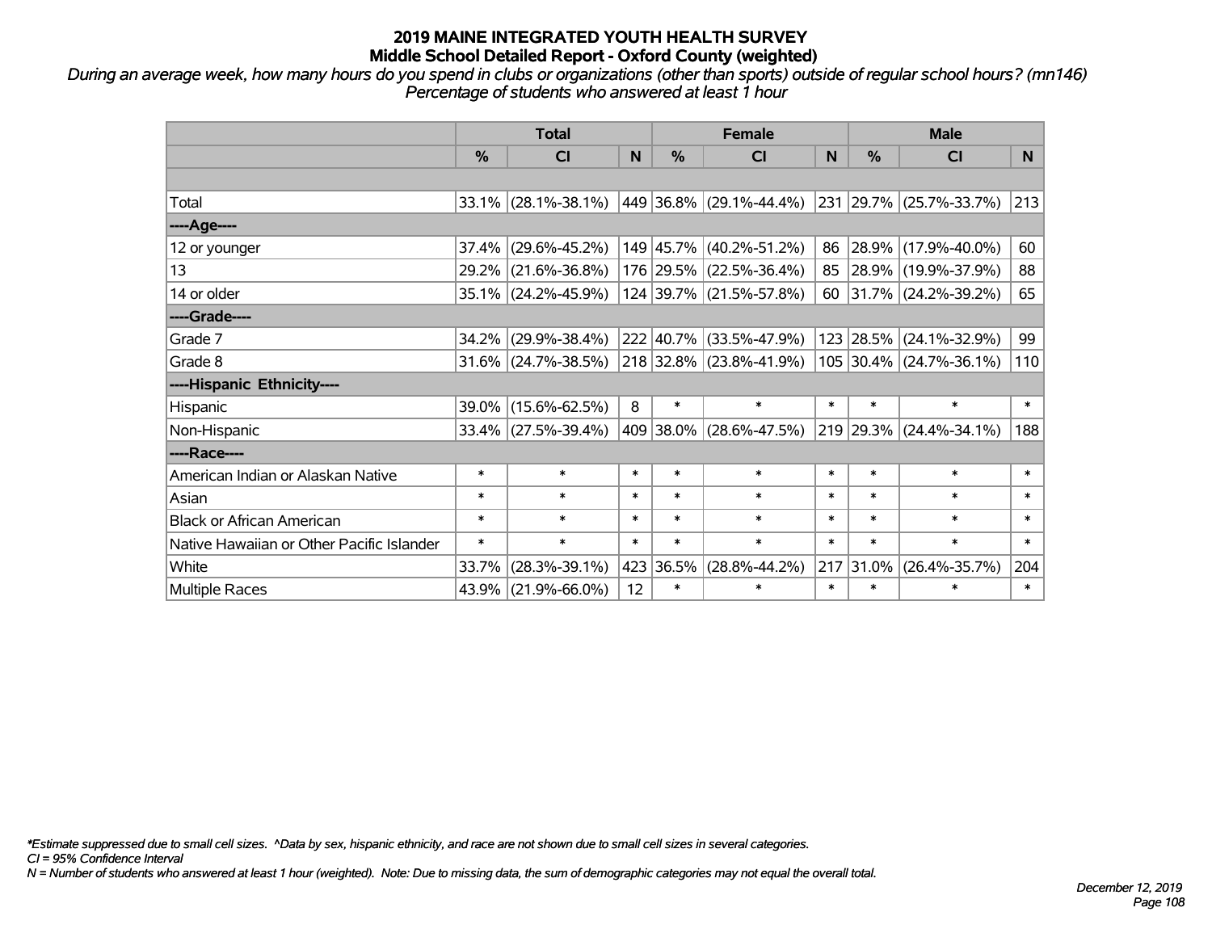# 2019 MAINE INTEGRATED YOUTH HEALTH SURVEY
## Middle School Detailed Report - Oxford County (weighted)

*During an average week, how many hours do you spend in clubs or organizations (other than sports) outside of regular school hours? (mn146)*
*Percentage of students who answered at least 1 hour*

| | Total | | | Female | | | Male | | |
|---|---|---|---|---|---|---|---|---|---|
| | % | CI | N | % | CI | N | % | CI | N |
| Total | 33.1% | (28.1%-38.1%) | 449 | 36.8% | (29.1%-44.4%) | 231 | 29.7% | (25.7%-33.7%) | 213 |
| ----Age---- | | | | | | | | | |
| 12 or younger | 37.4% | (29.6%-45.2%) | 149 | 45.7% | (40.2%-51.2%) | 86 | 28.9% | (17.9%-40.0%) | 60 |
| 13 | 29.2% | (21.6%-36.8%) | 176 | 29.5% | (22.5%-36.4%) | 85 | 28.9% | (19.9%-37.9%) | 88 |
| 14 or older | 35.1% | (24.2%-45.9%) | 124 | 39.7% | (21.5%-57.8%) | 60 | 31.7% | (24.2%-39.2%) | 65 |
| ----Grade---- | | | | | | | | | |
| Grade 7 | 34.2% | (29.9%-38.4%) | 222 | 40.7% | (33.5%-47.9%) | 123 | 28.5% | (24.1%-32.9%) | 99 |
| Grade 8 | 31.6% | (24.7%-38.5%) | 218 | 32.8% | (23.8%-41.9%) | 105 | 30.4% | (24.7%-36.1%) | 110 |
| ----Hispanic Ethnicity---- | | | | | | | | | |
| Hispanic | 39.0% | (15.6%-62.5%) | 8 | * | * | * | * | * | * |
| Non-Hispanic | 33.4% | (27.5%-39.4%) | 409 | 38.0% | (28.6%-47.5%) | 219 | 29.3% | (24.4%-34.1%) | 188 |
| ----Race---- | | | | | | | | | |
| American Indian or Alaskan Native | * | * | * | * | * | * | * | * | * |
| Asian | * | * | * | * | * | * | * | * | * |
| Black or African American | * | * | * | * | * | * | * | * | * |
| Native Hawaiian or Other Pacific Islander | * | * | * | * | * | * | * | * | * |
| White | 33.7% | (28.3%-39.1%) | 423 | 36.5% | (28.8%-44.2%) | 217 | 31.0% | (26.4%-35.7%) | 204 |
| Multiple Races | 43.9% | (21.9%-66.0%) | 12 | * | * | * | * | * | * |

*Estimate suppressed due to small cell sizes. ^Data by sex, hispanic ethnicity, and race are not shown due to small cell sizes in several categories.
*CI = 95% Confidence Interval*
*N = Number of students who answered at least 1 hour (weighted). Note: Due to missing data, the sum of demographic categories may not equal the overall total.*

*December 12, 2019*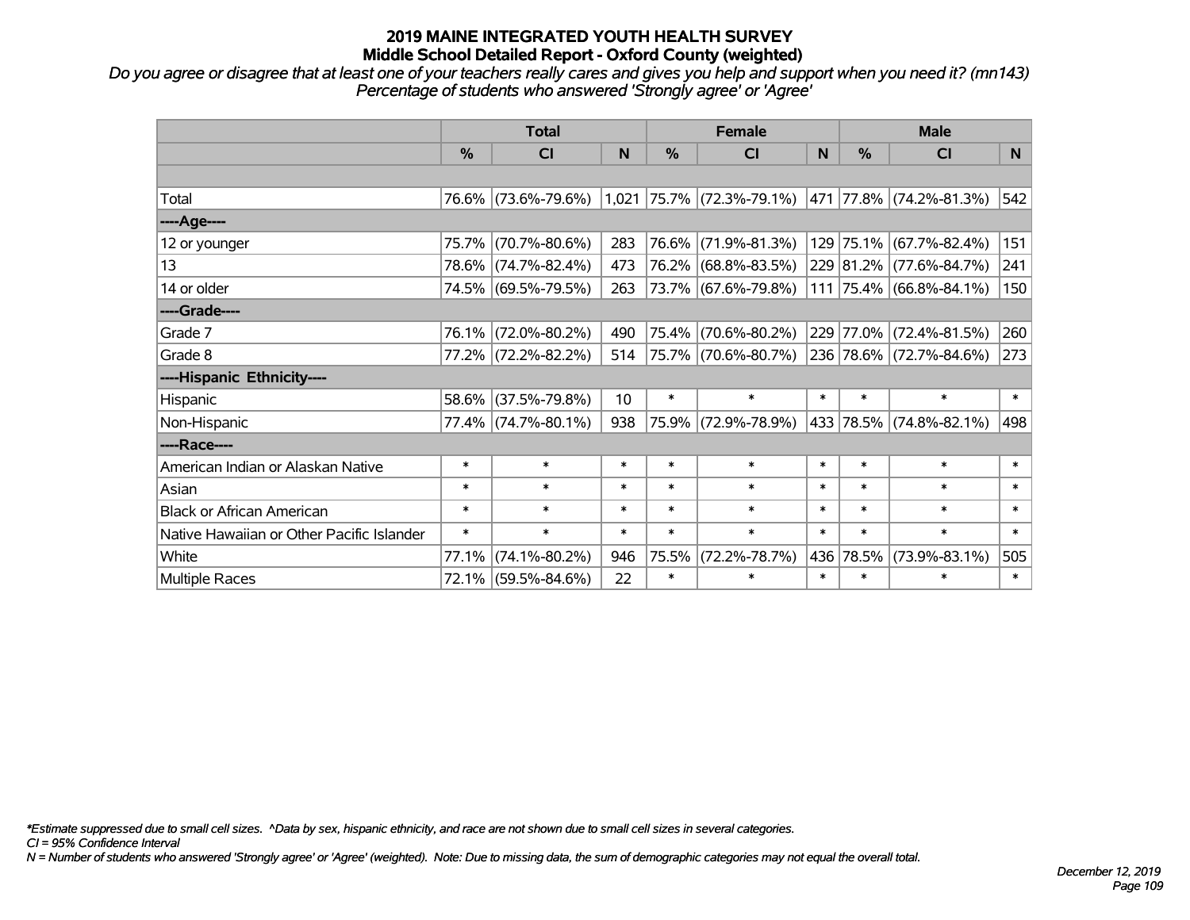# 2019 MAINE INTEGRATED YOUTH HEALTH SURVEY
## Middle School Detailed Report - Oxford County (weighted)

*Do you agree or disagree that at least one of your teachers really cares and gives you help and support when you need it? (mn143)*
*Percentage of students who answered 'Strongly agree' or 'Agree'*

| | Total | | | Female | | | Male | | |
|---|---|---|---|---|---|---|---|---|---|
| | % | CI | N | % | CI | N | % | CI | N |
| Total | 76.6% | (73.6%-79.6%) | 1,021 | 75.7% | (72.3%-79.1%) | 471 | 77.8% | (74.2%-81.3%) | 542 |
| ----Age---- | | | | | | | | | |
| 12 or younger | 75.7% | (70.7%-80.6%) | 283 | 76.6% | (71.9%-81.3%) | 129 | 75.1% | (67.7%-82.4%) | 151 |
| 13 | 78.6% | (74.7%-82.4%) | 473 | 76.2% | (68.8%-83.5%) | 229 | 81.2% | (77.6%-84.7%) | 241 |
| 14 or older | 74.5% | (69.5%-79.5%) | 263 | 73.7% | (67.6%-79.8%) | 111 | 75.4% | (66.8%-84.1%) | 150 |
| ----Grade---- | | | | | | | | | |
| Grade 7 | 76.1% | (72.0%-80.2%) | 490 | 75.4% | (70.6%-80.2%) | 229 | 77.0% | (72.4%-81.5%) | 260 |
| Grade 8 | 77.2% | (72.2%-82.2%) | 514 | 75.7% | (70.6%-80.7%) | 236 | 78.6% | (72.7%-84.6%) | 273 |
| ----Hispanic Ethnicity---- | | | | | | | | | |
| Hispanic | 58.6% | (37.5%-79.8%) | 10 | * | * | * | * | * | * |
| Non-Hispanic | 77.4% | (74.7%-80.1%) | 938 | 75.9% | (72.9%-78.9%) | 433 | 78.5% | (74.8%-82.1%) | 498 |
| ----Race---- | | | | | | | | | |
| American Indian or Alaskan Native | * | * | * | * | * | * | * | * | * |
| Asian | * | * | * | * | * | * | * | * | * |
| Black or African American | * | * | * | * | * | * | * | * | * |
| Native Hawaiian or Other Pacific Islander | * | * | * | * | * | * | * | * | * |
| White | 77.1% | (74.1%-80.2%) | 946 | 75.5% | (72.2%-78.7%) | 436 | 78.5% | (73.9%-83.1%) | 505 |
| Multiple Races | 72.1% | (59.5%-84.6%) | 22 | * | * | * | * | * | * |

*Estimate suppressed due to small cell sizes. ^Data by sex, hispanic ethnicity, and race are not shown due to small cell sizes in several categories.
CI = 95% Confidence Interval
N = Number of students who answered 'Strongly agree' or 'Agree' (weighted). Note: Due to missing data, the sum of demographic categories may not equal the overall total.

December 12, 2019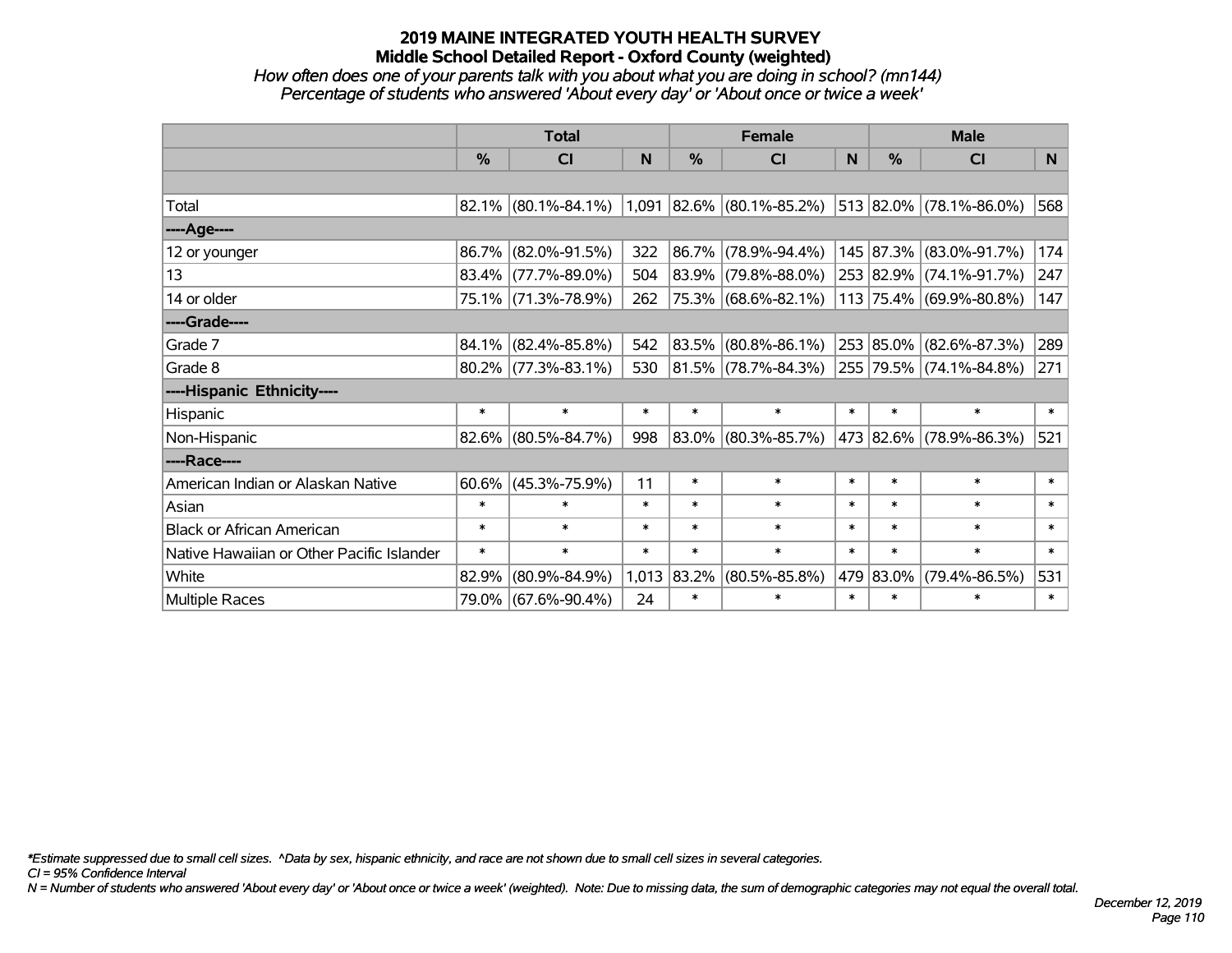# 2019 MAINE INTEGRATED YOUTH HEALTH SURVEY
## Middle School Detailed Report - Oxford County (weighted)
*How often does one of your parents talk with you about what you are doing in school? (mn144)*
*Percentage of students who answered 'About every day' or 'About once or twice a week'*

| | Total | | | Female | | | Male | | |
|---|---|---|---|---|---|---|---|---|---|
| | % | CI | N | % | CI | N | % | CI | N |
| | | | | | | | | | |
| Total | 82.1% | (80.1%-84.1%) | 1,091 | 82.6% | (80.1%-85.2%) | 513 | 82.0% | (78.1%-86.0%) | 568 |
| ----Age---- | | | | | | | | | |
| 12 or younger | 86.7% | (82.0%-91.5%) | 322 | 86.7% | (78.9%-94.4%) | 145 | 87.3% | (83.0%-91.7%) | 174 |
| 13 | 83.4% | (77.7%-89.0%) | 504 | 83.9% | (79.8%-88.0%) | 253 | 82.9% | (74.1%-91.7%) | 247 |
| 14 or older | 75.1% | (71.3%-78.9%) | 262 | 75.3% | (68.6%-82.1%) | 113 | 75.4% | (69.9%-80.8%) | 147 |
| ----Grade---- | | | | | | | | | |
| Grade 7 | 84.1% | (82.4%-85.8%) | 542 | 83.5% | (80.8%-86.1%) | 253 | 85.0% | (82.6%-87.3%) | 289 |
| Grade 8 | 80.2% | (77.3%-83.1%) | 530 | 81.5% | (78.7%-84.3%) | 255 | 79.5% | (74.1%-84.8%) | 271 |
| ----Hispanic Ethnicity---- | | | | | | | | | |
| Hispanic | * | * | * | * | * | * | * | * | * |
| Non-Hispanic | 82.6% | (80.5%-84.7%) | 998 | 83.0% | (80.3%-85.7%) | 473 | 82.6% | (78.9%-86.3%) | 521 |
| ----Race---- | | | | | | | | | |
| American Indian or Alaskan Native | 60.6% | (45.3%-75.9%) | 11 | * | * | * | * | * | * |
| Asian | * | * | * | * | * | * | * | * | * |
| Black or African American | * | * | * | * | * | * | * | * | * |
| Native Hawaiian or Other Pacific Islander | * | * | * | * | * | * | * | * | * |
| White | 82.9% | (80.9%-84.9%) | 1,013 | 83.2% | (80.5%-85.8%) | 479 | 83.0% | (79.4%-86.5%) | 531 |
| Multiple Races | 79.0% | (67.6%-90.4%) | 24 | * | * | * | * | * | * |

*\*Estimate suppressed due to small cell sizes. ^Data by sex, hispanic ethnicity, and race are not shown due to small cell sizes in several categories.*
*CI = 95% Confidence Interval*
*N = Number of students who answered 'About every day' or 'About once or twice a week' (weighted). Note: Due to missing data, the sum of demographic categories may not equal the overall total.*

*December 12, 2019*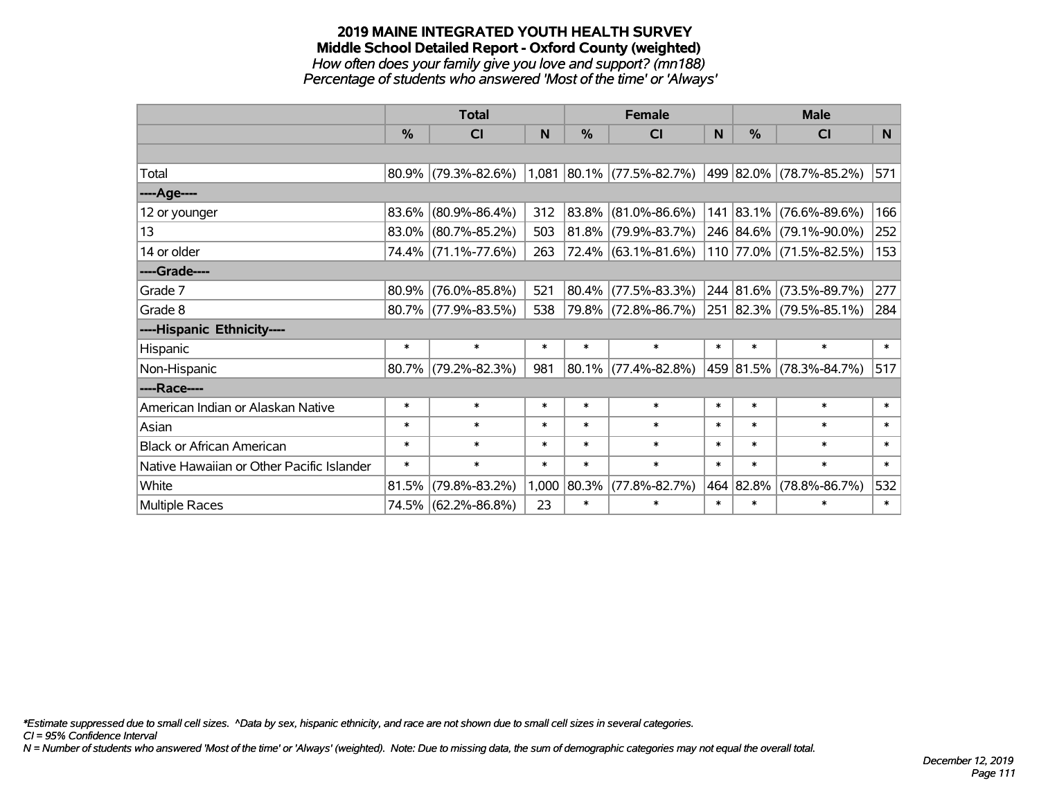# 2019 MAINE INTEGRATED YOUTH HEALTH SURVEY
## Middle School Detailed Report - Oxford County (weighted)
*How often does your family give you love and support? (mn188)*
*Percentage of students who answered 'Most of the time' or 'Always'*

| | Total | | | Female | | | Male | | |
|---|---|---|---|---|---|---|---|---|---|
| | % | CI | N | % | CI | N | % | CI | N |
| Total | 80.9% | (79.3%-82.6%) | 1,081 | 80.1% | (77.5%-82.7%) | 499 | 82.0% | (78.7%-85.2%) | 571 |
| ----Age---- | | | | | | | | | |
| 12 or younger | 83.6% | (80.9%-86.4%) | 312 | 83.8% | (81.0%-86.6%) | 141 | 83.1% | (76.6%-89.6%) | 166 |
| 13 | 83.0% | (80.7%-85.2%) | 503 | 81.8% | (79.9%-83.7%) | 246 | 84.6% | (79.1%-90.0%) | 252 |
| 14 or older | 74.4% | (71.1%-77.6%) | 263 | 72.4% | (63.1%-81.6%) | 110 | 77.0% | (71.5%-82.5%) | 153 |
| ----Grade---- | | | | | | | | | |
| Grade 7 | 80.9% | (76.0%-85.8%) | 521 | 80.4% | (77.5%-83.3%) | 244 | 81.6% | (73.5%-89.7%) | 277 |
| Grade 8 | 80.7% | (77.9%-83.5%) | 538 | 79.8% | (72.8%-86.7%) | 251 | 82.3% | (79.5%-85.1%) | 284 |
| ----Hispanic Ethnicity---- | | | | | | | | | |
| Hispanic | * | * | * | * | * | * | * | * | * |
| Non-Hispanic | 80.7% | (79.2%-82.3%) | 981 | 80.1% | (77.4%-82.8%) | 459 | 81.5% | (78.3%-84.7%) | 517 |
| ----Race---- | | | | | | | | | |
| American Indian or Alaskan Native | * | * | * | * | * | * | * | * | * |
| Asian | * | * | * | * | * | * | * | * | * |
| Black or African American | * | * | * | * | * | * | * | * | * |
| Native Hawaiian or Other Pacific Islander | * | * | * | * | * | * | * | * | * |
| White | 81.5% | (79.8%-83.2%) | 1,000 | 80.3% | (77.8%-82.7%) | 464 | 82.8% | (78.8%-86.7%) | 532 |
| Multiple Races | 74.5% | (62.2%-86.8%) | 23 | * | * | * | * | * | * |

*\*Estimate suppressed due to small cell sizes. ^Data by sex, hispanic ethnicity, and race are not shown due to small cell sizes in several categories.*
*CI = 95% Confidence Interval*
*N = Number of students who answered 'Most of the time' or 'Always' (weighted). Note: Due to missing data, the sum of demographic categories may not equal the overall total.*

*December 12, 2019*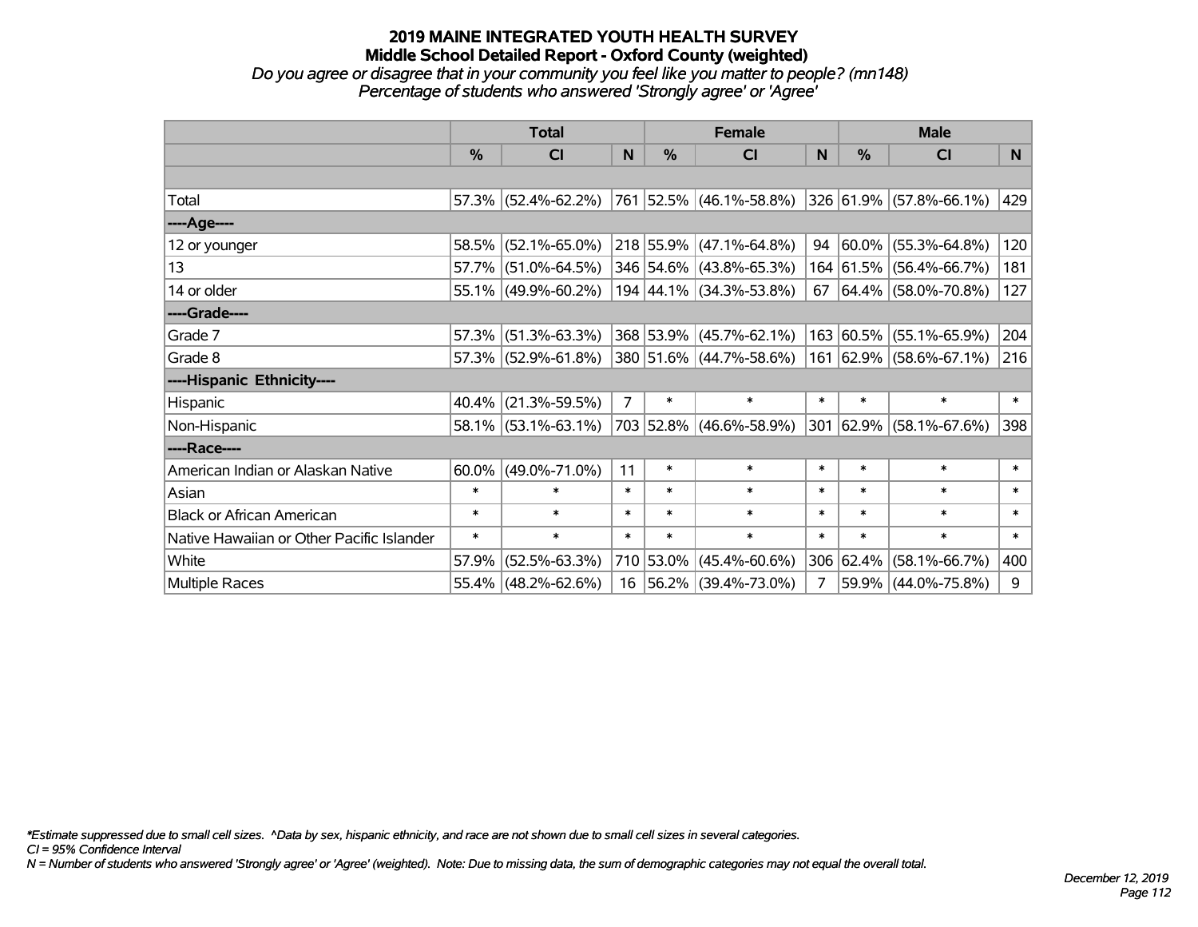# 2019 MAINE INTEGRATED YOUTH HEALTH SURVEY
## Middle School Detailed Report - Oxford County (weighted)
*Do you agree or disagree that in your community you feel like you matter to people? (mn148)*
*Percentage of students who answered 'Strongly agree' or 'Agree'*

| | Total | | | Female | | | Male | | |
|---|---|---|---|---|---|---|---|---|---|
| | % | CI | N | % | CI | N | % | CI | N |
| | | | | | | | | | |
| Total | 57.3% | (52.4%-62.2%) | 761 | 52.5% | (46.1%-58.8%) | 326 | 61.9% | (57.8%-66.1%) | 429 |
| ----Age---- | | | | | | | | | |
| 12 or younger | 58.5% | (52.1%-65.0%) | 218 | 55.9% | (47.1%-64.8%) | 94 | 60.0% | (55.3%-64.8%) | 120 |
| 13 | 57.7% | (51.0%-64.5%) | 346 | 54.6% | (43.8%-65.3%) | 164 | 61.5% | (56.4%-66.7%) | 181 |
| 14 or older | 55.1% | (49.9%-60.2%) | 194 | 44.1% | (34.3%-53.8%) | 67 | 64.4% | (58.0%-70.8%) | 127 |
| ----Grade---- | | | | | | | | | |
| Grade 7 | 57.3% | (51.3%-63.3%) | 368 | 53.9% | (45.7%-62.1%) | 163 | 60.5% | (55.1%-65.9%) | 204 |
| Grade 8 | 57.3% | (52.9%-61.8%) | 380 | 51.6% | (44.7%-58.6%) | 161 | 62.9% | (58.6%-67.1%) | 216 |
| ----Hispanic Ethnicity---- | | | | | | | | | |
| Hispanic | 40.4% | (21.3%-59.5%) | 7 | * | * | * | * | * | * |
| Non-Hispanic | 58.1% | (53.1%-63.1%) | 703 | 52.8% | (46.6%-58.9%) | 301 | 62.9% | (58.1%-67.6%) | 398 |
| ----Race---- | | | | | | | | | |
| American Indian or Alaskan Native | 60.0% | (49.0%-71.0%) | 11 | * | * | * | * | * | * |
| Asian | * | * | * | * | * | * | * | * | * |
| Black or African American | * | * | * | * | * | * | * | * | * |
| Native Hawaiian or Other Pacific Islander | * | * | * | * | * | * | * | * | * |
| White | 57.9% | (52.5%-63.3%) | 710 | 53.0% | (45.4%-60.6%) | 306 | 62.4% | (58.1%-66.7%) | 400 |
| Multiple Races | 55.4% | (48.2%-62.6%) | 16 | 56.2% | (39.4%-73.0%) | 7 | 59.9% | (44.0%-75.8%) | 9 |

*\*Estimate suppressed due to small cell sizes. ^Data by sex, hispanic ethnicity, and race are not shown due to small cell sizes in several categories.*
*CI = 95% Confidence Interval*
*N = Number of students who answered 'Strongly agree' or 'Agree' (weighted). Note: Due to missing data, the sum of demographic categories may not equal the overall total.*

*December 12, 2019*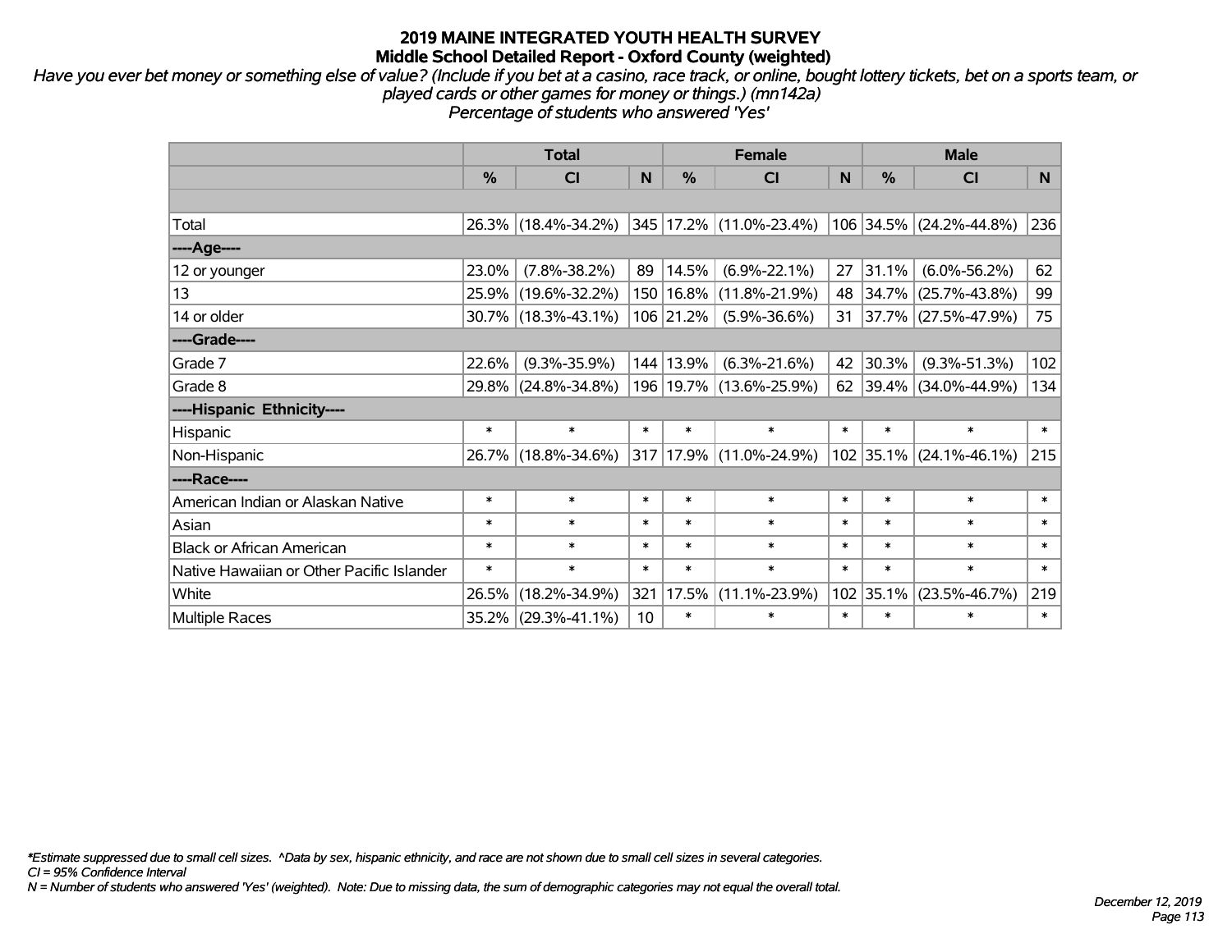# 2019 MAINE INTEGRATED YOUTH HEALTH SURVEY
## Middle School Detailed Report - Oxford County (weighted)

*Have you ever bet money or something else of value? (Include if you bet at a casino, race track, or online, bought lottery tickets, bet on a sports team, or played cards or other games for money or things.) (mn142a)*
*Percentage of students who answered 'Yes'*

| | Total | | | Female | | | Male | | |
|---|---|---|---|---|---|---|---|---|---|
| | % | CI | N | % | CI | N | % | CI | N |
| Total | 26.3% | (18.4%-34.2%) | 345 | 17.2% | (11.0%-23.4%) | 106 | 34.5% | (24.2%-44.8%) | 236 |
| ----Age---- | | | | | | | | | |
| 12 or younger | 23.0% | (7.8%-38.2%) | 89 | 14.5% | (6.9%-22.1%) | 27 | 31.1% | (6.0%-56.2%) | 62 |
| 13 | 25.9% | (19.6%-32.2%) | 150 | 16.8% | (11.8%-21.9%) | 48 | 34.7% | (25.7%-43.8%) | 99 |
| 14 or older | 30.7% | (18.3%-43.1%) | 106 | 21.2% | (5.9%-36.6%) | 31 | 37.7% | (27.5%-47.9%) | 75 |
| ----Grade---- | | | | | | | | | |
| Grade 7 | 22.6% | (9.3%-35.9%) | 144 | 13.9% | (6.3%-21.6%) | 42 | 30.3% | (9.3%-51.3%) | 102 |
| Grade 8 | 29.8% | (24.8%-34.8%) | 196 | 19.7% | (13.6%-25.9%) | 62 | 39.4% | (34.0%-44.9%) | 134 |
| ----Hispanic Ethnicity---- | | | | | | | | | |
| Hispanic | * | * | * | * | * | * | * | * | * |
| Non-Hispanic | 26.7% | (18.8%-34.6%) | 317 | 17.9% | (11.0%-24.9%) | 102 | 35.1% | (24.1%-46.1%) | 215 |
| ----Race---- | | | | | | | | | |
| American Indian or Alaskan Native | * | * | * | * | * | * | * | * | * |
| Asian | * | * | * | * | * | * | * | * | * |
| Black or African American | * | * | * | * | * | * | * | * | * |
| Native Hawaiian or Other Pacific Islander | * | * | * | * | * | * | * | * | * |
| White | 26.5% | (18.2%-34.9%) | 321 | 17.5% | (11.1%-23.9%) | 102 | 35.1% | (23.5%-46.7%) | 219 |
| Multiple Races | 35.2% | (29.3%-41.1%) | 10 | * | * | * | * | * | * |

*Estimate suppressed due to small cell sizes. ^Data by sex, hispanic ethnicity, and race are not shown due to small cell sizes in several categories.
CI = 95% Confidence Interval
N = Number of students who answered 'Yes' (weighted). Note: Due to missing data, the sum of demographic categories may not equal the overall total.

December 12, 2019